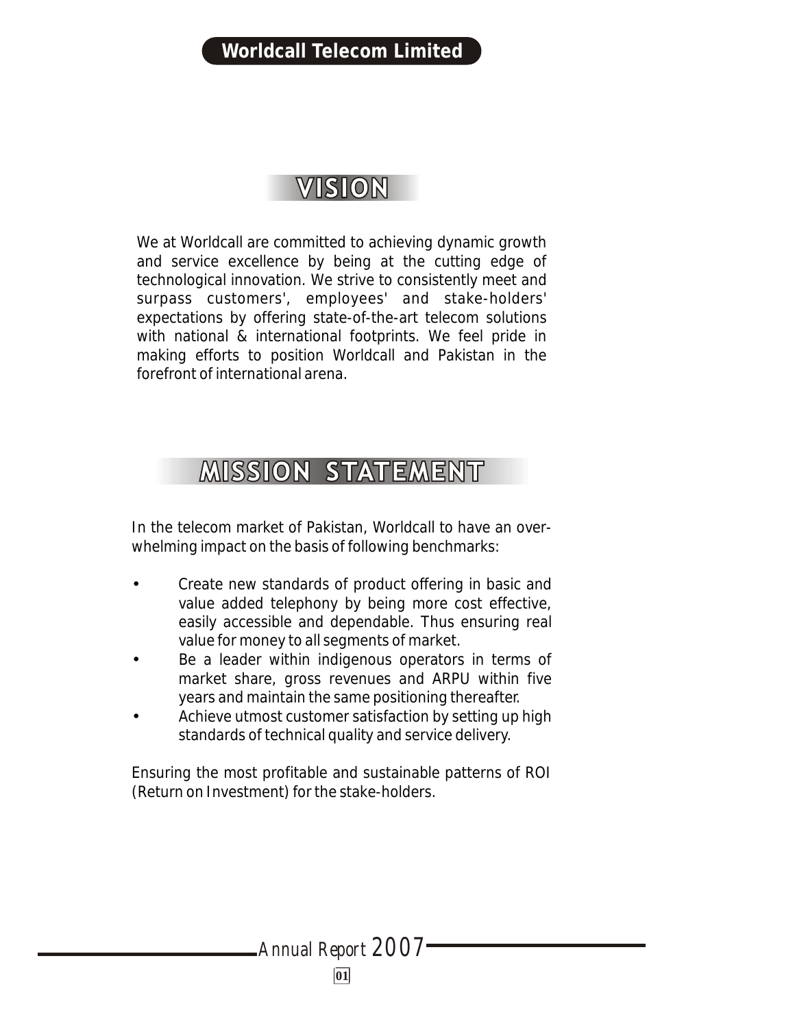# VISION

We at Worldcall are committed to achieving dynamic growth and service excellence by being at the cutting edge of technological innovation. We strive to consistently meet and surpass customers', employees' and stake-holders' expectations by offering state-of-the-art telecom solutions with national & international footprints. We feel pride in making efforts to position Worldcall and Pakistan in the forefront of international arena.

# MISSION STATEMENT

In the telecom market of Pakistan, Worldcall to have an over-whelming impact on the basis of following benchmarks:

- Create new standards of product offering in basic and value added telephony by being more cost effective, easily accessible and dependable. Thus ensuring real value for money to all segments of market.
- Be a leader within indigenous operators in terms of market share, gross revenues and ARPU within five years and maintain the same positioning thereafter.
- Achieve utmost customer satisfaction by setting up high standards of technical quality and service delivery.

Ensuring the most profitable and sustainable patterns of ROI (Return on Investment) for the stake-holders.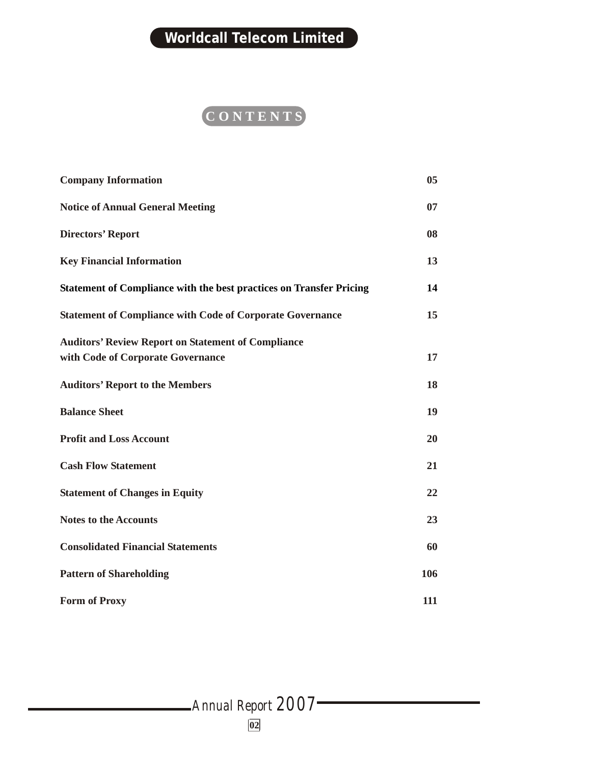# CONTENTS

| | |
|---|---|
| **Company Information** | **05** |
| **Notice of Annual General Meeting** | **07** |
| **Directors' Report** | **08** |
| **Key Financial Information** | **13** |
| **Statement of Compliance with the best practices on Transfer Pricing** | **14** |
| **Statement of Compliance with Code of Corporate Governance** | **15** |
| **Auditors' Review Report on Statement of Compliance with Code of Corporate Governance** | **17** |
| **Auditors' Report to the Members** | **18** |
| **Balance Sheet** | **19** |
| **Profit and Loss Account** | **20** |
| **Cash Flow Statement** | **21** |
| **Statement of Changes in Equity** | **22** |
| **Notes to the Accounts** | **23** |
| **Consolidated Financial Statements** | **60** |
| **Pattern of Shareholding** | **106** |
| **Form of Proxy** | **111** |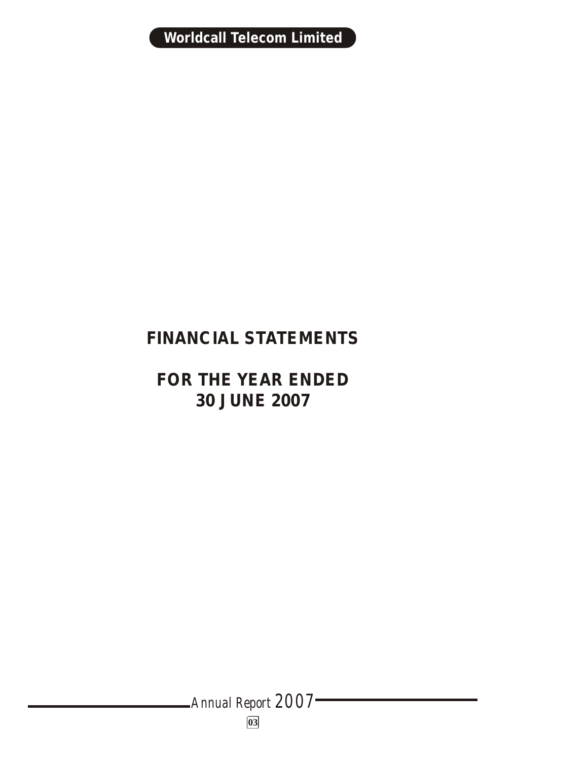# FINANCIAL STATEMENTS

## FOR THE YEAR ENDED 30 JUNE 2007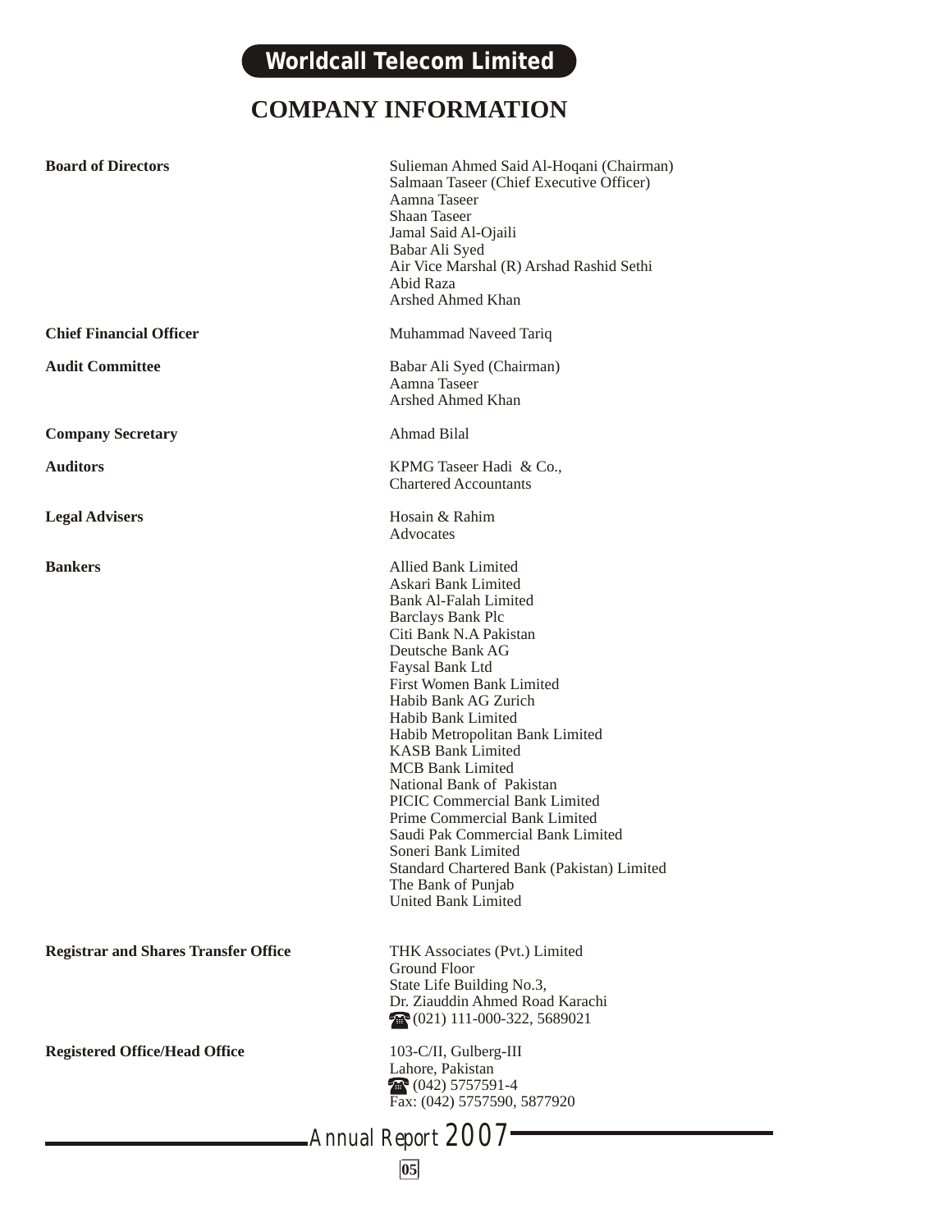# COMPANY INFORMATION

**Board of Directors**
Sulieman Ahmed Said Al-Hoqani (Chairman)
Salmaan Taseer (Chief Executive Officer)
Aamna Taseer
Shaan Taseer
Jamal Said Al-Ojaili
Babar Ali Syed
Air Vice Marshal (R) Arshad Rashid Sethi
Abid Raza
Arshed Ahmed Khan

**Chief Financial Officer**
Muhammad Naveed Tariq

**Audit Committee**
Babar Ali Syed (Chairman)
Aamna Taseer
Arshed Ahmed Khan

**Company Secretary**
Ahmad Bilal

**Auditors**
KPMG Taseer Hadi & Co.,
Chartered Accountants

**Legal Advisers**
Hosain & Rahim
Advocates

**Bankers**
Allied Bank Limited
Askari Bank Limited
Bank Al-Falah Limited
Barclays Bank Plc
Citi Bank N.A Pakistan
Deutsche Bank AG
Faysal Bank Ltd
First Women Bank Limited
Habib Bank AG Zurich
Habib Bank Limited
Habib Metropolitan Bank Limited
KASB Bank Limited
MCB Bank Limited
National Bank of Pakistan
PICIC Commercial Bank Limited
Prime Commercial Bank Limited
Saudi Pak Commercial Bank Limited
Soneri Bank Limited
Standard Chartered Bank (Pakistan) Limited
The Bank of Punjab
United Bank Limited

**Registrar and Shares Transfer Office**
THK Associates (Pvt.) Limited
Ground Floor
State Life Building No.3,
Dr. Ziauddin Ahmed Road Karachi
☎ (021) 111-000-322, 5689021

**Registered Office/Head Office**
103-C/II, Gulberg-III
Lahore, Pakistan
☎ (042) 5757591-4
Fax: (042) 5757590, 5877920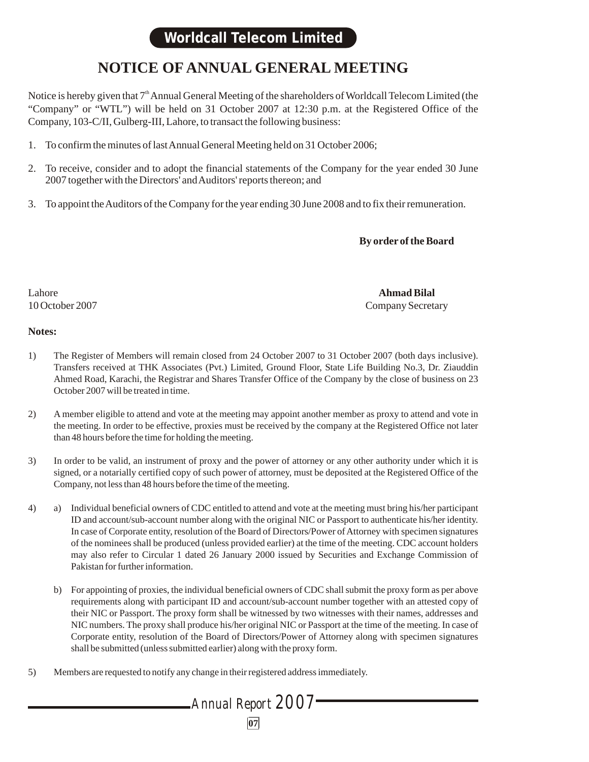# NOTICE OF ANNUAL GENERAL MEETING

Notice is hereby given that 7th Annual General Meeting of the shareholders of Worldcall Telecom Limited (the "Company" or "WTL") will be held on 31 October 2007 at 12:30 p.m. at the Registered Office of the Company, 103-C/II, Gulberg-III, Lahore, to transact the following business:

1. To confirm the minutes of last Annual General Meeting held on 31 October 2006;
2. To receive, consider and to adopt the financial statements of the Company for the year ended 30 June 2007 together with the Directors' and Auditors' reports thereon; and
3. To appoint the Auditors of the Company for the year ending 30 June 2008 and to fix their remuneration.

**By order of the Board**

Lahore
10 October 2007

**Ahmad Bilal**
Company Secretary

**Notes:**

1) The Register of Members will remain closed from 24 October 2007 to 31 October 2007 (both days inclusive). Transfers received at THK Associates (Pvt.) Limited, Ground Floor, State Life Building No.3, Dr. Ziauddin Ahmed Road, Karachi, the Registrar and Shares Transfer Office of the Company by the close of business on 23 October 2007 will be treated in time.

2) A member eligible to attend and vote at the meeting may appoint another member as proxy to attend and vote in the meeting. In order to be effective, proxies must be received by the company at the Registered Office not later than 48 hours before the time for holding the meeting.

3) In order to be valid, an instrument of proxy and the power of attorney or any other authority under which it is signed, or a notarially certified copy of such power of attorney, must be deposited at the Registered Office of the Company, not less than 48 hours before the time of the meeting.

4) a) Individual beneficial owners of CDC entitled to attend and vote at the meeting must bring his/her participant ID and account/sub-account number along with the original NIC or Passport to authenticate his/her identity. In case of Corporate entity, resolution of the Board of Directors/Power of Attorney with specimen signatures of the nominees shall be produced (unless provided earlier) at the time of the meeting. CDC account holders may also refer to Circular 1 dated 26 January 2000 issued by Securities and Exchange Commission of Pakistan for further information.

   b) For appointing of proxies, the individual beneficial owners of CDC shall submit the proxy form as per above requirements along with participant ID and account/sub-account number together with an attested copy of their NIC or Passport. The proxy form shall be witnessed by two witnesses with their names, addresses and NIC numbers. The proxy shall produce his/her original NIC or Passport at the time of the meeting. In case of Corporate entity, resolution of the Board of Directors/Power of Attorney along with specimen signatures shall be submitted (unless submitted earlier) along with the proxy form.

5) Members are requested to notify any change in their registered address immediately.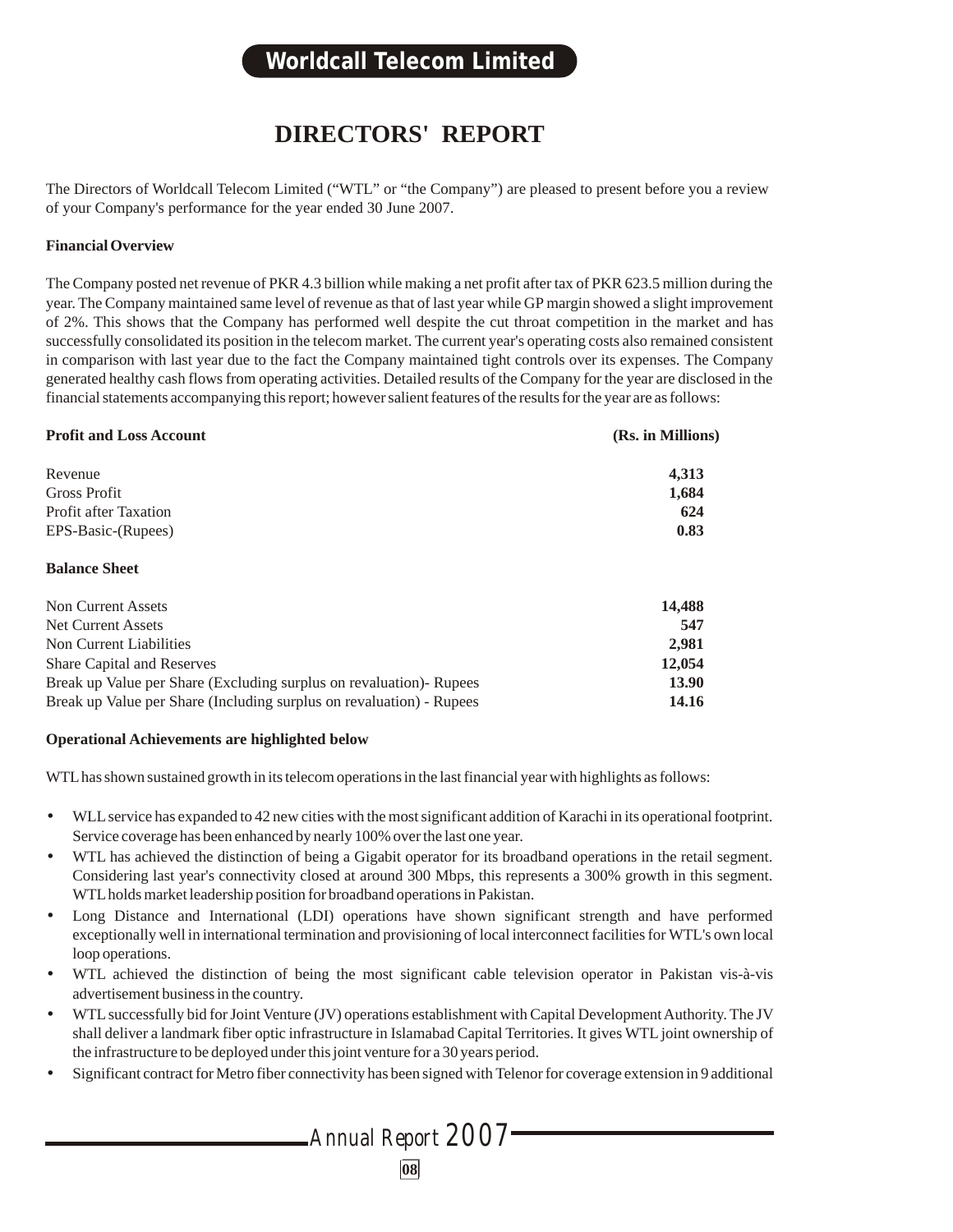# DIRECTORS' REPORT

The Directors of Worldcall Telecom Limited ("WTL" or "the Company") are pleased to present before you a review of your Company's performance for the year ended 30 June 2007.

**Financial Overview**

The Company posted net revenue of PKR 4.3 billion while making a net profit after tax of PKR 623.5 million during the year. The Company maintained same level of revenue as that of last year while GP margin showed a slight improvement of 2%. This shows that the Company has performed well despite the cut throat competition in the market and has successfully consolidated its position in the telecom market. The current year's operating costs also remained consistent in comparison with last year due to the fact the Company maintained tight controls over its expenses. The Company generated healthy cash flows from operating activities. Detailed results of the Company for the year are disclosed in the financial statements accompanying this report; however salient features of the results for the year are as follows:

| **Profit and Loss Account** | **(Rs. in Millions)** |
|---|---|
| Revenue | **4,313** |
| Gross Profit | **1,684** |
| Profit after Taxation | **624** |
| EPS-Basic-(Rupees) | **0.83** |
| **Balance Sheet** | |
| Non Current Assets | **14,488** |
| Net Current Assets | **547** |
| Non Current Liabilities | **2,981** |
| Share Capital and Reserves | **12,054** |
| Break up Value per Share (Excluding surplus on revaluation)- Rupees | **13.90** |
| Break up Value per Share (Including surplus on revaluation) - Rupees | **14.16** |

**Operational Achievements are highlighted below**

WTL has shown sustained growth in its telecom operations in the last financial year with highlights as follows:

- WLL service has expanded to 42 new cities with the most significant addition of Karachi in its operational footprint. Service coverage has been enhanced by nearly 100% over the last one year.
- WTL has achieved the distinction of being a Gigabit operator for its broadband operations in the retail segment. Considering last year's connectivity closed at around 300 Mbps, this represents a 300% growth in this segment. WTL holds market leadership position for broadband operations in Pakistan.
- Long Distance and International (LDI) operations have shown significant strength and have performed exceptionally well in international termination and provisioning of local interconnect facilities for WTL's own local loop operations.
- WTL achieved the distinction of being the most significant cable television operator in Pakistan vis-à-vis advertisement business in the country.
- WTL successfully bid for Joint Venture (JV) operations establishment with Capital Development Authority. The JV shall deliver a landmark fiber optic infrastructure in Islamabad Capital Territories. It gives WTL joint ownership of the infrastructure to be deployed under this joint venture for a 30 years period.
- Significant contract for Metro fiber connectivity has been signed with Telenor for coverage extension in 9 additional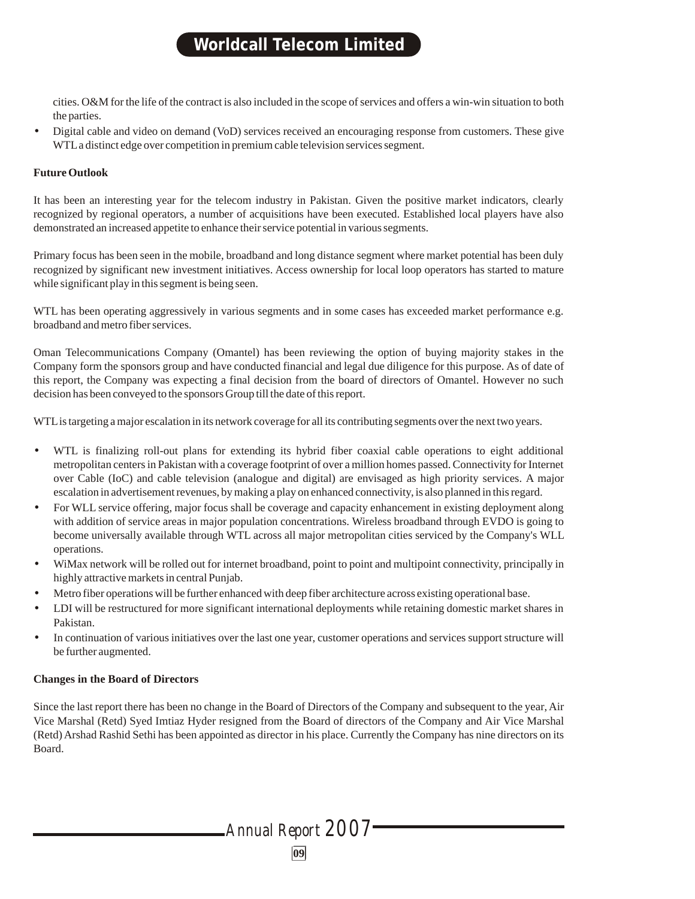cities. O&M for the life of the contract is also included in the scope of services and offers a win-win situation to both the parties.

- Digital cable and video on demand (VoD) services received an encouraging response from customers. These give WTL a distinct edge over competition in premium cable television services segment.

**Future Outlook**

It has been an interesting year for the telecom industry in Pakistan. Given the positive market indicators, clearly recognized by regional operators, a number of acquisitions have been executed. Established local players have also demonstrated an increased appetite to enhance their service potential in various segments.

Primary focus has been seen in the mobile, broadband and long distance segment where market potential has been duly recognized by significant new investment initiatives. Access ownership for local loop operators has started to mature while significant play in this segment is being seen.

WTL has been operating aggressively in various segments and in some cases has exceeded market performance e.g. broadband and metro fiber services.

Oman Telecommunications Company (Omantel) has been reviewing the option of buying majority stakes in the Company form the sponsors group and have conducted financial and legal due diligence for this purpose. As of date of this report, the Company was expecting a final decision from the board of directors of Omantel. However no such decision has been conveyed to the sponsors Group till the date of this report.

WTL is targeting a major escalation in its network coverage for all its contributing segments over the next two years.

- WTL is finalizing roll-out plans for extending its hybrid fiber coaxial cable operations to eight additional metropolitan centers in Pakistan with a coverage footprint of over a million homes passed. Connectivity for Internet over Cable (IoC) and cable television (analogue and digital) are envisaged as high priority services. A major escalation in advertisement revenues, by making a play on enhanced connectivity, is also planned in this regard.
- For WLL service offering, major focus shall be coverage and capacity enhancement in existing deployment along with addition of service areas in major population concentrations. Wireless broadband through EVDO is going to become universally available through WTL across all major metropolitan cities serviced by the Company's WLL operations.
- WiMax network will be rolled out for internet broadband, point to point and multipoint connectivity, principally in highly attractive markets in central Punjab.
- Metro fiber operations will be further enhanced with deep fiber architecture across existing operational base.
- LDI will be restructured for more significant international deployments while retaining domestic market shares in Pakistan.
- In continuation of various initiatives over the last one year, customer operations and services support structure will be further augmented.

**Changes in the Board of Directors**

Since the last report there has been no change in the Board of Directors of the Company and subsequent to the year, Air Vice Marshal (Retd) Syed Imtiaz Hyder resigned from the Board of directors of the Company and Air Vice Marshal (Retd) Arshad Rashid Sethi has been appointed as director in his place. Currently the Company has nine directors on its Board.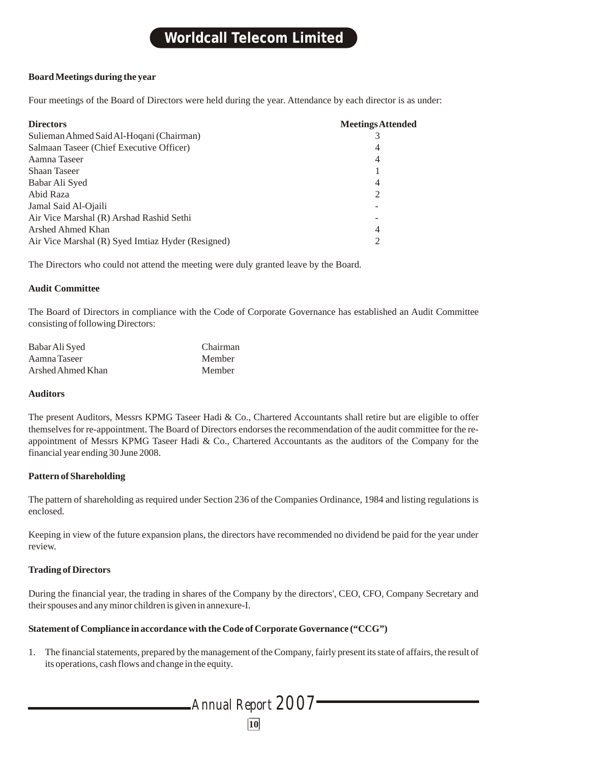### Board Meetings during the year

Four meetings of the Board of Directors were held during the year. Attendance by each director is as under:

| Directors | Meetings Attended |
|---|---|
| Sulieman Ahmed Said Al-Hoqani (Chairman) | 3 |
| Salmaan Taseer (Chief Executive Officer) | 4 |
| Aamna Taseer | 4 |
| Shaan Taseer | 1 |
| Babar Ali Syed | 4 |
| Abid Raza | 2 |
| Jamal Said Al-Ojaili | - |
| Air Vice Marshal (R) Arshad Rashid Sethi | - |
| Arshed Ahmed Khan | 4 |
| Air Vice Marshal (R) Syed Imtiaz Hyder (Resigned) | 2 |

The Directors who could not attend the meeting were duly granted leave by the Board.

### Audit Committee

The Board of Directors in compliance with the Code of Corporate Governance has established an Audit Committee consisting of following Directors:

| | |
|---|---|
| Babar Ali Syed | Chairman |
| Aamna Taseer | Member |
| Arshed Ahmed Khan | Member |

### Auditors

The present Auditors, Messrs KPMG Taseer Hadi & Co., Chartered Accountants shall retire but are eligible to offer themselves for re-appointment. The Board of Directors endorses the recommendation of the audit committee for the re-appointment of Messrs KPMG Taseer Hadi & Co., Chartered Accountants as the auditors of the Company for the financial year ending 30 June 2008.

### Pattern of Shareholding

The pattern of shareholding as required under Section 236 of the Companies Ordinance, 1984 and listing regulations is enclosed.

Keeping in view of the future expansion plans, the directors have recommended no dividend be paid for the year under review.

### Trading of Directors

During the financial year, the trading in shares of the Company by the directors', CEO, CFO, Company Secretary and their spouses and any minor children is given in annexure-I.

### Statement of Compliance in accordance with the Code of Corporate Governance ("CCG")

1. The financial statements, prepared by the management of the Company, fairly present its state of affairs, the result of its operations, cash flows and change in the equity.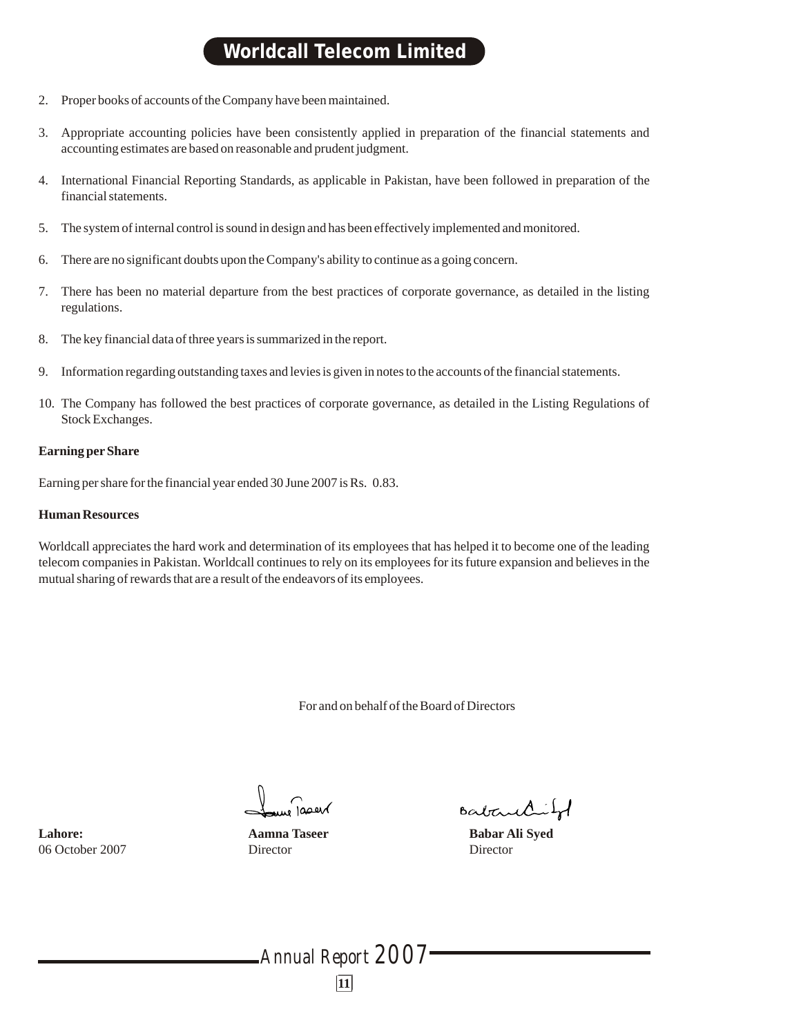2. Proper books of accounts of the Company have been maintained.

3. Appropriate accounting policies have been consistently applied in preparation of the financial statements and accounting estimates are based on reasonable and prudent judgment.

4. International Financial Reporting Standards, as applicable in Pakistan, have been followed in preparation of the financial statements.

5. The system of internal control is sound in design and has been effectively implemented and monitored.

6. There are no significant doubts upon the Company's ability to continue as a going concern.

7. There has been no material departure from the best practices of corporate governance, as detailed in the listing regulations.

8. The key financial data of three years is summarized in the report.

9. Information regarding outstanding taxes and levies is given in notes to the accounts of the financial statements.

10. The Company has followed the best practices of corporate governance, as detailed in the Listing Regulations of Stock Exchanges.

**Earning per Share**

Earning per share for the financial year ended 30 June 2007 is Rs. 0.83.

**Human Resources**

Worldcall appreciates the hard work and determination of its employees that has helped it to become one of the leading telecom companies in Pakistan. Worldcall continues to rely on its employees for its future expansion and believes in the mutual sharing of rewards that are a result of the endeavors of its employees.

For and on behalf of the Board of Directors

**Lahore:**
06 October 2007

**Aamna Taseer**
Director

**Babar Ali Syed**
Director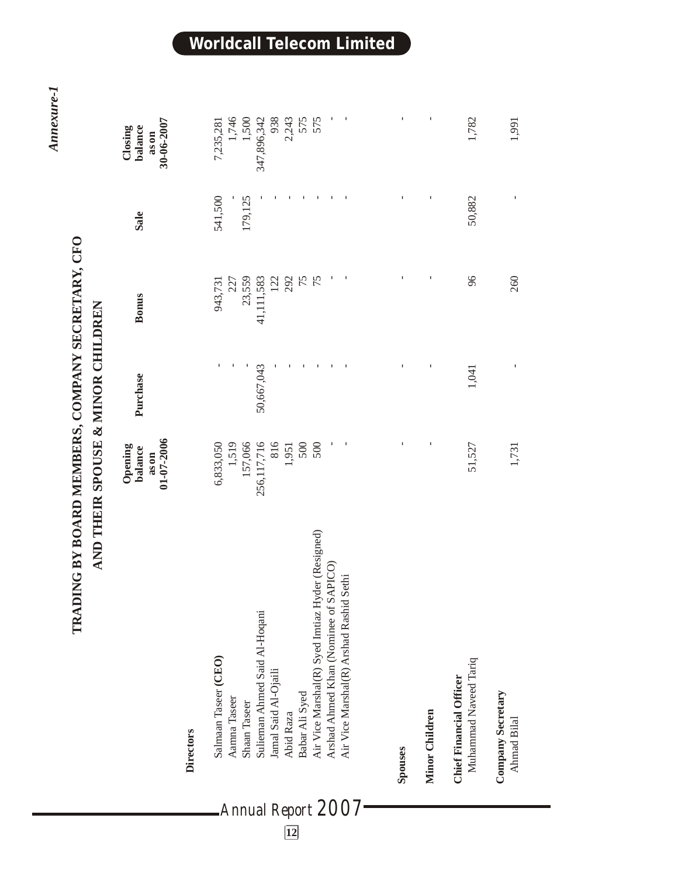*Annexure-1*

# TRADING BY BOARD MEMBERS, COMPANY SECRETARY, CFO AND THEIR SPOUSE & MINOR CHILDREN

| | Opening balance as on 01-07-2006 | Purchase | Bonus | Sale | Closing balance as on 30-06-2007 |
|---|---|---|---|---|---|
| **Directors** | | | | | |
| Salmaan Taseer **(CEO)** | 6,833,050 | - | 943,731 | 541,500 | 7,235,281 |
| Aamna Taseer | 1,519 | - | 227 | - | 1,746 |
| Shaan Taseer | 157,066 | - | 23,559 | 179,125 | 1,500 |
| Sulieman Ahmed Said Al-Hoqani | 256,117,716 | 50,667,043 | 41,111,583 | - | 347,896,342 |
| Jamal Said Al-Ojaili | 816 | - | 122 | - | 938 |
| Abid Raza | 1,951 | - | 292 | - | 2,243 |
| Babar Ali Syed | 500 | - | 75 | - | 575 |
| Air Vice Marshal(R) Syed Imtiaz Hyder (Resigned) | 500 | - | 75 | - | 575 |
| Arshad Ahmed Khan (Nominee of SAPICO) | - | - | - | - | - |
| Air Vice Marshal(R) Arshad Rashid Sethi | - | - | - | - | - |
| **Spouses** | - | - | - | - | - |
| **Minor Children** | - | - | - | - | - |
| **Chief Financial Officer** | | | | | |
| Muhammad Naveed Tariq | 51,527 | 1,041 | 96 | 50,882 | 1,782 |
| **Company Secretary** | | | | | |
| Ahmad Bilal | 1,731 | - | 260 | - | 1,991 |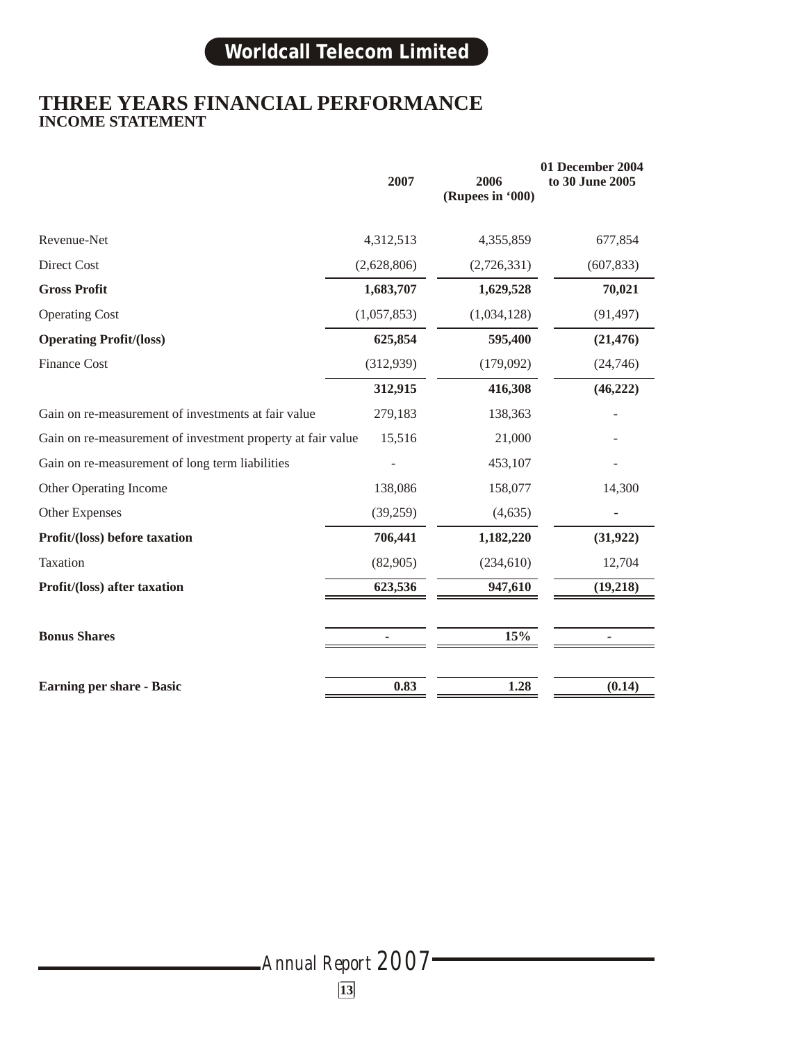# THREE YEARS FINANCIAL PERFORMANCE

## INCOME STATEMENT

| | 2007 | 2006 | 01 December 2004 to 30 June 2005 |
|---|---|---|---|
| | | (Rupees in '000) | |
| Revenue-Net | 4,312,513 | 4,355,859 | 677,854 |
| Direct Cost | (2,628,806) | (2,726,331) | (607,833) |
| **Gross Profit** | **1,683,707** | **1,629,528** | **70,021** |
| Operating Cost | (1,057,853) | (1,034,128) | (91,497) |
| **Operating Profit/(loss)** | **625,854** | **595,400** | **(21,476)** |
| Finance Cost | (312,939) | (179,092) | (24,746) |
| | **312,915** | **416,308** | **(46,222)** |
| Gain on re-measurement of investments at fair value | 279,183 | 138,363 | - |
| Gain on re-measurement of investment property at fair value | 15,516 | 21,000 | - |
| Gain on re-measurement of long term liabilities | - | 453,107 | - |
| Other Operating Income | 138,086 | 158,077 | 14,300 |
| Other Expenses | (39,259) | (4,635) | - |
| **Profit/(loss) before taxation** | **706,441** | **1,182,220** | **(31,922)** |
| Taxation | (82,905) | (234,610) | 12,704 |
| **Profit/(loss) after taxation** | **623,536** | **947,610** | **(19,218)** |
| **Bonus Shares** | **-** | **15%** | **-** |
| **Earning per share - Basic** | **0.83** | **1.28** | **(0.14)** |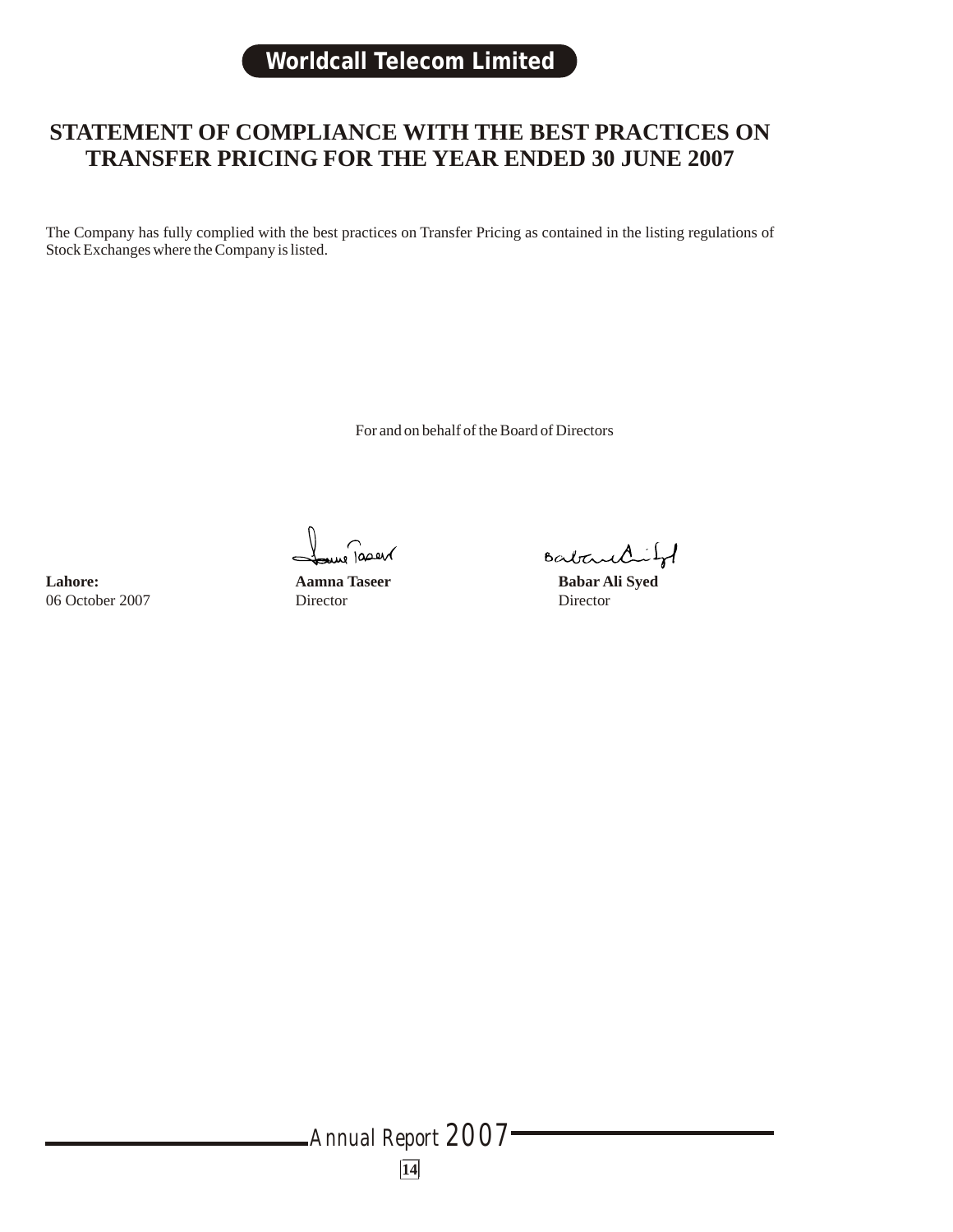# STATEMENT OF COMPLIANCE WITH THE BEST PRACTICES ON TRANSFER PRICING FOR THE YEAR ENDED 30 JUNE 2007

The Company has fully complied with the best practices on Transfer Pricing as contained in the listing regulations of Stock Exchanges where the Company is listed.

For and on behalf of the Board of Directors

| | | |
|---|---|---|
| **Lahore:** | **Aamna Taseer** | **Babar Ali Syed** |
| 06 October 2007 | Director | Director |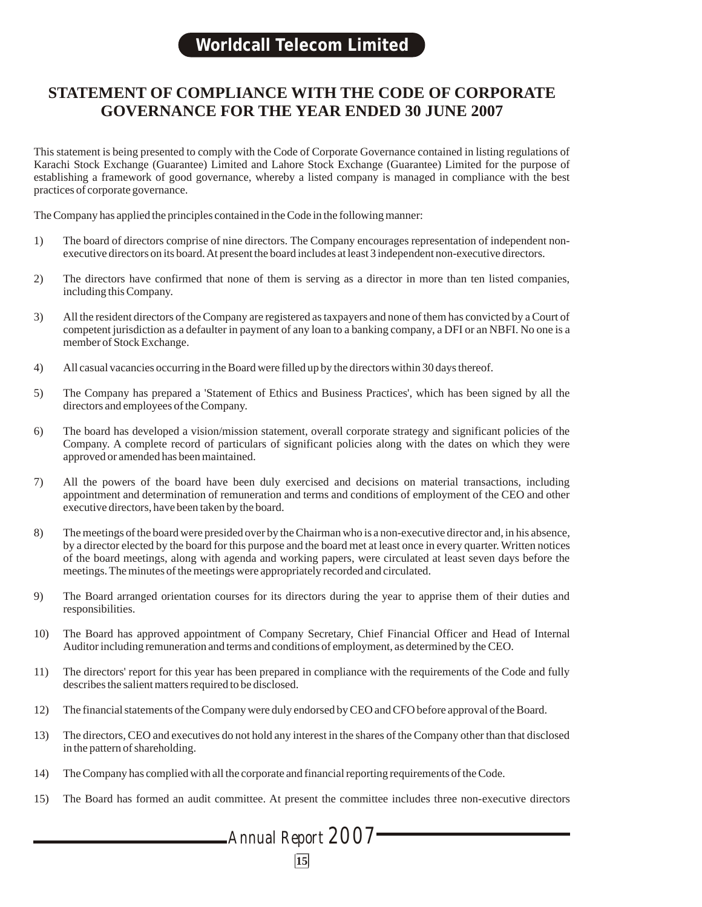# STATEMENT OF COMPLIANCE WITH THE CODE OF CORPORATE GOVERNANCE FOR THE YEAR ENDED 30 JUNE 2007

This statement is being presented to comply with the Code of Corporate Governance contained in listing regulations of Karachi Stock Exchange (Guarantee) Limited and Lahore Stock Exchange (Guarantee) Limited for the purpose of establishing a framework of good governance, whereby a listed company is managed in compliance with the best practices of corporate governance.

The Company has applied the principles contained in the Code in the following manner:

1) The board of directors comprise of nine directors. The Company encourages representation of independent non-executive directors on its board. At present the board includes at least 3 independent non-executive directors.

2) The directors have confirmed that none of them is serving as a director in more than ten listed companies, including this Company.

3) All the resident directors of the Company are registered as taxpayers and none of them has convicted by a Court of competent jurisdiction as a defaulter in payment of any loan to a banking company, a DFI or an NBFI. No one is a member of Stock Exchange.

4) All casual vacancies occurring in the Board were filled up by the directors within 30 days thereof.

5) The Company has prepared a 'Statement of Ethics and Business Practices', which has been signed by all the directors and employees of the Company.

6) The board has developed a vision/mission statement, overall corporate strategy and significant policies of the Company. A complete record of particulars of significant policies along with the dates on which they were approved or amended has been maintained.

7) All the powers of the board have been duly exercised and decisions on material transactions, including appointment and determination of remuneration and terms and conditions of employment of the CEO and other executive directors, have been taken by the board.

8) The meetings of the board were presided over by the Chairman who is a non-executive director and, in his absence, by a director elected by the board for this purpose and the board met at least once in every quarter. Written notices of the board meetings, along with agenda and working papers, were circulated at least seven days before the meetings. The minutes of the meetings were appropriately recorded and circulated.

9) The Board arranged orientation courses for its directors during the year to apprise them of their duties and responsibilities.

10) The Board has approved appointment of Company Secretary, Chief Financial Officer and Head of Internal Auditor including remuneration and terms and conditions of employment, as determined by the CEO.

11) The directors' report for this year has been prepared in compliance with the requirements of the Code and fully describes the salient matters required to be disclosed.

12) The financial statements of the Company were duly endorsed by CEO and CFO before approval of the Board.

13) The directors, CEO and executives do not hold any interest in the shares of the Company other than that disclosed in the pattern of shareholding.

14) The Company has complied with all the corporate and financial reporting requirements of the Code.

15) The Board has formed an audit committee. At present the committee includes three non-executive directors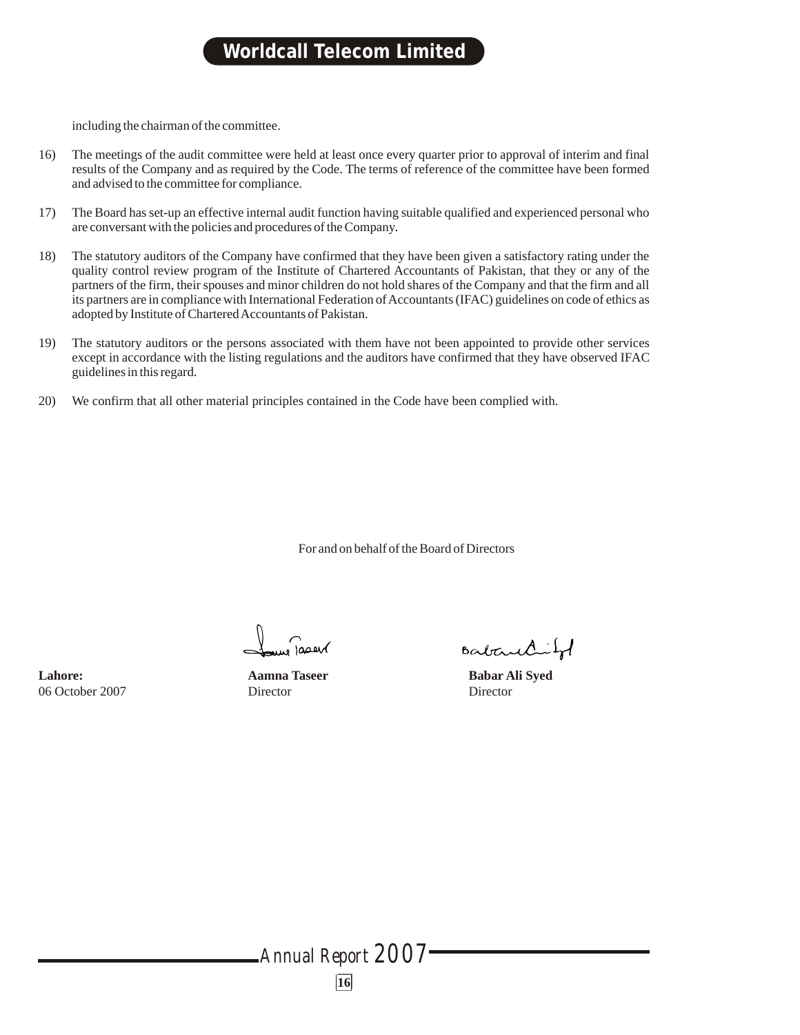including the chairman of the committee.

16) The meetings of the audit committee were held at least once every quarter prior to approval of interim and final results of the Company and as required by the Code. The terms of reference of the committee have been formed and advised to the committee for compliance.

17) The Board has set-up an effective internal audit function having suitable qualified and experienced personal who are conversant with the policies and procedures of the Company.

18) The statutory auditors of the Company have confirmed that they have been given a satisfactory rating under the quality control review program of the Institute of Chartered Accountants of Pakistan, that they or any of the partners of the firm, their spouses and minor children do not hold shares of the Company and that the firm and all its partners are in compliance with International Federation of Accountants (IFAC) guidelines on code of ethics as adopted by Institute of Chartered Accountants of Pakistan.

19) The statutory auditors or the persons associated with them have not been appointed to provide other services except in accordance with the listing regulations and the auditors have confirmed that they have observed IFAC guidelines in this regard.

20) We confirm that all other material principles contained in the Code have been complied with.

For and on behalf of the Board of Directors

**Lahore:**
06 October 2007

**Aamna Taseer**
Director

**Babar Ali Syed**
Director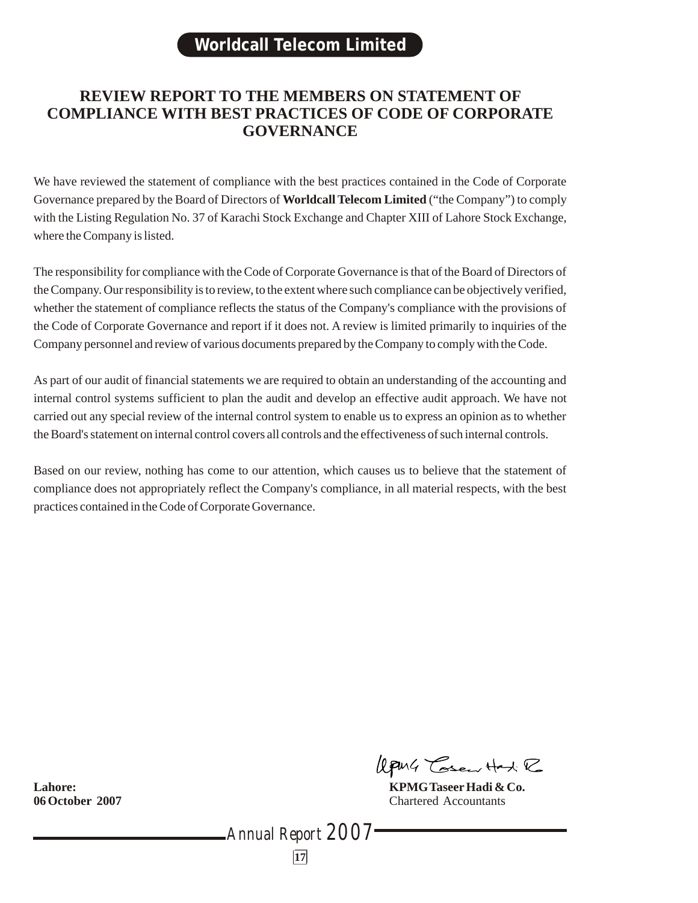# REVIEW REPORT TO THE MEMBERS ON STATEMENT OF COMPLIANCE WITH BEST PRACTICES OF CODE OF CORPORATE GOVERNANCE

We have reviewed the statement of compliance with the best practices contained in the Code of Corporate Governance prepared by the Board of Directors of **Worldcall Telecom Limited** ("the Company") to comply with the Listing Regulation No. 37 of Karachi Stock Exchange and Chapter XIII of Lahore Stock Exchange, where the Company is listed.

The responsibility for compliance with the Code of Corporate Governance is that of the Board of Directors of the Company. Our responsibility is to review, to the extent where such compliance can be objectively verified, whether the statement of compliance reflects the status of the Company's compliance with the provisions of the Code of Corporate Governance and report if it does not. A review is limited primarily to inquiries of the Company personnel and review of various documents prepared by the Company to comply with the Code.

As part of our audit of financial statements we are required to obtain an understanding of the accounting and internal control systems sufficient to plan the audit and develop an effective audit approach. We have not carried out any special review of the internal control system to enable us to express an opinion as to whether the Board's statement on internal control covers all controls and the effectiveness of such internal controls.

Based on our review, nothing has come to our attention, which causes us to believe that the statement of compliance does not appropriately reflect the Company's compliance, in all material respects, with the best practices contained in the Code of Corporate Governance.

**Lahore:**
**06 October 2007**

**KPMG Taseer Hadi & Co.**
Chartered Accountants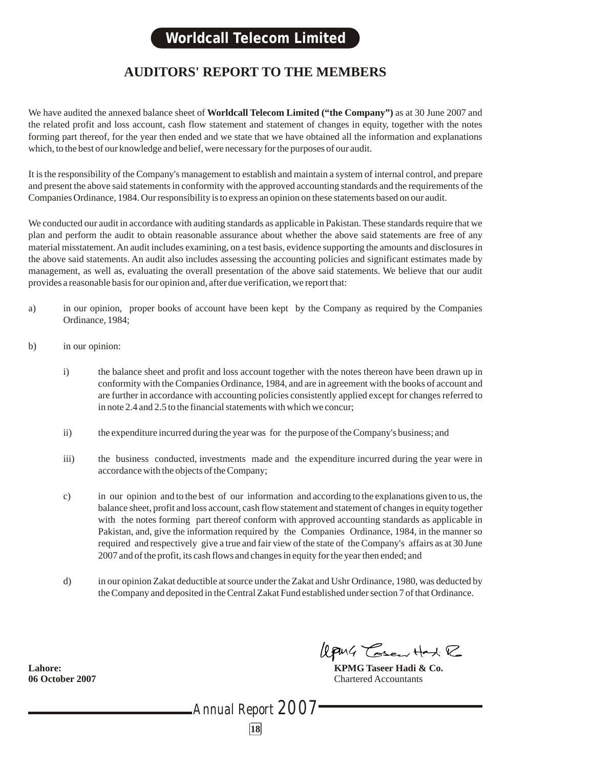# AUDITORS' REPORT TO THE MEMBERS

We have audited the annexed balance sheet of **Worldcall Telecom Limited ("the Company")** as at 30 June 2007 and the related profit and loss account, cash flow statement and statement of changes in equity, together with the notes forming part thereof, for the year then ended and we state that we have obtained all the information and explanations which, to the best of our knowledge and belief, were necessary for the purposes of our audit.

It is the responsibility of the Company's management to establish and maintain a system of internal control, and prepare and present the above said statements in conformity with the approved accounting standards and the requirements of the Companies Ordinance, 1984. Our responsibility is to express an opinion on these statements based on our audit.

We conducted our audit in accordance with auditing standards as applicable in Pakistan. These standards require that we plan and perform the audit to obtain reasonable assurance about whether the above said statements are free of any material misstatement. An audit includes examining, on a test basis, evidence supporting the amounts and disclosures in the above said statements. An audit also includes assessing the accounting policies and significant estimates made by management, as well as, evaluating the overall presentation of the above said statements. We believe that our audit provides a reasonable basis for our opinion and, after due verification, we report that:

a) in our opinion, proper books of account have been kept by the Company as required by the Companies Ordinance, 1984;

b) in our opinion:

   i) the balance sheet and profit and loss account together with the notes thereon have been drawn up in conformity with the Companies Ordinance, 1984, and are in agreement with the books of account and are further in accordance with accounting policies consistently applied except for changes referred to in note 2.4 and 2.5 to the financial statements with which we concur;

   ii) the expenditure incurred during the year was for the purpose of the Company's business; and

   iii) the business conducted, investments made and the expenditure incurred during the year were in accordance with the objects of the Company;

c) in our opinion and to the best of our information and according to the explanations given to us, the balance sheet, profit and loss account, cash flow statement and statement of changes in equity together with the notes forming part thereof conform with approved accounting standards as applicable in Pakistan, and, give the information required by the Companies Ordinance, 1984, in the manner so required and respectively give a true and fair view of the state of the Company's affairs as at 30 June 2007 and of the profit, its cash flows and changes in equity for the year then ended; and

d) in our opinion Zakat deductible at source under the Zakat and Ushr Ordinance, 1980, was deducted by the Company and deposited in the Central Zakat Fund established under section 7 of that Ordinance.

**Lahore:**
**06 October 2007**

**KPMG Taseer Hadi & Co.**
Chartered Accountants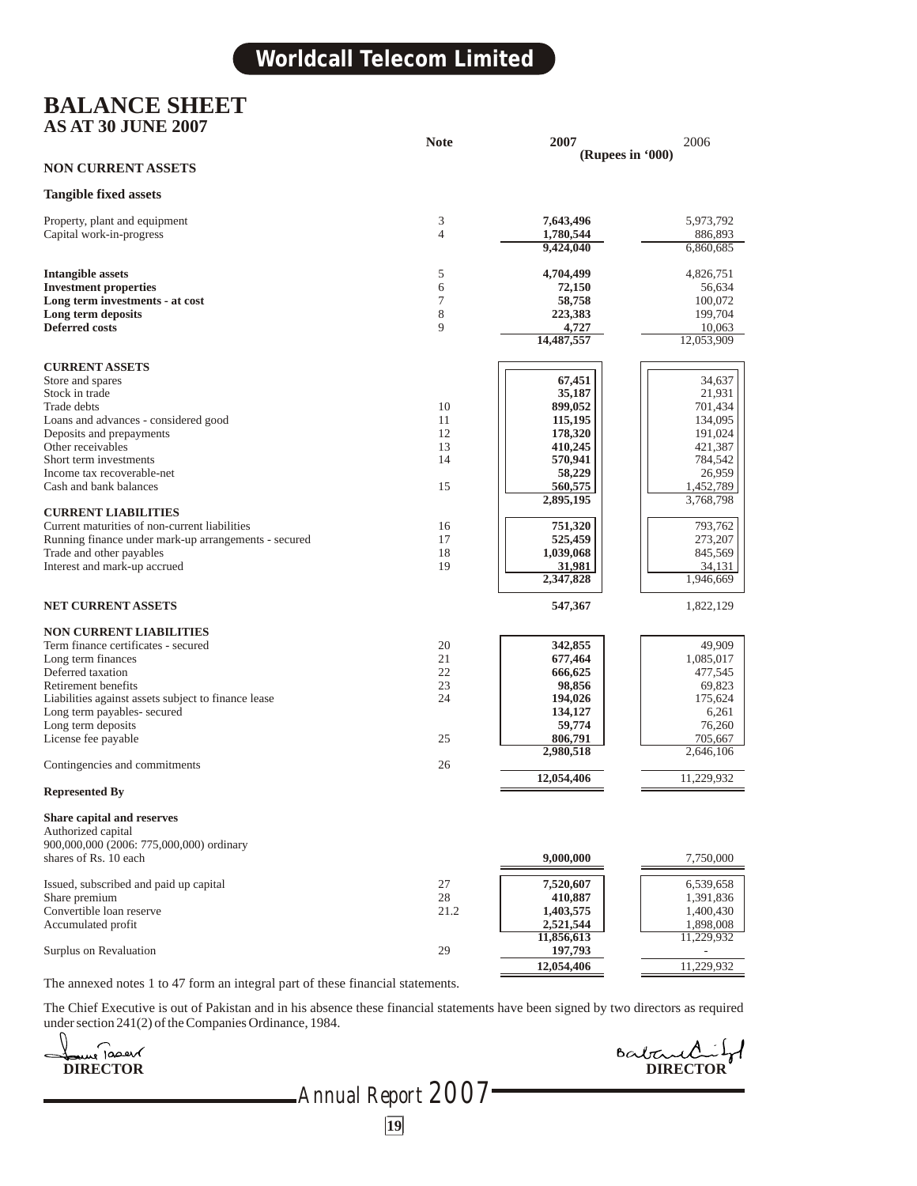# BALANCE SHEET
## AS AT 30 JUNE 2007

| | Note | 2007 | 2006 |
|---|---|---|---|
| | | (Rupees in '000) | |
| **NON CURRENT ASSETS** | | | |
| **Tangible fixed assets** | | | |
| Property, plant and equipment | 3 | **7,643,496** | 5,973,792 |
| Capital work-in-progress | 4 | **1,780,544** | 886,893 |
| | | **9,424,040** | 6,860,685 |
| **Intangible assets** | 5 | **4,704,499** | 4,826,751 |
| **Investment properties** | 6 | **72,150** | 56,634 |
| **Long term investments - at cost** | 7 | **58,758** | 100,072 |
| **Long term deposits** | 8 | **223,383** | 199,704 |
| **Deferred costs** | 9 | **4,727** | 10,063 |
| | | **14,487,557** | 12,053,909 |
| **CURRENT ASSETS** | | | |
| Store and spares | | **67,451** | 34,637 |
| Stock in trade | | **35,187** | 21,931 |
| Trade debts | 10 | **899,052** | 701,434 |
| Loans and advances - considered good | 11 | **115,195** | 134,095 |
| Deposits and prepayments | 12 | **178,320** | 191,024 |
| Other receivables | 13 | **410,245** | 421,387 |
| Short term investments | 14 | **570,941** | 784,542 |
| Income tax recoverable-net | | **58,229** | 26,959 |
| Cash and bank balances | 15 | **560,575** | 1,452,789 |
| | | **2,895,195** | 3,768,798 |
| **CURRENT LIABILITIES** | | | |
| Current maturities of non-current liabilities | 16 | **751,320** | 793,762 |
| Running finance under mark-up arrangements - secured | 17 | **525,459** | 273,207 |
| Trade and other payables | 18 | **1,039,068** | 845,569 |
| Interest and mark-up accrued | 19 | **31,981** | 34,131 |
| | | **2,347,828** | 1,946,669 |
| **NET CURRENT ASSETS** | | **547,367** | 1,822,129 |
| **NON CURRENT LIABILITIES** | | | |
| Term finance certificates - secured | 20 | **342,855** | 49,909 |
| Long term finances | 21 | **677,464** | 1,085,017 |
| Deferred taxation | 22 | **666,625** | 477,545 |
| Retirement benefits | 23 | **98,856** | 69,823 |
| Liabilities against assets subject to finance lease | 24 | **194,026** | 175,624 |
| Long term payables- secured | | **134,127** | 6,261 |
| Long term deposits | | **59,774** | 76,260 |
| License fee payable | 25 | **806,791** | 705,667 |
| | | **2,980,518** | 2,646,106 |
| Contingencies and commitments | 26 | | |
| | | **12,054,406** | 11,229,932 |
| **Represented By** | | | |
| **Share capital and reserves** | | | |
| Authorized capital 900,000,000 (2006: 775,000,000) ordinary shares of Rs. 10 each | | **9,000,000** | 7,750,000 |
| Issued, subscribed and paid up capital | 27 | **7,520,607** | 6,539,658 |
| Share premium | 28 | **410,887** | 1,391,836 |
| Convertible loan reserve | 21.2 | **1,403,575** | 1,400,430 |
| Accumulated profit | | **2,521,544** | 1,898,008 |
| | | **11,856,613** | 11,229,932 |
| Surplus on Revaluation | 29 | **197,793** | - |
| | | **12,054,406** | 11,229,932 |

The annexed notes 1 to 47 form an integral part of these financial statements.

The Chief Executive is out of Pakistan and in his absence these financial statements have been signed by two directors as required under section 241(2) of the Companies Ordinance, 1984.

**DIRECTOR** **DIRECTOR**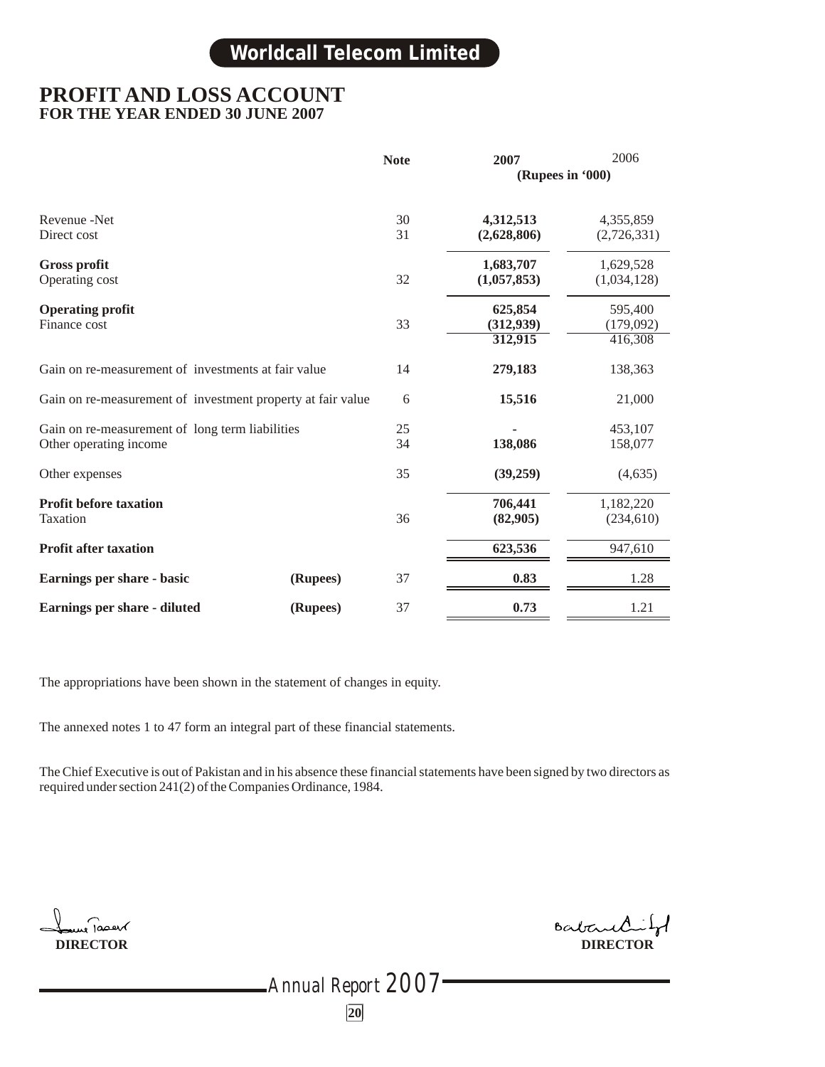# Worldcall Telecom Limited

## PROFIT AND LOSS ACCOUNT
### FOR THE YEAR ENDED 30 JUNE 2007

| | | Note | 2007 | 2006 |
|---|---|---|---|---|
| | | | (Rupees in '000) | |
| Revenue -Net | | 30 | **4,312,513** | 4,355,859 |
| Direct cost | | 31 | **(2,628,806)** | (2,726,331) |
| **Gross profit** | | | **1,683,707** | 1,629,528 |
| Operating cost | | 32 | **(1,057,853)** | (1,034,128) |
| **Operating profit** | | | **625,854** | 595,400 |
| Finance cost | | 33 | **(312,939)** | (179,092) |
| | | | **312,915** | 416,308 |
| Gain on re-measurement of investments at fair value | | 14 | **279,183** | 138,363 |
| Gain on re-measurement of investment property at fair value | | 6 | **15,516** | 21,000 |
| Gain on re-measurement of long term liabilities | | 25 | **-** | 453,107 |
| Other operating income | | 34 | **138,086** | 158,077 |
| Other expenses | | 35 | **(39,259)** | (4,635) |
| **Profit before taxation** | | | **706,441** | 1,182,220 |
| Taxation | | 36 | **(82,905)** | (234,610) |
| **Profit after taxation** | | | **623,536** | 947,610 |
| **Earnings per share - basic** | **(Rupees)** | 37 | **0.83** | 1.28 |
| **Earnings per share - diluted** | **(Rupees)** | 37 | **0.73** | 1.21 |

The appropriations have been shown in the statement of changes in equity.

The annexed notes 1 to 47 form an integral part of these financial statements.

The Chief Executive is out of Pakistan and in his absence these financial statements have been signed by two directors as required under section 241(2) of the Companies Ordinance, 1984.

**DIRECTOR** **DIRECTOR**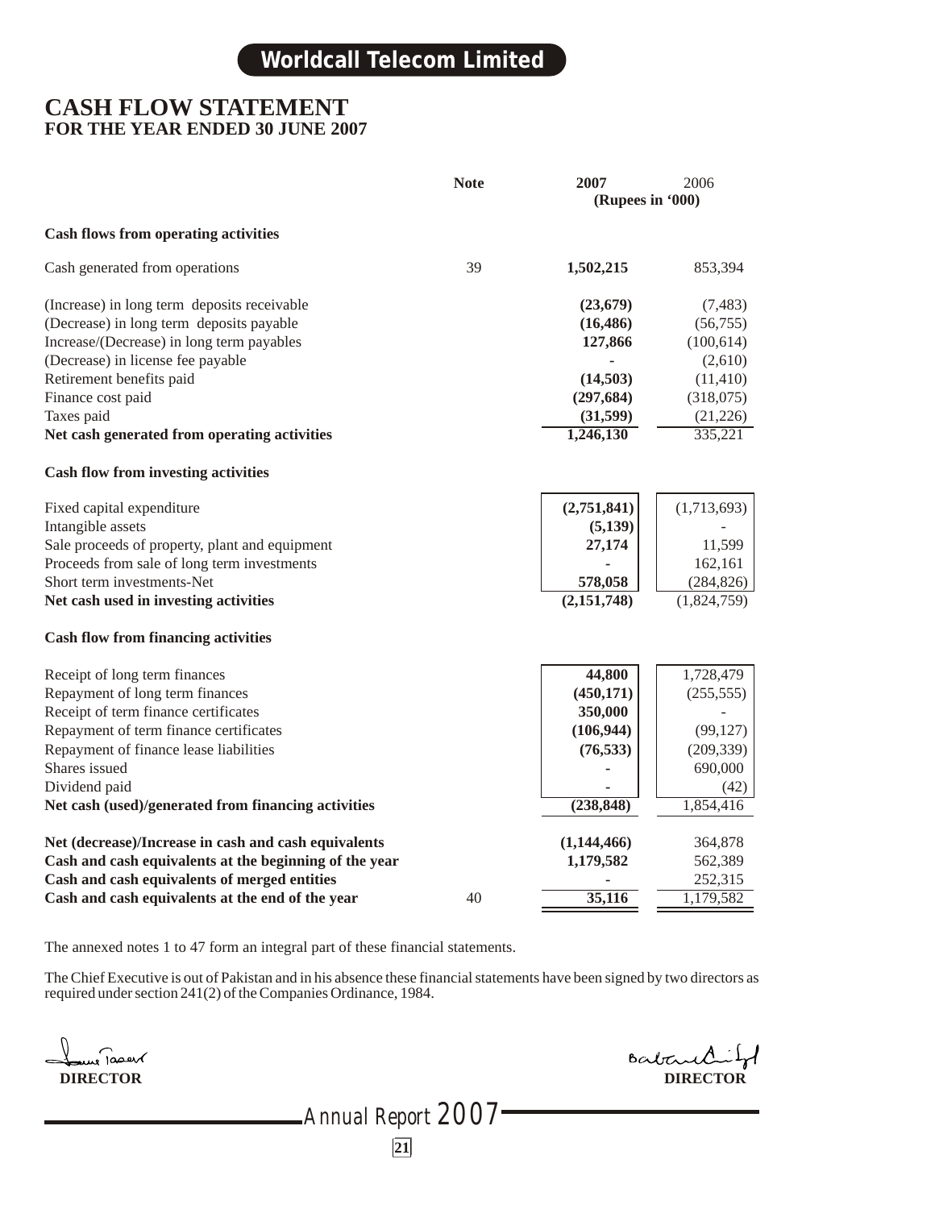# Worldcall Telecom Limited

## CASH FLOW STATEMENT
### FOR THE YEAR ENDED 30 JUNE 2007

| | Note | 2007 | 2006 |
|---|---|---|---|
| | | (Rupees in '000) | |
| **Cash flows from operating activities** | | | |
| Cash generated from operations | 39 | **1,502,215** | 853,394 |
| (Increase) in long term deposits receivable | | **(23,679)** | (7,483) |
| (Decrease) in long term deposits payable | | **(16,486)** | (56,755) |
| Increase/(Decrease) in long term payables | | **127,866** | (100,614) |
| (Decrease) in license fee payable | | **-** | (2,610) |
| Retirement benefits paid | | **(14,503)** | (11,410) |
| Finance cost paid | | **(297,684)** | (318,075) |
| Taxes paid | | **(31,599)** | (21,226) |
| **Net cash generated from operating activities** | | **1,246,130** | 335,221 |
| **Cash flow from investing activities** | | | |
| Fixed capital expenditure | | **(2,751,841)** | (1,713,693) |
| Intangible assets | | **(5,139)** | - |
| Sale proceeds of property, plant and equipment | | **27,174** | 11,599 |
| Proceeds from sale of long term investments | | **-** | 162,161 |
| Short term investments-Net | | **578,058** | (284,826) |
| **Net cash used in investing activities** | | **(2,151,748)** | (1,824,759) |
| **Cash flow from financing activities** | | | |
| Receipt of long term finances | | **44,800** | 1,728,479 |
| Repayment of long term finances | | **(450,171)** | (255,555) |
| Receipt of term finance certificates | | **350,000** | - |
| Repayment of term finance certificates | | **(106,944)** | (99,127) |
| Repayment of finance lease liabilities | | **(76,533)** | (209,339) |
| Shares issued | | **-** | 690,000 |
| Dividend paid | | **-** | (42) |
| **Net cash (used)/generated from financing activities** | | **(238,848)** | 1,854,416 |
| **Net (decrease)/Increase in cash and cash equivalents** | | **(1,144,466)** | 364,878 |
| **Cash and cash equivalents at the beginning of the year** | | **1,179,582** | 562,389 |
| **Cash and cash equivalents of merged entities** | | **-** | 252,315 |
| **Cash and cash equivalents at the end of the year** | 40 | **35,116** | 1,179,582 |

The annexed notes 1 to 47 form an integral part of these financial statements.

The Chief Executive is out of Pakistan and in his absence these financial statements have been signed by two directors as required under section 241(2) of the Companies Ordinance, 1984.

**DIRECTOR** **DIRECTOR**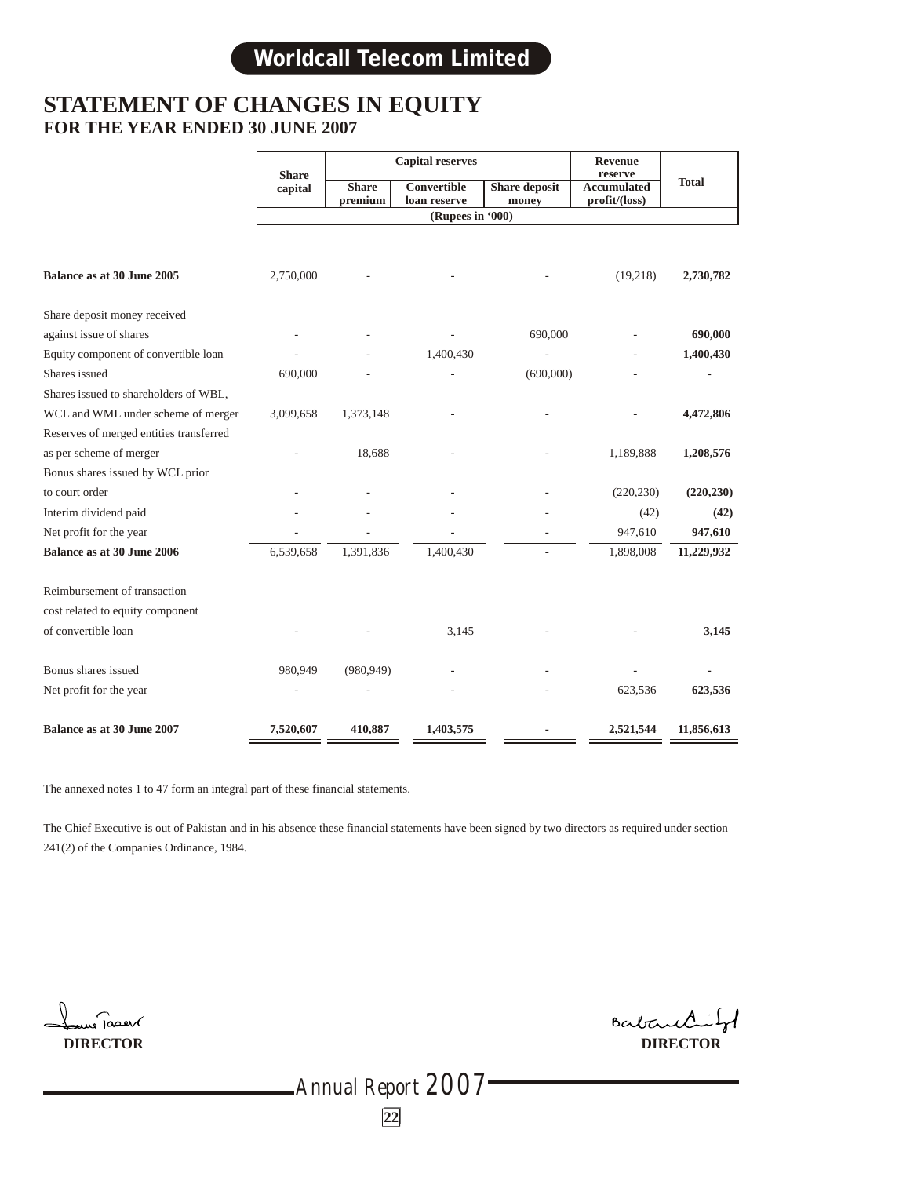# STATEMENT OF CHANGES IN EQUITY
## FOR THE YEAR ENDED 30 JUNE 2007

| | Share capital | Capital reserves | | | Revenue reserve | Total |
|---|---|---|---|---|---|---|
| | | Share premium | Convertible loan reserve | Share deposit money | Accumulated profit/(loss) | |
| | (Rupees in '000) | | | | | |
| **Balance as at 30 June 2005** | 2,750,000 | - | - | - | (19,218) | **2,730,782** |
| Share deposit money received against issue of shares | - | - | - | 690,000 | - | **690,000** |
| Equity component of convertible loan | - | - | 1,400,430 | - | - | **1,400,430** |
| Shares issued | 690,000 | - | - | (690,000) | - | **-** |
| Shares issued to shareholders of WBL, WCL and WML under scheme of merger | 3,099,658 | 1,373,148 | - | - | - | **4,472,806** |
| Reserves of merged entities transferred as per scheme of merger | - | 18,688 | - | - | 1,189,888 | **1,208,576** |
| Bonus shares issued by WCL prior to court order | - | - | - | - | (220,230) | **(220,230)** |
| Interim dividend paid | - | - | - | - | (42) | **(42)** |
| Net profit for the year | - | - | - | - | 947,610 | **947,610** |
| **Balance as at 30 June 2006** | 6,539,658 | 1,391,836 | 1,400,430 | - | 1,898,008 | **11,229,932** |
| Reimbursement of transaction cost related to equity component of convertible loan | - | - | 3,145 | - | - | **3,145** |
| Bonus shares issued | 980,949 | (980,949) | - | - | - | **-** |
| Net profit for the year | - | - | - | - | 623,536 | **623,536** |
| **Balance as at 30 June 2007** | **7,520,607** | **410,887** | **1,403,575** | **-** | **2,521,544** | **11,856,613** |

The annexed notes 1 to 47 form an integral part of these financial statements.

The Chief Executive is out of Pakistan and in his absence these financial statements have been signed by two directors as required under section 241(2) of the Companies Ordinance, 1984.

**DIRECTOR** **DIRECTOR**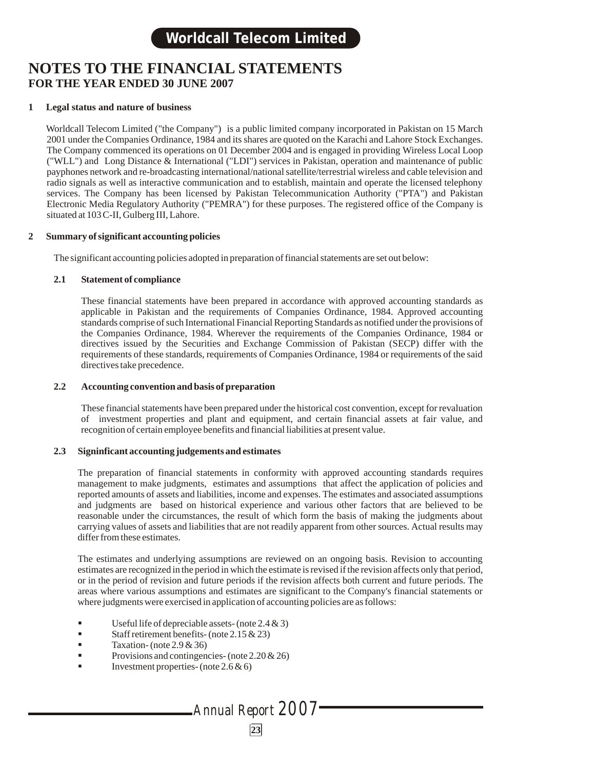# NOTES TO THE FINANCIAL STATEMENTS
## FOR THE YEAR ENDED 30 JUNE 2007

### 1 Legal status and nature of business

Worldcall Telecom Limited ("the Company") is a public limited company incorporated in Pakistan on 15 March 2001 under the Companies Ordinance, 1984 and its shares are quoted on the Karachi and Lahore Stock Exchanges. The Company commenced its operations on 01 December 2004 and is engaged in providing Wireless Local Loop ("WLL") and Long Distance & International ("LDI") services in Pakistan, operation and maintenance of public payphones network and re-broadcasting international/national satellite/terrestrial wireless and cable television and radio signals as well as interactive communication and to establish, maintain and operate the licensed telephony services. The Company has been licensed by Pakistan Telecommunication Authority ("PTA") and Pakistan Electronic Media Regulatory Authority ("PEMRA") for these purposes. The registered office of the Company is situated at 103 C-II, Gulberg III, Lahore.

### 2 Summary of significant accounting policies

The significant accounting policies adopted in preparation of financial statements are set out below:

#### 2.1 Statement of compliance

These financial statements have been prepared in accordance with approved accounting standards as applicable in Pakistan and the requirements of Companies Ordinance, 1984. Approved accounting standards comprise of such International Financial Reporting Standards as notified under the provisions of the Companies Ordinance, 1984. Wherever the requirements of the Companies Ordinance, 1984 or directives issued by the Securities and Exchange Commission of Pakistan (SECP) differ with the requirements of these standards, requirements of Companies Ordinance, 1984 or requirements of the said directives take precedence.

#### 2.2 Accounting convention and basis of preparation

These financial statements have been prepared under the historical cost convention, except for revaluation of investment properties and plant and equipment, and certain financial assets at fair value, and recognition of certain employee benefits and financial liabilities at present value.

#### 2.3 Signinficant accounting judgements and estimates

The preparation of financial statements in conformity with approved accounting standards requires management to make judgments, estimates and assumptions that affect the application of policies and reported amounts of assets and liabilities, income and expenses. The estimates and associated assumptions and judgments are based on historical experience and various other factors that are believed to be reasonable under the circumstances, the result of which form the basis of making the judgments about carrying values of assets and liabilities that are not readily apparent from other sources. Actual results may differ from these estimates.

The estimates and underlying assumptions are reviewed on an ongoing basis. Revision to accounting estimates are recognized in the period in which the estimate is revised if the revision affects only that period, or in the period of revision and future periods if the revision affects both current and future periods. The areas where various assumptions and estimates are significant to the Company's financial statements or where judgments were exercised in application of accounting policies are as follows:

- Useful life of depreciable assets- (note 2.4 & 3)
- Staff retirement benefits- (note 2.15 & 23)
- Taxation- (note 2.9 & 36)
- Provisions and contingencies- (note 2.20 & 26)
- Investment properties- (note 2.6 & 6)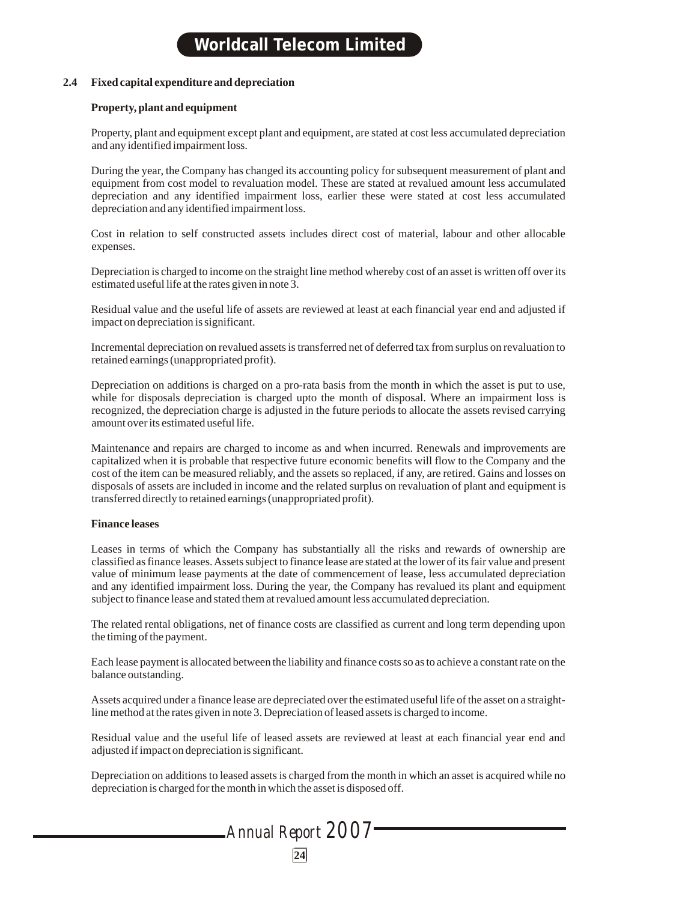## 2.4 Fixed capital expenditure and depreciation

### Property, plant and equipment

Property, plant and equipment except plant and equipment, are stated at cost less accumulated depreciation and any identified impairment loss.

During the year, the Company has changed its accounting policy for subsequent measurement of plant and equipment from cost model to revaluation model. These are stated at revalued amount less accumulated depreciation and any identified impairment loss, earlier these were stated at cost less accumulated depreciation and any identified impairment loss.

Cost in relation to self constructed assets includes direct cost of material, labour and other allocable expenses.

Depreciation is charged to income on the straight line method whereby cost of an asset is written off over its estimated useful life at the rates given in note 3.

Residual value and the useful life of assets are reviewed at least at each financial year end and adjusted if impact on depreciation is significant.

Incremental depreciation on revalued assets is transferred net of deferred tax from surplus on revaluation to retained earnings (unappropriated profit).

Depreciation on additions is charged on a pro-rata basis from the month in which the asset is put to use, while for disposals depreciation is charged upto the month of disposal. Where an impairment loss is recognized, the depreciation charge is adjusted in the future periods to allocate the assets revised carrying amount over its estimated useful life.

Maintenance and repairs are charged to income as and when incurred. Renewals and improvements are capitalized when it is probable that respective future economic benefits will flow to the Company and the cost of the item can be measured reliably, and the assets so replaced, if any, are retired. Gains and losses on disposals of assets are included in income and the related surplus on revaluation of plant and equipment is transferred directly to retained earnings (unappropriated profit).

### Finance leases

Leases in terms of which the Company has substantially all the risks and rewards of ownership are classified as finance leases. Assets subject to finance lease are stated at the lower of its fair value and present value of minimum lease payments at the date of commencement of lease, less accumulated depreciation and any identified impairment loss. During the year, the Company has revalued its plant and equipment subject to finance lease and stated them at revalued amount less accumulated depreciation.

The related rental obligations, net of finance costs are classified as current and long term depending upon the timing of the payment.

Each lease payment is allocated between the liability and finance costs so as to achieve a constant rate on the balance outstanding.

Assets acquired under a finance lease are depreciated over the estimated useful life of the asset on a straight-line method at the rates given in note 3. Depreciation of leased assets is charged to income.

Residual value and the useful life of leased assets are reviewed at least at each financial year end and adjusted if impact on depreciation is significant.

Depreciation on additions to leased assets is charged from the month in which an asset is acquired while no depreciation is charged for the month in which the asset is disposed off.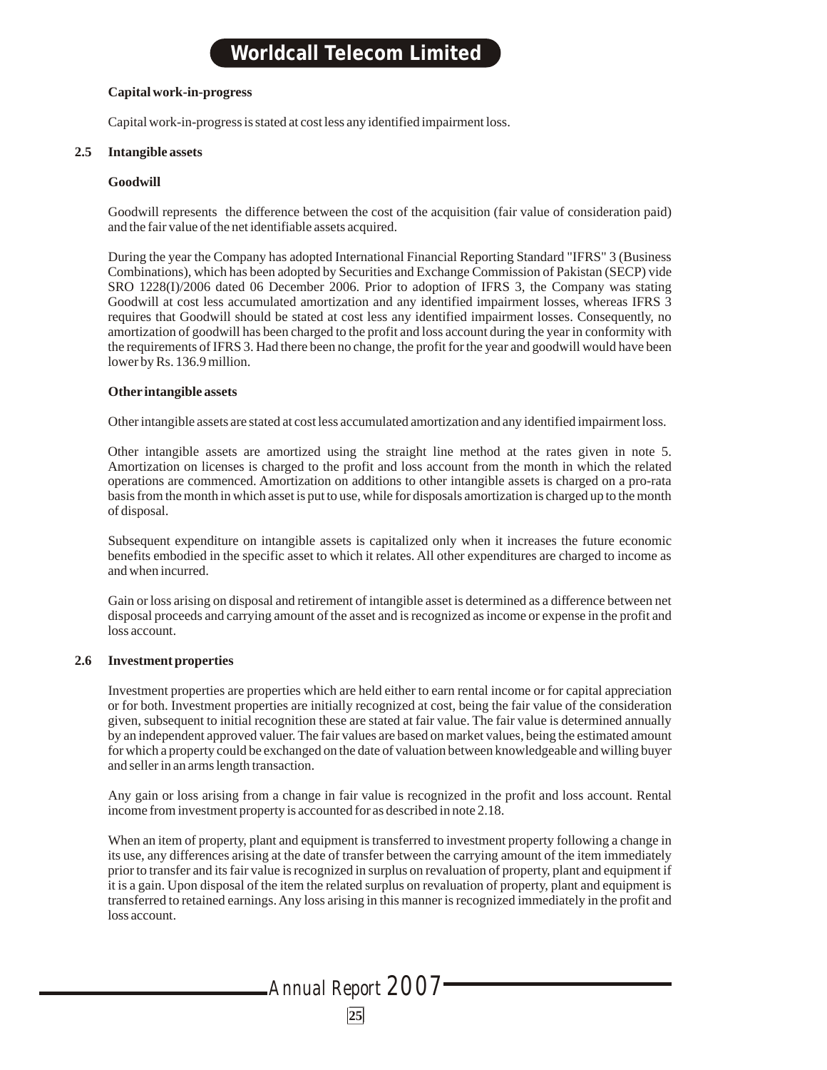**Capital work-in-progress**

Capital work-in-progress is stated at cost less any identified impairment loss.

### 2.5 Intangible assets

**Goodwill**

Goodwill represents the difference between the cost of the acquisition (fair value of consideration paid) and the fair value of the net identifiable assets acquired.

During the year the Company has adopted International Financial Reporting Standard "IFRS" 3 (Business Combinations), which has been adopted by Securities and Exchange Commission of Pakistan (SECP) vide SRO 1228(I)/2006 dated 06 December 2006. Prior to adoption of IFRS 3, the Company was stating Goodwill at cost less accumulated amortization and any identified impairment losses, whereas IFRS 3 requires that Goodwill should be stated at cost less any identified impairment losses. Consequently, no amortization of goodwill has been charged to the profit and loss account during the year in conformity with the requirements of IFRS 3. Had there been no change, the profit for the year and goodwill would have been lower by Rs. 136.9 million.

**Other intangible assets**

Other intangible assets are stated at cost less accumulated amortization and any identified impairment loss.

Other intangible assets are amortized using the straight line method at the rates given in note 5. Amortization on licenses is charged to the profit and loss account from the month in which the related operations are commenced. Amortization on additions to other intangible assets is charged on a pro-rata basis from the month in which asset is put to use, while for disposals amortization is charged up to the month of disposal.

Subsequent expenditure on intangible assets is capitalized only when it increases the future economic benefits embodied in the specific asset to which it relates. All other expenditures are charged to income as and when incurred.

Gain or loss arising on disposal and retirement of intangible asset is determined as a difference between net disposal proceeds and carrying amount of the asset and is recognized as income or expense in the profit and loss account.

### 2.6 Investment properties

Investment properties are properties which are held either to earn rental income or for capital appreciation or for both. Investment properties are initially recognized at cost, being the fair value of the consideration given, subsequent to initial recognition these are stated at fair value. The fair value is determined annually by an independent approved valuer. The fair values are based on market values, being the estimated amount for which a property could be exchanged on the date of valuation between knowledgeable and willing buyer and seller in an arms length transaction.

Any gain or loss arising from a change in fair value is recognized in the profit and loss account. Rental income from investment property is accounted for as described in note 2.18.

When an item of property, plant and equipment is transferred to investment property following a change in its use, any differences arising at the date of transfer between the carrying amount of the item immediately prior to transfer and its fair value is recognized in surplus on revaluation of property, plant and equipment if it is a gain. Upon disposal of the item the related surplus on revaluation of property, plant and equipment is transferred to retained earnings. Any loss arising in this manner is recognized immediately in the profit and loss account.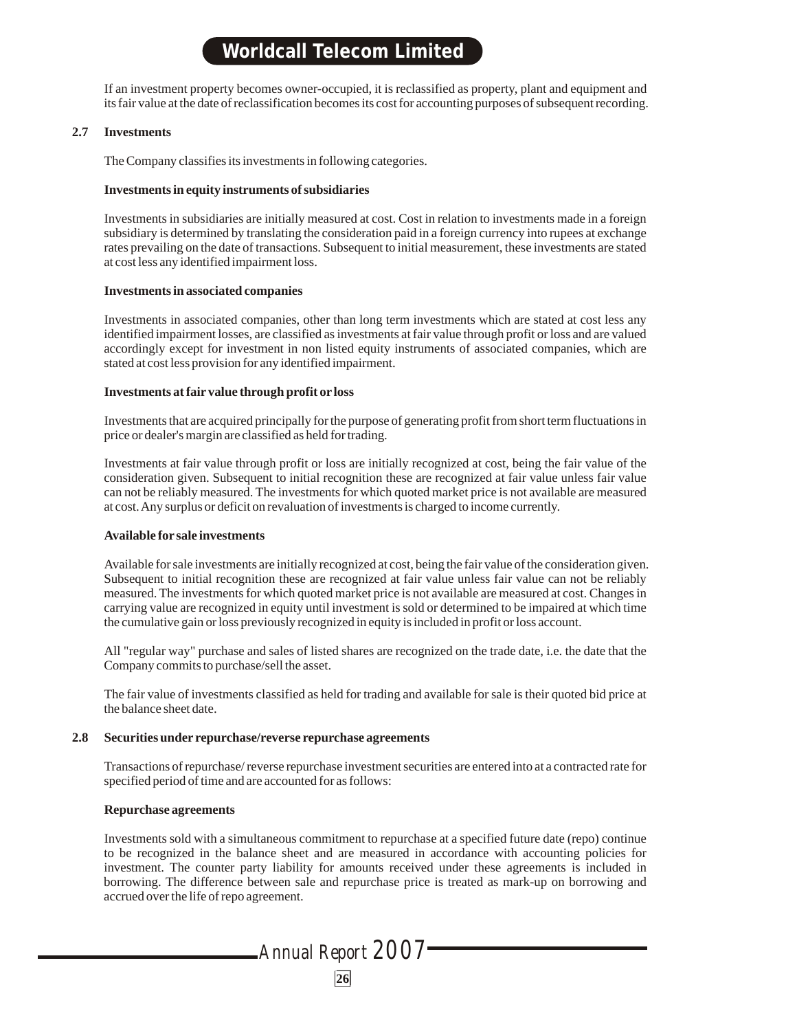If an investment property becomes owner-occupied, it is reclassified as property, plant and equipment and its fair value at the date of reclassification becomes its cost for accounting purposes of subsequent recording.

## 2.7 Investments

The Company classifies its investments in following categories.

**Investments in equity instruments of subsidiaries**

Investments in subsidiaries are initially measured at cost. Cost in relation to investments made in a foreign subsidiary is determined by translating the consideration paid in a foreign currency into rupees at exchange rates prevailing on the date of transactions. Subsequent to initial measurement, these investments are stated at cost less any identified impairment loss.

**Investments in associated companies**

Investments in associated companies, other than long term investments which are stated at cost less any identified impairment losses, are classified as investments at fair value through profit or loss and are valued accordingly except for investment in non listed equity instruments of associated companies, which are stated at cost less provision for any identified impairment.

**Investments at fair value through profit or loss**

Investments that are acquired principally for the purpose of generating profit from short term fluctuations in price or dealer's margin are classified as held for trading.

Investments at fair value through profit or loss are initially recognized at cost, being the fair value of the consideration given. Subsequent to initial recognition these are recognized at fair value unless fair value can not be reliably measured. The investments for which quoted market price is not available are measured at cost. Any surplus or deficit on revaluation of investments is charged to income currently.

**Available for sale investments**

Available for sale investments are initially recognized at cost, being the fair value of the consideration given. Subsequent to initial recognition these are recognized at fair value unless fair value can not be reliably measured. The investments for which quoted market price is not available are measured at cost. Changes in carrying value are recognized in equity until investment is sold or determined to be impaired at which time the cumulative gain or loss previously recognized in equity is included in profit or loss account.

All "regular way" purchase and sales of listed shares are recognized on the trade date, i.e. the date that the Company commits to purchase/sell the asset.

The fair value of investments classified as held for trading and available for sale is their quoted bid price at the balance sheet date.

## 2.8 Securities under repurchase/reverse repurchase agreements

Transactions of repurchase/ reverse repurchase investment securities are entered into at a contracted rate for specified period of time and are accounted for as follows:

**Repurchase agreements**

Investments sold with a simultaneous commitment to repurchase at a specified future date (repo) continue to be recognized in the balance sheet and are measured in accordance with accounting policies for investment. The counter party liability for amounts received under these agreements is included in borrowing. The difference between sale and repurchase price is treated as mark-up on borrowing and accrued over the life of repo agreement.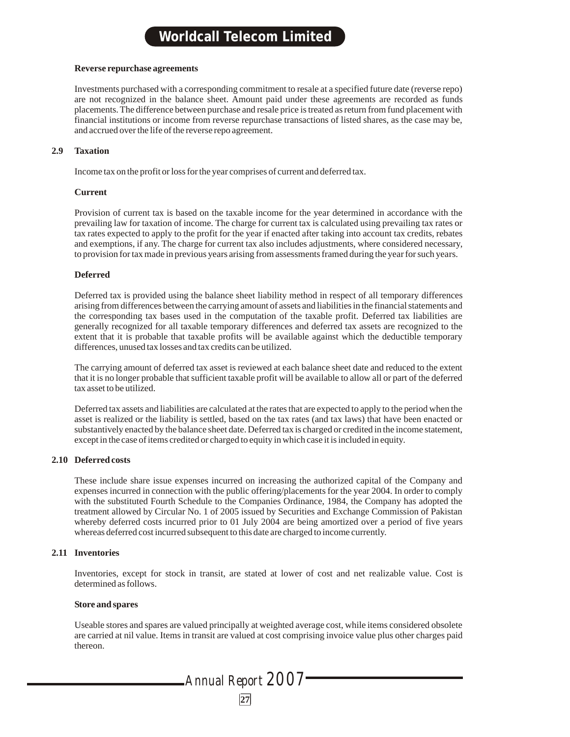**Reverse repurchase agreements**

Investments purchased with a corresponding commitment to resale at a specified future date (reverse repo) are not recognized in the balance sheet. Amount paid under these agreements are recorded as funds placements. The difference between purchase and resale price is treated as return from fund placement with financial institutions or income from reverse repurchase transactions of listed shares, as the case may be, and accrued over the life of the reverse repo agreement.

**2.9 Taxation**

Income tax on the profit or loss for the year comprises of current and deferred tax.

**Current**

Provision of current tax is based on the taxable income for the year determined in accordance with the prevailing law for taxation of income. The charge for current tax is calculated using prevailing tax rates or tax rates expected to apply to the profit for the year if enacted after taking into account tax credits, rebates and exemptions, if any. The charge for current tax also includes adjustments, where considered necessary, to provision for tax made in previous years arising from assessments framed during the year for such years.

**Deferred**

Deferred tax is provided using the balance sheet liability method in respect of all temporary differences arising from differences between the carrying amount of assets and liabilities in the financial statements and the corresponding tax bases used in the computation of the taxable profit. Deferred tax liabilities are generally recognized for all taxable temporary differences and deferred tax assets are recognized to the extent that it is probable that taxable profits will be available against which the deductible temporary differences, unused tax losses and tax credits can be utilized.

The carrying amount of deferred tax asset is reviewed at each balance sheet date and reduced to the extent that it is no longer probable that sufficient taxable profit will be available to allow all or part of the deferred tax asset to be utilized.

Deferred tax assets and liabilities are calculated at the rates that are expected to apply to the period when the asset is realized or the liability is settled, based on the tax rates (and tax laws) that have been enacted or substantively enacted by the balance sheet date. Deferred tax is charged or credited in the income statement, except in the case of items credited or charged to equity in which case it is included in equity.

**2.10 Deferred costs**

These include share issue expenses incurred on increasing the authorized capital of the Company and expenses incurred in connection with the public offering/placements for the year 2004. In order to comply with the substituted Fourth Schedule to the Companies Ordinance, 1984, the Company has adopted the treatment allowed by Circular No. 1 of 2005 issued by Securities and Exchange Commission of Pakistan whereby deferred costs incurred prior to 01 July 2004 are being amortized over a period of five years whereas deferred cost incurred subsequent to this date are charged to income currently.

**2.11 Inventories**

Inventories, except for stock in transit, are stated at lower of cost and net realizable value. Cost is determined as follows.

**Store and spares**

Useable stores and spares are valued principally at weighted average cost, while items considered obsolete are carried at nil value. Items in transit are valued at cost comprising invoice value plus other charges paid thereon.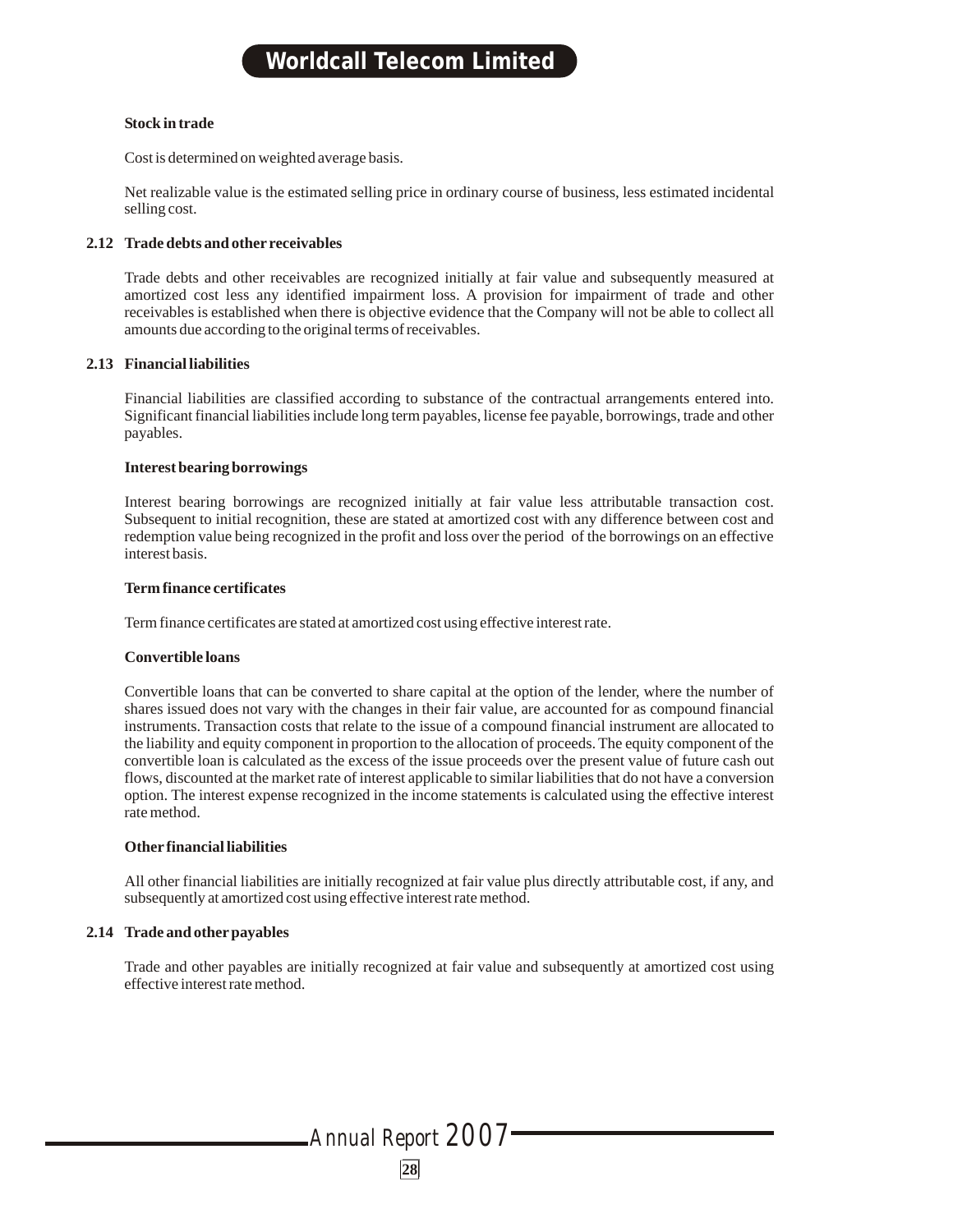**Stock in trade**

Cost is determined on weighted average basis.

Net realizable value is the estimated selling price in ordinary course of business, less estimated incidental selling cost.

### 2.12 Trade debts and other receivables

Trade debts and other receivables are recognized initially at fair value and subsequently measured at amortized cost less any identified impairment loss. A provision for impairment of trade and other receivables is established when there is objective evidence that the Company will not be able to collect all amounts due according to the original terms of receivables.

### 2.13 Financial liabilities

Financial liabilities are classified according to substance of the contractual arrangements entered into. Significant financial liabilities include long term payables, license fee payable, borrowings, trade and other payables.

**Interest bearing borrowings**

Interest bearing borrowings are recognized initially at fair value less attributable transaction cost. Subsequent to initial recognition, these are stated at amortized cost with any difference between cost and redemption value being recognized in the profit and loss over the period of the borrowings on an effective interest basis.

**Term finance certificates**

Term finance certificates are stated at amortized cost using effective interest rate.

**Convertible loans**

Convertible loans that can be converted to share capital at the option of the lender, where the number of shares issued does not vary with the changes in their fair value, are accounted for as compound financial instruments. Transaction costs that relate to the issue of a compound financial instrument are allocated to the liability and equity component in proportion to the allocation of proceeds. The equity component of the convertible loan is calculated as the excess of the issue proceeds over the present value of future cash out flows, discounted at the market rate of interest applicable to similar liabilities that do not have a conversion option. The interest expense recognized in the income statements is calculated using the effective interest rate method.

**Other financial liabilities**

All other financial liabilities are initially recognized at fair value plus directly attributable cost, if any, and subsequently at amortized cost using effective interest rate method.

### 2.14 Trade and other payables

Trade and other payables are initially recognized at fair value and subsequently at amortized cost using effective interest rate method.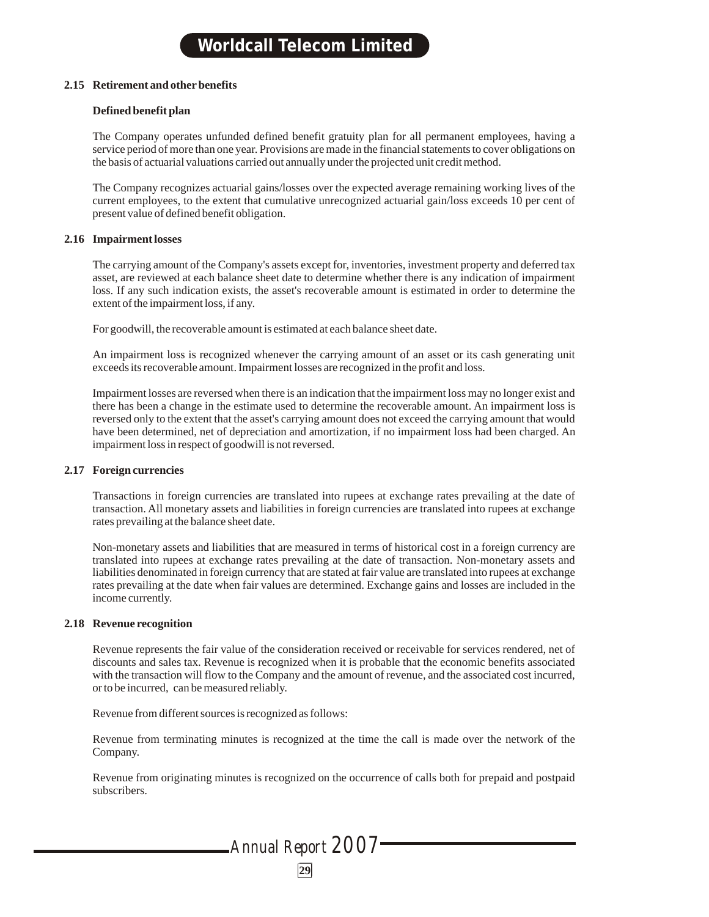### 2.15 Retirement and other benefits

**Defined benefit plan**

The Company operates unfunded defined benefit gratuity plan for all permanent employees, having a service period of more than one year. Provisions are made in the financial statements to cover obligations on the basis of actuarial valuations carried out annually under the projected unit credit method.

The Company recognizes actuarial gains/losses over the expected average remaining working lives of the current employees, to the extent that cumulative unrecognized actuarial gain/loss exceeds 10 per cent of present value of defined benefit obligation.

### 2.16 Impairment losses

The carrying amount of the Company's assets except for, inventories, investment property and deferred tax asset, are reviewed at each balance sheet date to determine whether there is any indication of impairment loss. If any such indication exists, the asset's recoverable amount is estimated in order to determine the extent of the impairment loss, if any.

For goodwill, the recoverable amount is estimated at each balance sheet date.

An impairment loss is recognized whenever the carrying amount of an asset or its cash generating unit exceeds its recoverable amount. Impairment losses are recognized in the profit and loss.

Impairment losses are reversed when there is an indication that the impairment loss may no longer exist and there has been a change in the estimate used to determine the recoverable amount. An impairment loss is reversed only to the extent that the asset's carrying amount does not exceed the carrying amount that would have been determined, net of depreciation and amortization, if no impairment loss had been charged. An impairment loss in respect of goodwill is not reversed.

### 2.17 Foreign currencies

Transactions in foreign currencies are translated into rupees at exchange rates prevailing at the date of transaction. All monetary assets and liabilities in foreign currencies are translated into rupees at exchange rates prevailing at the balance sheet date.

Non-monetary assets and liabilities that are measured in terms of historical cost in a foreign currency are translated into rupees at exchange rates prevailing at the date of transaction. Non-monetary assets and liabilities denominated in foreign currency that are stated at fair value are translated into rupees at exchange rates prevailing at the date when fair values are determined. Exchange gains and losses are included in the income currently.

### 2.18 Revenue recognition

Revenue represents the fair value of the consideration received or receivable for services rendered, net of discounts and sales tax. Revenue is recognized when it is probable that the economic benefits associated with the transaction will flow to the Company and the amount of revenue, and the associated cost incurred, or to be incurred, can be measured reliably.

Revenue from different sources is recognized as follows:

Revenue from terminating minutes is recognized at the time the call is made over the network of the Company.

Revenue from originating minutes is recognized on the occurrence of calls both for prepaid and postpaid subscribers.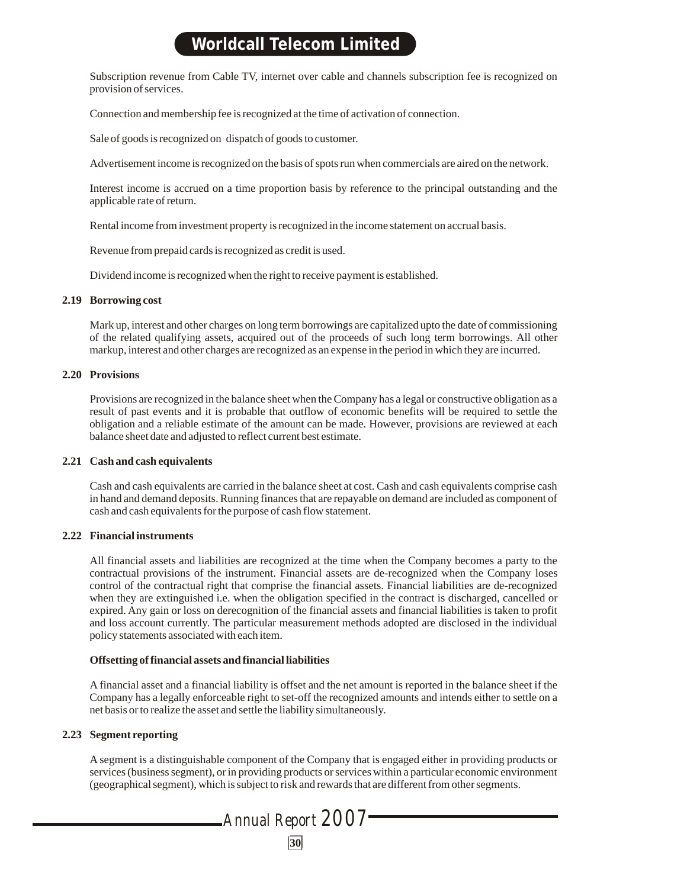Subscription revenue from Cable TV, internet over cable and channels subscription fee is recognized on provision of services.

Connection and membership fee is recognized at the time of activation of connection.

Sale of goods is recognized on dispatch of goods to customer.

Advertisement income is recognized on the basis of spots run when commercials are aired on the network.

Interest income is accrued on a time proportion basis by reference to the principal outstanding and the applicable rate of return.

Rental income from investment property is recognized in the income statement on accrual basis.

Revenue from prepaid cards is recognized as credit is used.

Dividend income is recognized when the right to receive payment is established.

### 2.19 Borrowing cost

Mark up, interest and other charges on long term borrowings are capitalized upto the date of commissioning of the related qualifying assets, acquired out of the proceeds of such long term borrowings. All other markup, interest and other charges are recognized as an expense in the period in which they are incurred.

### 2.20 Provisions

Provisions are recognized in the balance sheet when the Company has a legal or constructive obligation as a result of past events and it is probable that outflow of economic benefits will be required to settle the obligation and a reliable estimate of the amount can be made. However, provisions are reviewed at each balance sheet date and adjusted to reflect current best estimate.

### 2.21 Cash and cash equivalents

Cash and cash equivalents are carried in the balance sheet at cost. Cash and cash equivalents comprise cash in hand and demand deposits. Running finances that are repayable on demand are included as component of cash and cash equivalents for the purpose of cash flow statement.

### 2.22 Financial instruments

All financial assets and liabilities are recognized at the time when the Company becomes a party to the contractual provisions of the instrument. Financial assets are de-recognized when the Company loses control of the contractual right that comprise the financial assets. Financial liabilities are de-recognized when they are extinguished i.e. when the obligation specified in the contract is discharged, cancelled or expired. Any gain or loss on derecognition of the financial assets and financial liabilities is taken to profit and loss account currently. The particular measurement methods adopted are disclosed in the individual policy statements associated with each item.

**Offsetting of financial assets and financial liabilities**

A financial asset and a financial liability is offset and the net amount is reported in the balance sheet if the Company has a legally enforceable right to set-off the recognized amounts and intends either to settle on a net basis or to realize the asset and settle the liability simultaneously.

### 2.23 Segment reporting

A segment is a distinguishable component of the Company that is engaged either in providing products or services (business segment), or in providing products or services within a particular economic environment (geographical segment), which is subject to risk and rewards that are different from other segments.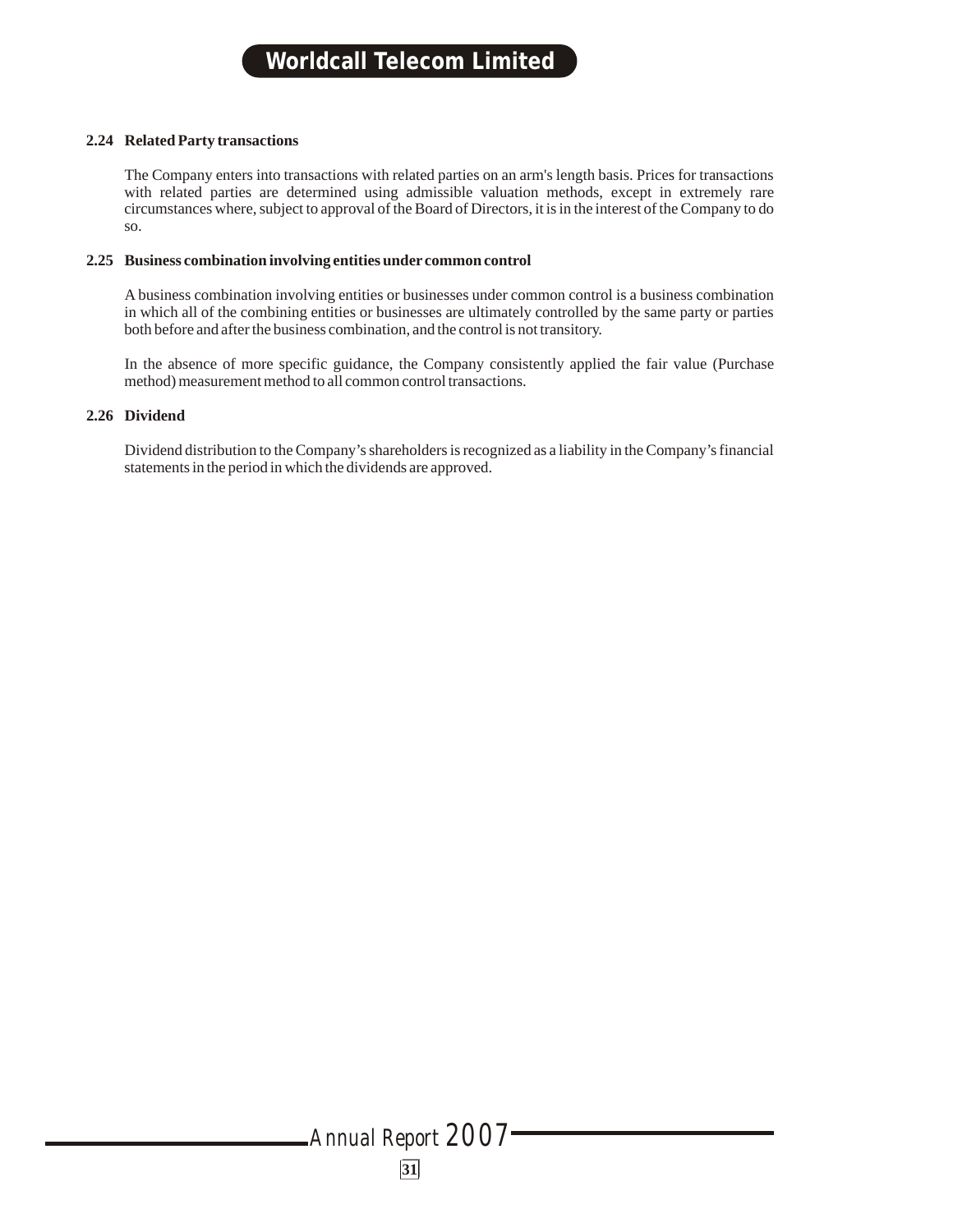### 2.24 Related Party transactions

The Company enters into transactions with related parties on an arm's length basis. Prices for transactions with related parties are determined using admissible valuation methods, except in extremely rare circumstances where, subject to approval of the Board of Directors, it is in the interest of the Company to do so.

### 2.25 Business combination involving entities under common control

A business combination involving entities or businesses under common control is a business combination in which all of the combining entities or businesses are ultimately controlled by the same party or parties both before and after the business combination, and the control is not transitory.

In the absence of more specific guidance, the Company consistently applied the fair value (Purchase method) measurement method to all common control transactions.

### 2.26 Dividend

Dividend distribution to the Company's shareholders is recognized as a liability in the Company's financial statements in the period in which the dividends are approved.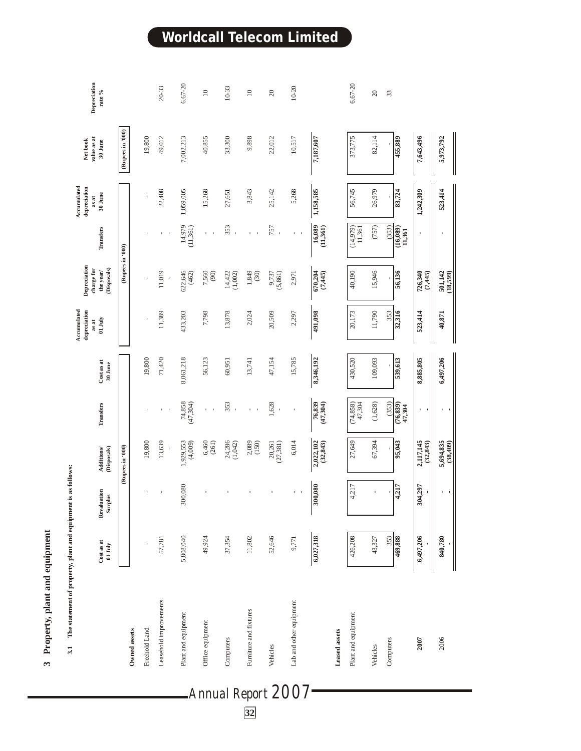## 3 Property, plant and equipment

### 3.1 The statement of property, plant and equipment is as follows:

| | Cost as at 01 July | Revaluation Surplus | Additions/ (Disposals) | Transfers | Cost as at 30 June | Accumulated depreciation as at 01 July | Depreciation charge for the year/ (Disposals) | Transfers | Accumulated depreciation as at 30 June | Net book value as at 30 June | Depreciation rate % |
|---|---|---|---|---|---|---|---|---|---|---|---|
| | | | (Rupees in '000) | | | | (Rupees in '000) | | | (Rupees in '000) | |
| **Owned assets** | | | | | | | | | | | |
| Freehold Land | - | - | 19,800 | - | 19,800 | - | - | - | - | 19,800 | |
| Leasehold improvements | 57,781 | - | 13,639<br>- | -<br>- | 71,420 | 11,389 | 11,019<br>- | -<br>- | 22,408 | 49,012 | 20-33 |
| Plant and equipment | 5,808,040 | 300,080 | 1,929,553<br>(4,009) | 74,858<br>(47,304) | 8,061,218 | 433,203 | 622,646<br>(462) | 14,979<br>(11,361) | 1,059,005 | 7,002,213 | 6.67-20 |
| Office equipment | 49,924 | - | 6,460<br>(261) | -<br>- | 56,123 | 7,798 | 7,560<br>(90) | -<br>- | 15,268 | 40,855 | 10 |
| Computers | 37,354 | - | 24,286<br>(1,042) | 353<br>- | 60,951 | 13,878 | 14,422<br>(1,002) | 353<br>- | 27,651 | 33,300 | 10-33 |
| Furniture and fixtures | 11,802 | - | 2,089<br>(150) | -<br>- | 13,741 | 2,024 | 1,849<br>(30) | -<br>- | 3,843 | 9,898 | 10 |
| Vehicles | 52,646 | - | 20,261<br>(27,381) | 1,628<br>- | 47,154 | 20,509 | 9,737<br>(5,861) | 757<br>- | 25,142 | 22,012 | 20 |
| Lab and other equipment | 9,771 | -<br>- | 6,014 | - | 15,785 | 2,297 | 2,971 | -<br>- | 5,268 | 10,517 | 10-20 |
| | **6,027,318** | **300,080** | **2,022,102<br>(32,843)** | **76,839<br>(47,304)** | **8,346,192** | **491,098** | **670,204<br>(7,445)** | **16,089<br>(11,361)** | **1,158,585** | **7,187,607** | |
| **Leased assets** | | | | | | | | | | | |
| Plant and equipment | 426,208 | 4,217 | 27,649 | (74,858)<br>47,304 | 430,520 | 20,173 | 40,190 | (14,979)<br>11,361 | 56,745 | 373,775 | 6.67-20 |
| Vehicles | 43,327 | - | 67,394 | (1,628) | 109,093 | 11,790 | 15,946 | (757) | 26,979 | 82,114 | 20 |
| Computers | 353 | - | - | (353) | - | 353 | - | (353) | - | - | 33 |
| | **469,888** | **4,217** | **95,043** | **(76,839)<br>47,304** | **539,613** | **32,316** | **56,136** | **(16,089)<br>11,361** | **83,724** | **455,889** | |
| **2007** | **6,497,206**<br>**-** | **304,297**<br>**-** | **2,117,145<br>(32,843)** | **-<br>-** | **8,885,805** | **523,414** | **726,340<br>(7,445)** | **-** | **1,242,309** | **7,643,496** | |
| 2006 | **840,780**<br>**-** | **-<br>-** | **5,694,835<br>(38,409)** | **-<br>-** | **6,497,206** | **40,871** | **501,142<br>(18,599)** | **-** | **523,414** | **5,973,792** | |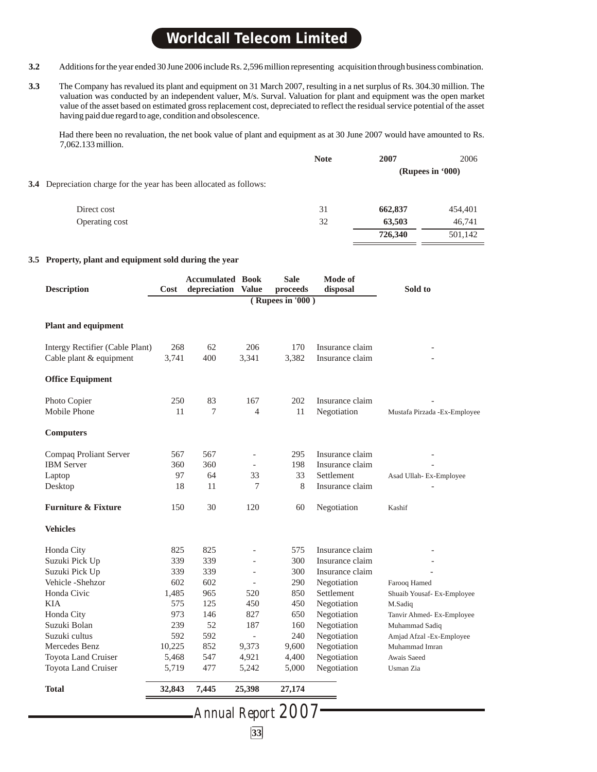**3.2** Additions for the year ended 30 June 2006 include Rs. 2,596 million representing acquisition through business combination.

**3.3** The Company has revalued its plant and equipment on 31 March 2007, resulting in a net surplus of Rs. 304.30 million. The valuation was conducted by an independent valuer, M/s. Surval. Valuation for plant and equipment was the open market value of the asset based on estimated gross replacement cost, depreciated to reflect the residual service potential of the asset having paid due regard to age, condition and obsolescence.

Had there been no revaluation, the net book value of plant and equipment as at 30 June 2007 would have amounted to Rs. 7,062.133 million.

**3.4** Depreciation charge for the year has been allocated as follows:

| | Note | 2007 | 2006 |
|---|---|---|---|
| | | (Rupees in '000) | |
| Direct cost | 31 | **662,837** | 454,401 |
| Operating cost | 32 | **63,503** | 46,741 |
| | | **726,340** | 501,142 |

**3.5 Property, plant and equipment sold during the year**

| Description | Cost | Accumulated depreciation | Book Value | Sale proceeds | Mode of disposal | Sold to |
|---|---|---|---|---|---|---|
| | | | ( Rupees in '000 ) | | | |
| **Plant and equipment** | | | | | | |
| Intergy Rectifier (Cable Plant) | 268 | 62 | 206 | 170 | Insurance claim | - |
| Cable plant & equipment | 3,741 | 400 | 3,341 | 3,382 | Insurance claim | - |
| **Office Equipment** | | | | | | |
| Photo Copier | 250 | 83 | 167 | 202 | Insurance claim | - |
| Mobile Phone | 11 | 7 | 4 | 11 | Negotiation | Mustafa Pirzada -Ex-Employee |
| **Computers** | | | | | | |
| Compaq Proliant Server | 567 | 567 | - | 295 | Insurance claim | - |
| IBM Server | 360 | 360 | - | 198 | Insurance claim | - |
| Laptop | 97 | 64 | 33 | 33 | Settlement | Asad Ullah- Ex-Employee |
| Desktop | 18 | 11 | 7 | 8 | Insurance claim | - |
| **Furniture & Fixture** | 150 | 30 | 120 | 60 | Negotiation | Kashif |
| **Vehicles** | | | | | | |
| Honda City | 825 | 825 | - | 575 | Insurance claim | - |
| Suzuki Pick Up | 339 | 339 | - | 300 | Insurance claim | - |
| Suzuki Pick Up | 339 | 339 | - | 300 | Insurance claim | - |
| Vehicle -Shehzor | 602 | 602 | - | 290 | Negotiation | Farooq Hamed |
| Honda Civic | 1,485 | 965 | 520 | 850 | Settlement | Shuaib Yousaf- Ex-Employee |
| KIA | 575 | 125 | 450 | 450 | Negotiation | M.Sadiq |
| Honda City | 973 | 146 | 827 | 650 | Negotiation | Tanvir Ahmed- Ex-Employee |
| Suzuki Bolan | 239 | 52 | 187 | 160 | Negotiation | Muhammad Sadiq |
| Suzuki cultus | 592 | 592 | - | 240 | Negotiation | Amjad Afzal -Ex-Employee |
| Mercedes Benz | 10,225 | 852 | 9,373 | 9,600 | Negotiation | Muhammad Imran |
| Toyota Land Cruiser | 5,468 | 547 | 4,921 | 4,400 | Negotiation | Awais Saeed |
| Toyota Land Cruiser | 5,719 | 477 | 5,242 | 5,000 | Negotiation | Usman Zia |
| **Total** | **32,843** | **7,445** | **25,398** | **27,174** | | |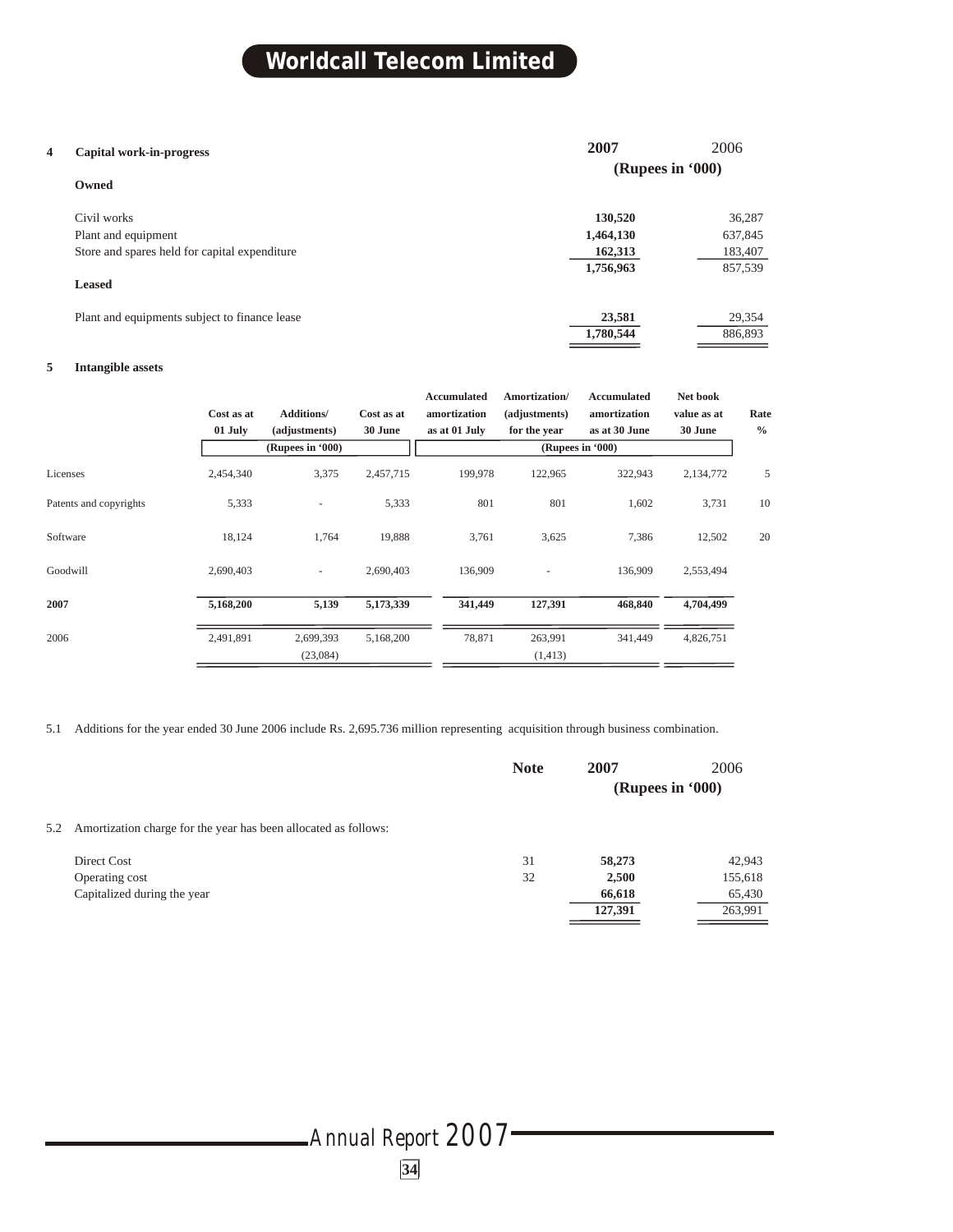## 4 Capital work-in-progress

| | 2007 | 2006 |
|---|---|---|
| | (Rupees in '000) | |
| **Owned** | | |
| Civil works | **130,520** | 36,287 |
| Plant and equipment | **1,464,130** | 637,845 |
| Store and spares held for capital expenditure | **162,313** | 183,407 |
| | **1,756,963** | 857,539 |
| **Leased** | | |
| Plant and equipments subject to finance lease | **23,581** | 29,354 |
| | **1,780,544** | 886,893 |

## 5 Intangible assets

| | Cost as at 01 July | Additions/ (adjustments) | Cost as at 30 June | Accumulated amortization as at 01 July | Amortization/ (adjustments) for the year | Accumulated amortization as at 30 June | Net book value as at 30 June | Rate % |
|---|---|---|---|---|---|---|---|---|
| | (Rupees in '000) | | | (Rupees in '000) | | | | |
| Licenses | 2,454,340 | 3,375 | 2,457,715 | 199,978 | 122,965 | 322,943 | 2,134,772 | 5 |
| Patents and copyrights | 5,333 | - | 5,333 | 801 | 801 | 1,602 | 3,731 | 10 |
| Software | 18,124 | 1,764 | 19,888 | 3,761 | 3,625 | 7,386 | 12,502 | 20 |
| Goodwill | 2,690,403 | - | 2,690,403 | 136,909 | - | 136,909 | 2,553,494 | |
| **2007** | **5,168,200** | **5,139** | **5,173,339** | **341,449** | **127,391** | **468,840** | **4,704,499** | |
| 2006 | 2,491,891 | 2,699,393 | 5,168,200 | 78,871 | 263,991 | 341,449 | 4,826,751 | |
| | | (23,084) | | | (1,413) | | | |

5.1 Additions for the year ended 30 June 2006 include Rs. 2,695.736 million representing acquisition through business combination.

| | Note | 2007 | 2006 |
|---|---|---|---|
| | | (Rupees in '000) | |
| 5.2 Amortization charge for the year has been allocated as follows: | | | |
| Direct Cost | 31 | **58,273** | 42,943 |
| Operating cost | 32 | **2,500** | 155,618 |
| Capitalized during the year | | **66,618** | 65,430 |
| | | **127,391** | 263,991 |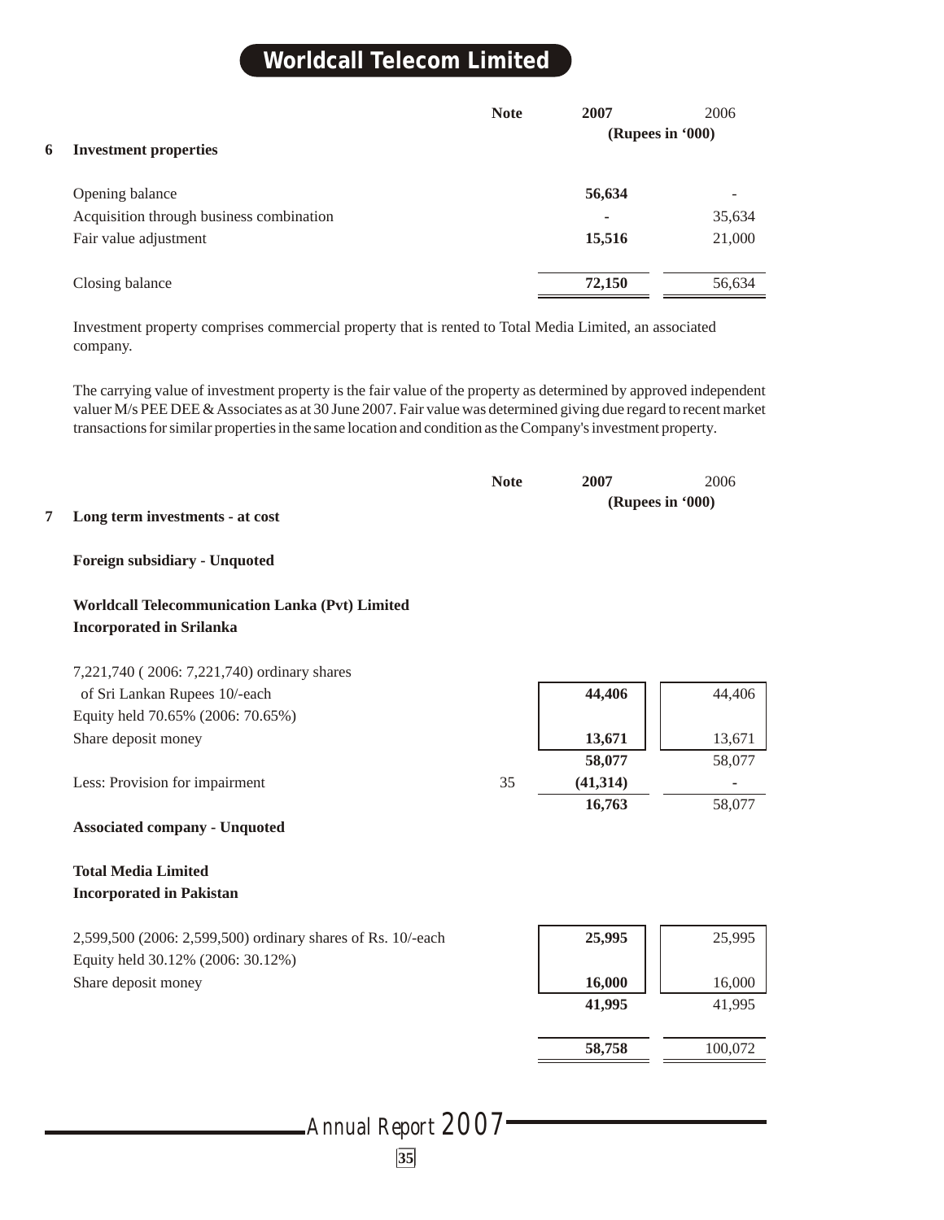## 6 Investment properties

| | Note | 2007 | 2006 |
|---|---|---|---|
| | | (Rupees in '000) | |
| Opening balance | | **56,634** | - |
| Acquisition through business combination | | **-** | 35,634 |
| Fair value adjustment | | **15,516** | 21,000 |
| Closing balance | | **72,150** | 56,634 |

Investment property comprises commercial property that is rented to Total Media Limited, an associated company.

The carrying value of investment property is the fair value of the property as determined by approved independent valuer M/s PEE DEE & Associates as at 30 June 2007. Fair value was determined giving due regard to recent market transactions for similar properties in the same location and condition as the Company's investment property.

## 7 Long term investments - at cost

| | Note | 2007 | 2006 |
|---|---|---|---|
| | | (Rupees in '000) | |
| **Foreign subsidiary - Unquoted** | | | |
| **Worldcall Telecommunication Lanka (Pvt) Limited** | | | |
| **Incorporated in Srilanka** | | | |
| 7,221,740 ( 2006: 7,221,740) ordinary shares of Sri Lankan Rupees 10/-each | | **44,406** | 44,406 |
| Equity held 70.65% (2006: 70.65%) | | | |
| Share deposit money | | **13,671** | 13,671 |
| | | **58,077** | 58,077 |
| Less: Provision for impairment | 35 | **(41,314)** | - |
| | | **16,763** | 58,077 |
| **Associated company - Unquoted** | | | |
| **Total Media Limited** | | | |
| **Incorporated in Pakistan** | | | |
| 2,599,500 (2006: 2,599,500) ordinary shares of Rs. 10/-each | | **25,995** | 25,995 |
| Equity held 30.12% (2006: 30.12%) | | | |
| Share deposit money | | **16,000** | 16,000 |
| | | **41,995** | 41,995 |
| | | **58,758** | 100,072 |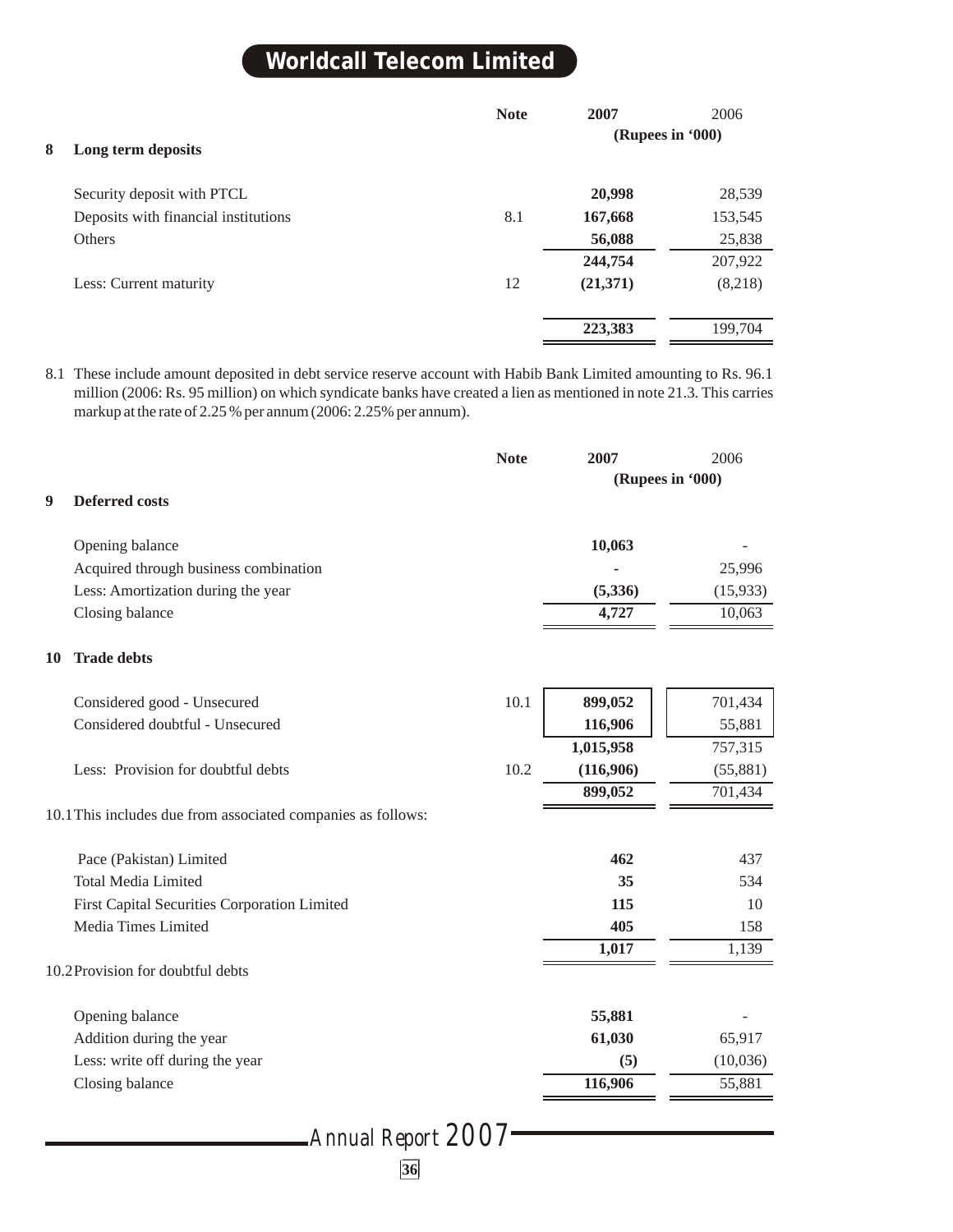| | | Note | 2007 | 2006 |
|---|---|---|---|---|
| | | | (Rupees in '000) | |
| **8** | **Long term deposits** | | | |
| | Security deposit with PTCL | | **20,998** | 28,539 |
| | Deposits with financial institutions | 8.1 | **167,668** | 153,545 |
| | Others | | **56,088** | 25,838 |
| | | | **244,754** | 207,922 |
| | Less: Current maturity | 12 | **(21,371)** | (8,218) |
| | | | **223,383** | 199,704 |

8.1 These include amount deposited in debt service reserve account with Habib Bank Limited amounting to Rs. 96.1 million (2006: Rs. 95 million) on which syndicate banks have created a lien as mentioned in note 21.3. This carries markup at the rate of 2.25 % per annum (2006: 2.25% per annum).

| | | Note | 2007 | 2006 |
|---|---|---|---|---|
| | | | (Rupees in '000) | |
| **9** | **Deferred costs** | | | |
| | Opening balance | | **10,063** | - |
| | Acquired through business combination | | **-** | 25,996 |
| | Less: Amortization during the year | | **(5,336)** | (15,933) |
| | Closing balance | | **4,727** | 10,063 |
| **10** | **Trade debts** | | | |
| | Considered good - Unsecured | 10.1 | **899,052** | 701,434 |
| | Considered doubtful - Unsecured | | **116,906** | 55,881 |
| | | | **1,015,958** | 757,315 |
| | Less: Provision for doubtful debts | 10.2 | **(116,906)** | (55,881) |
| | | | **899,052** | 701,434 |

10.1 This includes due from associated companies as follows:

| | 2007 | 2006 |
|---|---|---|
| Pace (Pakistan) Limited | **462** | 437 |
| Total Media Limited | **35** | 534 |
| First Capital Securities Corporation Limited | **115** | 10 |
| Media Times Limited | **405** | 158 |
| | **1,017** | 1,139 |

10.2 Provision for doubtful debts

| | 2007 | 2006 |
|---|---|---|
| Opening balance | **55,881** | - |
| Addition during the year | **61,030** | 65,917 |
| Less: write off during the year | **(5)** | (10,036) |
| Closing balance | **116,906** | 55,881 |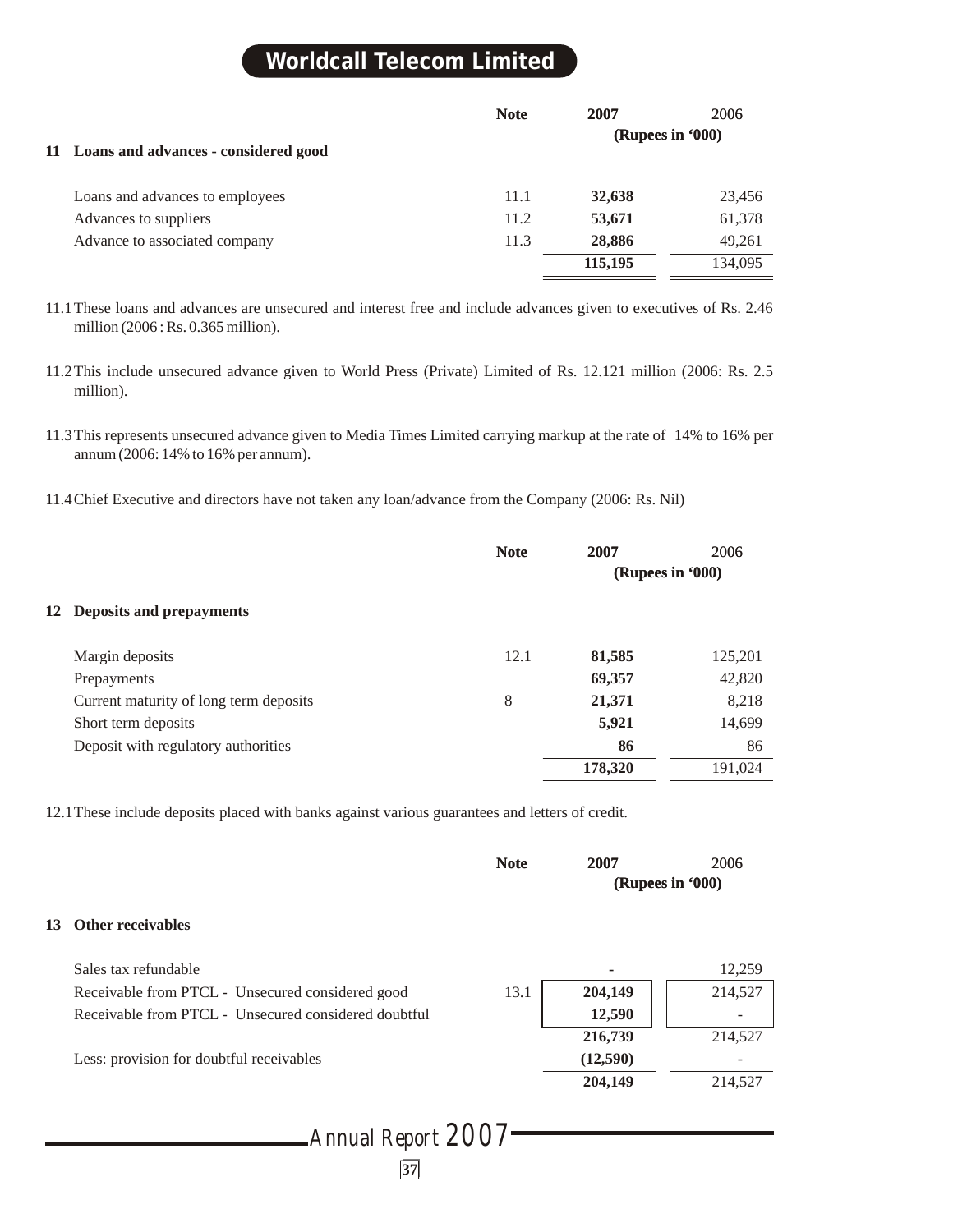| | Note | 2007 | 2006 |
|---|---|---|---|
| | | (Rupees in '000) | |
| **11 Loans and advances - considered good** | | | |
| Loans and advances to employees | 11.1 | **32,638** | 23,456 |
| Advances to suppliers | 11.2 | **53,671** | 61,378 |
| Advance to associated company | 11.3 | **28,886** | 49,261 |
| | | **115,195** | 134,095 |

11.1 These loans and advances are unsecured and interest free and include advances given to executives of Rs. 2.46 million (2006 : Rs. 0.365 million).

11.2 This include unsecured advance given to World Press (Private) Limited of Rs. 12.121 million (2006: Rs. 2.5 million).

11.3 This represents unsecured advance given to Media Times Limited carrying markup at the rate of 14% to 16% per annum (2006: 14% to 16% per annum).

11.4 Chief Executive and directors have not taken any loan/advance from the Company (2006: Rs. Nil)

| | Note | 2007 | 2006 |
|---|---|---|---|
| | | (Rupees in '000) | |
| **12 Deposits and prepayments** | | | |
| Margin deposits | 12.1 | **81,585** | 125,201 |
| Prepayments | | **69,357** | 42,820 |
| Current maturity of long term deposits | 8 | **21,371** | 8,218 |
| Short term deposits | | **5,921** | 14,699 |
| Deposit with regulatory authorities | | **86** | 86 |
| | | **178,320** | 191,024 |

12.1 These include deposits placed with banks against various guarantees and letters of credit.

| | Note | 2007 | 2006 |
|---|---|---|---|
| | | (Rupees in '000) | |
| **13 Other receivables** | | | |
| Sales tax refundable | | - | 12,259 |
| Receivable from PTCL - Unsecured considered good | 13.1 | **204,149** | 214,527 |
| Receivable from PTCL - Unsecured considered doubtful | | **12,590** | - |
| | | **216,739** | 214,527 |
| Less: provision for doubtful receivables | | **(12,590)** | - |
| | | **204,149** | 214,527 |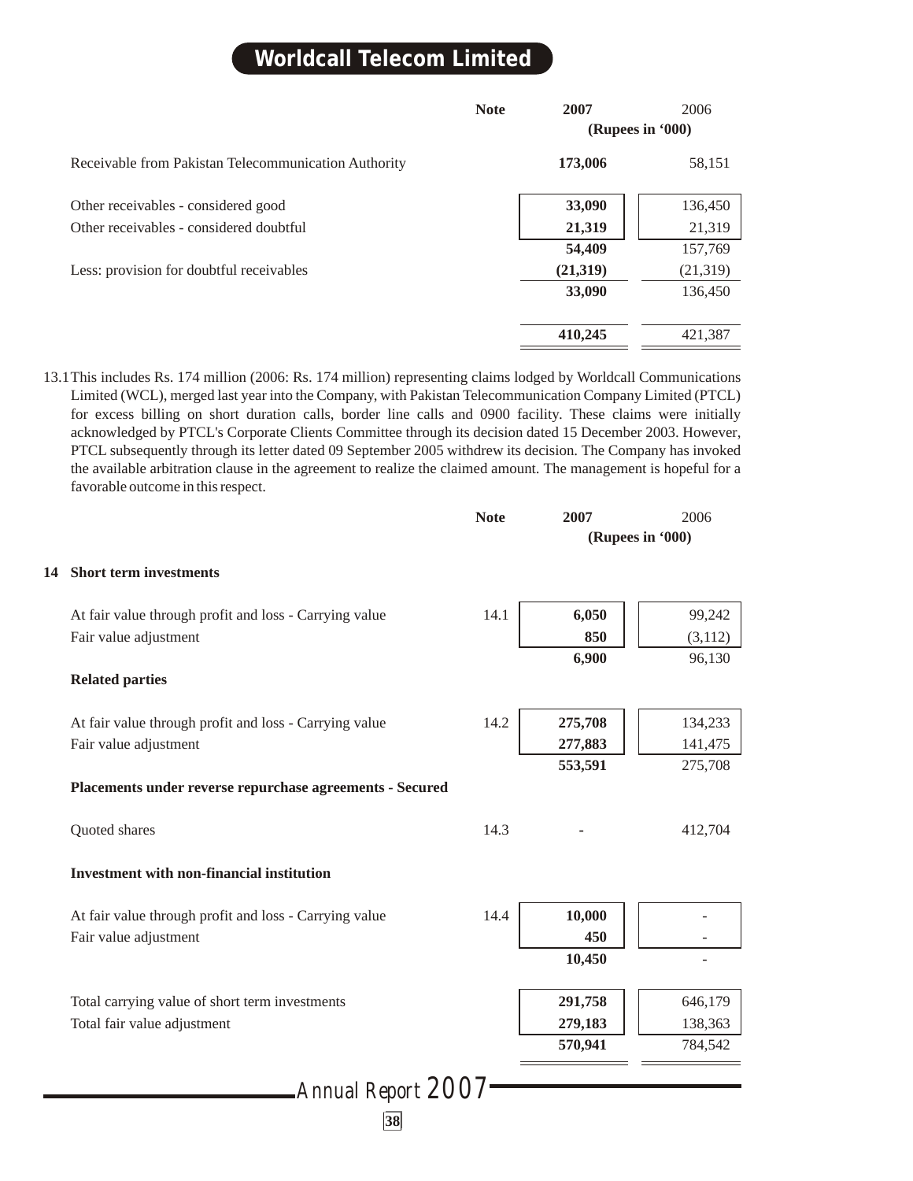| | Note | 2007 | 2006 |
|---|---|---|---|
| | | (Rupees in '000) | |
| Receivable from Pakistan Telecommunication Authority | | 173,006 | 58,151 |
| Other receivables - considered good | | 33,090 | 136,450 |
| Other receivables - considered doubtful | | 21,319 | 21,319 |
| | | 54,409 | 157,769 |
| Less: provision for doubtful receivables | | (21,319) | (21,319) |
| | | 33,090 | 136,450 |
| | | 410,245 | 421,387 |

13.1 This includes Rs. 174 million (2006: Rs. 174 million) representing claims lodged by Worldcall Communications Limited (WCL), merged last year into the Company, with Pakistan Telecommunication Company Limited (PTCL) for excess billing on short duration calls, border line calls and 0900 facility. These claims were initially acknowledged by PTCL's Corporate Clients Committee through its decision dated 15 December 2003. However, PTCL subsequently through its letter dated 09 September 2005 withdrew its decision. The Company has invoked the available arbitration clause in the agreement to realize the claimed amount. The management is hopeful for a favorable outcome in this respect.

## 14 Short term investments

| | Note | 2007 | 2006 |
|---|---|---|---|
| | | (Rupees in '000) | |
| At fair value through profit and loss - Carrying value | 14.1 | 6,050 | 99,242 |
| Fair value adjustment | | 850 | (3,112) |
| | | 6,900 | 96,130 |
| **Related parties** | | | |
| At fair value through profit and loss - Carrying value | 14.2 | 275,708 | 134,233 |
| Fair value adjustment | | 277,883 | 141,475 |
| | | 553,591 | 275,708 |
| **Placements under reverse repurchase agreements - Secured** | | | |
| Quoted shares | 14.3 | - | 412,704 |
| **Investment with non-financial institution** | | | |
| At fair value through profit and loss - Carrying value | 14.4 | 10,000 | - |
| Fair value adjustment | | 450 | - |
| | | 10,450 | - |
| Total carrying value of short term investments | | 291,758 | 646,179 |
| Total fair value adjustment | | 279,183 | 138,363 |
| | | 570,941 | 784,542 |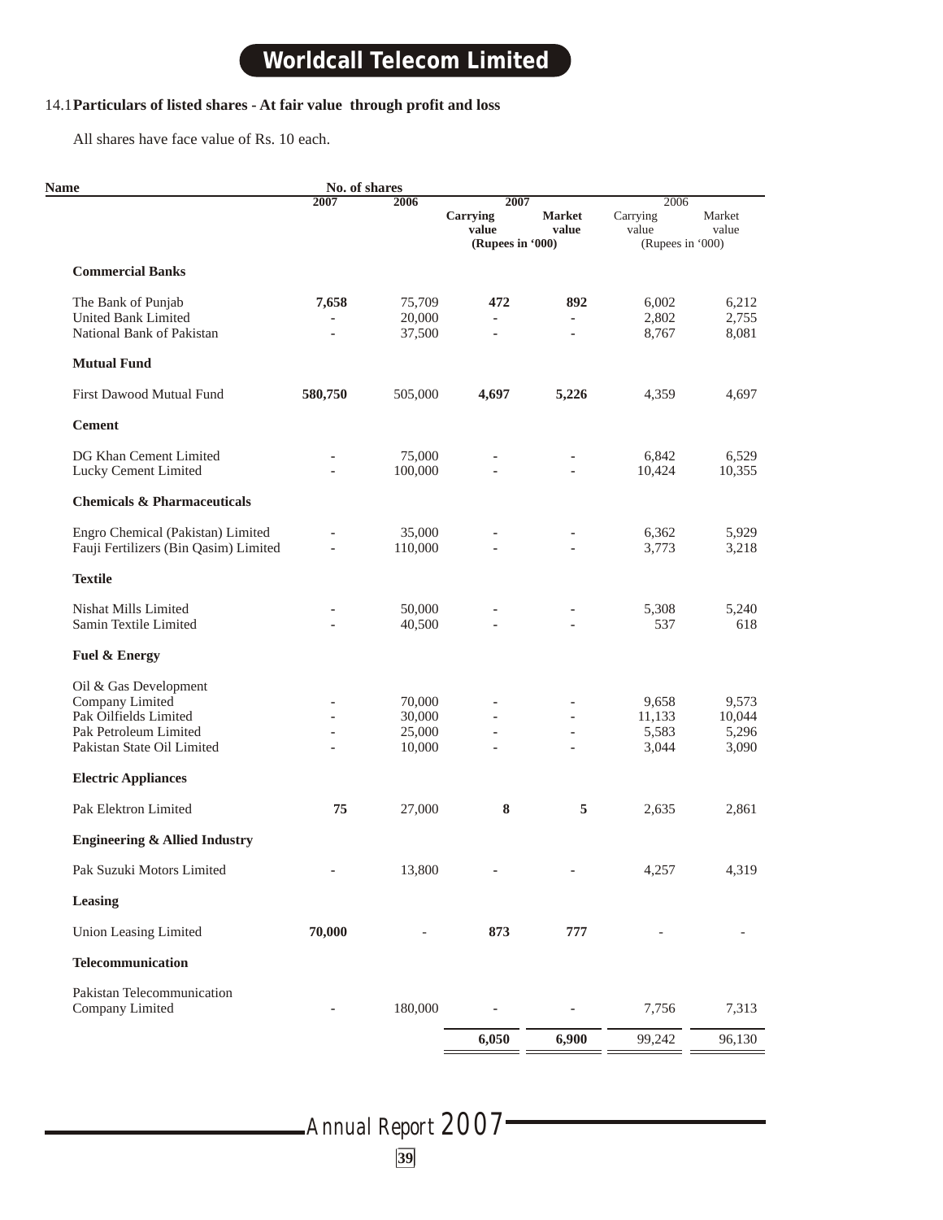### 14.1 Particulars of listed shares - At fair value through profit and loss

All shares have face value of Rs. 10 each.

| Name | No. of shares | | 2007 | | 2006 | |
|---|---|---|---|---|---|---|
| | 2007 | 2006 | Carrying value | Market value | Carrying value | Market value |
| | | | (Rupees in '000) | | (Rupees in '000) | |
| **Commercial Banks** | | | | | | |
| The Bank of Punjab | **7,658** | 75,709 | **472** | **892** | 6,002 | 6,212 |
| United Bank Limited | - | 20,000 | - | - | 2,802 | 2,755 |
| National Bank of Pakistan | - | 37,500 | - | - | 8,767 | 8,081 |
| **Mutual Fund** | | | | | | |
| First Dawood Mutual Fund | **580,750** | 505,000 | **4,697** | **5,226** | 4,359 | 4,697 |
| **Cement** | | | | | | |
| DG Khan Cement Limited | - | 75,000 | - | - | 6,842 | 6,529 |
| Lucky Cement Limited | - | 100,000 | - | - | 10,424 | 10,355 |
| **Chemicals & Pharmaceuticals** | | | | | | |
| Engro Chemical (Pakistan) Limited | - | 35,000 | - | - | 6,362 | 5,929 |
| Fauji Fertilizers (Bin Qasim) Limited | - | 110,000 | - | - | 3,773 | 3,218 |
| **Textile** | | | | | | |
| Nishat Mills Limited | - | 50,000 | - | - | 5,308 | 5,240 |
| Samin Textile Limited | - | 40,500 | - | - | 537 | 618 |
| **Fuel & Energy** | | | | | | |
| Oil & Gas Development Company Limited | - | 70,000 | - | - | 9,658 | 9,573 |
| Pak Oilfields Limited | - | 30,000 | - | - | 11,133 | 10,044 |
| Pak Petroleum Limited | - | 25,000 | - | - | 5,583 | 5,296 |
| Pakistan State Oil Limited | - | 10,000 | - | - | 3,044 | 3,090 |
| **Electric Appliances** | | | | | | |
| Pak Elektron Limited | **75** | 27,000 | **8** | **5** | 2,635 | 2,861 |
| **Engineering & Allied Industry** | | | | | | |
| Pak Suzuki Motors Limited | - | 13,800 | - | - | 4,257 | 4,319 |
| **Leasing** | | | | | | |
| Union Leasing Limited | **70,000** | - | **873** | **777** | - | - |
| **Telecommunication** | | | | | | |
| Pakistan Telecommunication Company Limited | - | 180,000 | - | - | 7,756 | 7,313 |
| | | | **6,050** | **6,900** | 99,242 | 96,130 |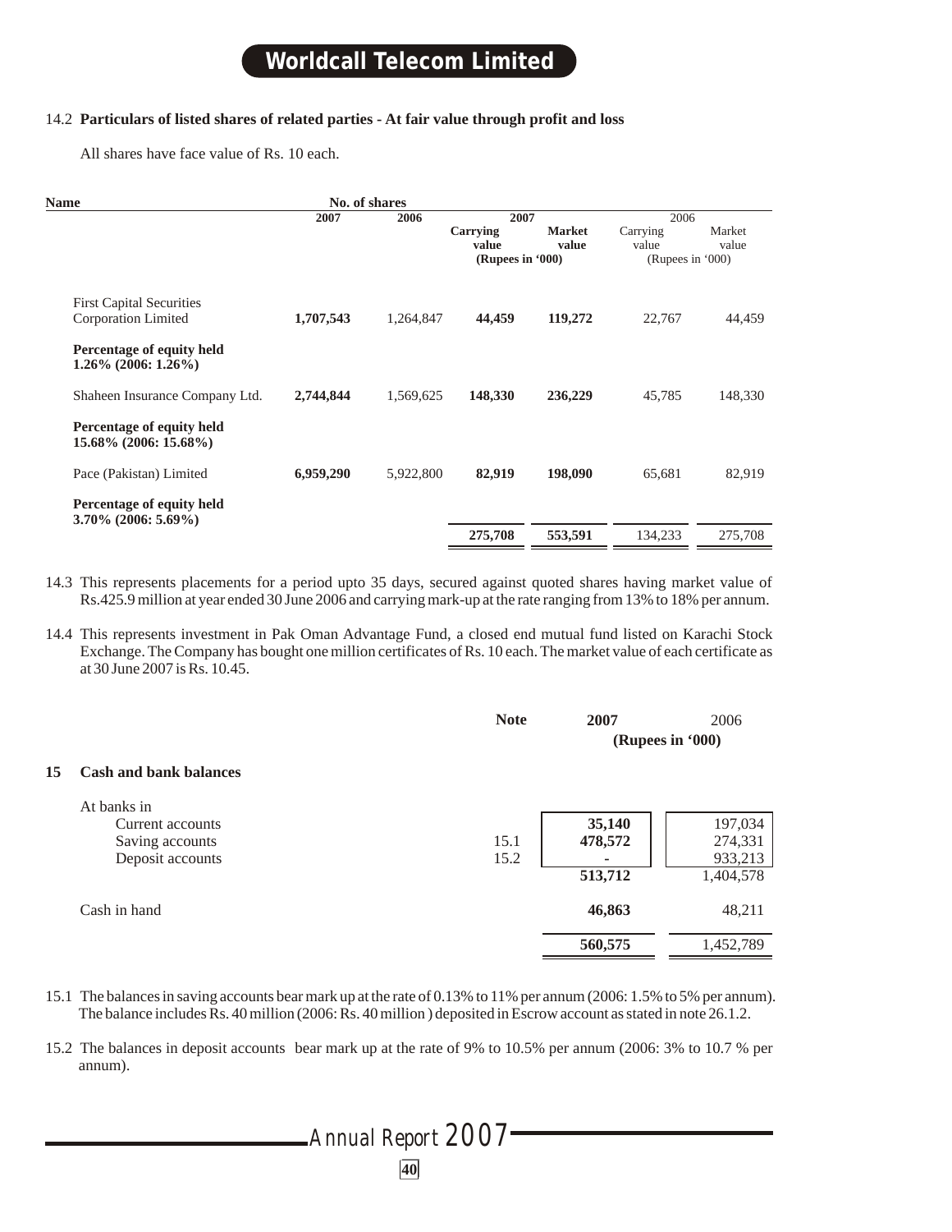14.2 **Particulars of listed shares of related parties - At fair value through profit and loss**

All shares have face value of Rs. 10 each.

| Name | No. of shares | | 2007 | | 2006 | |
|---|---|---|---|---|---|---|
| | 2007 | 2006 | Carrying value | Market value | Carrying value | Market value |
| | | | (Rupees in '000) | | (Rupees in '000) | |
| First Capital Securities Corporation Limited | **1,707,543** | 1,264,847 | **44,459** | **119,272** | 22,767 | 44,459 |
| **Percentage of equity held 1.26% (2006: 1.26%)** | | | | | | |
| Shaheen Insurance Company Ltd. | **2,744,844** | 1,569,625 | **148,330** | **236,229** | 45,785 | 148,330 |
| **Percentage of equity held 15.68% (2006: 15.68%)** | | | | | | |
| Pace (Pakistan) Limited | **6,959,290** | 5,922,800 | **82,919** | **198,090** | 65,681 | 82,919 |
| **Percentage of equity held 3.70% (2006: 5.69%)** | | | | | | |
| | | | **275,708** | **553,591** | 134,233 | 275,708 |

14.3 This represents placements for a period upto 35 days, secured against quoted shares having market value of Rs.425.9 million at year ended 30 June 2006 and carrying mark-up at the rate ranging from 13% to 18% per annum.

14.4 This represents investment in Pak Oman Advantage Fund, a closed end mutual fund listed on Karachi Stock Exchange. The Company has bought one million certificates of Rs. 10 each. The market value of each certificate as at 30 June 2007 is Rs. 10.45.

| | Note | 2007 | 2006 |
|---|---|---|---|
| | | (Rupees in '000) | |
| **15 Cash and bank balances** | | | |
| At banks in | | | |
| Current accounts | | **35,140** | 197,034 |
| Saving accounts | 15.1 | **478,572** | 274,331 |
| Deposit accounts | 15.2 | **-** | 933,213 |
| | | **513,712** | 1,404,578 |
| Cash in hand | | **46,863** | 48,211 |
| | | **560,575** | 1,452,789 |

15.1 The balances in saving accounts bear mark up at the rate of 0.13% to 11% per annum (2006: 1.5% to 5% per annum). The balance includes Rs. 40 million (2006: Rs. 40 million ) deposited in Escrow account as stated in note 26.1.2.

15.2 The balances in deposit accounts bear mark up at the rate of 9% to 10.5% per annum (2006: 3% to 10.7 % per annum).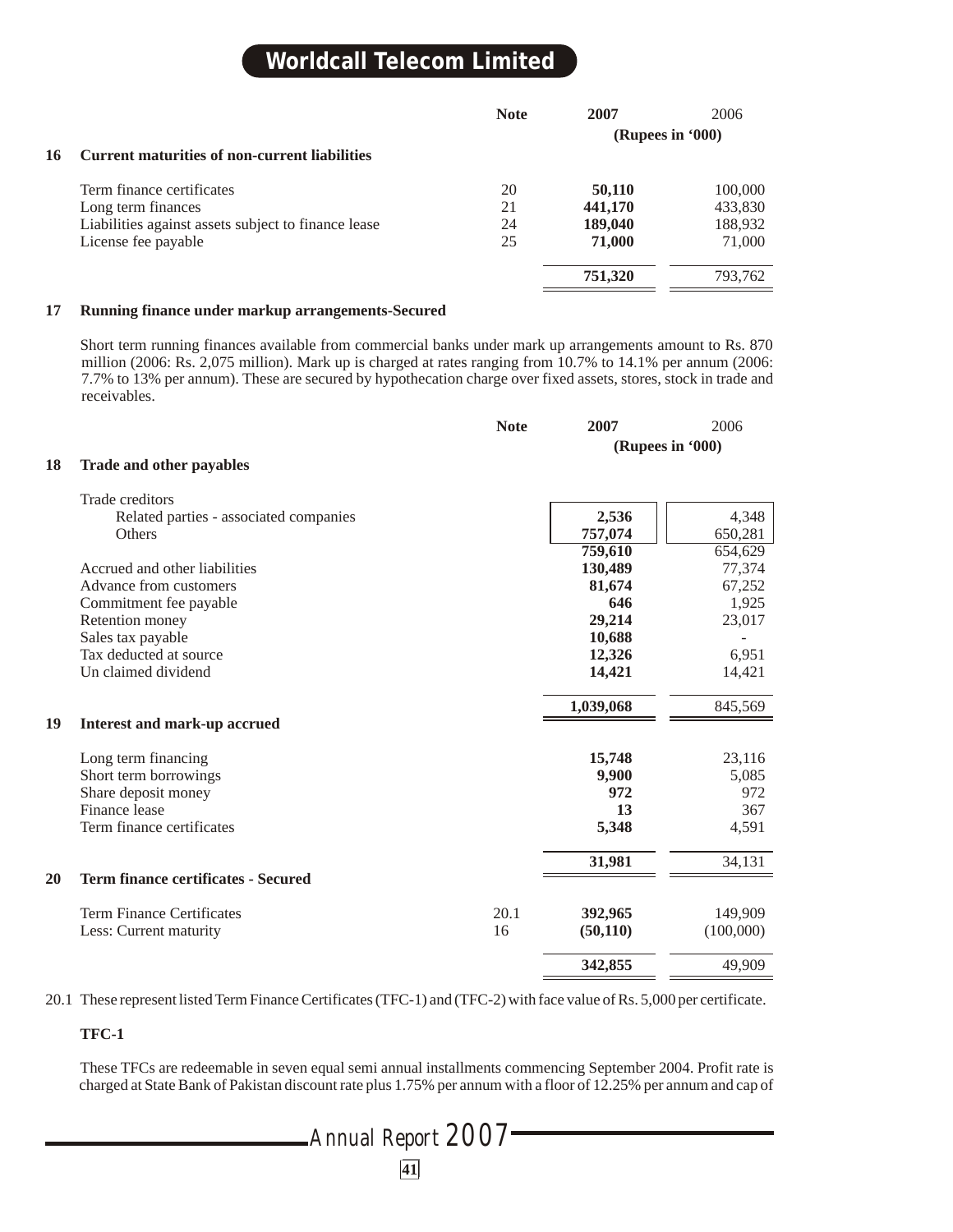| | Note | 2007 | 2006 |
|---|---|---|---|
| | | (Rupees in '000) | |

## 16 Current maturities of non-current liabilities

| | Note | 2007 | 2006 |
|---|---|---|---|
| Term finance certificates | 20 | **50,110** | 100,000 |
| Long term finances | 21 | **441,170** | 433,830 |
| Liabilities against assets subject to finance lease | 24 | **189,040** | 188,932 |
| License fee payable | 25 | **71,000** | 71,000 |
| | | **751,320** | 793,762 |

## 17 Running finance under markup arrangements-Secured

Short term running finances available from commercial banks under mark up arrangements amount to Rs. 870 million (2006: Rs. 2,075 million). Mark up is charged at rates ranging from 10.7% to 14.1% per annum (2006: 7.7% to 13% per annum). These are secured by hypothecation charge over fixed assets, stores, stock in trade and receivables.

| | Note | 2007 | 2006 |
|---|---|---|---|
| | | (Rupees in '000) | |

## 18 Trade and other payables

| | Note | 2007 | 2006 |
|---|---|---|---|
| Trade creditors | | | |
| Related parties - associated companies | | **2,536** | 4,348 |
| Others | | **757,074** | 650,281 |
| | | **759,610** | 654,629 |
| Accrued and other liabilities | | **130,489** | 77,374 |
| Advance from customers | | **81,674** | 67,252 |
| Commitment fee payable | | **646** | 1,925 |
| Retention money | | **29,214** | 23,017 |
| Sales tax payable | | **10,688** | - |
| Tax deducted at source | | **12,326** | 6,951 |
| Un claimed dividend | | **14,421** | 14,421 |
| | | **1,039,068** | 845,569 |

## 19 Interest and mark-up accrued

| | Note | 2007 | 2006 |
|---|---|---|---|
| Long term financing | | **15,748** | 23,116 |
| Short term borrowings | | **9,900** | 5,085 |
| Share deposit money | | **972** | 972 |
| Finance lease | | **13** | 367 |
| Term finance certificates | | **5,348** | 4,591 |
| | | **31,981** | 34,131 |

## 20 Term finance certificates - Secured

| | Note | 2007 | 2006 |
|---|---|---|---|
| Term Finance Certificates | 20.1 | **392,965** | 149,909 |
| Less: Current maturity | 16 | **(50,110)** | (100,000) |
| | | **342,855** | 49,909 |

20.1 These represent listed Term Finance Certificates (TFC-1) and (TFC-2) with face value of Rs. 5,000 per certificate.

**TFC-1**

These TFCs are redeemable in seven equal semi annual installments commencing September 2004. Profit rate is charged at State Bank of Pakistan discount rate plus 1.75% per annum with a floor of 12.25% per annum and cap of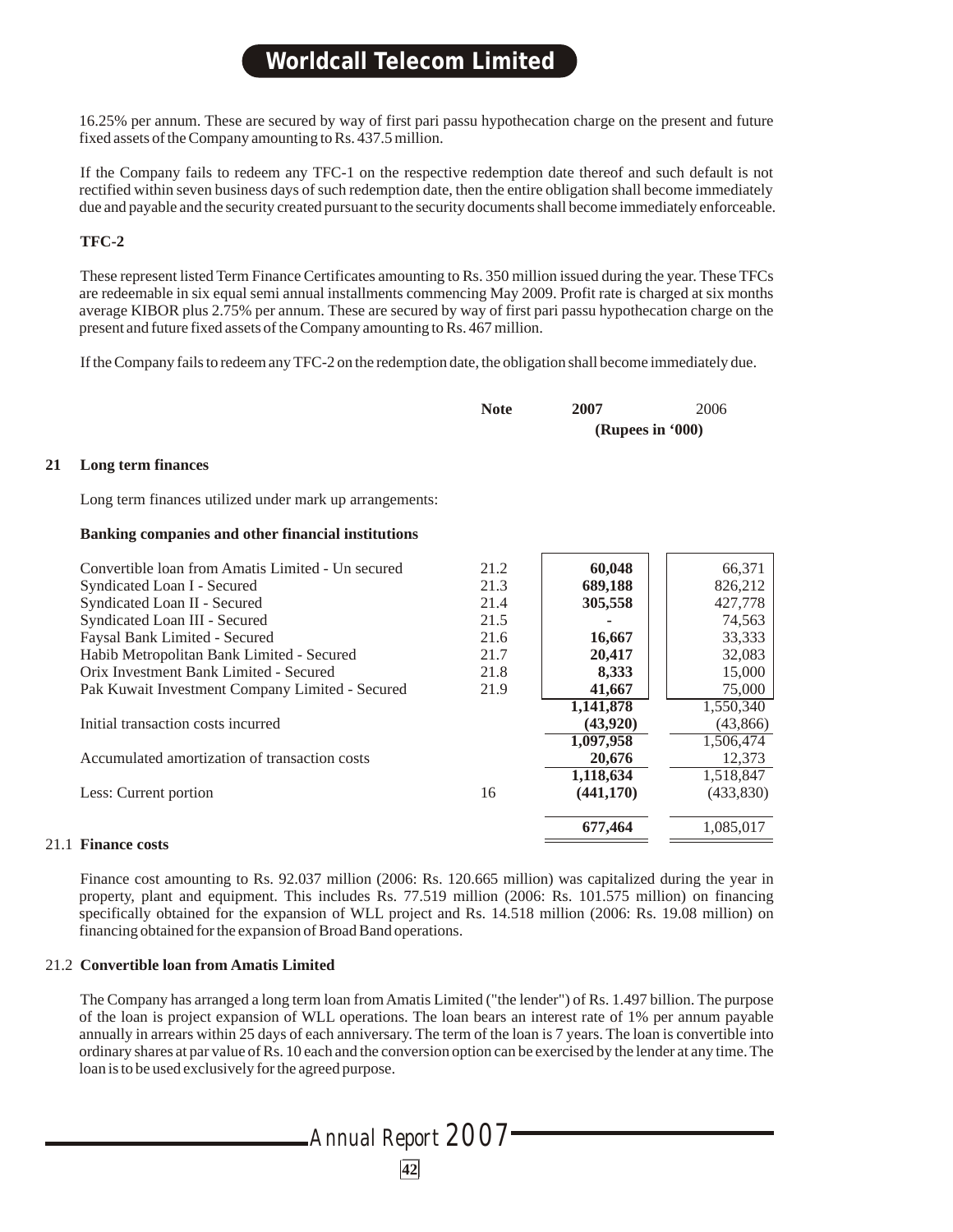16.25% per annum. These are secured by way of first pari passu hypothecation charge on the present and future fixed assets of the Company amounting to Rs. 437.5 million.

If the Company fails to redeem any TFC-1 on the respective redemption date thereof and such default is not rectified within seven business days of such redemption date, then the entire obligation shall become immediately due and payable and the security created pursuant to the security documents shall become immediately enforceable.

**TFC-2**

These represent listed Term Finance Certificates amounting to Rs. 350 million issued during the year. These TFCs are redeemable in six equal semi annual installments commencing May 2009. Profit rate is charged at six months average KIBOR plus 2.75% per annum. These are secured by way of first pari passu hypothecation charge on the present and future fixed assets of the Company amounting to Rs. 467 million.

If the Company fails to redeem any TFC-2 on the redemption date, the obligation shall become immediately due.

## 21 Long term finances

Long term finances utilized under mark up arrangements:

**Banking companies and other financial institutions**

| | Note | 2007 | 2006 |
|---|---|---|---|
| | | (Rupees in '000) | |
| Convertible loan from Amatis Limited - Un secured | 21.2 | **60,048** | 66,371 |
| Syndicated Loan I - Secured | 21.3 | **689,188** | 826,212 |
| Syndicated Loan II - Secured | 21.4 | **305,558** | 427,778 |
| Syndicated Loan III - Secured | 21.5 | **-** | 74,563 |
| Faysal Bank Limited - Secured | 21.6 | **16,667** | 33,333 |
| Habib Metropolitan Bank Limited - Secured | 21.7 | **20,417** | 32,083 |
| Orix Investment Bank Limited - Secured | 21.8 | **8,333** | 15,000 |
| Pak Kuwait Investment Company Limited - Secured | 21.9 | **41,667** | 75,000 |
| | | **1,141,878** | 1,550,340 |
| Initial transaction costs incurred | | **(43,920)** | (43,866) |
| | | **1,097,958** | 1,506,474 |
| Accumulated amortization of transaction costs | | **20,676** | 12,373 |
| | | **1,118,634** | 1,518,847 |
| Less: Current portion | 16 | **(441,170)** | (433,830) |
| | | **677,464** | 1,085,017 |

### 21.1 Finance costs

Finance cost amounting to Rs. 92.037 million (2006: Rs. 120.665 million) was capitalized during the year in property, plant and equipment. This includes Rs. 77.519 million (2006: Rs. 101.575 million) on financing specifically obtained for the expansion of WLL project and Rs. 14.518 million (2006: Rs. 19.08 million) on financing obtained for the expansion of Broad Band operations.

### 21.2 Convertible loan from Amatis Limited

The Company has arranged a long term loan from Amatis Limited ("the lender") of Rs. 1.497 billion. The purpose of the loan is project expansion of WLL operations. The loan bears an interest rate of 1% per annum payable annually in arrears within 25 days of each anniversary. The term of the loan is 7 years. The loan is convertible into ordinary shares at par value of Rs. 10 each and the conversion option can be exercised by the lender at any time. The loan is to be used exclusively for the agreed purpose.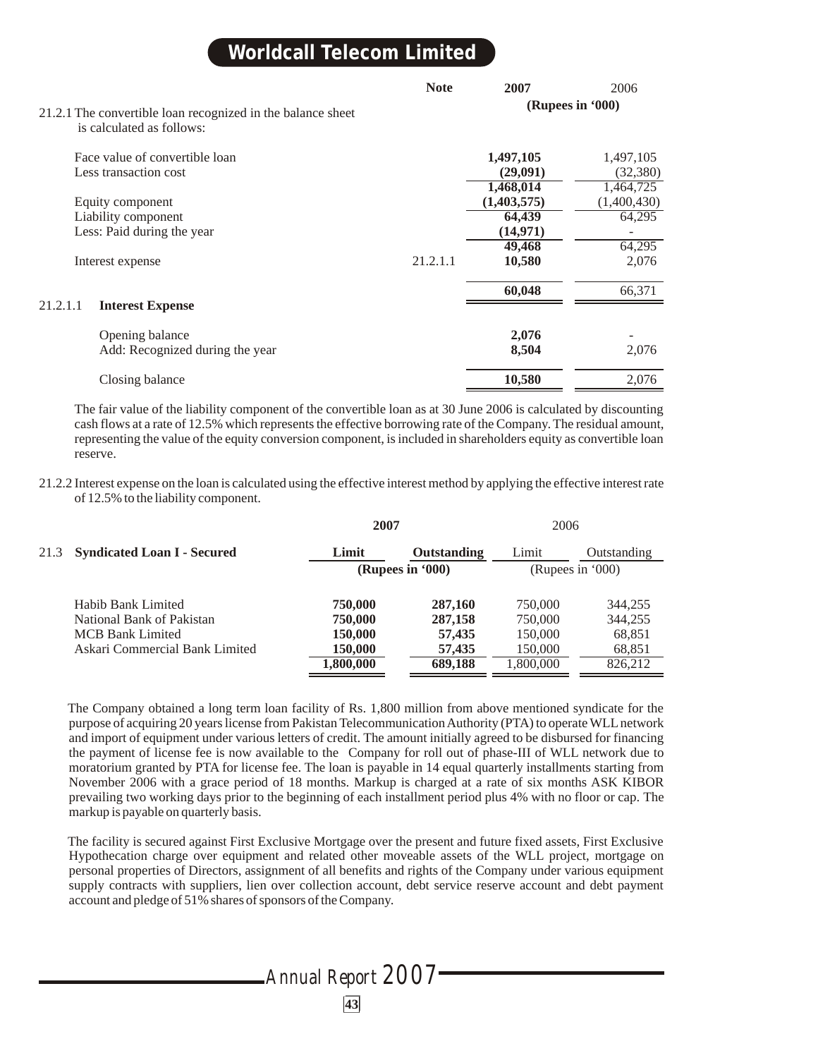| | Note | 2007 | 2006 |
|---|---|---|---|
| **21.2.1 The convertible loan recognized in the balance sheet is calculated as follows:** | | **(Rupees in '000)** | |
| Face value of convertible loan | | **1,497,105** | 1,497,105 |
| Less transaction cost | | **(29,091)** | (32,380) |
| | | **1,468,014** | 1,464,725 |
| Equity component | | **(1,403,575)** | (1,400,430) |
| Liability component | | **64,439** | 64,295 |
| Less: Paid during the year | | **(14,971)** | - |
| | | **49,468** | 64,295 |
| Interest expense | 21.2.1.1 | **10,580** | 2,076 |
| | | **60,048** | 66,371 |

**21.2.1.1 Interest Expense**

| | 2007 | 2006 |
|---|---|---|
| Opening balance | **2,076** | - |
| Add: Recognized during the year | **8,504** | 2,076 |
| Closing balance | **10,580** | 2,076 |

The fair value of the liability component of the convertible loan as at 30 June 2006 is calculated by discounting cash flows at a rate of 12.5% which represents the effective borrowing rate of the Company. The residual amount, representing the value of the equity conversion component, is included in shareholders equity as convertible loan reserve.

21.2.2 Interest expense on the loan is calculated using the effective interest method by applying the effective interest rate of 12.5% to the liability component.

## 21.3 Syndicated Loan I - Secured

| | **2007** | | 2006 | |
|---|---|---|---|---|
| | **Limit** | **Outstanding** | Limit | Outstanding |
| | **(Rupees in '000)** | | (Rupees in '000) | |
| Habib Bank Limited | **750,000** | **287,160** | 750,000 | 344,255 |
| National Bank of Pakistan | **750,000** | **287,158** | 750,000 | 344,255 |
| MCB Bank Limited | **150,000** | **57,435** | 150,000 | 68,851 |
| Askari Commercial Bank Limited | **150,000** | **57,435** | 150,000 | 68,851 |
| | **1,800,000** | **689,188** | 1,800,000 | 826,212 |

The Company obtained a long term loan facility of Rs. 1,800 million from above mentioned syndicate for the purpose of acquiring 20 years license from Pakistan Telecommunication Authority (PTA) to operate WLL network and import of equipment under various letters of credit. The amount initially agreed to be disbursed for financing the payment of license fee is now available to the Company for roll out of phase-III of WLL network due to moratorium granted by PTA for license fee. The loan is payable in 14 equal quarterly installments starting from November 2006 with a grace period of 18 months. Markup is charged at a rate of six months ASK KIBOR prevailing two working days prior to the beginning of each installment period plus 4% with no floor or cap. The markup is payable on quarterly basis.

The facility is secured against First Exclusive Mortgage over the present and future fixed assets, First Exclusive Hypothecation charge over equipment and related other moveable assets of the WLL project, mortgage on personal properties of Directors, assignment of all benefits and rights of the Company under various equipment supply contracts with suppliers, lien over collection account, debt service reserve account and debt payment account and pledge of 51% shares of sponsors of the Company.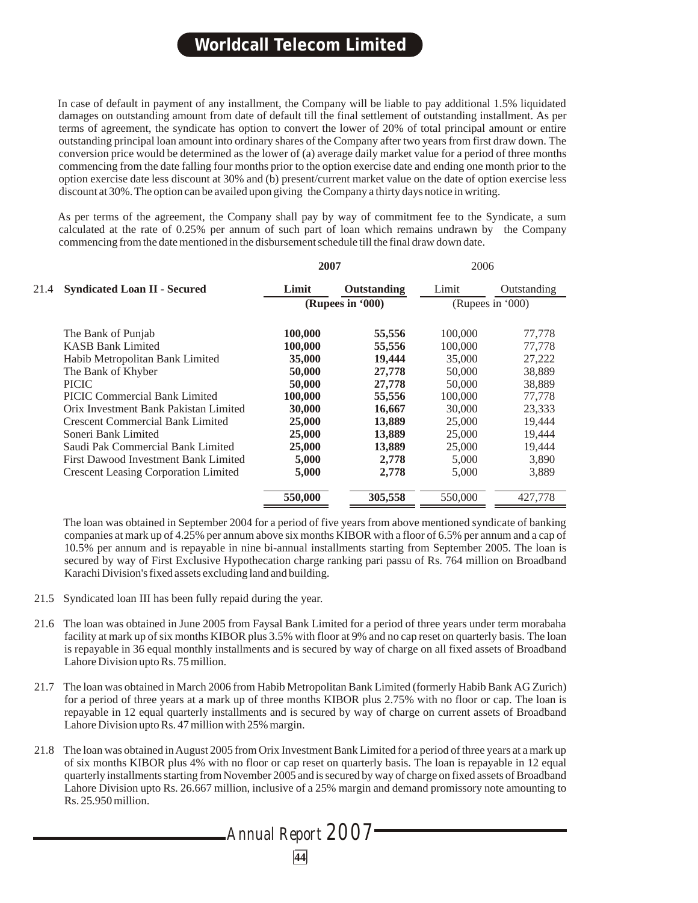In case of default in payment of any installment, the Company will be liable to pay additional 1.5% liquidated damages on outstanding amount from date of default till the final settlement of outstanding installment. As per terms of agreement, the syndicate has option to convert the lower of 20% of total principal amount or entire outstanding principal loan amount into ordinary shares of the Company after two years from first draw down. The conversion price would be determined as the lower of (a) average daily market value for a period of three months commencing from the date falling four months prior to the option exercise date and ending one month prior to the option exercise date less discount at 30% and (b) present/current market value on the date of option exercise less discount at 30%. The option can be availed upon giving the Company a thirty days notice in writing.

As per terms of the agreement, the Company shall pay by way of commitment fee to the Syndicate, a sum calculated at the rate of 0.25% per annum of such part of loan which remains undrawn by the Company commencing from the date mentioned in the disbursement schedule till the final draw down date.

| 21.4 Syndicated Loan II - Secured | 2007 | | 2006 | |
|---|---|---|---|---|
| | **Limit** | **Outstanding** | Limit | Outstanding |
| | **(Rupees in '000)** | | (Rupees in '000) | |
| The Bank of Punjab | **100,000** | **55,556** | 100,000 | 77,778 |
| KASB Bank Limited | **100,000** | **55,556** | 100,000 | 77,778 |
| Habib Metropolitan Bank Limited | **35,000** | **19,444** | 35,000 | 27,222 |
| The Bank of Khyber | **50,000** | **27,778** | 50,000 | 38,889 |
| PICIC | **50,000** | **27,778** | 50,000 | 38,889 |
| PICIC Commercial Bank Limited | **100,000** | **55,556** | 100,000 | 77,778 |
| Orix Investment Bank Pakistan Limited | **30,000** | **16,667** | 30,000 | 23,333 |
| Crescent Commercial Bank Limited | **25,000** | **13,889** | 25,000 | 19,444 |
| Soneri Bank Limited | **25,000** | **13,889** | 25,000 | 19,444 |
| Saudi Pak Commercial Bank Limited | **25,000** | **13,889** | 25,000 | 19,444 |
| First Dawood Investment Bank Limited | **5,000** | **2,778** | 5,000 | 3,890 |
| Crescent Leasing Corporation Limited | **5,000** | **2,778** | 5,000 | 3,889 |
| | **550,000** | **305,558** | 550,000 | 427,778 |

The loan was obtained in September 2004 for a period of five years from above mentioned syndicate of banking companies at mark up of 4.25% per annum above six months KIBOR with a floor of 6.5% per annum and a cap of 10.5% per annum and is repayable in nine bi-annual installments starting from September 2005. The loan is secured by way of First Exclusive Hypothecation charge ranking pari passu of Rs. 764 million on Broadband Karachi Division's fixed assets excluding land and building.

21.5 Syndicated loan III has been fully repaid during the year.

21.6 The loan was obtained in June 2005 from Faysal Bank Limited for a period of three years under term morabaha facility at mark up of six months KIBOR plus 3.5% with floor at 9% and no cap reset on quarterly basis. The loan is repayable in 36 equal monthly installments and is secured by way of charge on all fixed assets of Broadband Lahore Division upto Rs. 75 million.

21.7 The loan was obtained in March 2006 from Habib Metropolitan Bank Limited (formerly Habib Bank AG Zurich) for a period of three years at a mark up of three months KIBOR plus 2.75% with no floor or cap. The loan is repayable in 12 equal quarterly installments and is secured by way of charge on current assets of Broadband Lahore Division upto Rs. 47 million with 25% margin.

21.8 The loan was obtained in August 2005 from Orix Investment Bank Limited for a period of three years at a mark up of six months KIBOR plus 4% with no floor or cap reset on quarterly basis. The loan is repayable in 12 equal quarterly installments starting from November 2005 and is secured by way of charge on fixed assets of Broadband Lahore Division upto Rs. 26.667 million, inclusive of a 25% margin and demand promissory note amounting to Rs. 25.950 million.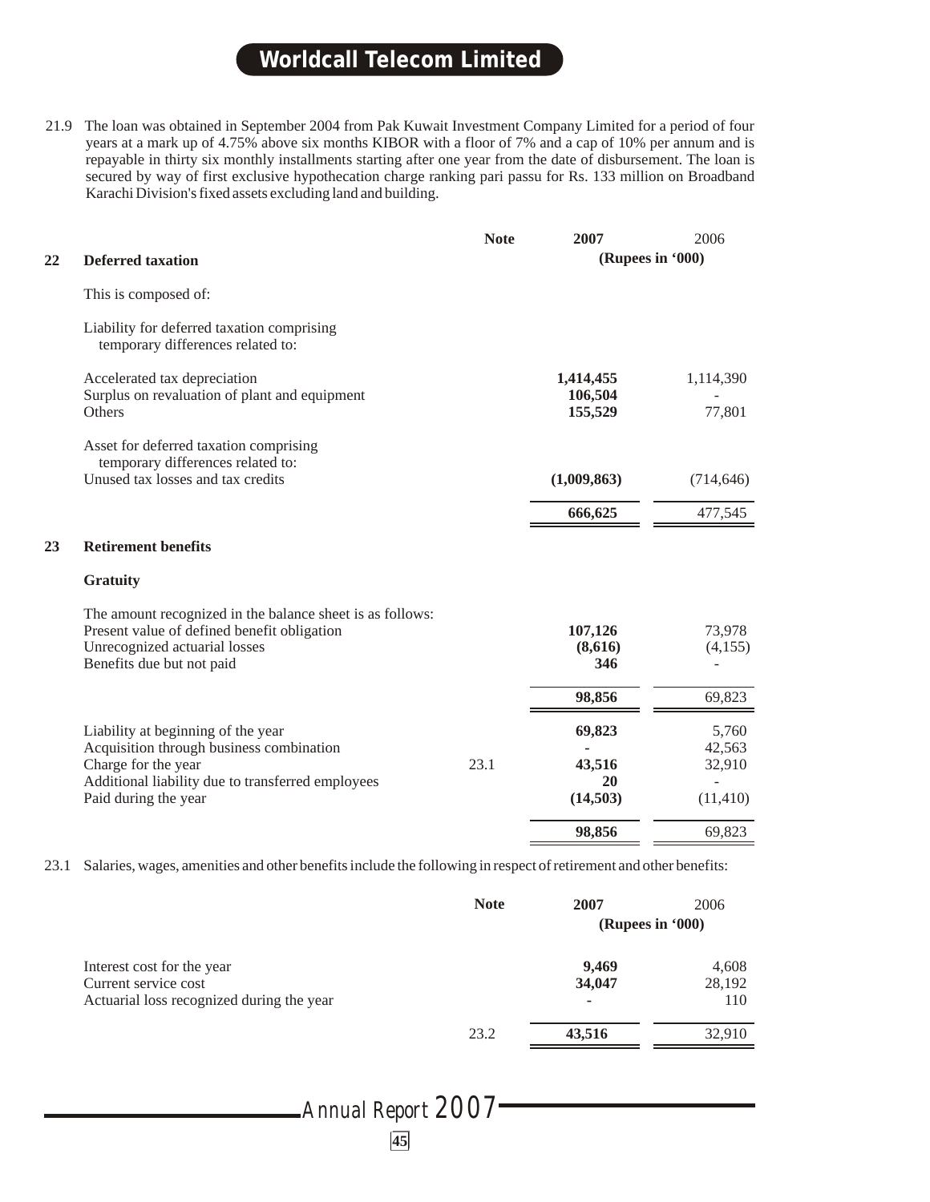21.9 The loan was obtained in September 2004 from Pak Kuwait Investment Company Limited for a period of four years at a mark up of 4.75% above six months KIBOR with a floor of 7% and a cap of 10% per annum and is repayable in thirty six monthly installments starting after one year from the date of disbursement. The loan is secured by way of first exclusive hypothecation charge ranking pari passu for Rs. 133 million on Broadband Karachi Division's fixed assets excluding land and building.

| | | Note | 2007 | 2006 |
|---|---|---|---|---|
| | | | (Rupees in '000) | |
| **22** | **Deferred taxation** | | | |
| | This is composed of: | | | |
| | Liability for deferred taxation comprising temporary differences related to: | | | |
| | Accelerated tax depreciation | | **1,414,455** | 1,114,390 |
| | Surplus on revaluation of plant and equipment | | **106,504** | - |
| | Others | | **155,529** | 77,801 |
| | Asset for deferred taxation comprising temporary differences related to: | | | |
| | Unused tax losses and tax credits | | **(1,009,863)** | (714,646) |
| | | | **666,625** | 477,545 |
| **23** | **Retirement benefits** | | | |
| | **Gratuity** | | | |
| | The amount recognized in the balance sheet is as follows: | | | |
| | Present value of defined benefit obligation | | **107,126** | 73,978 |
| | Unrecognized actuarial losses | | **(8,616)** | (4,155) |
| | Benefits due but not paid | | **346** | - |
| | | | **98,856** | 69,823 |
| | Liability at beginning of the year | | **69,823** | 5,760 |
| | Acquisition through business combination | | **-** | 42,563 |
| | Charge for the year | 23.1 | **43,516** | 32,910 |
| | Additional liability due to transferred employees | | **20** | - |
| | Paid during the year | | **(14,503)** | (11,410) |
| | | | **98,856** | 69,823 |

23.1 Salaries, wages, amenities and other benefits include the following in respect of retirement and other benefits:

| | Note | 2007 | 2006 |
|---|---|---|---|
| | | (Rupees in '000) | |
| Interest cost for the year | | **9,469** | 4,608 |
| Current service cost | | **34,047** | 28,192 |
| Actuarial loss recognized during the year | | **-** | 110 |
| | 23.2 | **43,516** | 32,910 |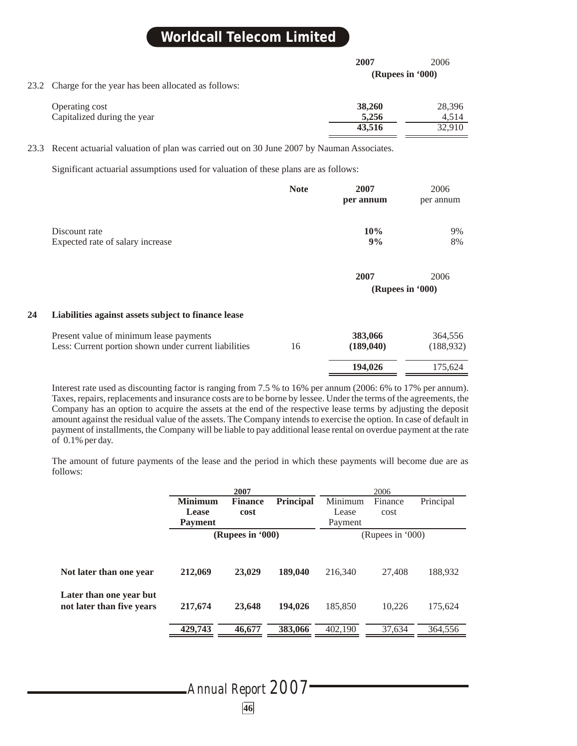| | 2007 | 2006 |
|---|---|---|
| | (Rupees in '000) | |

23.2 Charge for the year has been allocated as follows:

| | 2007 | 2006 |
|---|---|---|
| Operating cost | **38,260** | 28,396 |
| Capitalized during the year | **5,256** | 4,514 |
| | **43,516** | 32,910 |

23.3 Recent actuarial valuation of plan was carried out on 30 June 2007 by Nauman Associates.

Significant actuarial assumptions used for valuation of these plans are as follows:

| | Note | 2007 per annum | 2006 per annum |
|---|---|---|---|
| Discount rate | | **10%** | 9% |
| Expected rate of salary increase | | **9%** | 8% |

## 24 Liabilities against assets subject to finance lease

| | Note | 2007 | 2006 |
|---|---|---|---|
| | | (Rupees in '000) | |
| Present value of minimum lease payments | | **383,066** | 364,556 |
| Less: Current portion shown under current liabilities | 16 | **(189,040)** | (188,932) |
| | | **194,026** | 175,624 |

Interest rate used as discounting factor is ranging from 7.5 % to 16% per annum (2006: 6% to 17% per annum). Taxes, repairs, replacements and insurance costs are to be borne by lessee. Under the terms of the agreements, the Company has an option to acquire the assets at the end of the respective lease terms by adjusting the deposit amount against the residual value of the assets. The Company intends to exercise the option. In case of default in payment of installments, the Company will be liable to pay additional lease rental on overdue payment at the rate of 0.1% per day.

The amount of future payments of the lease and the period in which these payments will become due are as follows:

| | 2007 | | | 2006 | | |
|---|---|---|---|---|---|---|
| | **Minimum Lease Payment** | **Finance cost** | **Principal** | Minimum Lease Payment | Finance cost | Principal |
| | (Rupees in '000) | | | (Rupees in '000) | | |
| **Not later than one year** | **212,069** | **23,029** | **189,040** | 216,340 | 27,408 | 188,932 |
| **Later than one year but not later than five years** | **217,674** | **23,648** | **194,026** | 185,850 | 10,226 | 175,624 |
| | **429,743** | **46,677** | **383,066** | 402,190 | 37,634 | 364,556 |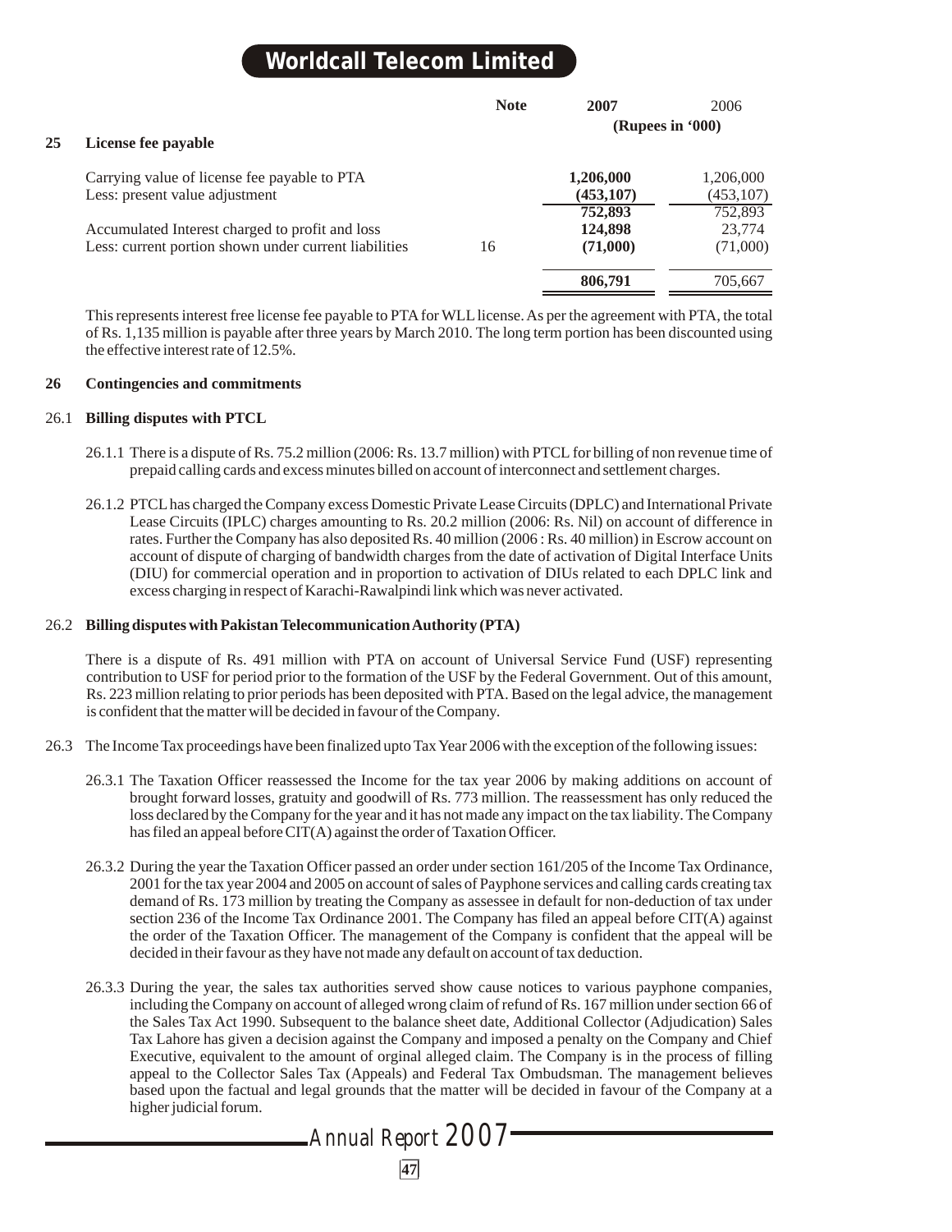| | | Note | 2007 | 2006 |
|---|---|---|---|---|
| | | | (Rupees in '000) | |
| **25** | **License fee payable** | | | |
| | Carrying value of license fee payable to PTA | | **1,206,000** | 1,206,000 |
| | Less: present value adjustment | | **(453,107)** | (453,107) |
| | | | **752,893** | 752,893 |
| | Accumulated Interest charged to profit and loss | | **124,898** | 23,774 |
| | Less: current portion shown under current liabilities | 16 | **(71,000)** | (71,000) |
| | | | **806,791** | 705,667 |

This represents interest free license fee payable to PTA for WLL license. As per the agreement with PTA, the total of Rs. 1,135 million is payable after three years by March 2010. The long term portion has been discounted using the effective interest rate of 12.5%.

## 26 Contingencies and commitments

### 26.1 Billing disputes with PTCL

26.1.1 There is a dispute of Rs. 75.2 million (2006: Rs. 13.7 million) with PTCL for billing of non revenue time of prepaid calling cards and excess minutes billed on account of interconnect and settlement charges.

26.1.2 PTCL has charged the Company excess Domestic Private Lease Circuits (DPLC) and International Private Lease Circuits (IPLC) charges amounting to Rs. 20.2 million (2006: Rs. Nil) on account of difference in rates. Further the Company has also deposited Rs. 40 million (2006 : Rs. 40 million) in Escrow account on account of dispute of charging of bandwidth charges from the date of activation of Digital Interface Units (DIU) for commercial operation and in proportion to activation of DIUs related to each DPLC link and excess charging in respect of Karachi-Rawalpindi link which was never activated.

### 26.2 Billing disputes with Pakistan Telecommunication Authority (PTA)

There is a dispute of Rs. 491 million with PTA on account of Universal Service Fund (USF) representing contribution to USF for period prior to the formation of the USF by the Federal Government. Out of this amount, Rs. 223 million relating to prior periods has been deposited with PTA. Based on the legal advice, the management is confident that the matter will be decided in favour of the Company.

26.3 The Income Tax proceedings have been finalized upto Tax Year 2006 with the exception of the following issues:

26.3.1 The Taxation Officer reassessed the Income for the tax year 2006 by making additions on account of brought forward losses, gratuity and goodwill of Rs. 773 million. The reassessment has only reduced the loss declared by the Company for the year and it has not made any impact on the tax liability. The Company has filed an appeal before CIT(A) against the order of Taxation Officer.

26.3.2 During the year the Taxation Officer passed an order under section 161/205 of the Income Tax Ordinance, 2001 for the tax year 2004 and 2005 on account of sales of Payphone services and calling cards creating tax demand of Rs. 173 million by treating the Company as assessee in default for non-deduction of tax under section 236 of the Income Tax Ordinance 2001. The Company has filed an appeal before CIT(A) against the order of the Taxation Officer. The management of the Company is confident that the appeal will be decided in their favour as they have not made any default on account of tax deduction.

26.3.3 During the year, the sales tax authorities served show cause notices to various payphone companies, including the Company on account of alleged wrong claim of refund of Rs. 167 million under section 66 of the Sales Tax Act 1990. Subsequent to the balance sheet date, Additional Collector (Adjudication) Sales Tax Lahore has given a decision against the Company and imposed a penalty on the Company and Chief Executive, equivalent to the amount of orginal alleged claim. The Company is in the process of filling appeal to the Collector Sales Tax (Appeals) and Federal Tax Ombudsman. The management believes based upon the factual and legal grounds that the matter will be decided in favour of the Company at a higher judicial forum.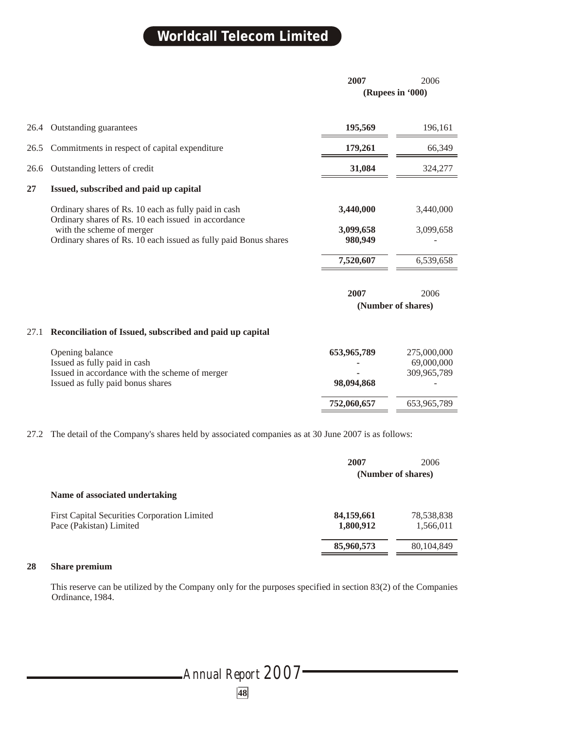| | | 2007 | 2006 |
|---|---|---|---|
| | | (Rupees in '000) | |
| 26.4 | Outstanding guarantees | **195,569** | 196,161 |
| 26.5 | Commitments in respect of capital expenditure | **179,261** | 66,349 |
| 26.6 | Outstanding letters of credit | **31,084** | 324,277 |

## 27 Issued, subscribed and paid up capital

| | 2007 | 2006 |
|---|---|---|
| | (Rupees in '000) | |
| Ordinary shares of Rs. 10 each as fully paid in cash | **3,440,000** | 3,440,000 |
| Ordinary shares of Rs. 10 each issued in accordance with the scheme of merger | **3,099,658** | 3,099,658 |
| Ordinary shares of Rs. 10 each issued as fully paid Bonus shares | **980,949** | - |
| | **7,520,607** | 6,539,658 |

### 27.1 Reconciliation of Issued, subscribed and paid up capital

| | 2007 | 2006 |
|---|---|---|
| | (Number of shares) | |
| Opening balance | **653,965,789** | 275,000,000 |
| Issued as fully paid in cash | **-** | 69,000,000 |
| Issued in accordance with the scheme of merger | **-** | 309,965,789 |
| Issued as fully paid bonus shares | **98,094,868** | - |
| | **752,060,657** | 653,965,789 |

27.2 The detail of the Company's shares held by associated companies as at 30 June 2007 is as follows:

| | 2007 | 2006 |
|---|---|---|
| | (Number of shares) | |
| **Name of associated undertaking** | | |
| First Capital Securities Corporation Limited | **84,159,661** | 78,538,838 |
| Pace (Pakistan) Limited | **1,800,912** | 1,566,011 |
| | **85,960,573** | 80,104,849 |

## 28 Share premium

This reserve can be utilized by the Company only for the purposes specified in section 83(2) of the Companies Ordinance, 1984.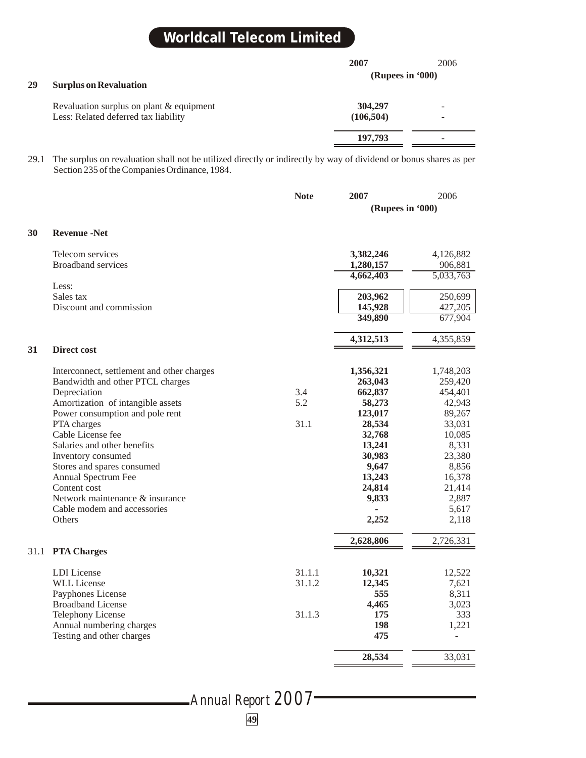## 29 Surplus on Revaluation

| | 2007 | 2006 |
|---|---|---|
| | (Rupees in '000) | |
| Revaluation surplus on plant & equipment | 304,297 | - |
| Less: Related deferred tax liability | (106,504) | - |
| | 197,793 | - |

29.1 The surplus on revaluation shall not be utilized directly or indirectly by way of dividend or bonus shares as per Section 235 of the Companies Ordinance, 1984.

## 30 Revenue -Net

| | Note | 2007 | 2006 |
|---|---|---|---|
| | | (Rupees in '000) | |
| Telecom services | | 3,382,246 | 4,126,882 |
| Broadband services | | 1,280,157 | 906,881 |
| | | 4,662,403 | 5,033,763 |
| Less: | | | |
| Sales tax | | 203,962 | 250,699 |
| Discount and commission | | 145,928 | 427,205 |
| | | 349,890 | 677,904 |
| | | 4,312,513 | 4,355,859 |

## 31 Direct cost

| | Note | 2007 | 2006 |
|---|---|---|---|
| Interconnect, settlement and other charges | | 1,356,321 | 1,748,203 |
| Bandwidth and other PTCL charges | | 263,043 | 259,420 |
| Depreciation | 3.4 | 662,837 | 454,401 |
| Amortization of intangible assets | 5.2 | 58,273 | 42,943 |
| Power consumption and pole rent | | 123,017 | 89,267 |
| PTA charges | 31.1 | 28,534 | 33,031 |
| Cable License fee | | 32,768 | 10,085 |
| Salaries and other benefits | | 13,241 | 8,331 |
| Inventory consumed | | 30,983 | 23,380 |
| Stores and spares consumed | | 9,647 | 8,856 |
| Annual Spectrum Fee | | 13,243 | 16,378 |
| Content cost | | 24,814 | 21,414 |
| Network maintenance & insurance | | 9,833 | 2,887 |
| Cable modem and accessories | | - | 5,617 |
| Others | | 2,252 | 2,118 |
| | | 2,628,806 | 2,726,331 |

### 31.1 PTA Charges

| | Note | 2007 | 2006 |
|---|---|---|---|
| LDI License | 31.1.1 | 10,321 | 12,522 |
| WLL License | 31.1.2 | 12,345 | 7,621 |
| Payphones License | | 555 | 8,311 |
| Broadband License | | 4,465 | 3,023 |
| Telephony License | 31.1.3 | 175 | 333 |
| Annual numbering charges | | 198 | 1,221 |
| Testing and other charges | | 475 | - |
| | | 28,534 | 33,031 |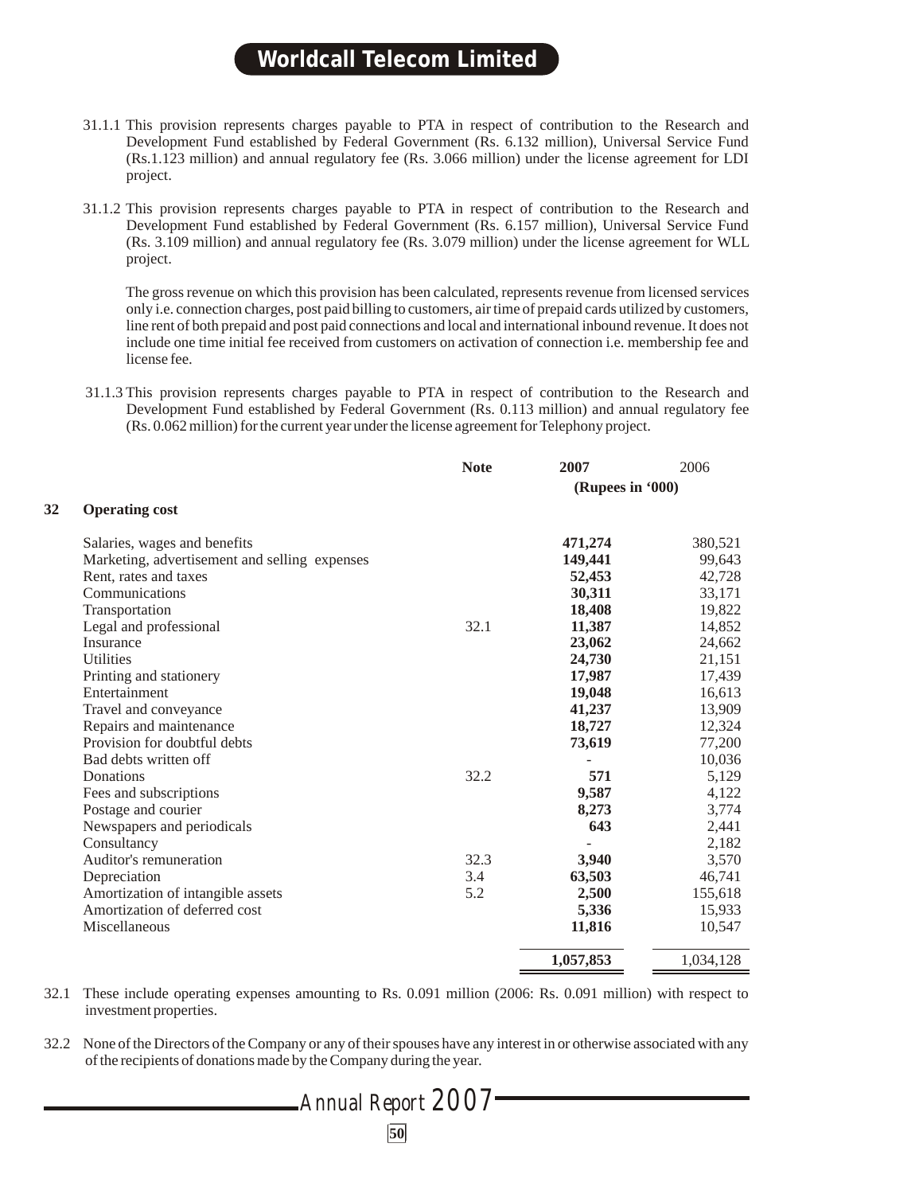31.1.1 This provision represents charges payable to PTA in respect of contribution to the Research and Development Fund established by Federal Government (Rs. 6.132 million), Universal Service Fund (Rs.1.123 million) and annual regulatory fee (Rs. 3.066 million) under the license agreement for LDI project.

31.1.2 This provision represents charges payable to PTA in respect of contribution to the Research and Development Fund established by Federal Government (Rs. 6.157 million), Universal Service Fund (Rs. 3.109 million) and annual regulatory fee (Rs. 3.079 million) under the license agreement for WLL project.

The gross revenue on which this provision has been calculated, represents revenue from licensed services only i.e. connection charges, post paid billing to customers, air time of prepaid cards utilized by customers, line rent of both prepaid and post paid connections and local and international inbound revenue. It does not include one time initial fee received from customers on activation of connection i.e. membership fee and license fee.

31.1.3 This provision represents charges payable to PTA in respect of contribution to the Research and Development Fund established by Federal Government (Rs. 0.113 million) and annual regulatory fee (Rs. 0.062 million) for the current year under the license agreement for Telephony project.

## 32 Operating cost

| | Note | 2007 | 2006 |
|---|---|---|---|
| | | (Rupees in '000) | |
| Salaries, wages and benefits | | **471,274** | 380,521 |
| Marketing, advertisement and selling expenses | | **149,441** | 99,643 |
| Rent, rates and taxes | | **52,453** | 42,728 |
| Communications | | **30,311** | 33,171 |
| Transportation | | **18,408** | 19,822 |
| Legal and professional | 32.1 | **11,387** | 14,852 |
| Insurance | | **23,062** | 24,662 |
| Utilities | | **24,730** | 21,151 |
| Printing and stationery | | **17,987** | 17,439 |
| Entertainment | | **19,048** | 16,613 |
| Travel and conveyance | | **41,237** | 13,909 |
| Repairs and maintenance | | **18,727** | 12,324 |
| Provision for doubtful debts | | **73,619** | 77,200 |
| Bad debts written off | | - | 10,036 |
| Donations | 32.2 | **571** | 5,129 |
| Fees and subscriptions | | **9,587** | 4,122 |
| Postage and courier | | **8,273** | 3,774 |
| Newspapers and periodicals | | **643** | 2,441 |
| Consultancy | | - | 2,182 |
| Auditor's remuneration | 32.3 | **3,940** | 3,570 |
| Depreciation | 3.4 | **63,503** | 46,741 |
| Amortization of intangible assets | 5.2 | **2,500** | 155,618 |
| Amortization of deferred cost | | **5,336** | 15,933 |
| Miscellaneous | | **11,816** | 10,547 |
| | | **1,057,853** | 1,034,128 |

32.1 These include operating expenses amounting to Rs. 0.091 million (2006: Rs. 0.091 million) with respect to investment properties.

32.2 None of the Directors of the Company or any of their spouses have any interest in or otherwise associated with any of the recipients of donations made by the Company during the year.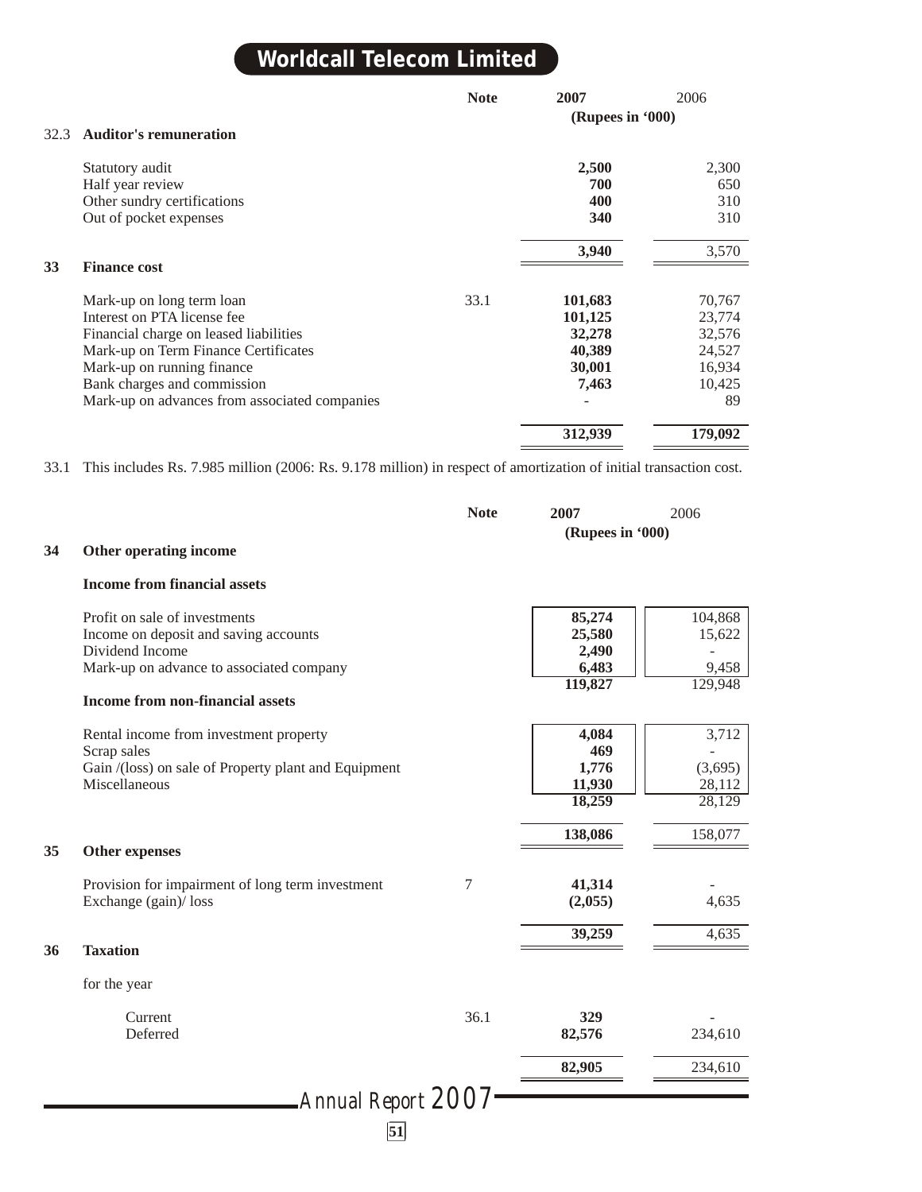| | Note | 2007 | 2006 |
|---|---|---|---|
| | | (Rupees in '000) | |

### 32.3 Auditor's remuneration

| | Note | 2007 | 2006 |
|---|---|---|---|
| Statutory audit | | **2,500** | 2,300 |
| Half year review | | **700** | 650 |
| Other sundry certifications | | **400** | 310 |
| Out of pocket expenses | | **340** | 310 |
| | | **3,940** | 3,570 |

## 33 Finance cost

| | Note | 2007 | 2006 |
|---|---|---|---|
| Mark-up on long term loan | 33.1 | **101,683** | 70,767 |
| Interest on PTA license fee | | **101,125** | 23,774 |
| Financial charge on leased liabilities | | **32,278** | 32,576 |
| Mark-up on Term Finance Certificates | | **40,389** | 24,527 |
| Mark-up on running finance | | **30,001** | 16,934 |
| Bank charges and commission | | **7,463** | 10,425 |
| Mark-up on advances from associated companies | | - | 89 |
| | | **312,939** | **179,092** |

33.1 This includes Rs. 7.985 million (2006: Rs. 9.178 million) in respect of amortization of initial transaction cost.

| | Note | 2007 | 2006 |
|---|---|---|---|
| | | (Rupees in '000) | |

## 34 Other operating income

**Income from financial assets**

| | Note | 2007 | 2006 |
|---|---|---|---|
| Profit on sale of investments | | **85,274** | 104,868 |
| Income on deposit and saving accounts | | **25,580** | 15,622 |
| Dividend Income | | **2,490** | - |
| Mark-up on advance to associated company | | **6,483** | 9,458 |
| | | **119,827** | 129,948 |

**Income from non-financial assets**

| | Note | 2007 | 2006 |
|---|---|---|---|
| Rental income from investment property | | **4,084** | 3,712 |
| Scrap sales | | **469** | - |
| Gain /(loss) on sale of Property plant and Equipment | | **1,776** | (3,695) |
| Miscellaneous | | **11,930** | 28,112 |
| | | **18,259** | 28,129 |
| | | **138,086** | 158,077 |

## 35 Other expenses

| | Note | 2007 | 2006 |
|---|---|---|---|
| Provision for impairment of long term investment | 7 | **41,314** | - |
| Exchange (gain)/ loss | | **(2,055)** | 4,635 |
| | | **39,259** | 4,635 |

## 36 Taxation

for the year

| | Note | 2007 | 2006 |
|---|---|---|---|
| Current | 36.1 | **329** | - |
| Deferred | | **82,576** | 234,610 |
| | | **82,905** | 234,610 |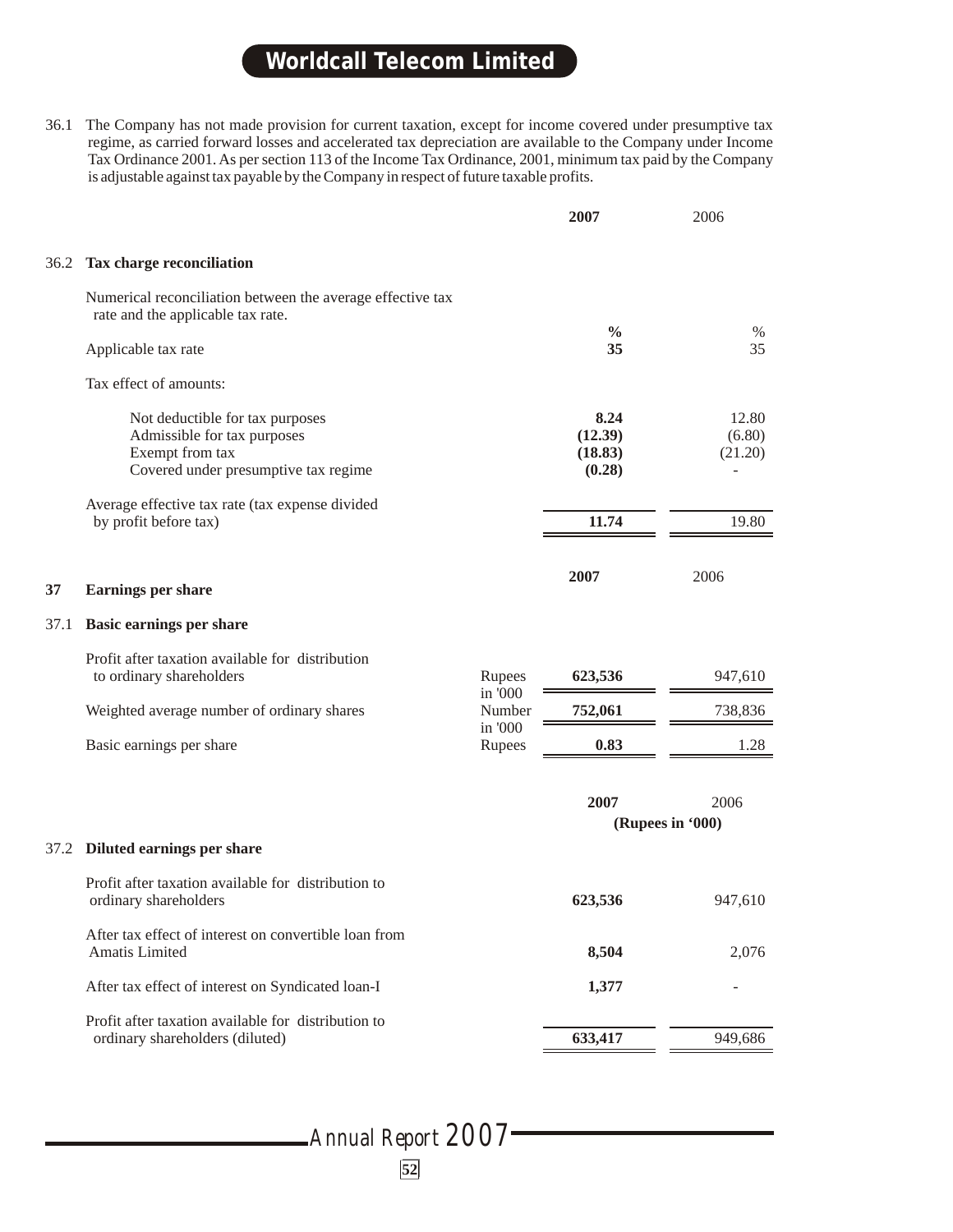36.1 The Company has not made provision for current taxation, except for income covered under presumptive tax regime, as carried forward losses and accelerated tax depreciation are available to the Company under Income Tax Ordinance 2001. As per section 113 of the Income Tax Ordinance, 2001, minimum tax paid by the Company is adjustable against tax payable by the Company in respect of future taxable profits.

| | | **2007** | 2006 |
|---|---|---|---|
| 36.2 | **Tax charge reconciliation** | | |
| | Numerical reconciliation between the average effective tax rate and the applicable tax rate. | **%** | % |
| | Applicable tax rate | **35** | 35 |
| | Tax effect of amounts: | | |
| | Not deductible for tax purposes | **8.24** | 12.80 |
| | Admissible for tax purposes | **(12.39)** | (6.80) |
| | Exempt from tax | **(18.83)** | (21.20) |
| | Covered under presumptive tax regime | **(0.28)** | - |
| | Average effective tax rate (tax expense divided by profit before tax) | **11.74** | 19.80 |

| | | | **2007** | 2006 |
|---|---|---|---|---|
| **37** | **Earnings per share** | | | |
| 37.1 | **Basic earnings per share** | | | |
| | Profit after taxation available for distribution to ordinary shareholders | Rupees in '000 | **623,536** | 947,610 |
| | Weighted average number of ordinary shares | Number in '000 | **752,061** | 738,836 |
| | Basic earnings per share | Rupees | **0.83** | 1.28 |

| | | **2007** | 2006 |
|---|---|---|---|
| | | **(Rupees in '000)** | |
| 37.2 | **Diluted earnings per share** | | |
| | Profit after taxation available for distribution to ordinary shareholders | **623,536** | 947,610 |
| | After tax effect of interest on convertible loan from Amatis Limited | **8,504** | 2,076 |
| | After tax effect of interest on Syndicated loan-I | **1,377** | - |
| | Profit after taxation available for distribution to ordinary shareholders (diluted) | **633,417** | 949,686 |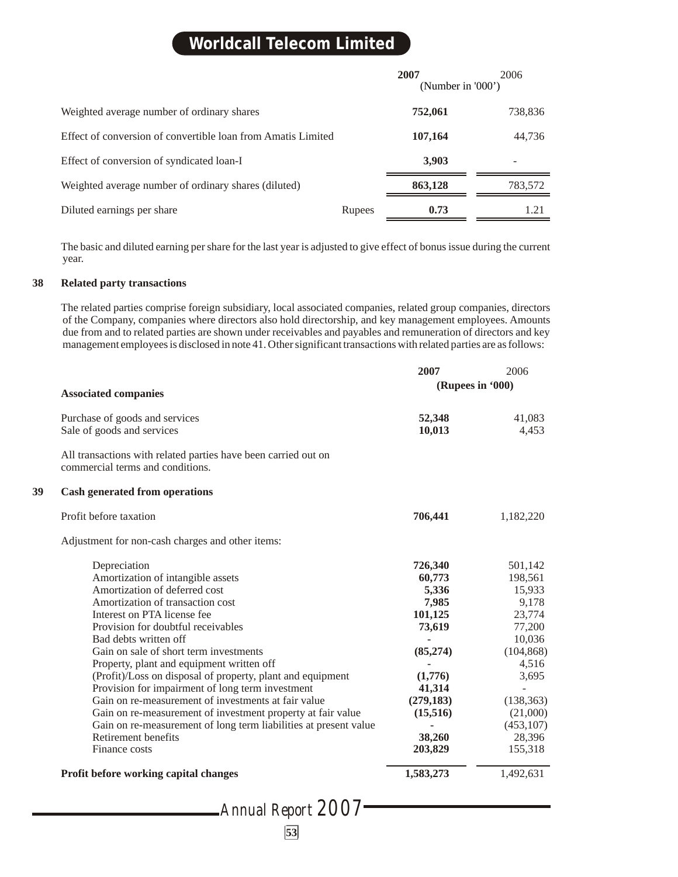| | | 2007 | 2006 |
|---|---|---|---|
| | | (Number in '000') | |
| Weighted average number of ordinary shares | | **752,061** | 738,836 |
| Effect of conversion of convertible loan from Amatis Limited | | **107,164** | 44,736 |
| Effect of conversion of syndicated loan-I | | **3,903** | - |
| Weighted average number of ordinary shares (diluted) | | **863,128** | 783,572 |
| Diluted earnings per share | Rupees | **0.73** | 1.21 |

The basic and diluted earning per share for the last year is adjusted to give effect of bonus issue during the current year.

## 38 Related party transactions

The related parties comprise foreign subsidiary, local associated companies, related group companies, directors of the Company, companies where directors also hold directorship, and key management employees. Amounts due from and to related parties are shown under receivables and payables and remuneration of directors and key management employees is disclosed in note 41. Other significant transactions with related parties are as follows:

| | 2007 | 2006 |
|---|---|---|
| | (Rupees in '000) | |
| **Associated companies** | | |
| Purchase of goods and services | **52,348** | 41,083 |
| Sale of goods and services | **10,013** | 4,453 |

All transactions with related parties have been carried out on commercial terms and conditions.

## 39 Cash generated from operations

| | 2007 | 2006 |
|---|---|---|
| Profit before taxation | **706,441** | 1,182,220 |
| Adjustment for non-cash charges and other items: | | |
| Depreciation | **726,340** | 501,142 |
| Amortization of intangible assets | **60,773** | 198,561 |
| Amortization of deferred cost | **5,336** | 15,933 |
| Amortization of transaction cost | **7,985** | 9,178 |
| Interest on PTA license fee | **101,125** | 23,774 |
| Provision for doubtful receivables | **73,619** | 77,200 |
| Bad debts written off | **-** | 10,036 |
| Gain on sale of short term investments | **(85,274)** | (104,868) |
| Property, plant and equipment written off | **-** | 4,516 |
| (Profit)/Loss on disposal of property, plant and equipment | **(1,776)** | 3,695 |
| Provision for impairment of long term investment | **41,314** | - |
| Gain on re-measurement of investments at fair value | **(279,183)** | (138,363) |
| Gain on re-measurement of investment property at fair value | **(15,516)** | (21,000) |
| Gain on re-measurement of long term liabilities at present value | **-** | (453,107) |
| Retirement benefits | **38,260** | 28,396 |
| Finance costs | **203,829** | 155,318 |
| **Profit before working capital changes** | **1,583,273** | 1,492,631 |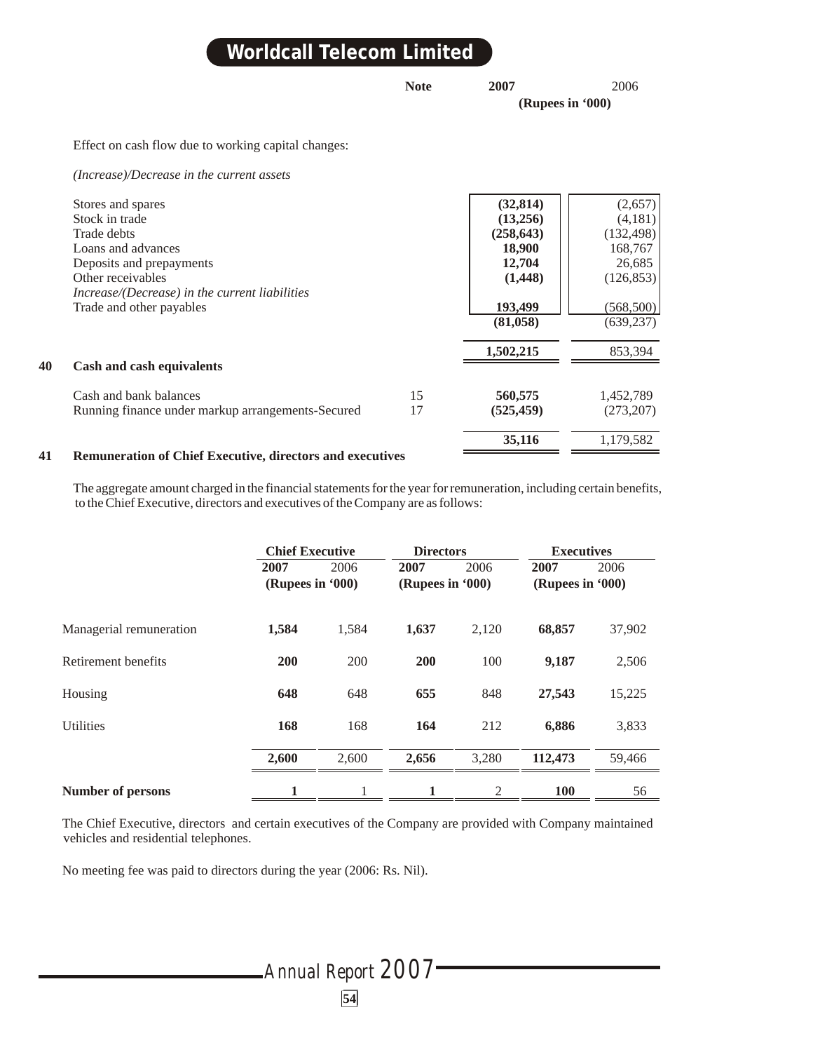| | Note | 2007 | 2006 |
|---|---|---|---|
| | | (Rupees in '000) | |
| Effect on cash flow due to working capital changes: | | | |
| *(Increase)/Decrease in the current assets* | | | |
| Stores and spares | | **(32,814)** | (2,657) |
| Stock in trade | | **(13,256)** | (4,181) |
| Trade debts | | **(258,643)** | (132,498) |
| Loans and advances | | **18,900** | 168,767 |
| Deposits and prepayments | | **12,704** | 26,685 |
| Other receivables | | **(1,448)** | (126,853) |
| *Increase/(Decrease) in the current liabilities* | | | |
| Trade and other payables | | **193,499** | (568,500) |
| | | **(81,058)** | (639,237) |
| | | **1,502,215** | 853,394 |

## 40 Cash and cash equivalents

| | Note | 2007 | 2006 |
|---|---|---|---|
| Cash and bank balances | 15 | **560,575** | 1,452,789 |
| Running finance under markup arrangements-Secured | 17 | **(525,459)** | (273,207) |
| | | **35,116** | 1,179,582 |

## 41 Remuneration of Chief Executive, directors and executives

The aggregate amount charged in the financial statements for the year for remuneration, including certain benefits, to the Chief Executive, directors and executives of the Company are as follows:

| | Chief Executive | | Directors | | Executives | |
|---|---|---|---|---|---|---|
| | 2007 | 2006 | 2007 | 2006 | 2007 | 2006 |
| | (Rupees in '000) | | (Rupees in '000) | | (Rupees in '000) | |
| Managerial remuneration | **1,584** | 1,584 | **1,637** | 2,120 | **68,857** | 37,902 |
| Retirement benefits | **200** | 200 | **200** | 100 | **9,187** | 2,506 |
| Housing | **648** | 648 | **655** | 848 | **27,543** | 15,225 |
| Utilities | **168** | 168 | **164** | 212 | **6,886** | 3,833 |
| | **2,600** | 2,600 | **2,656** | 3,280 | **112,473** | 59,466 |
| **Number of persons** | **1** | 1 | **1** | 2 | **100** | 56 |

The Chief Executive, directors and certain executives of the Company are provided with Company maintained vehicles and residential telephones.

No meeting fee was paid to directors during the year (2006: Rs. Nil).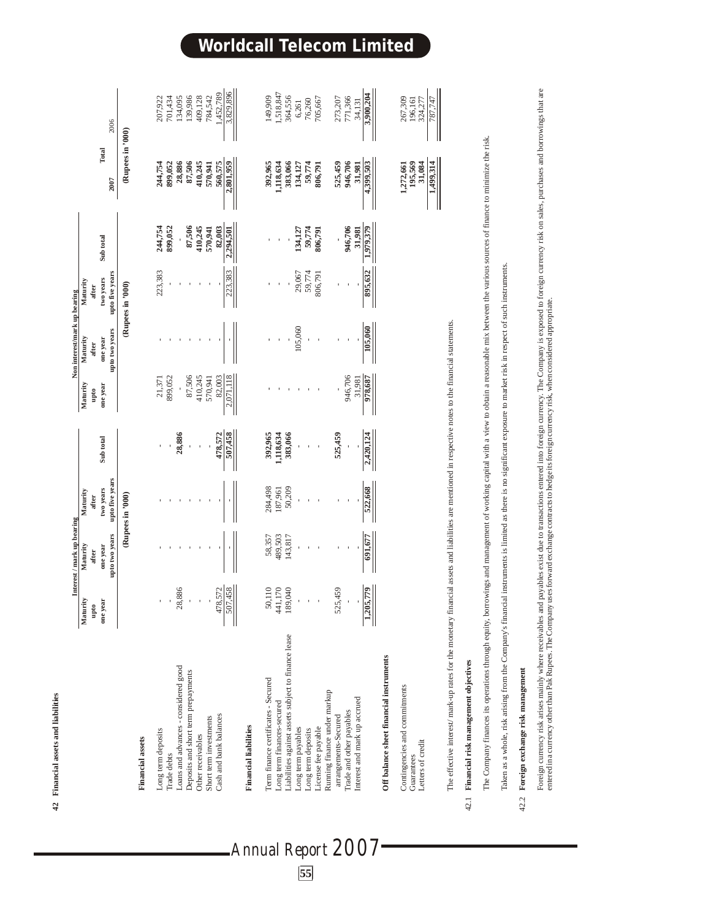## 42 Financial assets and liabilities

| | Interest / mark up bearing | | | | Non interest/mark up bearing | | | | Total | |
|---|---|---|---|---|---|---|---|---|---|---|
| | Maturity upto one year | Maturity after one year upto two years | Maturity after two years upto five years | Sub total | Maturity upto one year | Maturity after one year upto two years | Maturity after two years upto five years | Sub total | 2007 | 2006 |
| | (Rupees in '000) | | | | (Rupees in '000) | | | | (Rupees in '000) | |
| **Financial assets** | | | | | | | | | | |
| Long term deposits | - | - | - | - | 21,371 | - | 223,383 | **244,754** | **244,754** | 207,922 |
| Trade debts | - | - | - | - | 899,052 | - | - | **899,052** | **899,052** | 701,434 |
| Loans and advances - considered good | 28,886 | - | - | **28,886** | - | - | - | - | **28,886** | 134,095 |
| Deposits and short term prepayments | - | - | - | - | 87,506 | - | - | **87,506** | **87,506** | 139,986 |
| Other receivables | - | - | - | - | 410,245 | - | - | **410,245** | **410,245** | 409,128 |
| Short term investments | - | - | - | - | 570,941 | - | - | **570,941** | **570,941** | 784,542 |
| Cash and bank balances | 478,572 | - | - | **478,572** | 82,003 | - | - | **82,003** | **560,575** | 1,452,789 |
| | 507,458 | - | - | **507,458** | 2,071,118 | - | 223,383 | **2,294,501** | **2,801,959** | 3,829,896 |
| **Financial liabilities** | | | | | | | | | | |
| Term finance certificates - Secured | 50,110 | 58,357 | 284,498 | **392,965** | - | - | - | - | **392,965** | 149,909 |
| Long term finances-secured | 441,170 | 489,503 | 187,961 | **1,118,634** | - | - | - | - | **1,118,634** | 1,518,847 |
| Liabilities against assets subject to finance lease | 189,040 | 143,817 | 50,209 | **383,066** | - | - | - | - | **383,066** | 364,556 |
| Long term payables | - | - | - | - | - | 105,060 | 29,067 | **134,127** | **134,127** | 6,261 |
| Long term deposits | - | - | - | - | - | - | 59,774 | **59,774** | **59,774** | 76,260 |
| License fee payable | - | - | - | - | - | - | 806,791 | **806,791** | **806,791** | 705,667 |
| Running finance under markup arrangements-Secured | 525,459 | - | - | **525,459** | - | - | - | - | **525,459** | 273,207 |
| Trade and other payables | - | - | - | - | 946,706 | - | - | **946,706** | **946,706** | 771,366 |
| Interest and mark up accrued | - | - | - | - | 31,981 | - | - | **31,981** | **31,981** | 34,131 |
| | 1,205,779 | 691,677 | 522,668 | **2,420,124** | 978,687 | 105,060 | 895,632 | **1,979,379** | **4,399,503** | 3,900,204 |
| **Off balance sheet financial instruments** | | | | | | | | | | |
| Contingencies and commitments | | | | | | | | | **1,272,661** | 267,309 |
| Guarantees | | | | | | | | | **195,569** | 196,161 |
| Letters of credit | | | | | | | | | **31,084** | 324,277 |
| | | | | | | | | | **1,499,314** | 787,747 |

The effective interest/ mark-up rates for the monetary financial assets and liabilities are mentioned in respective notes to the financial statements.

### 42.1 Financial risk management objectives

The Company finances its operations through equity, borrowings and management of working capital with a view to obtain a reasonable mix between the various sources of finance to minimize the risk.

Taken as a whole, risk arising from the Company's financial instruments is limited as there is no significant exposure to market risk in respect of such instruments.

### 42.2 Foreign exchange risk management

Foreign currency risk arises mainly where receivables and payables exist due to transactions entered into foreign currency. The Company is exposed to foreign currency risk on sales, purchases and borrowings that are entered in a currency other than Pak Rupees. The Company uses forward exchange contracts to hedge its foreign currency risk, when considered appropriate.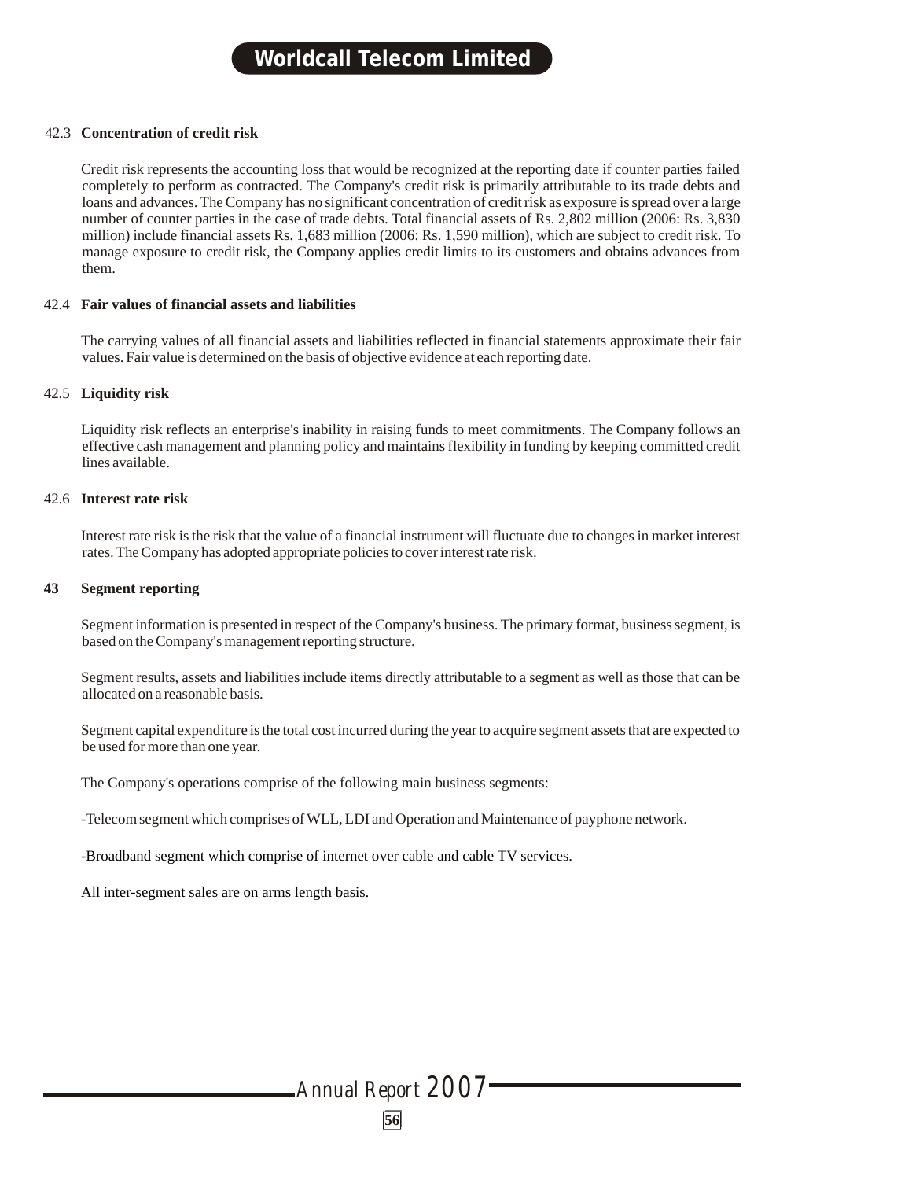### 42.3 Concentration of credit risk

Credit risk represents the accounting loss that would be recognized at the reporting date if counter parties failed completely to perform as contracted. The Company's credit risk is primarily attributable to its trade debts and loans and advances. The Company has no significant concentration of credit risk as exposure is spread over a large number of counter parties in the case of trade debts. Total financial assets of Rs. 2,802 million (2006: Rs. 3,830 million) include financial assets Rs. 1,683 million (2006: Rs. 1,590 million), which are subject to credit risk. To manage exposure to credit risk, the Company applies credit limits to its customers and obtains advances from them.

### 42.4 Fair values of financial assets and liabilities

The carrying values of all financial assets and liabilities reflected in financial statements approximate their fair values. Fair value is determined on the basis of objective evidence at each reporting date.

### 42.5 Liquidity risk

Liquidity risk reflects an enterprise's inability in raising funds to meet commitments. The Company follows an effective cash management and planning policy and maintains flexibility in funding by keeping committed credit lines available.

### 42.6 Interest rate risk

Interest rate risk is the risk that the value of a financial instrument will fluctuate due to changes in market interest rates. The Company has adopted appropriate policies to cover interest rate risk.

## 43 Segment reporting

Segment information is presented in respect of the Company's business. The primary format, business segment, is based on the Company's management reporting structure.

Segment results, assets and liabilities include items directly attributable to a segment as well as those that can be allocated on a reasonable basis.

Segment capital expenditure is the total cost incurred during the year to acquire segment assets that are expected to be used for more than one year.

The Company's operations comprise of the following main business segments:

-Telecom segment which comprises of WLL, LDI and Operation and Maintenance of payphone network.

-Broadband segment which comprise of internet over cable and cable TV services.

All inter-segment sales are on arms length basis.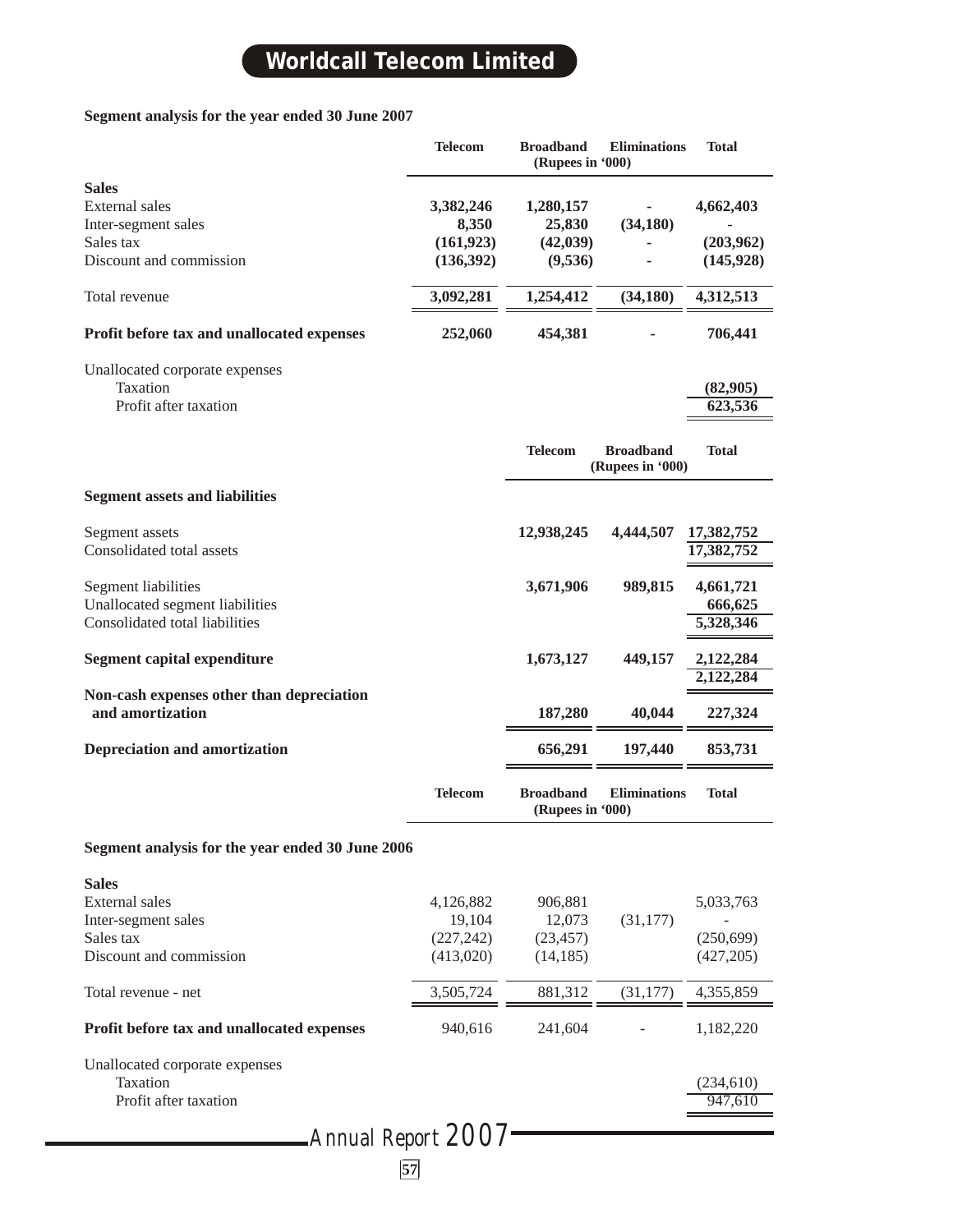**Segment analysis for the year ended 30 June 2007**

| | Telecom | Broadband | Eliminations | Total |
|---|---|---|---|---|
| | | (Rupees in '000) | | |
| **Sales** | | | | |
| External sales | **3,382,246** | **1,280,157** | **-** | **4,662,403** |
| Inter-segment sales | **8,350** | **25,830** | **(34,180)** | **-** |
| Sales tax | **(161,923)** | **(42,039)** | **-** | **(203,962)** |
| Discount and commission | **(136,392)** | **(9,536)** | **-** | **(145,928)** |
| Total revenue | **3,092,281** | **1,254,412** | **(34,180)** | **4,312,513** |
| **Profit before tax and unallocated expenses** | **252,060** | **454,381** | **-** | **706,441** |
| Unallocated corporate expenses | | | | |
| Taxation | | | | **(82,905)** |
| Profit after taxation | | | | **623,536** |

| | Telecom | Broadband | Total |
|---|---|---|---|
| | | (Rupees in '000) | |
| **Segment assets and liabilities** | | | |
| Segment assets | **12,938,245** | **4,444,507** | **17,382,752** |
| Consolidated total assets | | | **17,382,752** |
| Segment liabilities | **3,671,906** | **989,815** | **4,661,721** |
| Unallocated segment liabilities | | | **666,625** |
| Consolidated total liabilities | | | **5,328,346** |
| **Segment capital expenditure** | **1,673,127** | **449,157** | **2,122,284** |
| | | | **2,122,284** |
| **Non-cash expenses other than depreciation and amortization** | **187,280** | **40,044** | **227,324** |
| **Depreciation and amortization** | **656,291** | **197,440** | **853,731** |

**Segment analysis for the year ended 30 June 2006**

| | Telecom | Broadband | Eliminations | Total |
|---|---|---|---|---|
| | | (Rupees in '000) | | |
| **Sales** | | | | |
| External sales | 4,126,882 | 906,881 | | 5,033,763 |
| Inter-segment sales | 19,104 | 12,073 | (31,177) | - |
| Sales tax | (227,242) | (23,457) | | (250,699) |
| Discount and commission | (413,020) | (14,185) | | (427,205) |
| Total revenue - net | 3,505,724 | 881,312 | (31,177) | 4,355,859 |
| **Profit before tax and unallocated expenses** | 940,616 | 241,604 | - | 1,182,220 |
| Unallocated corporate expenses | | | | |
| Taxation | | | | (234,610) |
| Profit after taxation | | | | 947,610 |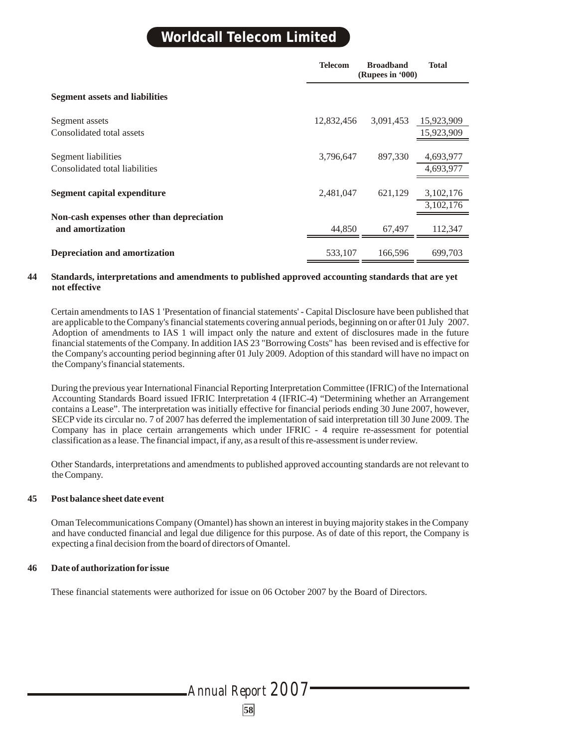| | Telecom | Broadband (Rupees in '000) | Total |
|---|---|---|---|
| **Segment assets and liabilities** | | | |
| Segment assets | 12,832,456 | 3,091,453 | 15,923,909 |
| Consolidated total assets | | | 15,923,909 |
| Segment liabilities | 3,796,647 | 897,330 | 4,693,977 |
| Consolidated total liabilities | | | 4,693,977 |
| **Segment capital expenditure** | 2,481,047 | 621,129 | 3,102,176 |
| | | | 3,102,176 |
| **Non-cash expenses other than depreciation and amortization** | 44,850 | 67,497 | 112,347 |
| **Depreciation and amortization** | 533,107 | 166,596 | 699,703 |

## 44 Standards, interpretations and amendments to published approved accounting standards that are yet not effective

Certain amendments to IAS 1 'Presentation of financial statements' - Capital Disclosure have been published that are applicable to the Company's financial statements covering annual periods, beginning on or after 01 July 2007. Adoption of amendments to IAS 1 will impact only the nature and extent of disclosures made in the future financial statements of the Company. In addition IAS 23 "Borrowing Costs" has been revised and is effective for the Company's accounting period beginning after 01 July 2009. Adoption of this standard will have no impact on the Company's financial statements.

During the previous year International Financial Reporting Interpretation Committee (IFRIC) of the International Accounting Standards Board issued IFRIC Interpretation 4 (IFRIC-4) "Determining whether an Arrangement contains a Lease". The interpretation was initially effective for financial periods ending 30 June 2007, however, SECP vide its circular no. 7 of 2007 has deferred the implementation of said interpretation till 30 June 2009. The Company has in place certain arrangements which under IFRIC - 4 require re-assessment for potential classification as a lease. The financial impact, if any, as a result of this re-assessment is under review.

Other Standards, interpretations and amendments to published approved accounting standards are not relevant to the Company.

## 45 Post balance sheet date event

Oman Telecommunications Company (Omantel) has shown an interest in buying majority stakes in the Company and have conducted financial and legal due diligence for this purpose. As of date of this report, the Company is expecting a final decision from the board of directors of Omantel.

## 46 Date of authorization for issue

These financial statements were authorized for issue on 06 October 2007 by the Board of Directors.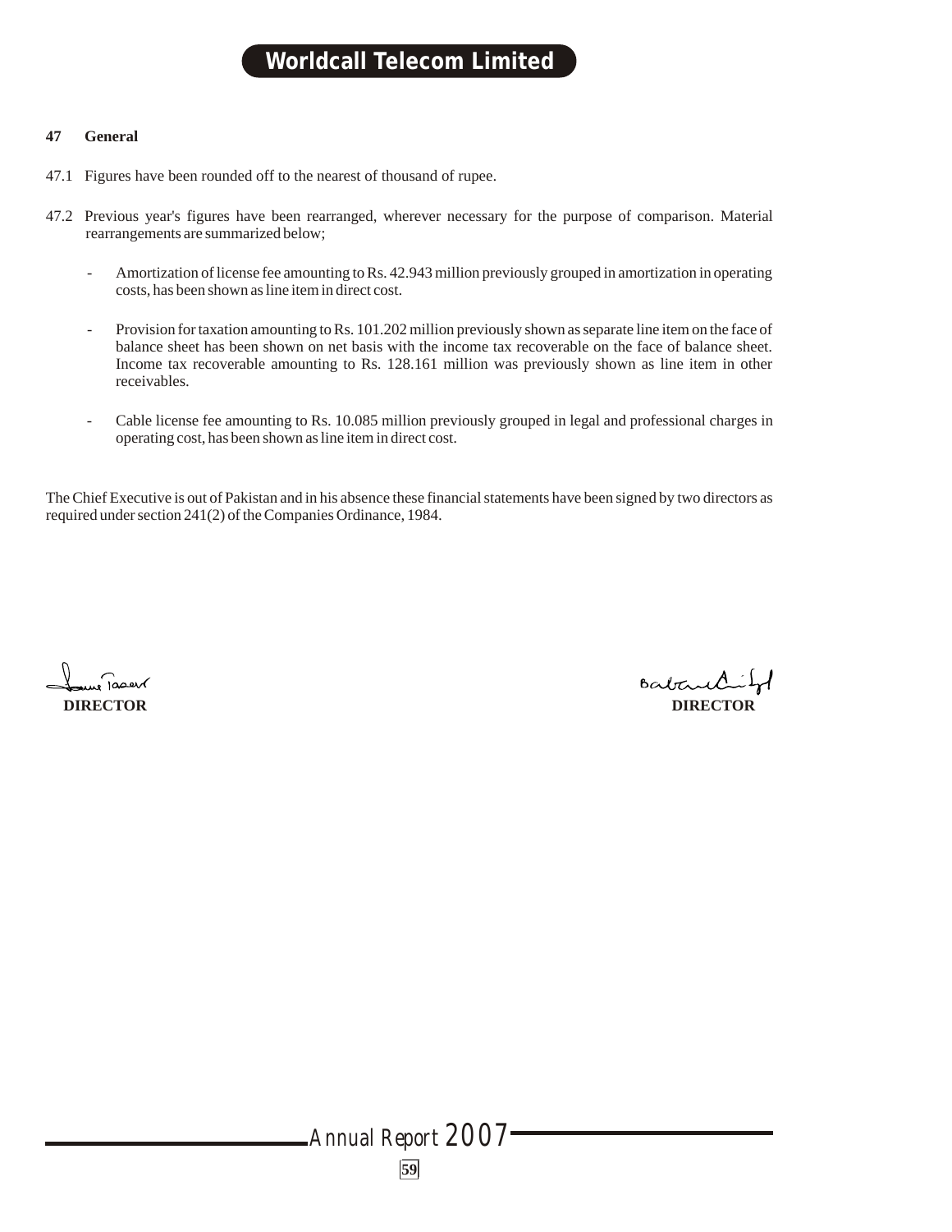## 47 General

47.1 Figures have been rounded off to the nearest of thousand of rupee.

47.2 Previous year's figures have been rearranged, wherever necessary for the purpose of comparison. Material rearrangements are summarized below;

- Amortization of license fee amounting to Rs. 42.943 million previously grouped in amortization in operating costs, has been shown as line item in direct cost.

- Provision for taxation amounting to Rs. 101.202 million previously shown as separate line item on the face of balance sheet has been shown on net basis with the income tax recoverable on the face of balance sheet. Income tax recoverable amounting to Rs. 128.161 million was previously shown as line item in other receivables.

- Cable license fee amounting to Rs. 10.085 million previously grouped in legal and professional charges in operating cost, has been shown as line item in direct cost.

The Chief Executive is out of Pakistan and in his absence these financial statements have been signed by two directors as required under section 241(2) of the Companies Ordinance, 1984.

**DIRECTOR** **DIRECTOR**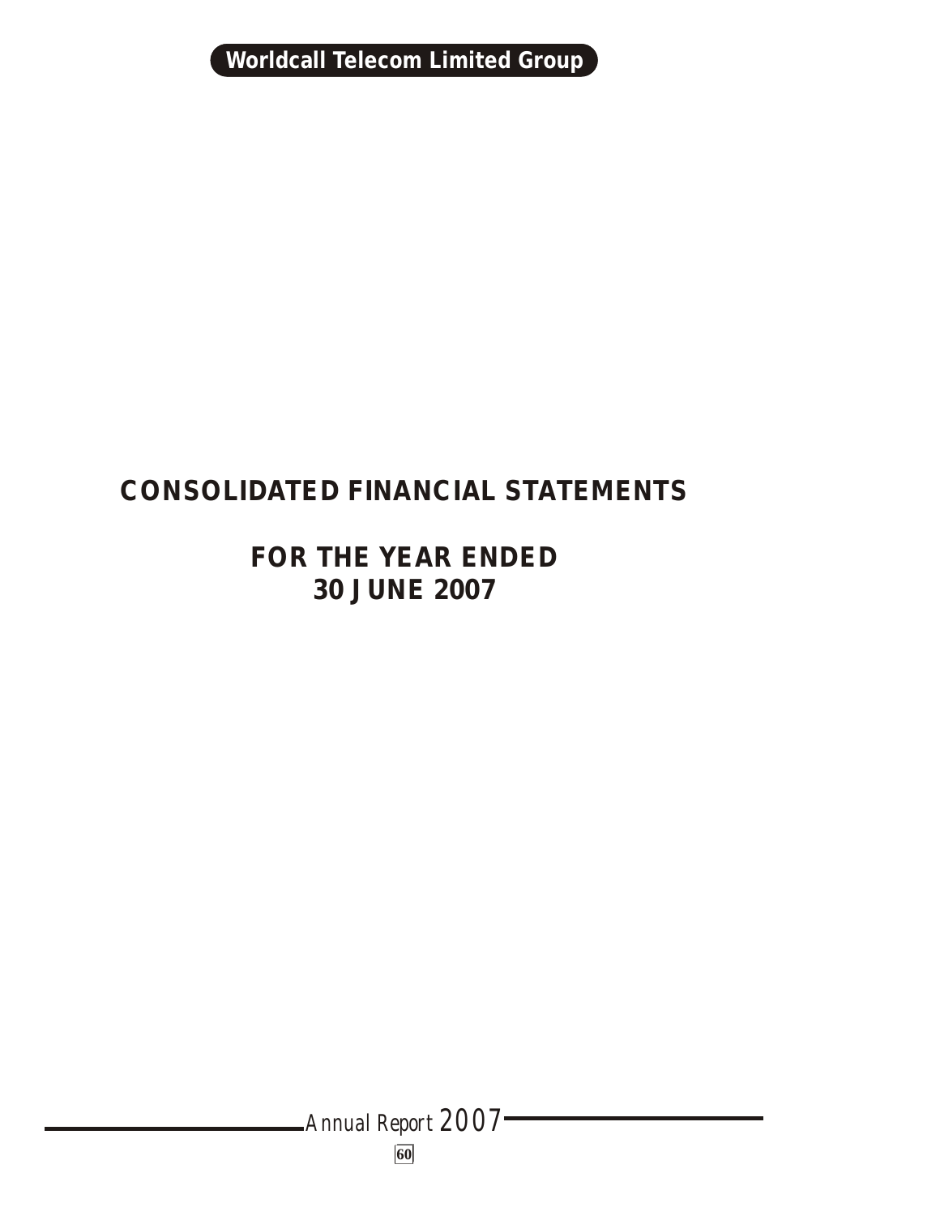# CONSOLIDATED FINANCIAL STATEMENTS

## FOR THE YEAR ENDED 30 JUNE 2007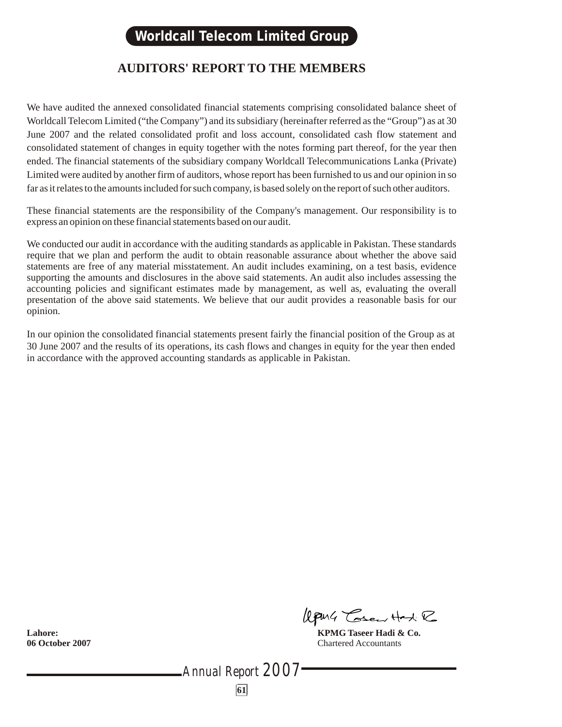# AUDITORS' REPORT TO THE MEMBERS

We have audited the annexed consolidated financial statements comprising consolidated balance sheet of Worldcall Telecom Limited ("the Company") and its subsidiary (hereinafter referred as the "Group") as at 30 June 2007 and the related consolidated profit and loss account, consolidated cash flow statement and consolidated statement of changes in equity together with the notes forming part thereof, for the year then ended. The financial statements of the subsidiary company Worldcall Telecommunications Lanka (Private) Limited were audited by another firm of auditors, whose report has been furnished to us and our opinion in so far as it relates to the amounts included for such company, is based solely on the report of such other auditors.

These financial statements are the responsibility of the Company's management. Our responsibility is to express an opinion on these financial statements based on our audit.

We conducted our audit in accordance with the auditing standards as applicable in Pakistan. These standards require that we plan and perform the audit to obtain reasonable assurance about whether the above said statements are free of any material misstatement. An audit includes examining, on a test basis, evidence supporting the amounts and disclosures in the above said statements. An audit also includes assessing the accounting policies and significant estimates made by management, as well as, evaluating the overall presentation of the above said statements. We believe that our audit provides a reasonable basis for our opinion.

In our opinion the consolidated financial statements present fairly the financial position of the Group as at 30 June 2007 and the results of its operations, its cash flows and changes in equity for the year then ended in accordance with the approved accounting standards as applicable in Pakistan.

**Lahore:**
**06 October 2007**

**KPMG Taseer Hadi & Co.**
Chartered Accountants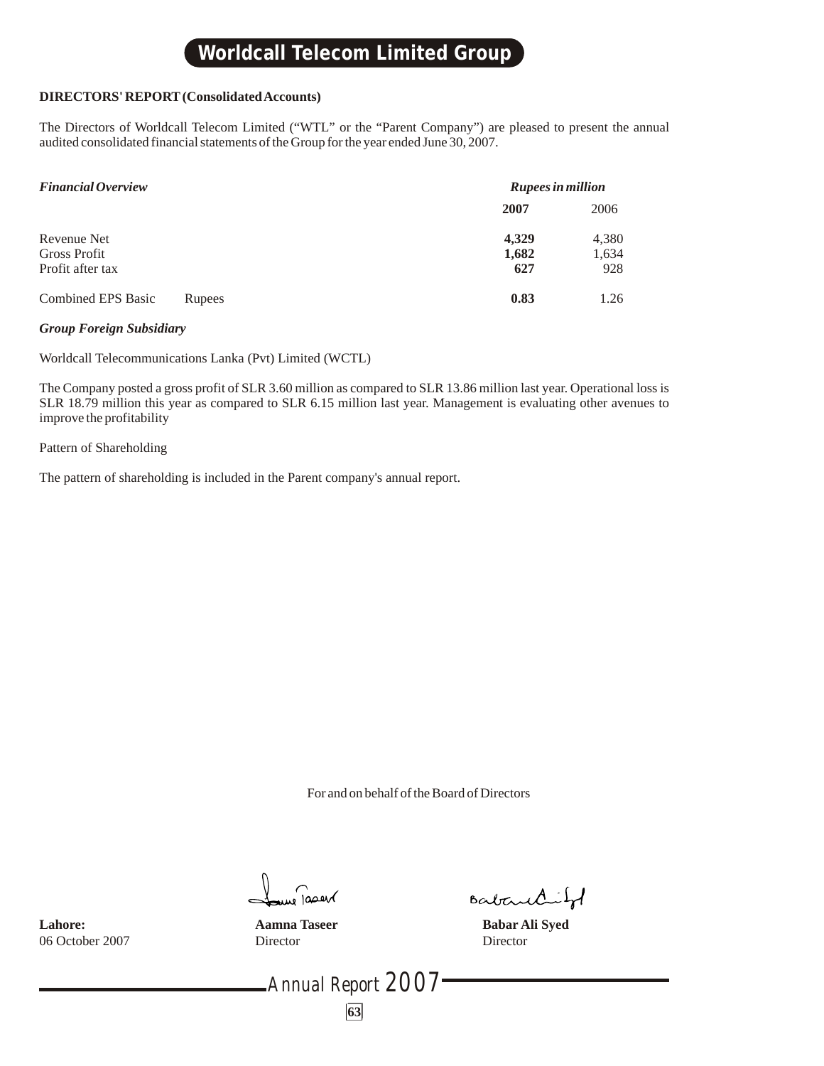## DIRECTORS' REPORT (Consolidated Accounts)

The Directors of Worldcall Telecom Limited ("WTL" or the "Parent Company") are pleased to present the annual audited consolidated financial statements of the Group for the year ended June 30, 2007.

| ***Financial Overview*** | | ***Rupees in million*** | |
|---|---|---|---|
| | | **2007** | 2006 |
| Revenue Net | | **4,329** | 4,380 |
| Gross Profit | | **1,682** | 1,634 |
| Profit after tax | | **627** | 928 |
| Combined EPS Basic | Rupees | **0.83** | 1.26 |

***Group Foreign Subsidiary***

Worldcall Telecommunications Lanka (Pvt) Limited (WCTL)

The Company posted a gross profit of SLR 3.60 million as compared to SLR 13.86 million last year. Operational loss is SLR 18.79 million this year as compared to SLR 6.15 million last year. Management is evaluating other avenues to improve the profitability

Pattern of Shareholding

The pattern of shareholding is included in the Parent company's annual report.

For and on behalf of the Board of Directors

**Lahore:**
06 October 2007

**Aamna Taseer**
Director

**Babar Ali Syed**
Director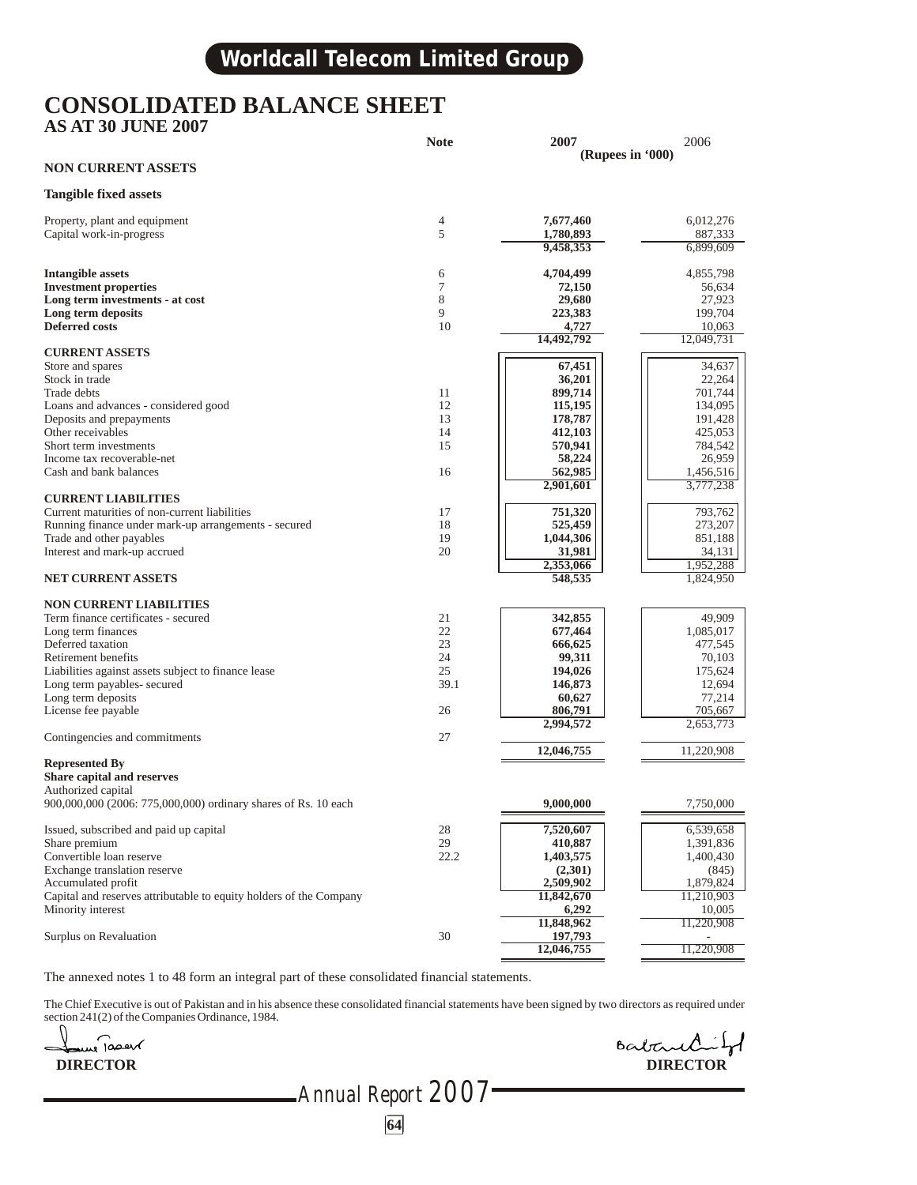# CONSOLIDATED BALANCE SHEET

## AS AT 30 JUNE 2007

| | Note | 2007 | 2006 |
|---|---|---|---|
| | | (Rupees in '000) | |
| **NON CURRENT ASSETS** | | | |
| **Tangible fixed assets** | | | |
| Property, plant and equipment | 4 | **7,677,460** | 6,012,276 |
| Capital work-in-progress | 5 | **1,780,893** | 887,333 |
| | | **9,458,353** | 6,899,609 |
| **Intangible assets** | 6 | **4,704,499** | 4,855,798 |
| **Investment properties** | 7 | **72,150** | 56,634 |
| **Long term investments - at cost** | 8 | **29,680** | 27,923 |
| **Long term deposits** | 9 | **223,383** | 199,704 |
| **Deferred costs** | 10 | **4,727** | 10,063 |
| | | **14,492,792** | 12,049,731 |
| **CURRENT ASSETS** | | | |
| Store and spares | | **67,451** | 34,637 |
| Stock in trade | | **36,201** | 22,264 |
| Trade debts | 11 | **899,714** | 701,744 |
| Loans and advances - considered good | 12 | **115,195** | 134,095 |
| Deposits and prepayments | 13 | **178,787** | 191,428 |
| Other receivables | 14 | **412,103** | 425,053 |
| Short term investments | 15 | **570,941** | 784,542 |
| Income tax recoverable-net | | **58,224** | 26,959 |
| Cash and bank balances | 16 | **562,985** | 1,456,516 |
| | | **2,901,601** | 3,777,238 |
| **CURRENT LIABILITIES** | | | |
| Current maturities of non-current liabilities | 17 | **751,320** | 793,762 |
| Running finance under mark-up arrangements - secured | 18 | **525,459** | 273,207 |
| Trade and other payables | 19 | **1,044,306** | 851,188 |
| Interest and mark-up accrued | 20 | **31,981** | 34,131 |
| | | **2,353,066** | 1,952,288 |
| **NET CURRENT ASSETS** | | **548,535** | 1,824,950 |
| **NON CURRENT LIABILITIES** | | | |
| Term finance certificates - secured | 21 | **342,855** | 49,909 |
| Long term finances | 22 | **677,464** | 1,085,017 |
| Deferred taxation | 23 | **666,625** | 477,545 |
| Retirement benefits | 24 | **99,311** | 70,103 |
| Liabilities against assets subject to finance lease | 25 | **194,026** | 175,624 |
| Long term payables- secured | 39.1 | **146,873** | 12,694 |
| Long term deposits | | **60,627** | 77,214 |
| License fee payable | 26 | **806,791** | 705,667 |
| | | **2,994,572** | 2,653,773 |
| Contingencies and commitments | 27 | | |
| | | **12,046,755** | 11,220,908 |
| **Represented By** | | | |
| **Share capital and reserves** | | | |
| Authorized capital | | | |
| 900,000,000 (2006: 775,000,000) ordinary shares of Rs. 10 each | | **9,000,000** | 7,750,000 |
| Issued, subscribed and paid up capital | 28 | **7,520,607** | 6,539,658 |
| Share premium | 29 | **410,887** | 1,391,836 |
| Convertible loan reserve | 22.2 | **1,403,575** | 1,400,430 |
| Exchange translation reserve | | **(2,301)** | (845) |
| Accumulated profit | | **2,509,902** | 1,879,824 |
| Capital and reserves attributable to equity holders of the Company | | **11,842,670** | 11,210,903 |
| Minority interest | | **6,292** | 10,005 |
| | | **11,848,962** | 11,220,908 |
| Surplus on Revaluation | 30 | **197,793** | - |
| | | **12,046,755** | 11,220,908 |

The annexed notes 1 to 48 form an integral part of these consolidated financial statements.

The Chief Executive is out of Pakistan and in his absence these consolidated financial statements have been signed by two directors as required under section 241(2) of the Companies Ordinance, 1984.

**DIRECTOR** | **DIRECTOR**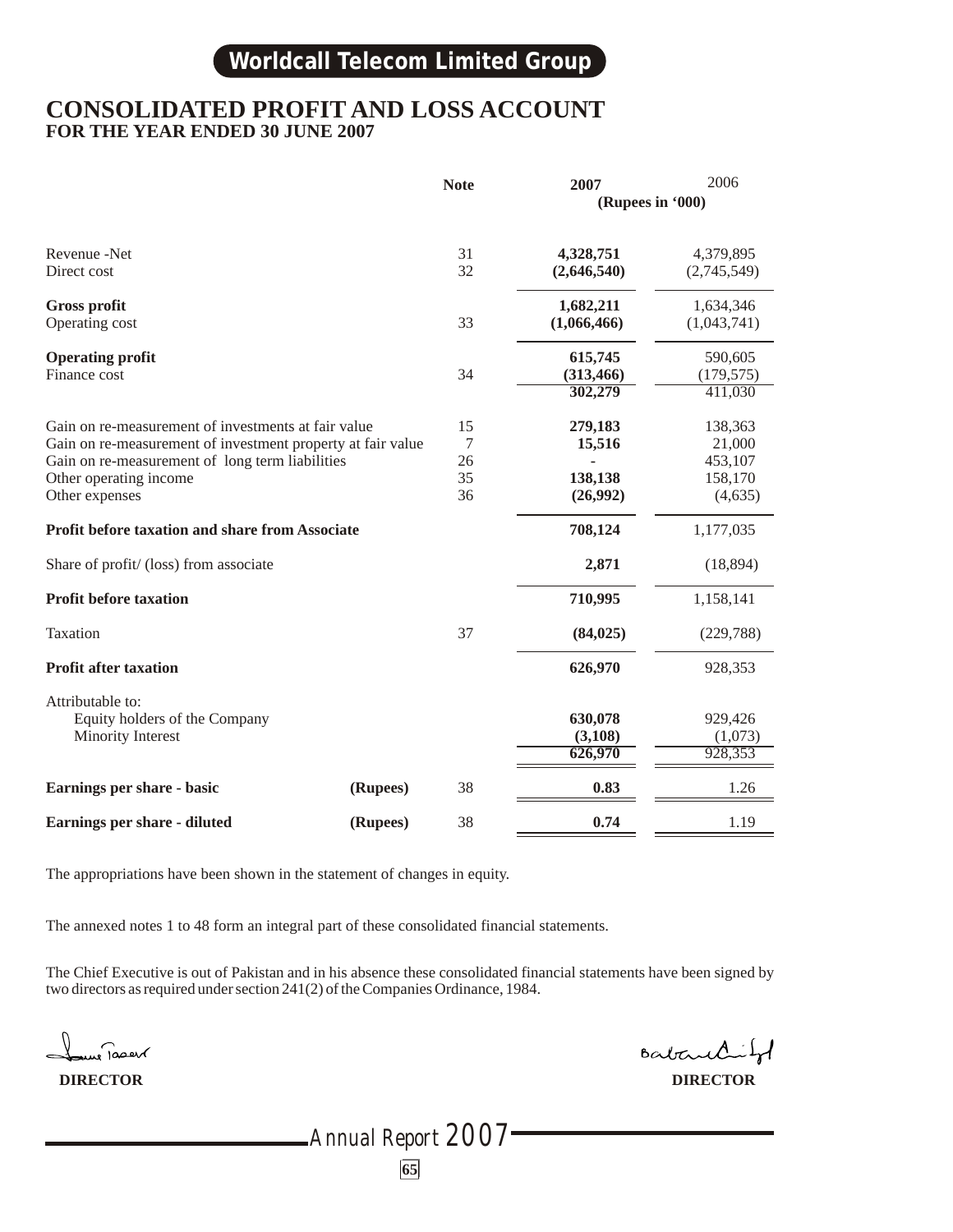# Worldcall Telecom Limited Group

## CONSOLIDATED PROFIT AND LOSS ACCOUNT
### FOR THE YEAR ENDED 30 JUNE 2007

| | | Note | 2007 | 2006 |
|---|---|---|---|---|
| | | | (Rupees in '000) | |
| Revenue -Net | | 31 | **4,328,751** | 4,379,895 |
| Direct cost | | 32 | **(2,646,540)** | (2,745,549) |
| **Gross profit** | | | **1,682,211** | 1,634,346 |
| Operating cost | | 33 | **(1,066,466)** | (1,043,741) |
| **Operating profit** | | | **615,745** | 590,605 |
| Finance cost | | 34 | **(313,466)** | (179,575) |
| | | | **302,279** | 411,030 |
| Gain on re-measurement of investments at fair value | | 15 | **279,183** | 138,363 |
| Gain on re-measurement of investment property at fair value | | 7 | **15,516** | 21,000 |
| Gain on re-measurement of long term liabilities | | 26 | **-** | 453,107 |
| Other operating income | | 35 | **138,138** | 158,170 |
| Other expenses | | 36 | **(26,992)** | (4,635) |
| **Profit before taxation and share from Associate** | | | **708,124** | 1,177,035 |
| Share of profit/ (loss) from associate | | | **2,871** | (18,894) |
| **Profit before taxation** | | | **710,995** | 1,158,141 |
| Taxation | | 37 | **(84,025)** | (229,788) |
| **Profit after taxation** | | | **626,970** | 928,353 |
| Attributable to: | | | | |
| Equity holders of the Company | | | **630,078** | 929,426 |
| Minority Interest | | | **(3,108)** | (1,073) |
| | | | **626,970** | 928,353 |
| **Earnings per share - basic** | **(Rupees)** | 38 | **0.83** | 1.26 |
| **Earnings per share - diluted** | **(Rupees)** | 38 | **0.74** | 1.19 |

The appropriations have been shown in the statement of changes in equity.

The annexed notes 1 to 48 form an integral part of these consolidated financial statements.

The Chief Executive is out of Pakistan and in his absence these consolidated financial statements have been signed by two directors as required under section 241(2) of the Companies Ordinance, 1984.

**DIRECTOR** **DIRECTOR**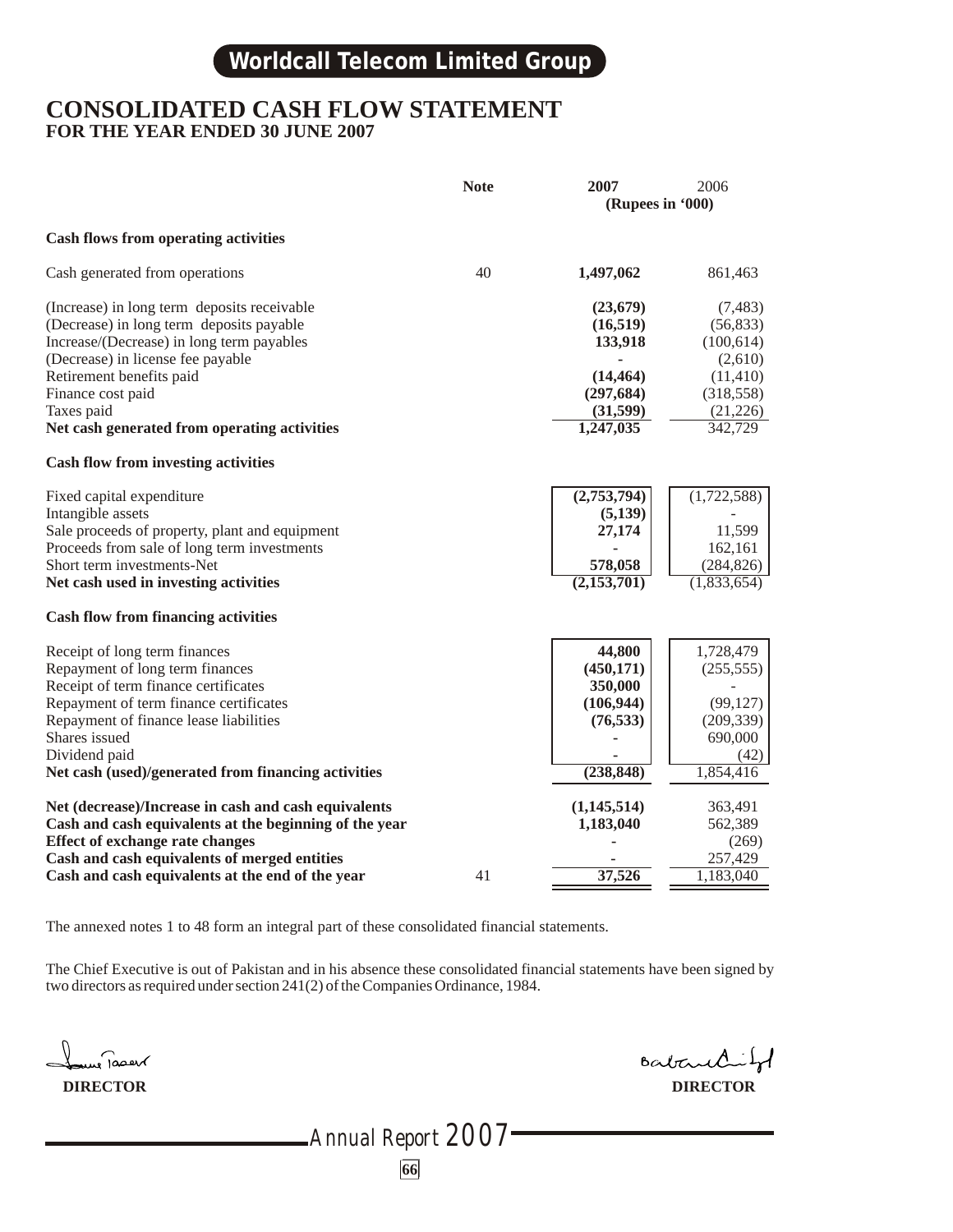# Worldcall Telecom Limited Group

## CONSOLIDATED CASH FLOW STATEMENT
### FOR THE YEAR ENDED 30 JUNE 2007

| | Note | 2007 | 2006 |
|---|---|---|---|
| | | (Rupees in '000) | |
| **Cash flows from operating activities** | | | |
| Cash generated from operations | 40 | **1,497,062** | 861,463 |
| (Increase) in long term deposits receivable | | **(23,679)** | (7,483) |
| (Decrease) in long term deposits payable | | **(16,519)** | (56,833) |
| Increase/(Decrease) in long term payables | | **133,918** | (100,614) |
| (Decrease) in license fee payable | | **-** | (2,610) |
| Retirement benefits paid | | **(14,464)** | (11,410) |
| Finance cost paid | | **(297,684)** | (318,558) |
| Taxes paid | | **(31,599)** | (21,226) |
| **Net cash generated from operating activities** | | **1,247,035** | 342,729 |
| **Cash flow from investing activities** | | | |
| Fixed capital expenditure | | **(2,753,794)** | (1,722,588) |
| Intangible assets | | **(5,139)** | - |
| Sale proceeds of property, plant and equipment | | **27,174** | 11,599 |
| Proceeds from sale of long term investments | | **-** | 162,161 |
| Short term investments-Net | | **578,058** | (284,826) |
| **Net cash used in investing activities** | | **(2,153,701)** | (1,833,654) |
| **Cash flow from financing activities** | | | |
| Receipt of long term finances | | **44,800** | 1,728,479 |
| Repayment of long term finances | | **(450,171)** | (255,555) |
| Receipt of term finance certificates | | **350,000** | - |
| Repayment of term finance certificates | | **(106,944)** | (99,127) |
| Repayment of finance lease liabilities | | **(76,533)** | (209,339) |
| Shares issued | | **-** | 690,000 |
| Dividend paid | | **-** | (42) |
| **Net cash (used)/generated from financing activities** | | **(238,848)** | 1,854,416 |
| **Net (decrease)/Increase in cash and cash equivalents** | | **(1,145,514)** | 363,491 |
| **Cash and cash equivalents at the beginning of the year** | | **1,183,040** | 562,389 |
| **Effect of exchange rate changes** | | **-** | (269) |
| **Cash and cash equivalents of merged entities** | | **-** | 257,429 |
| **Cash and cash equivalents at the end of the year** | 41 | **37,526** | 1,183,040 |

The annexed notes 1 to 48 form an integral part of these consolidated financial statements.

The Chief Executive is out of Pakistan and in his absence these consolidated financial statements have been signed by two directors as required under section 241(2) of the Companies Ordinance, 1984.

**DIRECTOR** **DIRECTOR**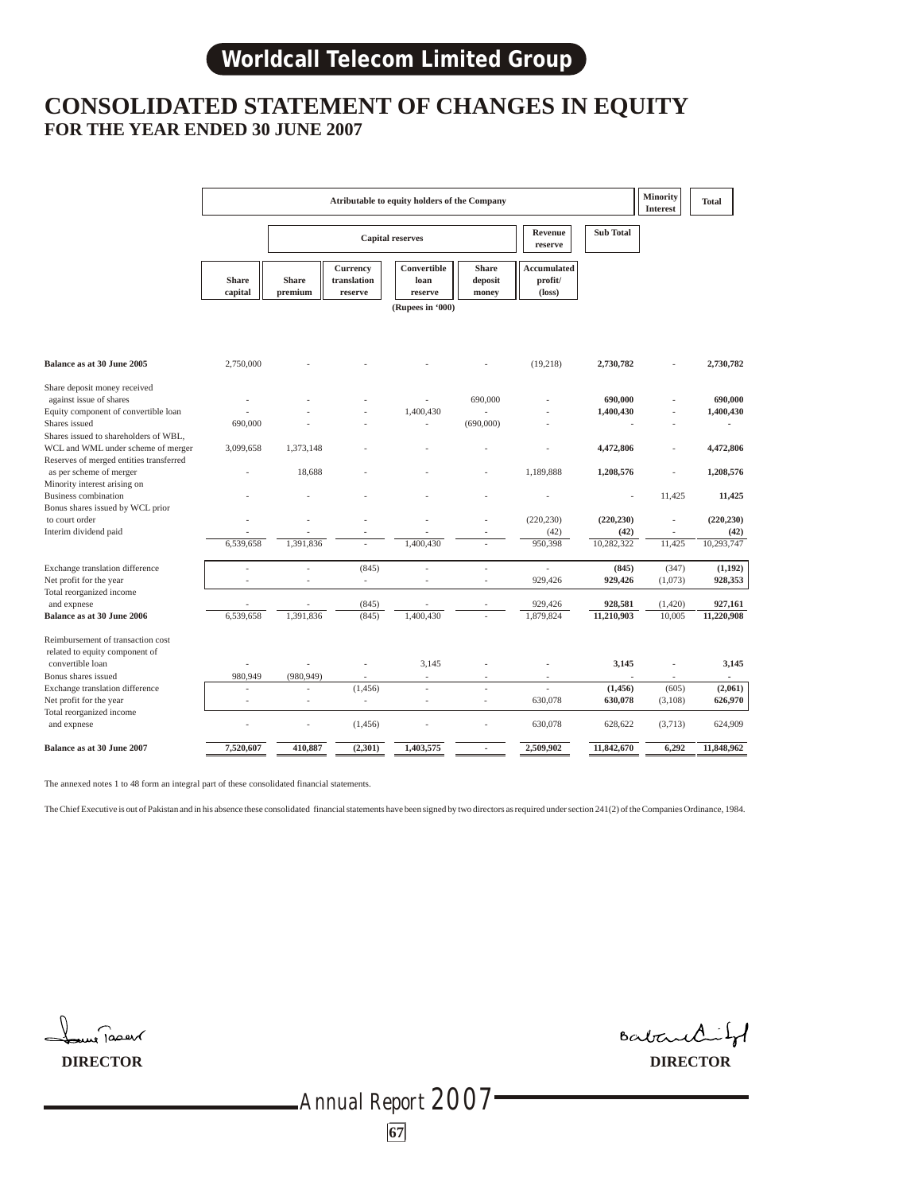# CONSOLIDATED STATEMENT OF CHANGES IN EQUITY
## FOR THE YEAR ENDED 30 JUNE 2007

| | Atributable to equity holders of the Company | | | | | | | Minority Interest | Total |
|---|---|---|---|---|---|---|---|---|---|
| | Capital reserves | | | | | Revenue reserve | Sub Total | | |
| | Share capital | Share premium | Currency translation reserve | Convertible loan reserve | Share deposit money | Accumulated profit/ (loss) | | | |
| | (Rupees in '000) | | | | | | | | |
| **Balance as at 30 June 2005** | 2,750,000 | - | - | - | - | (19,218) | **2,730,782** | - | **2,730,782** |
| Share deposit money received against issue of shares | - | - | - | - | 690,000 | - | **690,000** | - | **690,000** |
| Equity component of convertible loan | - | - | - | 1,400,430 | - | - | **1,400,430** | - | **1,400,430** |
| Shares issued | 690,000 | - | - | - | (690,000) | - | - | - | **-** |
| Shares issued to shareholders of WBL, WCL and WML under scheme of merger | 3,099,658 | 1,373,148 | - | - | - | - | **4,472,806** | - | **4,472,806** |
| Reserves of merged entities transferred as per scheme of merger | - | 18,688 | - | - | - | 1,189,888 | **1,208,576** | - | **1,208,576** |
| Minority interest arising on Business combination | - | - | - | - | - | - | - | 11,425 | **11,425** |
| Bonus shares issued by WCL prior to court order | - | - | - | - | - | (220,230) | **(220,230)** | - | **(220,230)** |
| Interim dividend paid | - | - | - | - | - | (42) | **(42)** | - | **(42)** |
| | 6,539,658 | 1,391,836 | - | 1,400,430 | - | 950,398 | 10,282,322 | 11,425 | 10,293,747 |
| Exchange translation difference | - | - | (845) | - | - | - | **(845)** | (347) | **(1,192)** |
| Net profit for the year | - | - | - | - | - | 929,426 | **929,426** | (1,073) | **928,353** |
| Total reorganized income and expnese | - | - | (845) | - | - | 929,426 | **928,581** | (1,420) | **927,161** |
| **Balance as at 30 June 2006** | 6,539,658 | 1,391,836 | (845) | 1,400,430 | - | 1,879,824 | **11,210,903** | 10,005 | **11,220,908** |
| Reimbursement of transaction cost related to equity component of convertible loan | - | - | - | 3,145 | - | - | **3,145** | - | **3,145** |
| Bonus shares issued | 980,949 | (980,949) | - | - | - | - | - | - | **-** |
| Exchange translation difference | - | - | (1,456) | - | - | - | **(1,456)** | (605) | **(2,061)** |
| Net profit for the year | - | - | - | - | - | 630,078 | **630,078** | (3,108) | **626,970** |
| Total reorganized income and expnese | - | - | (1,456) | - | - | 630,078 | 628,622 | (3,713) | 624,909 |
| **Balance as at 30 June 2007** | **7,520,607** | **410,887** | **(2,301)** | **1,403,575** | **-** | **2,509,902** | **11,842,670** | **6,292** | **11,848,962** |

The annexed notes 1 to 48 form an integral part of these consolidated financial statements.

The Chief Executive is out of Pakistan and in his absence these consolidated financial statements have been signed by two directors as required under section 241(2) of the Companies Ordinance, 1984.

**DIRECTOR** **DIRECTOR**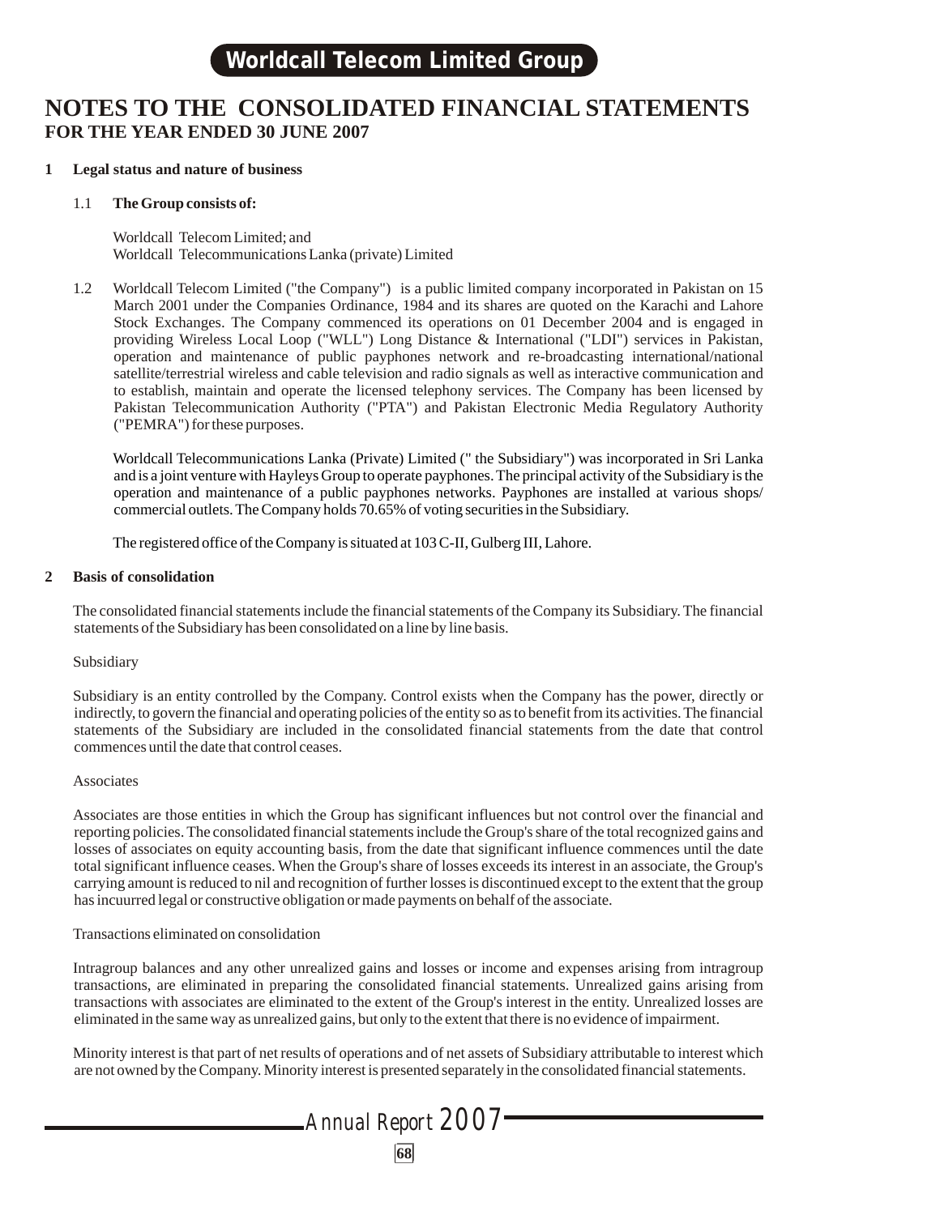# NOTES TO THE CONSOLIDATED FINANCIAL STATEMENTS
## FOR THE YEAR ENDED 30 JUNE 2007

**1 Legal status and nature of business**

1.1 **The Group consists of:**

Worldcall Telecom Limited; and
Worldcall Telecommunications Lanka (private) Limited

1.2 Worldcall Telecom Limited ("the Company") is a public limited company incorporated in Pakistan on 15 March 2001 under the Companies Ordinance, 1984 and its shares are quoted on the Karachi and Lahore Stock Exchanges. The Company commenced its operations on 01 December 2004 and is engaged in providing Wireless Local Loop ("WLL") Long Distance & International ("LDI") services in Pakistan, operation and maintenance of public payphones network and re-broadcasting international/national satellite/terrestrial wireless and cable television and radio signals as well as interactive communication and to establish, maintain and operate the licensed telephony services. The Company has been licensed by Pakistan Telecommunication Authority ("PTA") and Pakistan Electronic Media Regulatory Authority ("PEMRA") for these purposes.

Worldcall Telecommunications Lanka (Private) Limited (" the Subsidiary") was incorporated in Sri Lanka and is a joint venture with Hayleys Group to operate payphones. The principal activity of the Subsidiary is the operation and maintenance of a public payphones networks. Payphones are installed at various shops/ commercial outlets. The Company holds 70.65% of voting securities in the Subsidiary.

The registered office of the Company is situated at 103 C-II, Gulberg III, Lahore.

**2 Basis of consolidation**

The consolidated financial statements include the financial statements of the Company its Subsidiary. The financial statements of the Subsidiary has been consolidated on a line by line basis.

Subsidiary

Subsidiary is an entity controlled by the Company. Control exists when the Company has the power, directly or indirectly, to govern the financial and operating policies of the entity so as to benefit from its activities. The financial statements of the Subsidiary are included in the consolidated financial statements from the date that control commences until the date that control ceases.

Associates

Associates are those entities in which the Group has significant influences but not control over the financial and reporting policies. The consolidated financial statements include the Group's share of the total recognized gains and losses of associates on equity accounting basis, from the date that significant influence commences until the date total significant influence ceases. When the Group's share of losses exceeds its interest in an associate, the Group's carrying amount is reduced to nil and recognition of further losses is discontinued except to the extent that the group has incuurred legal or constructive obligation or made payments on behalf of the associate.

Transactions eliminated on consolidation

Intragroup balances and any other unrealized gains and losses or income and expenses arising from intragroup transactions, are eliminated in preparing the consolidated financial statements. Unrealized gains arising from transactions with associates are eliminated to the extent of the Group's interest in the entity. Unrealized losses are eliminated in the same way as unrealized gains, but only to the extent that there is no evidence of impairment.

Minority interest is that part of net results of operations and of net assets of Subsidiary attributable to interest which are not owned by the Company. Minority interest is presented separately in the consolidated financial statements.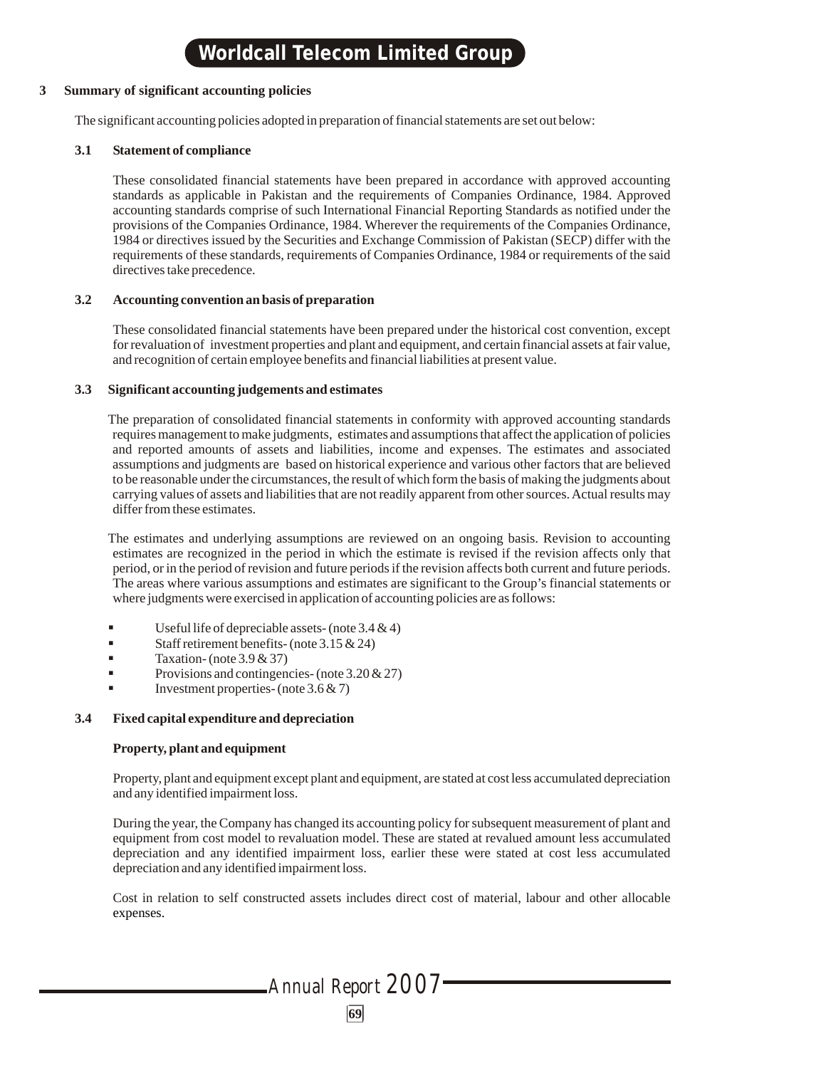## 3 Summary of significant accounting policies

The significant accounting policies adopted in preparation of financial statements are set out below:

### 3.1 Statement of compliance

These consolidated financial statements have been prepared in accordance with approved accounting standards as applicable in Pakistan and the requirements of Companies Ordinance, 1984. Approved accounting standards comprise of such International Financial Reporting Standards as notified under the provisions of the Companies Ordinance, 1984. Wherever the requirements of the Companies Ordinance, 1984 or directives issued by the Securities and Exchange Commission of Pakistan (SECP) differ with the requirements of these standards, requirements of Companies Ordinance, 1984 or requirements of the said directives take precedence.

### 3.2 Accounting convention an basis of preparation

These consolidated financial statements have been prepared under the historical cost convention, except for revaluation of investment properties and plant and equipment, and certain financial assets at fair value, and recognition of certain employee benefits and financial liabilities at present value.

### 3.3 Significant accounting judgements and estimates

The preparation of consolidated financial statements in conformity with approved accounting standards requires management to make judgments, estimates and assumptions that affect the application of policies and reported amounts of assets and liabilities, income and expenses. The estimates and associated assumptions and judgments are based on historical experience and various other factors that are believed to be reasonable under the circumstances, the result of which form the basis of making the judgments about carrying values of assets and liabilities that are not readily apparent from other sources. Actual results may differ from these estimates.

The estimates and underlying assumptions are reviewed on an ongoing basis. Revision to accounting estimates are recognized in the period in which the estimate is revised if the revision affects only that period, or in the period of revision and future periods if the revision affects both current and future periods. The areas where various assumptions and estimates are significant to the Group's financial statements or where judgments were exercised in application of accounting policies are as follows:

- Useful life of depreciable assets- (note 3.4 & 4)
- Staff retirement benefits- (note 3.15 & 24)
- Taxation- (note 3.9 & 37)
- Provisions and contingencies- (note 3.20 & 27)
- Investment properties- (note 3.6 & 7)

### 3.4 Fixed capital expenditure and depreciation

**Property, plant and equipment**

Property, plant and equipment except plant and equipment, are stated at cost less accumulated depreciation and any identified impairment loss.

During the year, the Company has changed its accounting policy for subsequent measurement of plant and equipment from cost model to revaluation model. These are stated at revalued amount less accumulated depreciation and any identified impairment loss, earlier these were stated at cost less accumulated depreciation and any identified impairment loss.

Cost in relation to self constructed assets includes direct cost of material, labour and other allocable expenses.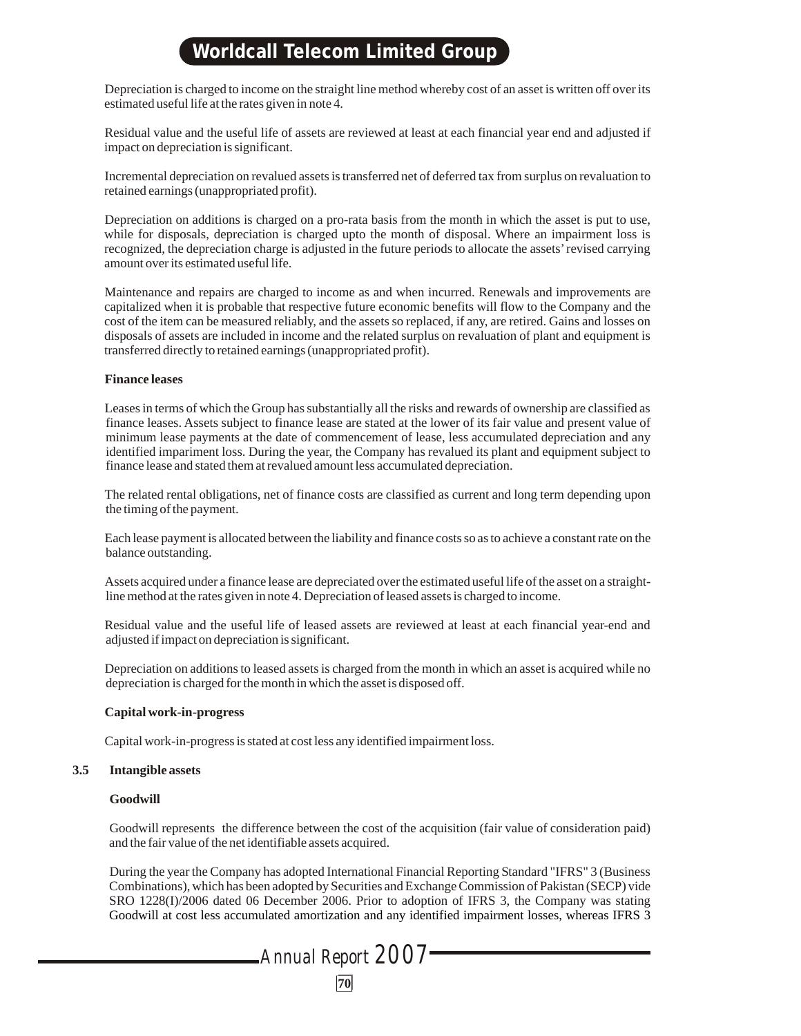Depreciation is charged to income on the straight line method whereby cost of an asset is written off over its estimated useful life at the rates given in note 4.

Residual value and the useful life of assets are reviewed at least at each financial year end and adjusted if impact on depreciation is significant.

Incremental depreciation on revalued assets is transferred net of deferred tax from surplus on revaluation to retained earnings (unappropriated profit).

Depreciation on additions is charged on a pro-rata basis from the month in which the asset is put to use, while for disposals, depreciation is charged upto the month of disposal. Where an impairment loss is recognized, the depreciation charge is adjusted in the future periods to allocate the assets' revised carrying amount over its estimated useful life.

Maintenance and repairs are charged to income as and when incurred. Renewals and improvements are capitalized when it is probable that respective future economic benefits will flow to the Company and the cost of the item can be measured reliably, and the assets so replaced, if any, are retired. Gains and losses on disposals of assets are included in income and the related surplus on revaluation of plant and equipment is transferred directly to retained earnings (unappropriated profit).

**Finance leases**

Leases in terms of which the Group has substantially all the risks and rewards of ownership are classified as finance leases. Assets subject to finance lease are stated at the lower of its fair value and present value of minimum lease payments at the date of commencement of lease, less accumulated depreciation and any identified impariment loss. During the year, the Company has revalued its plant and equipment subject to finance lease and stated them at revalued amount less accumulated depreciation.

The related rental obligations, net of finance costs are classified as current and long term depending upon the timing of the payment.

Each lease payment is allocated between the liability and finance costs so as to achieve a constant rate on the balance outstanding.

Assets acquired under a finance lease are depreciated over the estimated useful life of the asset on a straight-line method at the rates given in note 4. Depreciation of leased assets is charged to income.

Residual value and the useful life of leased assets are reviewed at least at each financial year-end and adjusted if impact on depreciation is significant.

Depreciation on additions to leased assets is charged from the month in which an asset is acquired while no depreciation is charged for the month in which the asset is disposed off.

**Capital work-in-progress**

Capital work-in-progress is stated at cost less any identified impairment loss.

**3.5 Intangible assets**

**Goodwill**

Goodwill represents the difference between the cost of the acquisition (fair value of consideration paid) and the fair value of the net identifiable assets acquired.

During the year the Company has adopted International Financial Reporting Standard "IFRS" 3 (Business Combinations), which has been adopted by Securities and Exchange Commission of Pakistan (SECP) vide SRO 1228(I)/2006 dated 06 December 2006. Prior to adoption of IFRS 3, the Company was stating Goodwill at cost less accumulated amortization and any identified impairment losses, whereas IFRS 3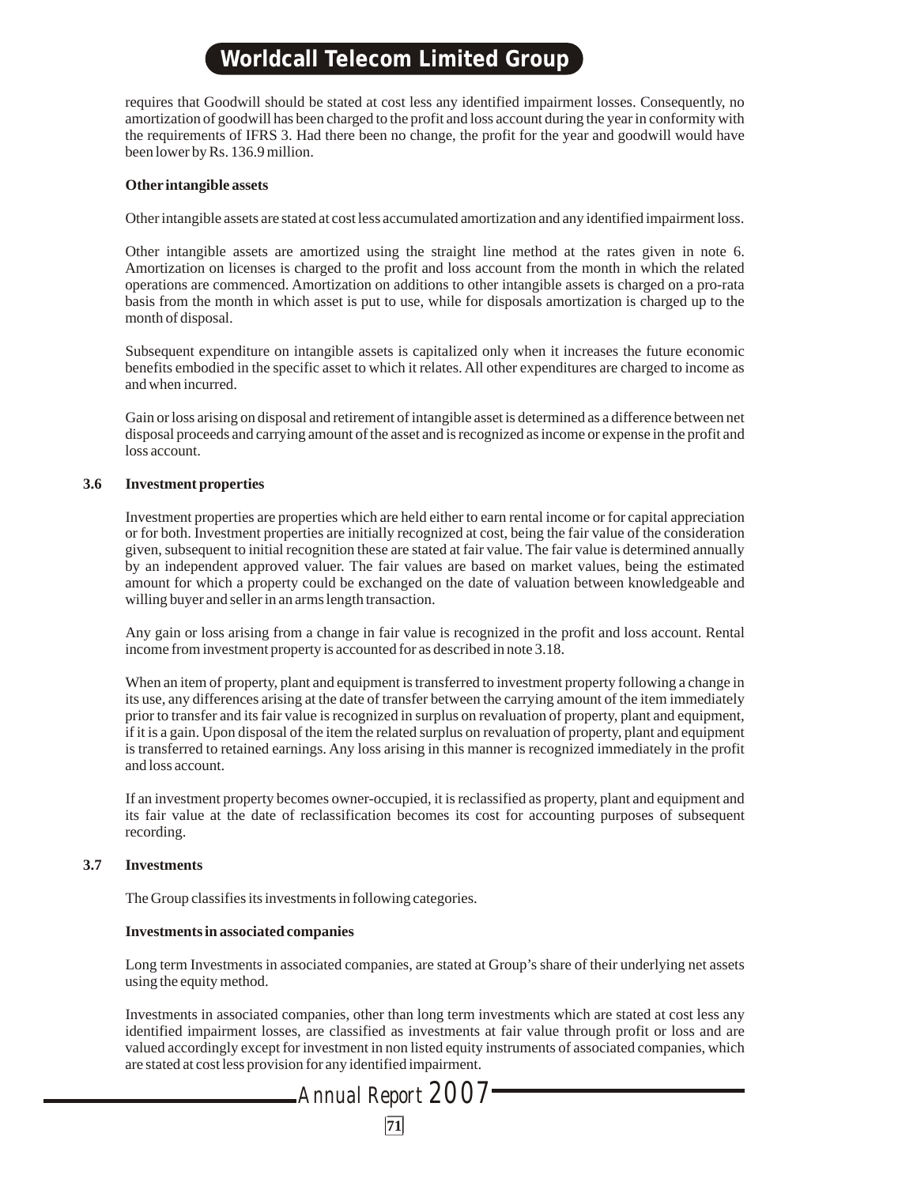requires that Goodwill should be stated at cost less any identified impairment losses. Consequently, no amortization of goodwill has been charged to the profit and loss account during the year in conformity with the requirements of IFRS 3. Had there been no change, the profit for the year and goodwill would have been lower by Rs. 136.9 million.

**Other intangible assets**

Other intangible assets are stated at cost less accumulated amortization and any identified impairment loss.

Other intangible assets are amortized using the straight line method at the rates given in note 6. Amortization on licenses is charged to the profit and loss account from the month in which the related operations are commenced. Amortization on additions to other intangible assets is charged on a pro-rata basis from the month in which asset is put to use, while for disposals amortization is charged up to the month of disposal.

Subsequent expenditure on intangible assets is capitalized only when it increases the future economic benefits embodied in the specific asset to which it relates. All other expenditures are charged to income as and when incurred.

Gain or loss arising on disposal and retirement of intangible asset is determined as a difference between net disposal proceeds and carrying amount of the asset and is recognized as income or expense in the profit and loss account.

### 3.6 Investment properties

Investment properties are properties which are held either to earn rental income or for capital appreciation or for both. Investment properties are initially recognized at cost, being the fair value of the consideration given, subsequent to initial recognition these are stated at fair value. The fair value is determined annually by an independent approved valuer. The fair values are based on market values, being the estimated amount for which a property could be exchanged on the date of valuation between knowledgeable and willing buyer and seller in an arms length transaction.

Any gain or loss arising from a change in fair value is recognized in the profit and loss account. Rental income from investment property is accounted for as described in note 3.18.

When an item of property, plant and equipment is transferred to investment property following a change in its use, any differences arising at the date of transfer between the carrying amount of the item immediately prior to transfer and its fair value is recognized in surplus on revaluation of property, plant and equipment, if it is a gain. Upon disposal of the item the related surplus on revaluation of property, plant and equipment is transferred to retained earnings. Any loss arising in this manner is recognized immediately in the profit and loss account.

If an investment property becomes owner-occupied, it is reclassified as property, plant and equipment and its fair value at the date of reclassification becomes its cost for accounting purposes of subsequent recording.

### 3.7 Investments

The Group classifies its investments in following categories.

**Investments in associated companies**

Long term Investments in associated companies, are stated at Group's share of their underlying net assets using the equity method.

Investments in associated companies, other than long term investments which are stated at cost less any identified impairment losses, are classified as investments at fair value through profit or loss and are valued accordingly except for investment in non listed equity instruments of associated companies, which are stated at cost less provision for any identified impairment.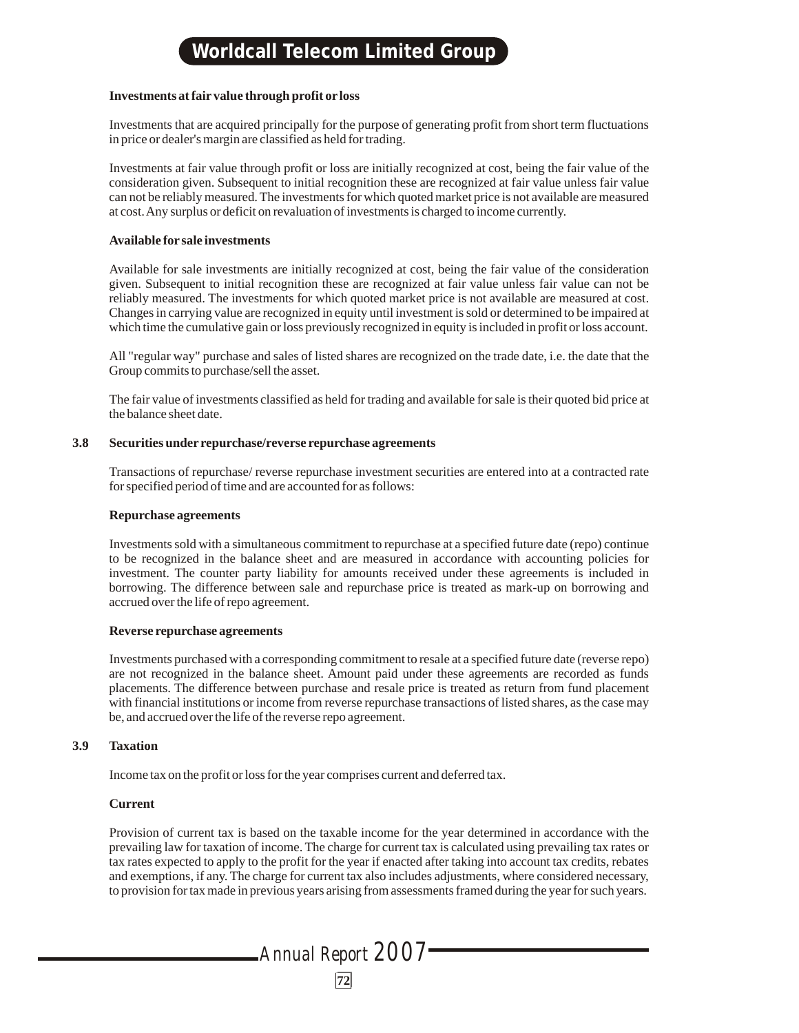**Investments at fair value through profit or loss**

Investments that are acquired principally for the purpose of generating profit from short term fluctuations in price or dealer's margin are classified as held for trading.

Investments at fair value through profit or loss are initially recognized at cost, being the fair value of the consideration given. Subsequent to initial recognition these are recognized at fair value unless fair value can not be reliably measured. The investments for which quoted market price is not available are measured at cost. Any surplus or deficit on revaluation of investments is charged to income currently.

**Available for sale investments**

Available for sale investments are initially recognized at cost, being the fair value of the consideration given. Subsequent to initial recognition these are recognized at fair value unless fair value can not be reliably measured. The investments for which quoted market price is not available are measured at cost. Changes in carrying value are recognized in equity until investment is sold or determined to be impaired at which time the cumulative gain or loss previously recognized in equity is included in profit or loss account.

All "regular way" purchase and sales of listed shares are recognized on the trade date, i.e. the date that the Group commits to purchase/sell the asset.

The fair value of investments classified as held for trading and available for sale is their quoted bid price at the balance sheet date.

### 3.8 Securities under repurchase/reverse repurchase agreements

Transactions of repurchase/ reverse repurchase investment securities are entered into at a contracted rate for specified period of time and are accounted for as follows:

**Repurchase agreements**

Investments sold with a simultaneous commitment to repurchase at a specified future date (repo) continue to be recognized in the balance sheet and are measured in accordance with accounting policies for investment. The counter party liability for amounts received under these agreements is included in borrowing. The difference between sale and repurchase price is treated as mark-up on borrowing and accrued over the life of repo agreement.

**Reverse repurchase agreements**

Investments purchased with a corresponding commitment to resale at a specified future date (reverse repo) are not recognized in the balance sheet. Amount paid under these agreements are recorded as funds placements. The difference between purchase and resale price is treated as return from fund placement with financial institutions or income from reverse repurchase transactions of listed shares, as the case may be, and accrued over the life of the reverse repo agreement.

### 3.9 Taxation

Income tax on the profit or loss for the year comprises current and deferred tax.

**Current**

Provision of current tax is based on the taxable income for the year determined in accordance with the prevailing law for taxation of income. The charge for current tax is calculated using prevailing tax rates or tax rates expected to apply to the profit for the year if enacted after taking into account tax credits, rebates and exemptions, if any. The charge for current tax also includes adjustments, where considered necessary, to provision for tax made in previous years arising from assessments framed during the year for such years.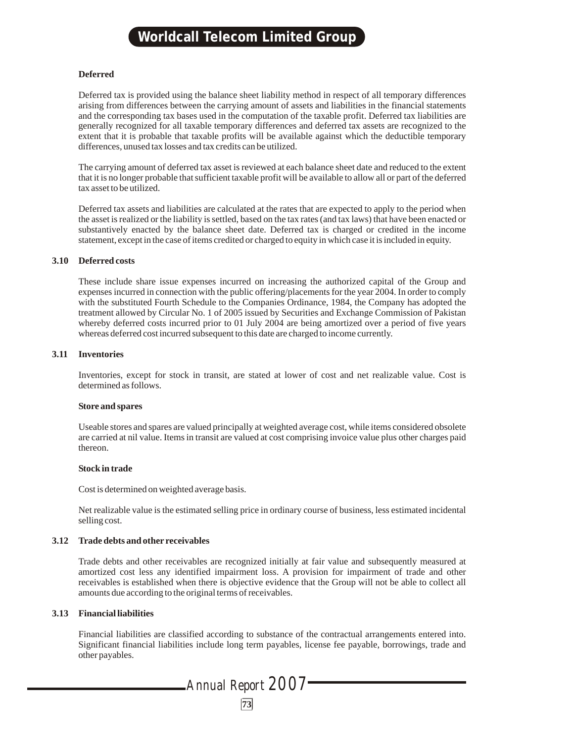**Deferred**

Deferred tax is provided using the balance sheet liability method in respect of all temporary differences arising from differences between the carrying amount of assets and liabilities in the financial statements and the corresponding tax bases used in the computation of the taxable profit. Deferred tax liabilities are generally recognized for all taxable temporary differences and deferred tax assets are recognized to the extent that it is probable that taxable profits will be available against which the deductible temporary differences, unused tax losses and tax credits can be utilized.

The carrying amount of deferred tax asset is reviewed at each balance sheet date and reduced to the extent that it is no longer probable that sufficient taxable profit will be available to allow all or part of the deferred tax asset to be utilized.

Deferred tax assets and liabilities are calculated at the rates that are expected to apply to the period when the asset is realized or the liability is settled, based on the tax rates (and tax laws) that have been enacted or substantively enacted by the balance sheet date. Deferred tax is charged or credited in the income statement, except in the case of items credited or charged to equity in which case it is included in equity.

## 3.10 Deferred costs

These include share issue expenses incurred on increasing the authorized capital of the Group and expenses incurred in connection with the public offering/placements for the year 2004. In order to comply with the substituted Fourth Schedule to the Companies Ordinance, 1984, the Company has adopted the treatment allowed by Circular No. 1 of 2005 issued by Securities and Exchange Commission of Pakistan whereby deferred costs incurred prior to 01 July 2004 are being amortized over a period of five years whereas deferred cost incurred subsequent to this date are charged to income currently.

## 3.11 Inventories

Inventories, except for stock in transit, are stated at lower of cost and net realizable value. Cost is determined as follows.

**Store and spares**

Useable stores and spares are valued principally at weighted average cost, while items considered obsolete are carried at nil value. Items in transit are valued at cost comprising invoice value plus other charges paid thereon.

**Stock in trade**

Cost is determined on weighted average basis.

Net realizable value is the estimated selling price in ordinary course of business, less estimated incidental selling cost.

## 3.12 Trade debts and other receivables

Trade debts and other receivables are recognized initially at fair value and subsequently measured at amortized cost less any identified impairment loss. A provision for impairment of trade and other receivables is established when there is objective evidence that the Group will not be able to collect all amounts due according to the original terms of receivables.

## 3.13 Financial liabilities

Financial liabilities are classified according to substance of the contractual arrangements entered into. Significant financial liabilities include long term payables, license fee payable, borrowings, trade and other payables.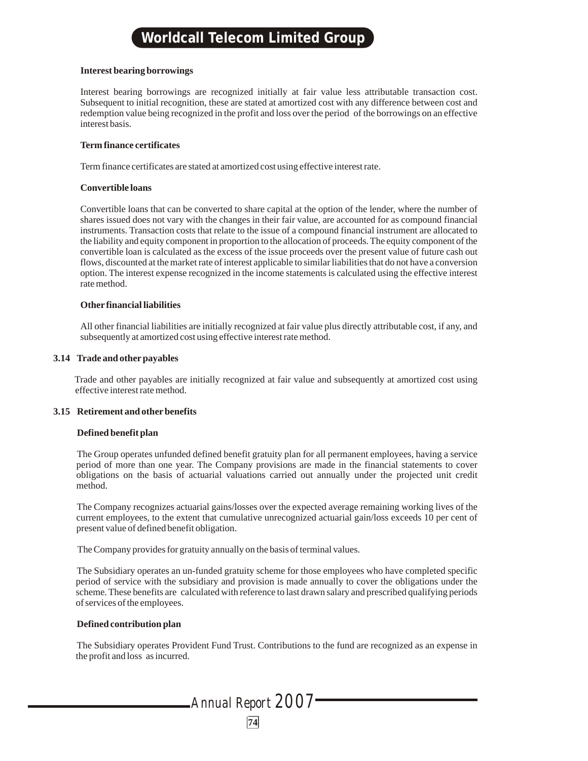**Interest bearing borrowings**

Interest bearing borrowings are recognized initially at fair value less attributable transaction cost. Subsequent to initial recognition, these are stated at amortized cost with any difference between cost and redemption value being recognized in the profit and loss over the period of the borrowings on an effective interest basis.

**Term finance certificates**

Term finance certificates are stated at amortized cost using effective interest rate.

**Convertible loans**

Convertible loans that can be converted to share capital at the option of the lender, where the number of shares issued does not vary with the changes in their fair value, are accounted for as compound financial instruments. Transaction costs that relate to the issue of a compound financial instrument are allocated to the liability and equity component in proportion to the allocation of proceeds. The equity component of the convertible loan is calculated as the excess of the issue proceeds over the present value of future cash out flows, discounted at the market rate of interest applicable to similar liabilities that do not have a conversion option. The interest expense recognized in the income statements is calculated using the effective interest rate method.

**Other financial liabilities**

All other financial liabilities are initially recognized at fair value plus directly attributable cost, if any, and subsequently at amortized cost using effective interest rate method.

## 3.14 Trade and other payables

Trade and other payables are initially recognized at fair value and subsequently at amortized cost using effective interest rate method.

## 3.15 Retirement and other benefits

**Defined benefit plan**

The Group operates unfunded defined benefit gratuity plan for all permanent employees, having a service period of more than one year. The Company provisions are made in the financial statements to cover obligations on the basis of actuarial valuations carried out annually under the projected unit credit method.

The Company recognizes actuarial gains/losses over the expected average remaining working lives of the current employees, to the extent that cumulative unrecognized actuarial gain/loss exceeds 10 per cent of present value of defined benefit obligation.

The Company provides for gratuity annually on the basis of terminal values.

The Subsidiary operates an un-funded gratuity scheme for those employees who have completed specific period of service with the subsidiary and provision is made annually to cover the obligations under the scheme. These benefits are calculated with reference to last drawn salary and prescribed qualifying periods of services of the employees.

**Defined contribution plan**

The Subsidiary operates Provident Fund Trust. Contributions to the fund are recognized as an expense in the profit and loss as incurred.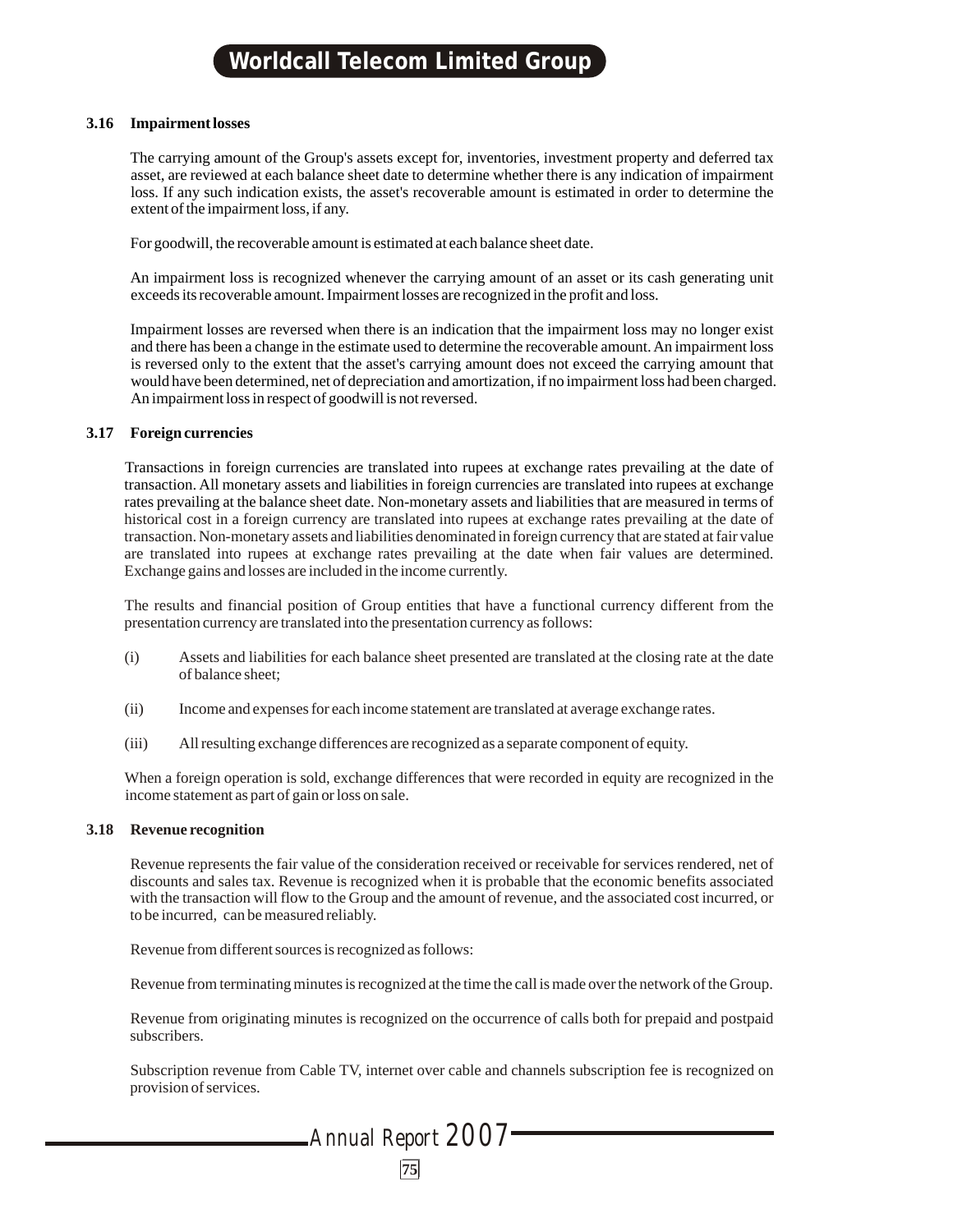### 3.16 Impairment losses

The carrying amount of the Group's assets except for, inventories, investment property and deferred tax asset, are reviewed at each balance sheet date to determine whether there is any indication of impairment loss. If any such indication exists, the asset's recoverable amount is estimated in order to determine the extent of the impairment loss, if any.

For goodwill, the recoverable amount is estimated at each balance sheet date.

An impairment loss is recognized whenever the carrying amount of an asset or its cash generating unit exceeds its recoverable amount. Impairment losses are recognized in the profit and loss.

Impairment losses are reversed when there is an indication that the impairment loss may no longer exist and there has been a change in the estimate used to determine the recoverable amount. An impairment loss is reversed only to the extent that the asset's carrying amount does not exceed the carrying amount that would have been determined, net of depreciation and amortization, if no impairment loss had been charged. An impairment loss in respect of goodwill is not reversed.

### 3.17 Foreign currencies

Transactions in foreign currencies are translated into rupees at exchange rates prevailing at the date of transaction. All monetary assets and liabilities in foreign currencies are translated into rupees at exchange rates prevailing at the balance sheet date. Non-monetary assets and liabilities that are measured in terms of historical cost in a foreign currency are translated into rupees at exchange rates prevailing at the date of transaction. Non-monetary assets and liabilities denominated in foreign currency that are stated at fair value are translated into rupees at exchange rates prevailing at the date when fair values are determined. Exchange gains and losses are included in the income currently.

The results and financial position of Group entities that have a functional currency different from the presentation currency are translated into the presentation currency as follows:

(i) Assets and liabilities for each balance sheet presented are translated at the closing rate at the date of balance sheet;

(ii) Income and expenses for each income statement are translated at average exchange rates.

(iii) All resulting exchange differences are recognized as a separate component of equity.

When a foreign operation is sold, exchange differences that were recorded in equity are recognized in the income statement as part of gain or loss on sale.

### 3.18 Revenue recognition

Revenue represents the fair value of the consideration received or receivable for services rendered, net of discounts and sales tax. Revenue is recognized when it is probable that the economic benefits associated with the transaction will flow to the Group and the amount of revenue, and the associated cost incurred, or to be incurred, can be measured reliably.

Revenue from different sources is recognized as follows:

Revenue from terminating minutes is recognized at the time the call is made over the network of the Group.

Revenue from originating minutes is recognized on the occurrence of calls both for prepaid and postpaid subscribers.

Subscription revenue from Cable TV, internet over cable and channels subscription fee is recognized on provision of services.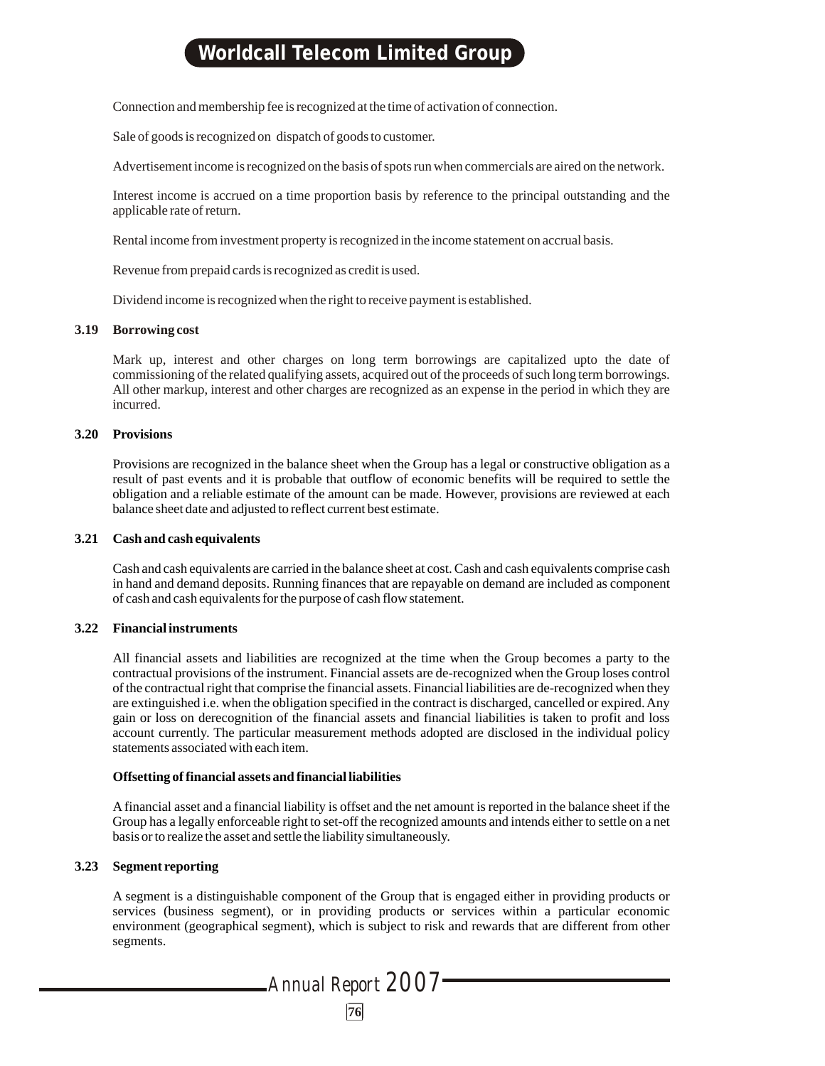Connection and membership fee is recognized at the time of activation of connection.

Sale of goods is recognized on dispatch of goods to customer.

Advertisement income is recognized on the basis of spots run when commercials are aired on the network.

Interest income is accrued on a time proportion basis by reference to the principal outstanding and the applicable rate of return.

Rental income from investment property is recognized in the income statement on accrual basis.

Revenue from prepaid cards is recognized as credit is used.

Dividend income is recognized when the right to receive payment is established.

### 3.19 Borrowing cost

Mark up, interest and other charges on long term borrowings are capitalized upto the date of commissioning of the related qualifying assets, acquired out of the proceeds of such long term borrowings. All other markup, interest and other charges are recognized as an expense in the period in which they are incurred.

### 3.20 Provisions

Provisions are recognized in the balance sheet when the Group has a legal or constructive obligation as a result of past events and it is probable that outflow of economic benefits will be required to settle the obligation and a reliable estimate of the amount can be made. However, provisions are reviewed at each balance sheet date and adjusted to reflect current best estimate.

### 3.21 Cash and cash equivalents

Cash and cash equivalents are carried in the balance sheet at cost. Cash and cash equivalents comprise cash in hand and demand deposits. Running finances that are repayable on demand are included as component of cash and cash equivalents for the purpose of cash flow statement.

### 3.22 Financial instruments

All financial assets and liabilities are recognized at the time when the Group becomes a party to the contractual provisions of the instrument. Financial assets are de-recognized when the Group loses control of the contractual right that comprise the financial assets. Financial liabilities are de-recognized when they are extinguished i.e. when the obligation specified in the contract is discharged, cancelled or expired. Any gain or loss on derecognition of the financial assets and financial liabilities is taken to profit and loss account currently. The particular measurement methods adopted are disclosed in the individual policy statements associated with each item.

**Offsetting of financial assets and financial liabilities**

A financial asset and a financial liability is offset and the net amount is reported in the balance sheet if the Group has a legally enforceable right to set-off the recognized amounts and intends either to settle on a net basis or to realize the asset and settle the liability simultaneously.

### 3.23 Segment reporting

A segment is a distinguishable component of the Group that is engaged either in providing products or services (business segment), or in providing products or services within a particular economic environment (geographical segment), which is subject to risk and rewards that are different from other segments.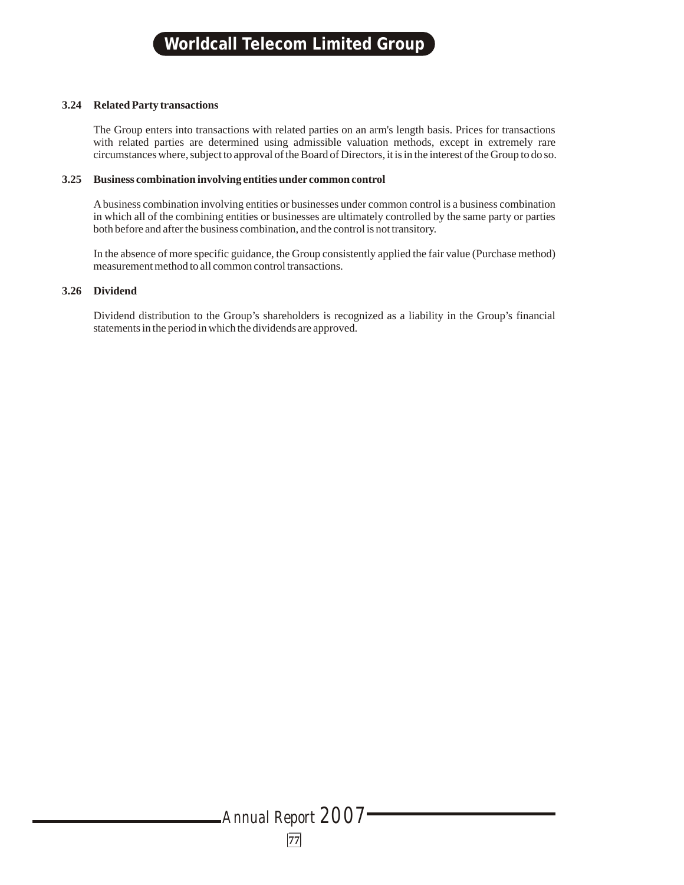### 3.24 Related Party transactions

The Group enters into transactions with related parties on an arm's length basis. Prices for transactions with related parties are determined using admissible valuation methods, except in extremely rare circumstances where, subject to approval of the Board of Directors, it is in the interest of the Group to do so.

### 3.25 Business combination involving entities under common control

A business combination involving entities or businesses under common control is a business combination in which all of the combining entities or businesses are ultimately controlled by the same party or parties both before and after the business combination, and the control is not transitory.

In the absence of more specific guidance, the Group consistently applied the fair value (Purchase method) measurement method to all common control transactions.

### 3.26 Dividend

Dividend distribution to the Group's shareholders is recognized as a liability in the Group's financial statements in the period in which the dividends are approved.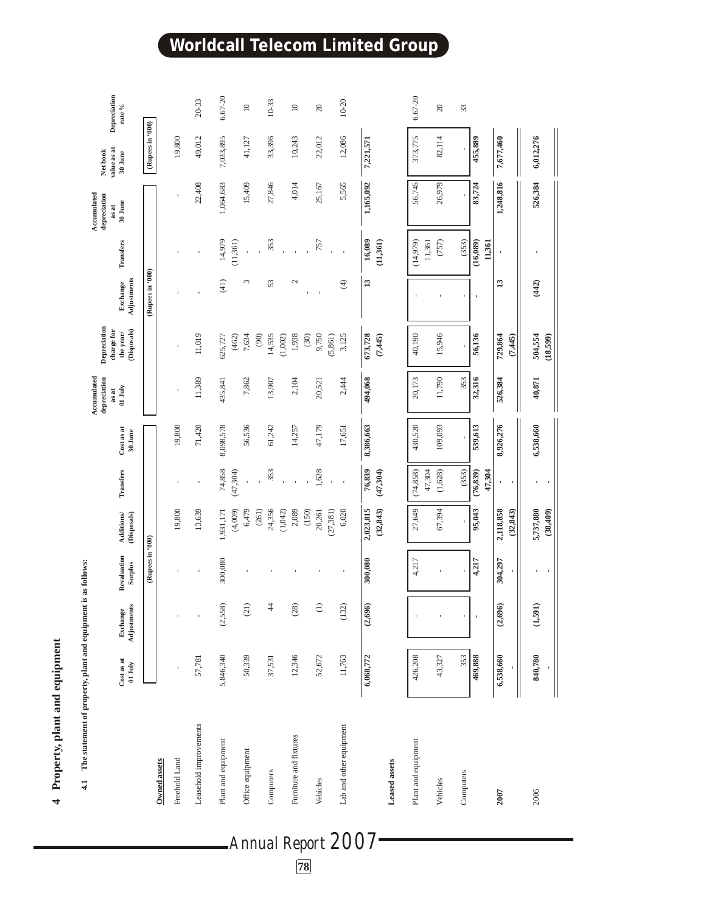## 4 Property, plant and equipment

### 4.1 The statement of property, plant and equipment is as follows:

| | Cost as at 01 July | Exchange Adjustments | Revaluation Surplus | Additions/ (Disposals) | Transfers | Cost as at 30 June | Accumulated depreciation as at 01 July | Depreciation charge for the year/ (Disposals) | Exchange Adjustments | Transfers | Accumulated depreciation as at 30 June | Net book value as at 30 June | Depreciation rate % |
|---|---|---|---|---|---|---|---|---|---|---|---|---|---|
| | (Rupees in '000) | | | | | | | (Rupees in '000) | | | | (Rupees in '000) | |
| **Owned assets** | | | | | | | | | | | | | |
| Freehold Land | - | - | - | 19,800 | - | 19,800 | - | - | - | - | - | 19,800 | |
| Leasehold improvements | 57,781 | - | - | 13,639 | - | 71,420 | 11,389 | 11,019 | - | - | 22,408 | 49,012 | 20-33 |
| Plant and equipment | 5,846,340 | (2,558) | 300,080 | 1,931,171 | 74,858 | 8,098,578 | 435,841 | 625,727 | (41) | 14,979 | 1,064,683 | 7,033,895 | 6.67-20 |
| | | | | (4,009) | (47,304) | | | (462) | | (11,361) | | | |
| Office equipment | 50,339 | (21) | - | 6,479 | - | 56,536 | 7,862 | 7,634 | 3 | - | 15,409 | 41,127 | 10 |
| | | | | (261) | - | | | (90) | | - | | | |
| Computers | 37,531 | 44 | - | 24,356 | 353 | 61,242 | 13,907 | 14,535 | 53 | 353 | 27,846 | 33,396 | 10-33 |
| | | | | (1,042) | - | | | (1,002) | | - | | | |
| Furniture and fixtures | 12,346 | (28) | - | 2,089 | - | 14,257 | 2,104 | 1,938 | 2 | - | 4,014 | 10,243 | 10 |
| | | | | (150) | - | | | (30) | - | - | | | |
| Vehicles | 52,672 | (1) | - | 20,261 | 1,628 | 47,179 | 20,521 | 9,750 | - | 757 | 25,167 | 22,012 | 20 |
| | | | | (27,381) | - | | | (5,861) | | - | | | |
| Lab and other equipment | 11,763 | (132) | - | 6,020 | - | 17,651 | 2,444 | 3,125 | (4) | - | 5,565 | 12,086 | 10-20 |
| | **6,068,772** | **(2,696)** | **300,080** | **2,023,815** | **76,839** | **8,386,663** | **494,068** | **673,728** | **13** | **16,089** | **1,165,092** | **7,221,571** | |
| | | | | **(32,843)** | **(47,304)** | | | **(7,445)** | | **(11,361)** | | | |
| **Leased assets** | | | | | | | | | | | | | |
| Plant and equipment | 426,208 | - | 4,217 | 27,649 | (74,858) | 430,520 | 20,173 | 40,190 | - | (14,979) | 56,745 | 373,775 | 6.67-20 |
| | | | | | 47,304 | | | | | 11,361 | | | |
| Vehicles | 43,327 | - | - | 67,394 | (1,628) | 109,093 | 11,790 | 15,946 | - | (757) | 26,979 | 82,114 | 20 |
| Computers | 353 | - | - | - | (353) | - | 353 | - | - | (353) | - | - | 33 |
| | **469,888** | **-** | **4,217** | **95,043** | **(76,839)** | **539,613** | **32,316** | **56,136** | **-** | **(16,089)** | **83,724** | **455,889** | |
| | | | | | **47,304** | | | | | **11,361** | | | |
| **2007** | **6,538,660** | **(2,696)** | **304,297** | **2,118,858** | **-** | **8,926,276** | **526,384** | **729,864** | **13** | **-** | **1,248,816** | **7,677,460** | |
| | **-** | | **-** | **(32,843)** | **-** | | | **(7,445)** | | | | | |
| 2006 | **840,780** | **(1,591)** | **-** | **5,737,880** | **-** | **6,538,660** | **40,871** | **504,554** | **(442)** | **-** | **526,384** | **6,012,276** | |
| | **-** | | **-** | **(38,409)** | **-** | | | **(18,599)** | | | | | |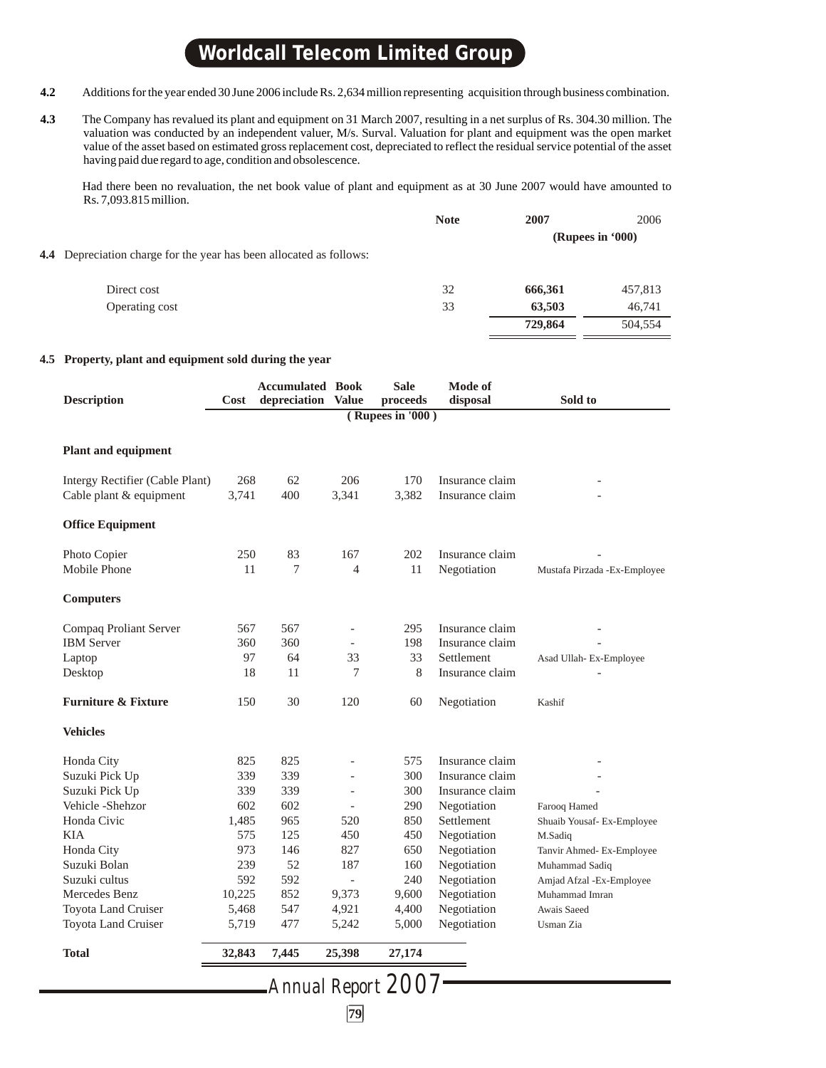**4.2** Additions for the year ended 30 June 2006 include Rs. 2,634 million representing acquisition through business combination.

**4.3** The Company has revalued its plant and equipment on 31 March 2007, resulting in a net surplus of Rs. 304.30 million. The valuation was conducted by an independent valuer, M/s. Surval. Valuation for plant and equipment was the open market value of the asset based on estimated gross replacement cost, depreciated to reflect the residual service potential of the asset having paid due regard to age, condition and obsolescence.

Had there been no revaluation, the net book value of plant and equipment as at 30 June 2007 would have amounted to Rs. 7,093.815 million.

| | Note | 2007 | 2006 |
|---|---|---|---|
| | | (Rupees in '000) | |
| **4.4** Depreciation charge for the year has been allocated as follows: | | | |
| Direct cost | 32 | **666,361** | 457,813 |
| Operating cost | 33 | **63,503** | 46,741 |
| | | **729,864** | 504,554 |

**4.5 Property, plant and equipment sold during the year**

| Description | Cost | Accumulated depreciation | Book Value | Sale proceeds | Mode of disposal | Sold to |
|---|---|---|---|---|---|---|
| | | | (Rupees in '000) | | | |
| **Plant and equipment** | | | | | | |
| Intergy Rectifier (Cable Plant) | 268 | 62 | 206 | 170 | Insurance claim | - |
| Cable plant & equipment | 3,741 | 400 | 3,341 | 3,382 | Insurance claim | - |
| **Office Equipment** | | | | | | |
| Photo Copier | 250 | 83 | 167 | 202 | Insurance claim | - |
| Mobile Phone | 11 | 7 | 4 | 11 | Negotiation | Mustafa Pirzada -Ex-Employee |
| **Computers** | | | | | | |
| Compaq Proliant Server | 567 | 567 | - | 295 | Insurance claim | - |
| IBM Server | 360 | 360 | - | 198 | Insurance claim | - |
| Laptop | 97 | 64 | 33 | 33 | Settlement | Asad Ullah- Ex-Employee |
| Desktop | 18 | 11 | 7 | 8 | Insurance claim | - |
| **Furniture & Fixture** | 150 | 30 | 120 | 60 | Negotiation | Kashif |
| **Vehicles** | | | | | | |
| Honda City | 825 | 825 | - | 575 | Insurance claim | - |
| Suzuki Pick Up | 339 | 339 | - | 300 | Insurance claim | - |
| Suzuki Pick Up | 339 | 339 | - | 300 | Insurance claim | - |
| Vehicle -Shehzor | 602 | 602 | - | 290 | Negotiation | Farooq Hamed |
| Honda Civic | 1,485 | 965 | 520 | 850 | Settlement | Shuaib Yousaf- Ex-Employee |
| KIA | 575 | 125 | 450 | 450 | Negotiation | M.Sadiq |
| Honda City | 973 | 146 | 827 | 650 | Negotiation | Tanvir Ahmed- Ex-Employee |
| Suzuki Bolan | 239 | 52 | 187 | 160 | Negotiation | Muhammad Sadiq |
| Suzuki cultus | 592 | 592 | - | 240 | Negotiation | Amjad Afzal -Ex-Employee |
| Mercedes Benz | 10,225 | 852 | 9,373 | 9,600 | Negotiation | Muhammad Imran |
| Toyota Land Cruiser | 5,468 | 547 | 4,921 | 4,400 | Negotiation | Awais Saeed |
| Toyota Land Cruiser | 5,719 | 477 | 5,242 | 5,000 | Negotiation | Usman Zia |
| **Total** | **32,843** | **7,445** | **25,398** | **27,174** | | |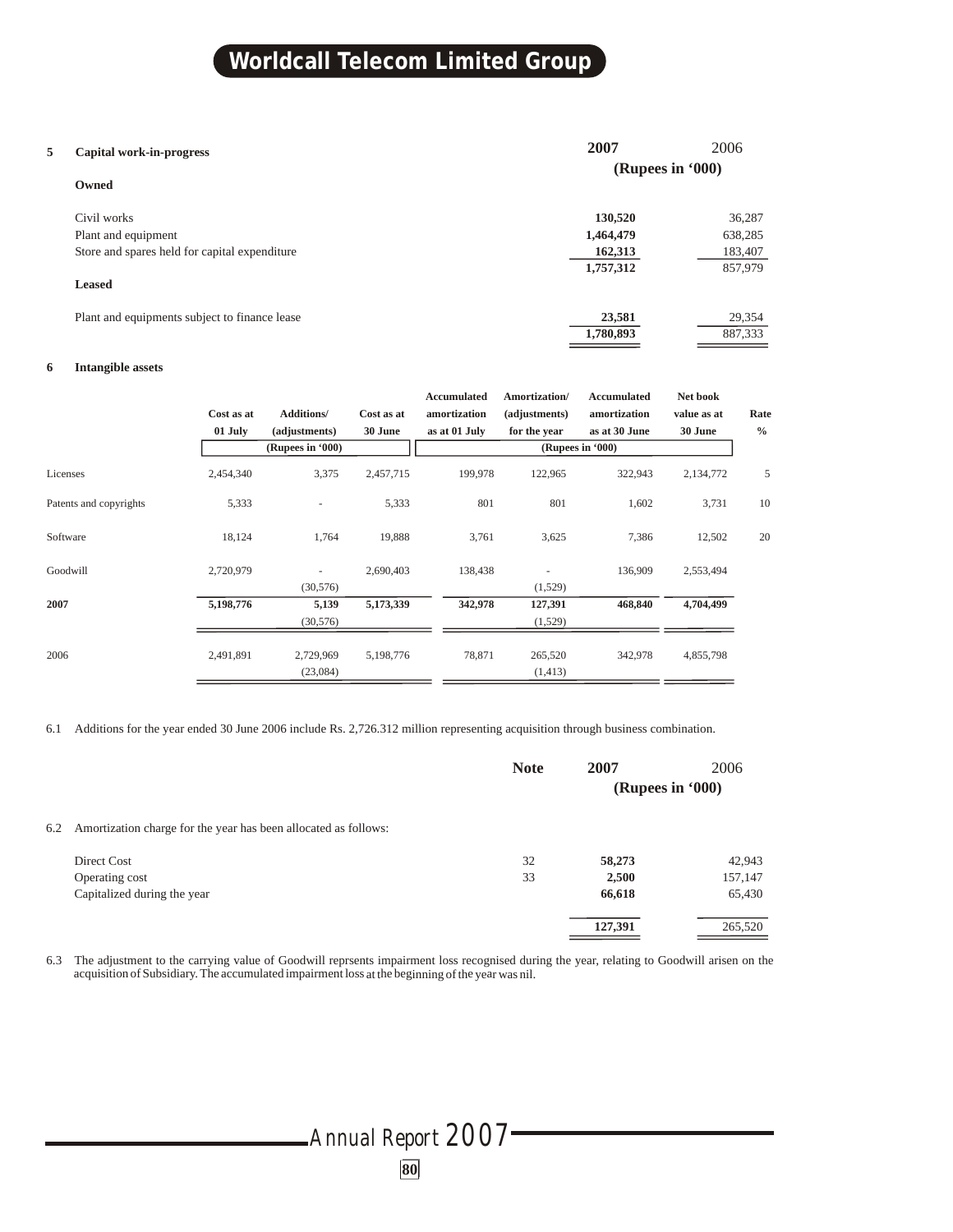## 5 Capital work-in-progress

| | 2007 | 2006 |
|---|---|---|
| | (Rupees in '000) | |
| **Owned** | | |
| Civil works | **130,520** | 36,287 |
| Plant and equipment | **1,464,479** | 638,285 |
| Store and spares held for capital expenditure | **162,313** | 183,407 |
| | **1,757,312** | 857,979 |
| **Leased** | | |
| Plant and equipments subject to finance lease | **23,581** | 29,354 |
| | **1,780,893** | 887,333 |

## 6 Intangible assets

| | Cost as at 01 July | Additions/ (adjustments) | Cost as at 30 June | Accumulated amortization as at 01 July | Amortization/ (adjustments) for the year | Accumulated amortization as at 30 June | Net book value as at 30 June | Rate % |
|---|---|---|---|---|---|---|---|---|
| | | (Rupees in '000) | | | | (Rupees in '000) | | |
| Licenses | 2,454,340 | 3,375 | 2,457,715 | 199,978 | 122,965 | 322,943 | 2,134,772 | 5 |
| Patents and copyrights | 5,333 | - | 5,333 | 801 | 801 | 1,602 | 3,731 | 10 |
| Software | 18,124 | 1,764 | 19,888 | 3,761 | 3,625 | 7,386 | 12,502 | 20 |
| Goodwill | 2,720,979 | - | 2,690,403 | 138,438 | - | 136,909 | 2,553,494 | |
| | | (30,576) | | | (1,529) | | | |
| **2007** | **5,198,776** | **5,139** | **5,173,339** | **342,978** | **127,391** | **468,840** | **4,704,499** | |
| | | (30,576) | | | (1,529) | | | |
| 2006 | 2,491,891 | 2,729,969 | 5,198,776 | 78,871 | 265,520 | 342,978 | 4,855,798 | |
| | | (23,084) | | | (1,413) | | | |

6.1 Additions for the year ended 30 June 2006 include Rs. 2,726.312 million representing acquisition through business combination.

| | Note | 2007 | 2006 |
|---|---|---|---|
| | | (Rupees in '000) | |
| 6.2 Amortization charge for the year has been allocated as follows: | | | |
| Direct Cost | 32 | **58,273** | 42,943 |
| Operating cost | 33 | **2,500** | 157,147 |
| Capitalized during the year | | **66,618** | 65,430 |
| | | **127,391** | 265,520 |

6.3 The adjustment to the carrying value of Goodwill reprsents impairment loss recognised during the year, relating to Goodwill arisen on the acquisition of Subsidiary. The accumulated impairment loss at the beginning of the year was nil.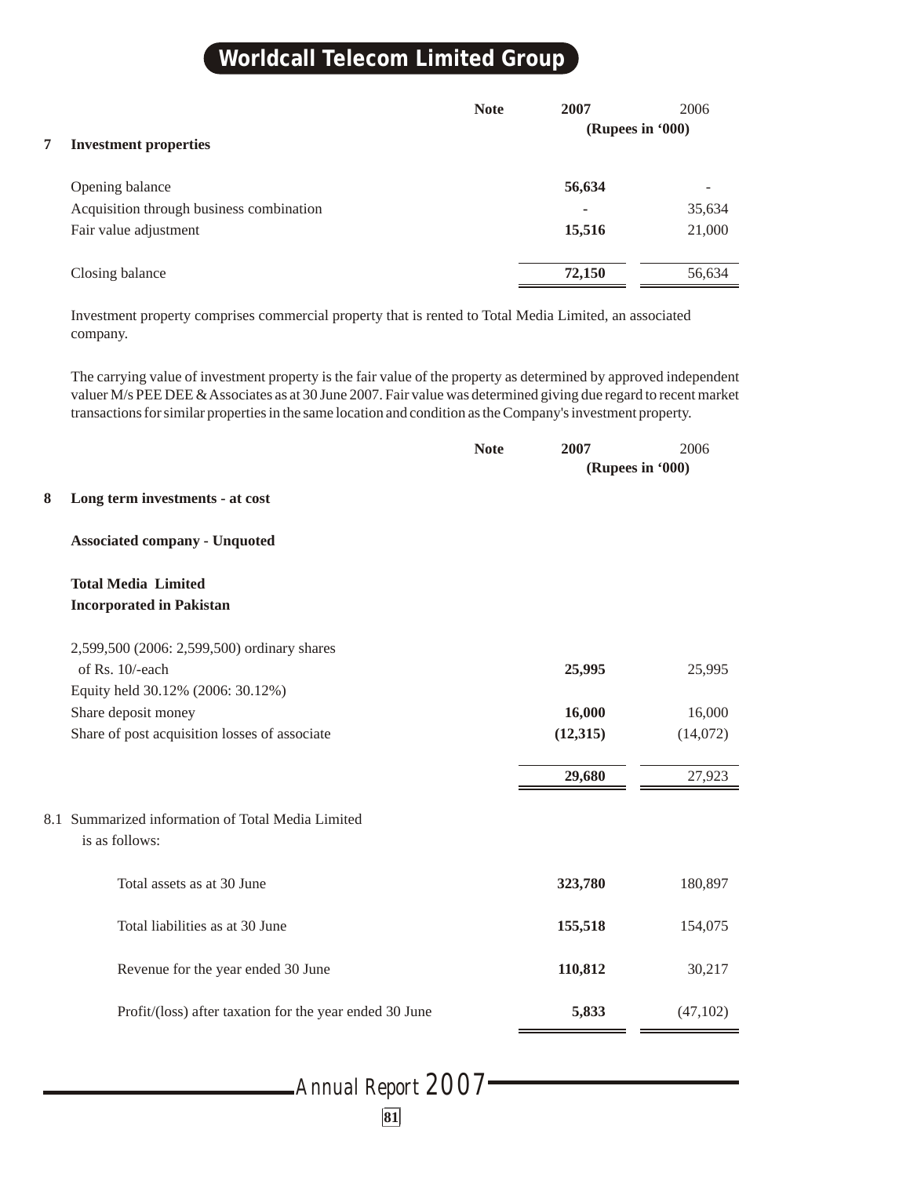## 7 Investment properties

| | Note | 2007 | 2006 |
|---|---|---|---|
| | | (Rupees in '000) | |
| Opening balance | | **56,634** | - |
| Acquisition through business combination | | **-** | 35,634 |
| Fair value adjustment | | **15,516** | 21,000 |
| Closing balance | | **72,150** | 56,634 |

Investment property comprises commercial property that is rented to Total Media Limited, an associated company.

The carrying value of investment property is the fair value of the property as determined by approved independent valuer M/s PEE DEE & Associates as at 30 June 2007. Fair value was determined giving due regard to recent market transactions for similar properties in the same location and condition as the Company's investment property.

## 8 Long term investments - at cost

| | Note | 2007 | 2006 |
|---|---|---|---|
| | | (Rupees in '000) | |
| **Associated company - Unquoted** | | | |
| **Total Media Limited** | | | |
| **Incorporated in Pakistan** | | | |
| 2,599,500 (2006: 2,599,500) ordinary shares of Rs. 10/-each | | **25,995** | 25,995 |
| Equity held 30.12% (2006: 30.12%) | | | |
| Share deposit money | | **16,000** | 16,000 |
| Share of post acquisition losses of associate | | **(12,315)** | (14,072) |
| | | **29,680** | 27,923 |

8.1 Summarized information of Total Media Limited is as follows:

| | 2007 | 2006 |
|---|---|---|
| Total assets as at 30 June | **323,780** | 180,897 |
| Total liabilities as at 30 June | **155,518** | 154,075 |
| Revenue for the year ended 30 June | **110,812** | 30,217 |
| Profit/(loss) after taxation for the year ended 30 June | **5,833** | (47,102) |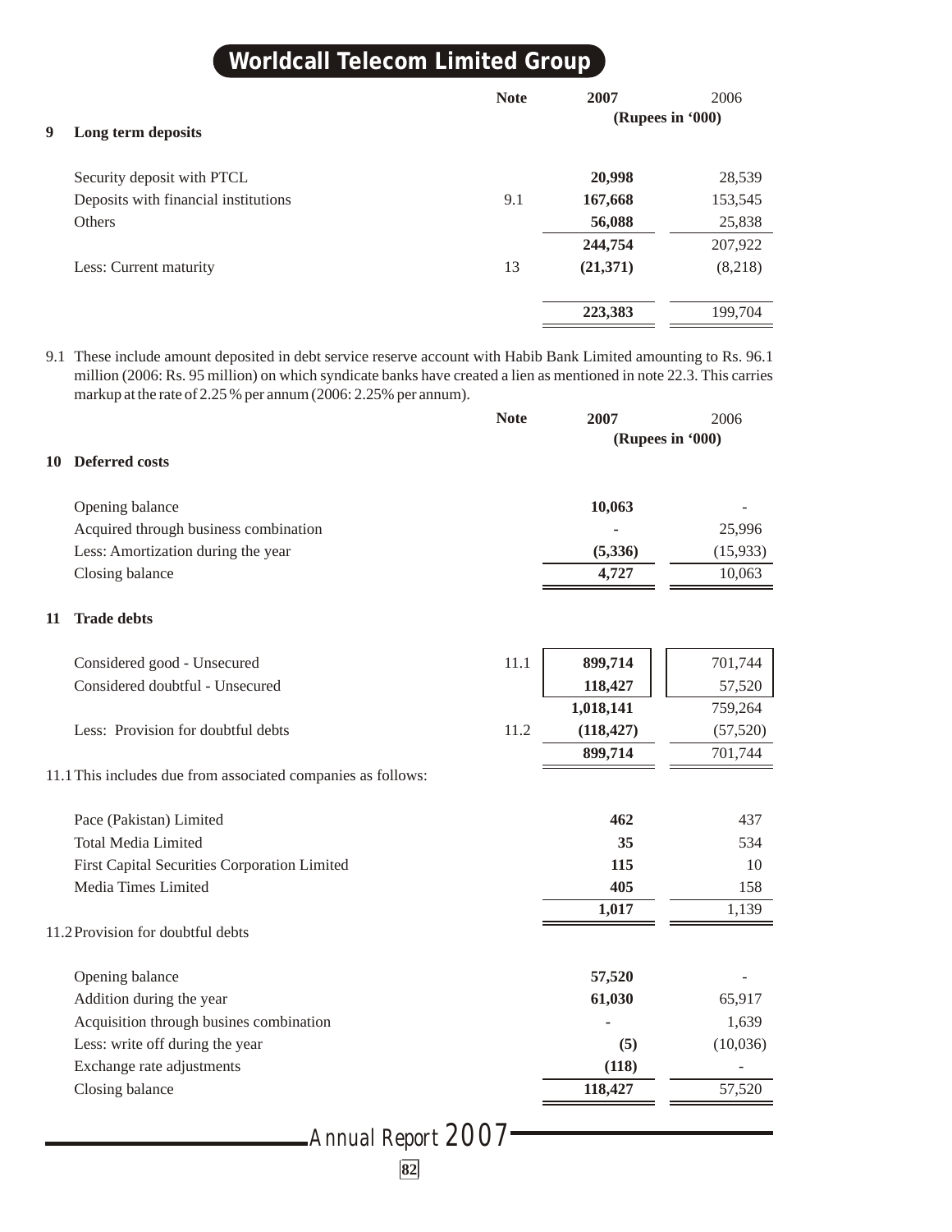| | Note | 2007 | 2006 |
|---|---|---|---|
| | | (Rupees in '000) | |
| **9 Long term deposits** | | | |
| Security deposit with PTCL | | **20,998** | 28,539 |
| Deposits with financial institutions | 9.1 | **167,668** | 153,545 |
| Others | | **56,088** | 25,838 |
| | | **244,754** | 207,922 |
| Less: Current maturity | 13 | **(21,371)** | (8,218) |
| | | **223,383** | 199,704 |

9.1 These include amount deposited in debt service reserve account with Habib Bank Limited amounting to Rs. 96.1 million (2006: Rs. 95 million) on which syndicate banks have created a lien as mentioned in note 22.3. This carries markup at the rate of 2.25 % per annum (2006: 2.25% per annum).

| | Note | 2007 | 2006 |
|---|---|---|---|
| | | (Rupees in '000) | |
| **10 Deferred costs** | | | |
| Opening balance | | **10,063** | - |
| Acquired through business combination | | **-** | 25,996 |
| Less: Amortization during the year | | **(5,336)** | (15,933) |
| Closing balance | | **4,727** | 10,063 |
| **11 Trade debts** | | | |
| Considered good - Unsecured | 11.1 | **899,714** | 701,744 |
| Considered doubtful - Unsecured | | **118,427** | 57,520 |
| | | **1,018,141** | 759,264 |
| Less: Provision for doubtful debts | 11.2 | **(118,427)** | (57,520) |
| | | **899,714** | 701,744 |

11.1 This includes due from associated companies as follows:

| | 2007 | 2006 |
|---|---|---|
| Pace (Pakistan) Limited | **462** | 437 |
| Total Media Limited | **35** | 534 |
| First Capital Securities Corporation Limited | **115** | 10 |
| Media Times Limited | **405** | 158 |
| | **1,017** | 1,139 |

11.2 Provision for doubtful debts

| | 2007 | 2006 |
|---|---|---|
| Opening balance | **57,520** | - |
| Addition during the year | **61,030** | 65,917 |
| Acquisition through busines combination | **-** | 1,639 |
| Less: write off during the year | **(5)** | (10,036) |
| Exchange rate adjustments | **(118)** | - |
| Closing balance | **118,427** | 57,520 |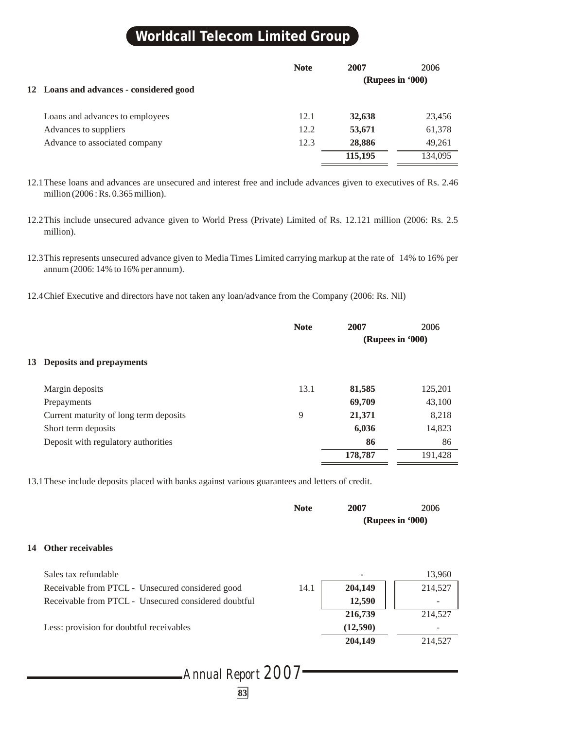| | Note | 2007 | 2006 |
|---|---|---|---|
| | | (Rupees in '000) | |
| **12 Loans and advances - considered good** | | | |
| Loans and advances to employees | 12.1 | **32,638** | 23,456 |
| Advances to suppliers | 12.2 | **53,671** | 61,378 |
| Advance to associated company | 12.3 | **28,886** | 49,261 |
| | | **115,195** | 134,095 |

12.1 These loans and advances are unsecured and interest free and include advances given to executives of Rs. 2.46 million (2006 : Rs. 0.365 million).

12.2 This include unsecured advance given to World Press (Private) Limited of Rs. 12.121 million (2006: Rs. 2.5 million).

12.3 This represents unsecured advance given to Media Times Limited carrying markup at the rate of 14% to 16% per annum (2006: 14% to 16% per annum).

12.4 Chief Executive and directors have not taken any loan/advance from the Company (2006: Rs. Nil)

| | Note | 2007 | 2006 |
|---|---|---|---|
| | | (Rupees in '000) | |
| **13 Deposits and prepayments** | | | |
| Margin deposits | 13.1 | **81,585** | 125,201 |
| Prepayments | | **69,709** | 43,100 |
| Current maturity of long term deposits | 9 | **21,371** | 8,218 |
| Short term deposits | | **6,036** | 14,823 |
| Deposit with regulatory authorities | | **86** | 86 |
| | | **178,787** | 191,428 |

13.1 These include deposits placed with banks against various guarantees and letters of credit.

| | Note | 2007 | 2006 |
|---|---|---|---|
| | | (Rupees in '000) | |
| **14 Other receivables** | | | |
| Sales tax refundable | | - | 13,960 |
| Receivable from PTCL - Unsecured considered good | 14.1 | **204,149** | 214,527 |
| Receivable from PTCL - Unsecured considered doubtful | | **12,590** | - |
| | | **216,739** | 214,527 |
| Less: provision for doubtful receivables | | **(12,590)** | - |
| | | **204,149** | 214,527 |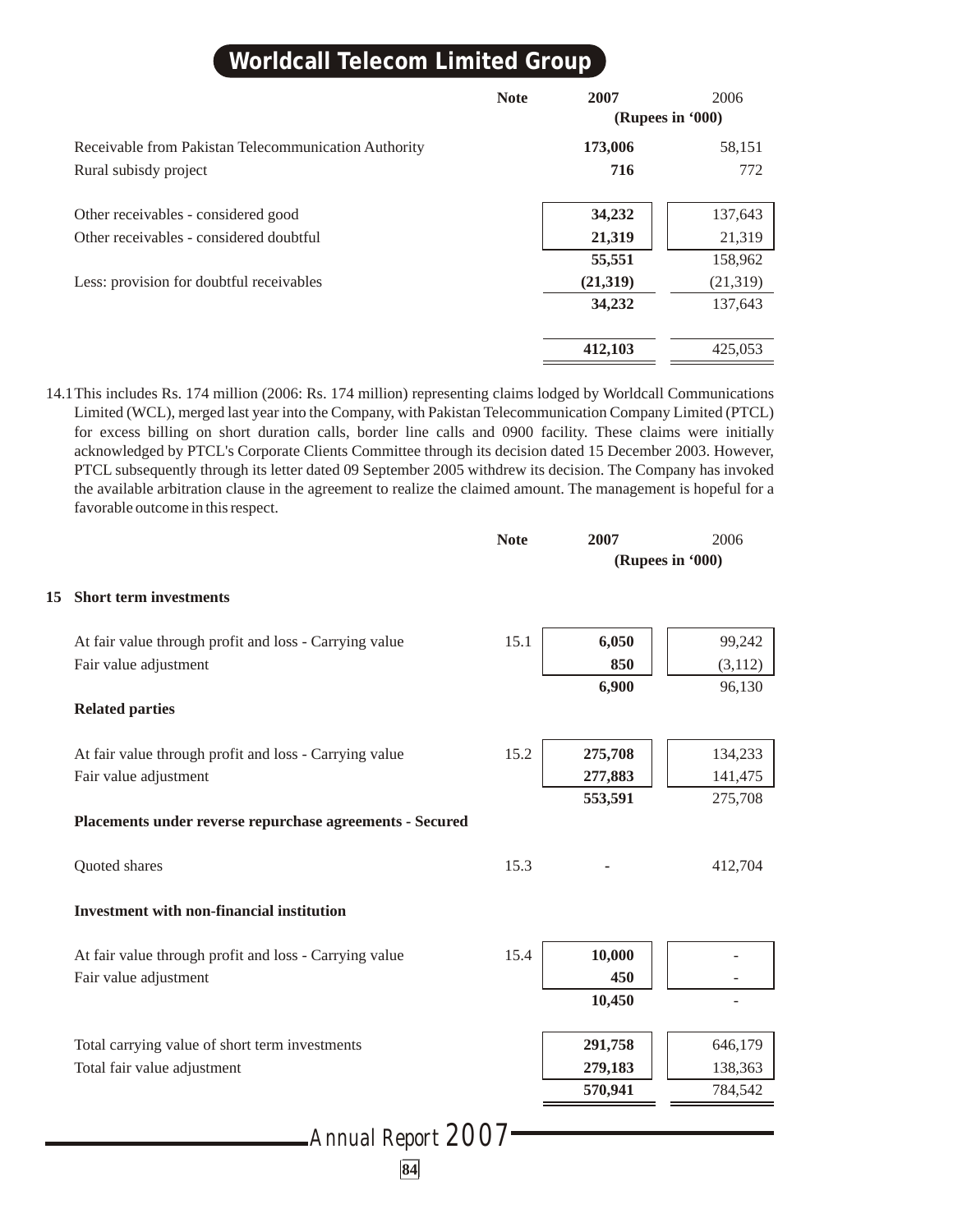| | Note | 2007 | 2006 |
|---|---|---|---|
| | | (Rupees in '000) | |
| Receivable from Pakistan Telecommunication Authority | | **173,006** | 58,151 |
| Rural subisdy project | | **716** | 772 |
| Other receivables - considered good | | **34,232** | 137,643 |
| Other receivables - considered doubtful | | **21,319** | 21,319 |
| | | **55,551** | 158,962 |
| Less: provision for doubtful receivables | | **(21,319)** | (21,319) |
| | | **34,232** | 137,643 |
| | | **412,103** | 425,053 |

14.1 This includes Rs. 174 million (2006: Rs. 174 million) representing claims lodged by Worldcall Communications Limited (WCL), merged last year into the Company, with Pakistan Telecommunication Company Limited (PTCL) for excess billing on short duration calls, border line calls and 0900 facility. These claims were initially acknowledged by PTCL's Corporate Clients Committee through its decision dated 15 December 2003. However, PTCL subsequently through its letter dated 09 September 2005 withdrew its decision. The Company has invoked the available arbitration clause in the agreement to realize the claimed amount. The management is hopeful for a favorable outcome in this respect.

| | Note | 2007 | 2006 |
|---|---|---|---|
| | | (Rupees in '000) | |
| **15 Short term investments** | | | |
| At fair value through profit and loss - Carrying value | 15.1 | **6,050** | 99,242 |
| Fair value adjustment | | **850** | (3,112) |
| | | **6,900** | 96,130 |
| **Related parties** | | | |
| At fair value through profit and loss - Carrying value | 15.2 | **275,708** | 134,233 |
| Fair value adjustment | | **277,883** | 141,475 |
| | | **553,591** | 275,708 |
| **Placements under reverse repurchase agreements - Secured** | | | |
| Quoted shares | 15.3 | **-** | 412,704 |
| **Investment with non-financial institution** | | | |
| At fair value through profit and loss - Carrying value | 15.4 | **10,000** | - |
| Fair value adjustment | | **450** | - |
| | | **10,450** | - |
| Total carrying value of short term investments | | **291,758** | 646,179 |
| Total fair value adjustment | | **279,183** | 138,363 |
| | | **570,941** | 784,542 |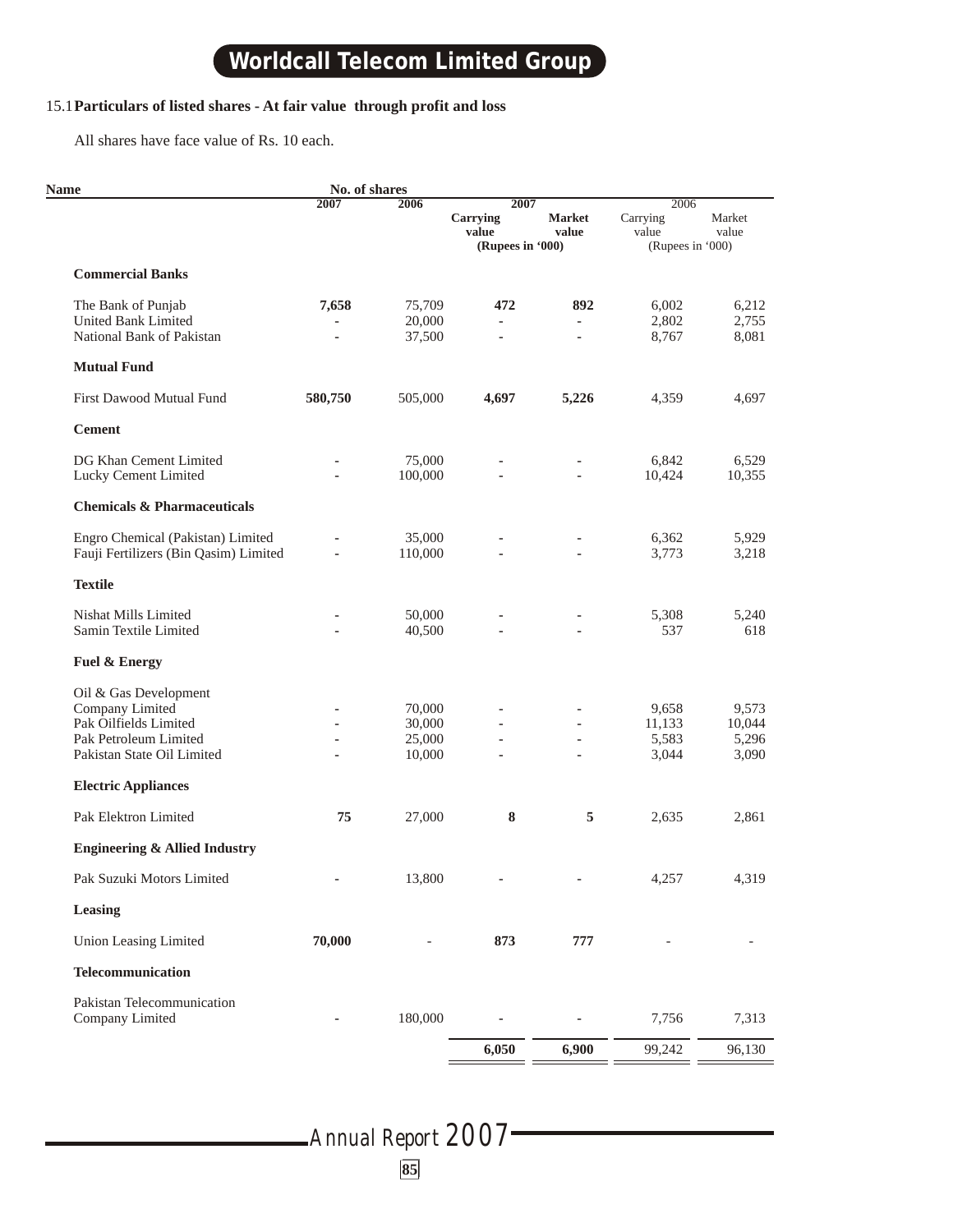### 15.1 Particulars of listed shares - At fair value through profit and loss

All shares have face value of Rs. 10 each.

| Name | No. of shares | | 2007 | | 2006 | |
|---|---|---|---|---|---|---|
| | 2007 | 2006 | Carrying value | Market value | Carrying value | Market value |
| | | | (Rupees in '000) | | (Rupees in '000) | |
| **Commercial Banks** | | | | | | |
| The Bank of Punjab | **7,658** | 75,709 | **472** | **892** | 6,002 | 6,212 |
| United Bank Limited | - | 20,000 | - | - | 2,802 | 2,755 |
| National Bank of Pakistan | - | 37,500 | - | - | 8,767 | 8,081 |
| **Mutual Fund** | | | | | | |
| First Dawood Mutual Fund | **580,750** | 505,000 | **4,697** | **5,226** | 4,359 | 4,697 |
| **Cement** | | | | | | |
| DG Khan Cement Limited | - | 75,000 | - | - | 6,842 | 6,529 |
| Lucky Cement Limited | - | 100,000 | - | - | 10,424 | 10,355 |
| **Chemicals & Pharmaceuticals** | | | | | | |
| Engro Chemical (Pakistan) Limited | - | 35,000 | - | - | 6,362 | 5,929 |
| Fauji Fertilizers (Bin Qasim) Limited | - | 110,000 | - | - | 3,773 | 3,218 |
| **Textile** | | | | | | |
| Nishat Mills Limited | - | 50,000 | - | - | 5,308 | 5,240 |
| Samin Textile Limited | - | 40,500 | - | - | 537 | 618 |
| **Fuel & Energy** | | | | | | |
| Oil & Gas Development Company Limited | - | 70,000 | - | - | 9,658 | 9,573 |
| Pak Oilfields Limited | - | 30,000 | - | - | 11,133 | 10,044 |
| Pak Petroleum Limited | - | 25,000 | - | - | 5,583 | 5,296 |
| Pakistan State Oil Limited | - | 10,000 | - | - | 3,044 | 3,090 |
| **Electric Appliances** | | | | | | |
| Pak Elektron Limited | **75** | 27,000 | **8** | **5** | 2,635 | 2,861 |
| **Engineering & Allied Industry** | | | | | | |
| Pak Suzuki Motors Limited | - | 13,800 | - | - | 4,257 | 4,319 |
| **Leasing** | | | | | | |
| Union Leasing Limited | **70,000** | - | **873** | **777** | - | - |
| **Telecommunication** | | | | | | |
| Pakistan Telecommunication Company Limited | - | 180,000 | - | - | 7,756 | 7,313 |
| | | | **6,050** | **6,900** | 99,242 | 96,130 |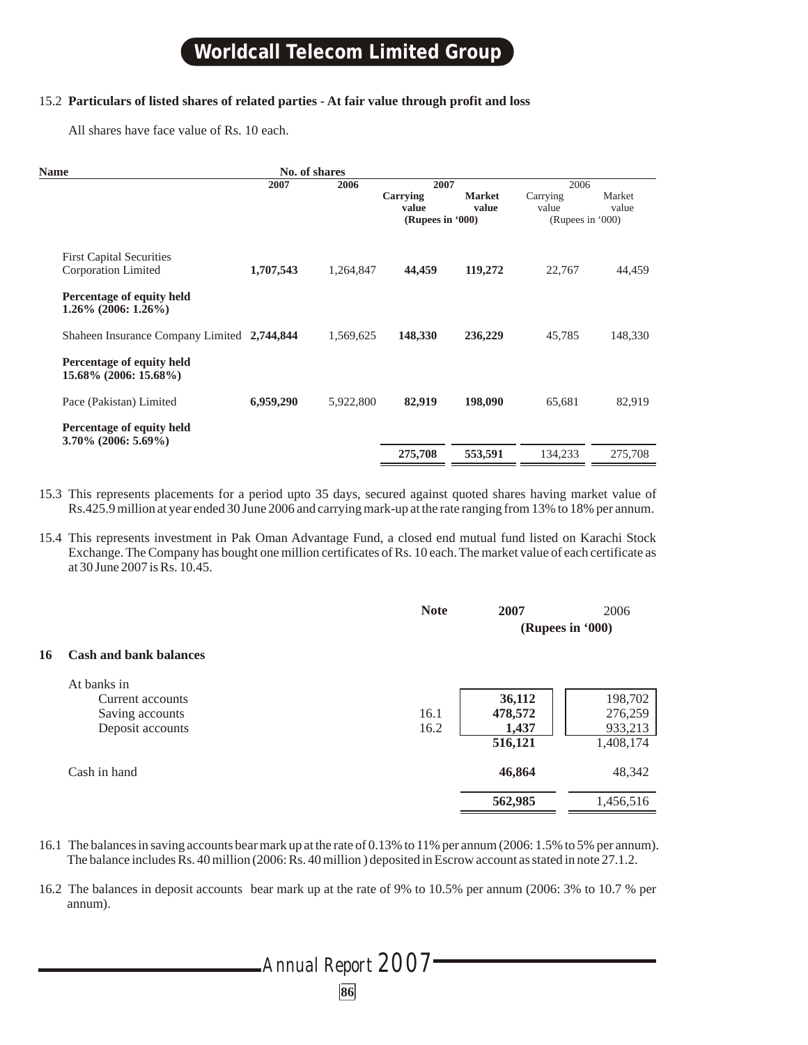15.2 **Particulars of listed shares of related parties - At fair value through profit and loss**

All shares have face value of Rs. 10 each.

| Name | No. of shares | | 2007 | | 2006 | |
|---|---|---|---|---|---|---|
| | 2007 | 2006 | Carrying value | Market value | Carrying value | Market value |
| | | | (Rupees in '000) | | (Rupees in '000) | |
| First Capital Securities Corporation Limited | **1,707,543** | 1,264,847 | **44,459** | **119,272** | 22,767 | 44,459 |
| **Percentage of equity held 1.26% (2006: 1.26%)** | | | | | | |
| Shaheen Insurance Company Limited | **2,744,844** | 1,569,625 | **148,330** | **236,229** | 45,785 | 148,330 |
| **Percentage of equity held 15.68% (2006: 15.68%)** | | | | | | |
| Pace (Pakistan) Limited | **6,959,290** | 5,922,800 | **82,919** | **198,090** | 65,681 | 82,919 |
| **Percentage of equity held 3.70% (2006: 5.69%)** | | | | | | |
| | | | **275,708** | **553,591** | 134,233 | 275,708 |

15.3 This represents placements for a period upto 35 days, secured against quoted shares having market value of Rs.425.9 million at year ended 30 June 2006 and carrying mark-up at the rate ranging from 13% to 18% per annum.

15.4 This represents investment in Pak Oman Advantage Fund, a closed end mutual fund listed on Karachi Stock Exchange. The Company has bought one million certificates of Rs. 10 each. The market value of each certificate as at 30 June 2007 is Rs. 10.45.

| | Note | 2007 | 2006 |
|---|---|---|---|
| | | (Rupees in '000) | |
| **16 Cash and bank balances** | | | |
| At banks in | | | |
| Current accounts | | **36,112** | 198,702 |
| Saving accounts | 16.1 | **478,572** | 276,259 |
| Deposit accounts | 16.2 | **1,437** | 933,213 |
| | | **516,121** | 1,408,174 |
| Cash in hand | | **46,864** | 48,342 |
| | | **562,985** | 1,456,516 |

16.1 The balances in saving accounts bear mark up at the rate of 0.13% to 11% per annum (2006: 1.5% to 5% per annum). The balance includes Rs. 40 million (2006: Rs. 40 million ) deposited in Escrow account as stated in note 27.1.2.

16.2 The balances in deposit accounts bear mark up at the rate of 9% to 10.5% per annum (2006: 3% to 10.7 % per annum).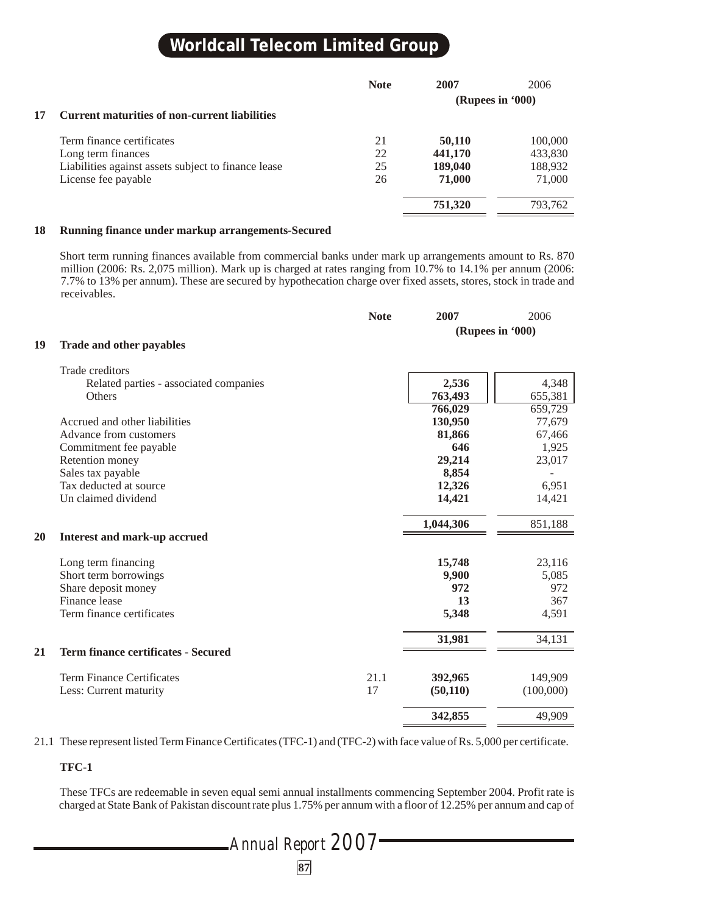| | Note | 2007 | 2006 |
|---|---|---|---|
| | | (Rupees in '000) | |
| **17 Current maturities of non-current liabilities** | | | |
| Term finance certificates | 21 | **50,110** | 100,000 |
| Long term finances | 22 | **441,170** | 433,830 |
| Liabilities against assets subject to finance lease | 25 | **189,040** | 188,932 |
| License fee payable | 26 | **71,000** | 71,000 |
| | | **751,320** | 793,762 |

**18 Running finance under markup arrangements-Secured**

Short term running finances available from commercial banks under mark up arrangements amount to Rs. 870 million (2006: Rs. 2,075 million). Mark up is charged at rates ranging from 10.7% to 14.1% per annum (2006: 7.7% to 13% per annum). These are secured by hypothecation charge over fixed assets, stores, stock in trade and receivables.

| | Note | 2007 | 2006 |
|---|---|---|---|
| | | (Rupees in '000) | |
| **19 Trade and other payables** | | | |
| Trade creditors | | | |
| Related parties - associated companies | | **2,536** | 4,348 |
| Others | | **763,493** | 655,381 |
| | | **766,029** | 659,729 |
| Accrued and other liabilities | | **130,950** | 77,679 |
| Advance from customers | | **81,866** | 67,466 |
| Commitment fee payable | | **646** | 1,925 |
| Retention money | | **29,214** | 23,017 |
| Sales tax payable | | **8,854** | - |
| Tax deducted at source | | **12,326** | 6,951 |
| Un claimed dividend | | **14,421** | 14,421 |
| | | **1,044,306** | 851,188 |
| **20 Interest and mark-up accrued** | | | |
| Long term financing | | **15,748** | 23,116 |
| Short term borrowings | | **9,900** | 5,085 |
| Share deposit money | | **972** | 972 |
| Finance lease | | **13** | 367 |
| Term finance certificates | | **5,348** | 4,591 |
| | | **31,981** | 34,131 |
| **21 Term finance certificates - Secured** | | | |
| Term Finance Certificates | 21.1 | **392,965** | 149,909 |
| Less: Current maturity | 17 | **(50,110)** | (100,000) |
| | | **342,855** | 49,909 |

21.1 These represent listed Term Finance Certificates (TFC-1) and (TFC-2) with face value of Rs. 5,000 per certificate.

**TFC-1**

These TFCs are redeemable in seven equal semi annual installments commencing September 2004. Profit rate is charged at State Bank of Pakistan discount rate plus 1.75% per annum with a floor of 12.25% per annum and cap of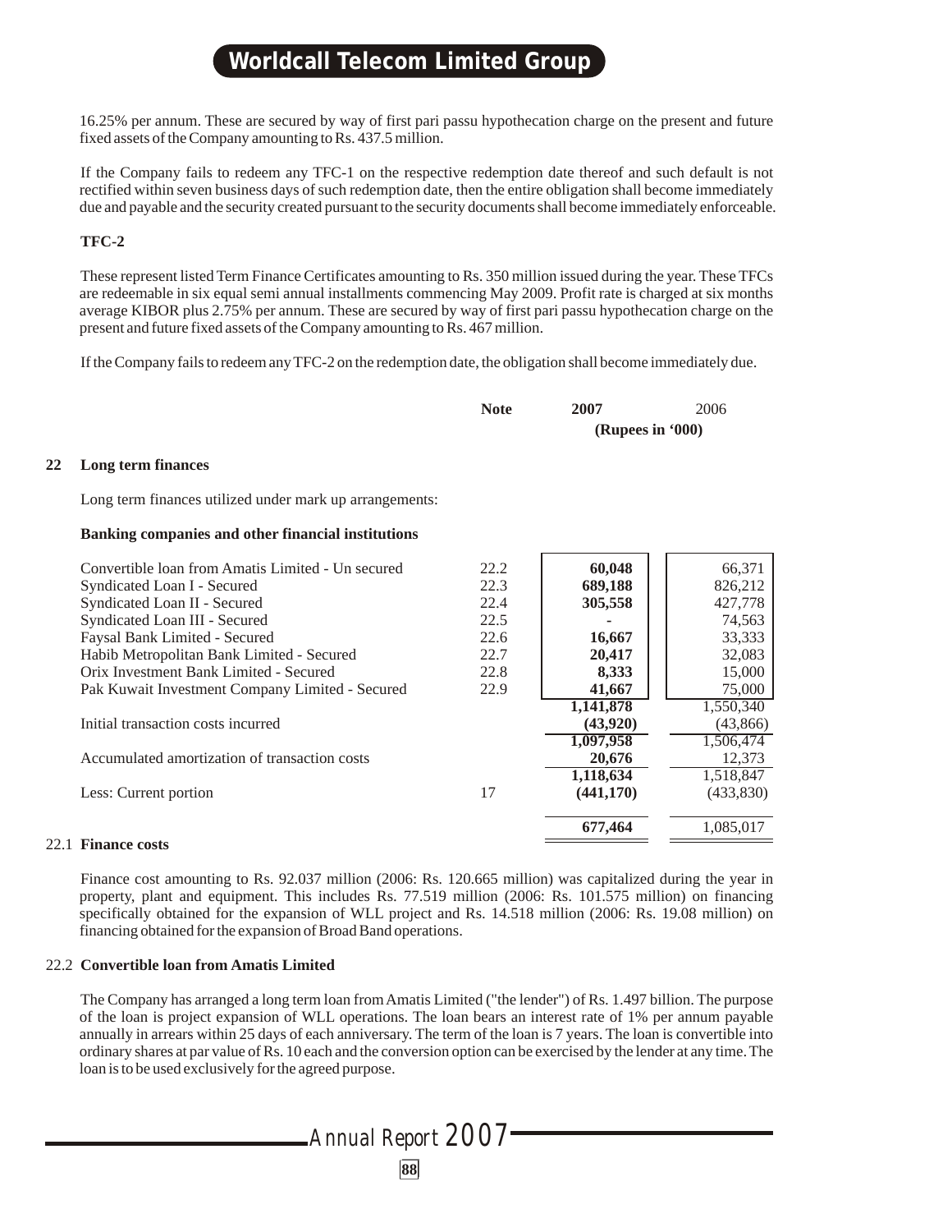16.25% per annum. These are secured by way of first pari passu hypothecation charge on the present and future fixed assets of the Company amounting to Rs. 437.5 million.

If the Company fails to redeem any TFC-1 on the respective redemption date thereof and such default is not rectified within seven business days of such redemption date, then the entire obligation shall become immediately due and payable and the security created pursuant to the security documents shall become immediately enforceable.

**TFC-2**

These represent listed Term Finance Certificates amounting to Rs. 350 million issued during the year. These TFCs are redeemable in six equal semi annual installments commencing May 2009. Profit rate is charged at six months average KIBOR plus 2.75% per annum. These are secured by way of first pari passu hypothecation charge on the present and future fixed assets of the Company amounting to Rs. 467 million.

If the Company fails to redeem any TFC-2 on the redemption date, the obligation shall become immediately due.

## 22 Long term finances

Long term finances utilized under mark up arrangements:

| | Note | 2007 | 2006 |
|---|---|---|---|
| | | (Rupees in '000) | |
| **Banking companies and other financial institutions** | | | |
| Convertible loan from Amatis Limited - Un secured | 22.2 | **60,048** | 66,371 |
| Syndicated Loan I - Secured | 22.3 | **689,188** | 826,212 |
| Syndicated Loan II - Secured | 22.4 | **305,558** | 427,778 |
| Syndicated Loan III - Secured | 22.5 | **-** | 74,563 |
| Faysal Bank Limited - Secured | 22.6 | **16,667** | 33,333 |
| Habib Metropolitan Bank Limited - Secured | 22.7 | **20,417** | 32,083 |
| Orix Investment Bank Limited - Secured | 22.8 | **8,333** | 15,000 |
| Pak Kuwait Investment Company Limited - Secured | 22.9 | **41,667** | 75,000 |
| | | **1,141,878** | 1,550,340 |
| Initial transaction costs incurred | | **(43,920)** | (43,866) |
| | | **1,097,958** | 1,506,474 |
| Accumulated amortization of transaction costs | | **20,676** | 12,373 |
| | | **1,118,634** | 1,518,847 |
| Less: Current portion | 17 | **(441,170)** | (433,830) |
| | | **677,464** | 1,085,017 |

### 22.1 Finance costs

Finance cost amounting to Rs. 92.037 million (2006: Rs. 120.665 million) was capitalized during the year in property, plant and equipment. This includes Rs. 77.519 million (2006: Rs. 101.575 million) on financing specifically obtained for the expansion of WLL project and Rs. 14.518 million (2006: Rs. 19.08 million) on financing obtained for the expansion of Broad Band operations.

### 22.2 Convertible loan from Amatis Limited

The Company has arranged a long term loan from Amatis Limited ("the lender") of Rs. 1.497 billion. The purpose of the loan is project expansion of WLL operations. The loan bears an interest rate of 1% per annum payable annually in arrears within 25 days of each anniversary. The term of the loan is 7 years. The loan is convertible into ordinary shares at par value of Rs. 10 each and the conversion option can be exercised by the lender at any time. The loan is to be used exclusively for the agreed purpose.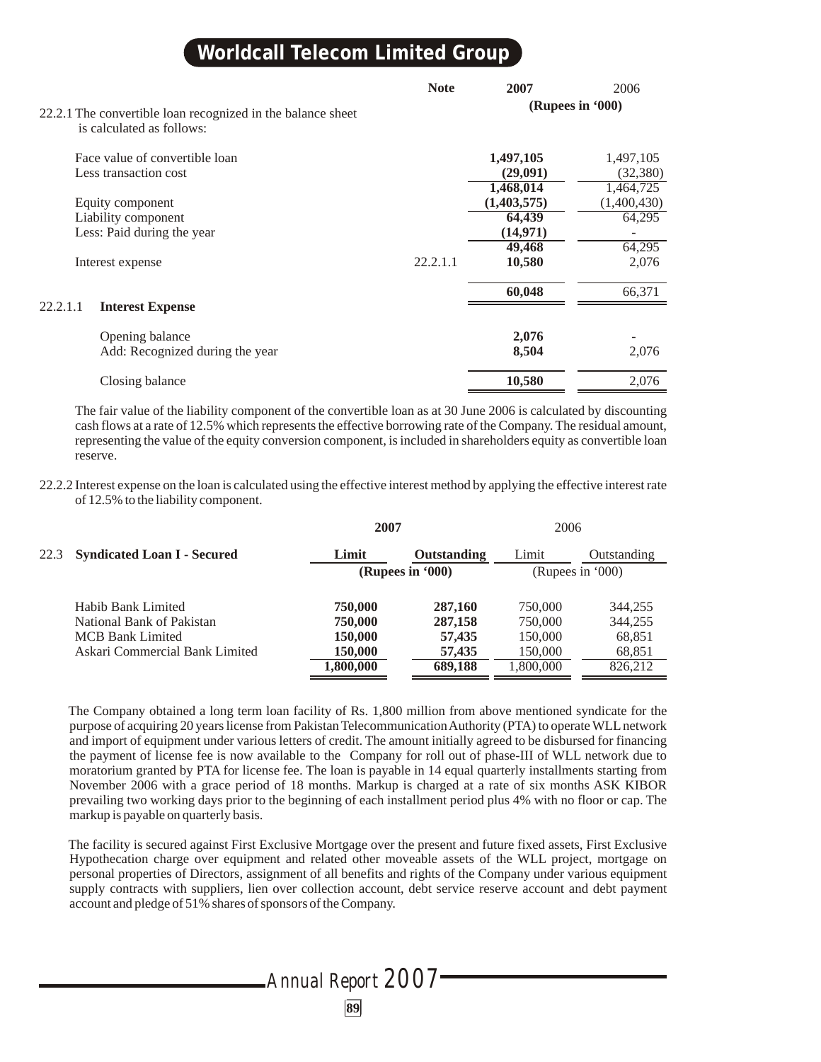22.2.1 The convertible loan recognized in the balance sheet is calculated as follows:

| | Note | 2007 | 2006 |
|---|---|---|---|
| | | (Rupees in '000) | |
| Face value of convertible loan | | **1,497,105** | 1,497,105 |
| Less transaction cost | | **(29,091)** | (32,380) |
| | | **1,468,014** | 1,464,725 |
| Equity component | | **(1,403,575)** | (1,400,430) |
| Liability component | | **64,439** | 64,295 |
| Less: Paid during the year | | **(14,971)** | - |
| | | **49,468** | 64,295 |
| Interest expense | 22.2.1.1 | **10,580** | 2,076 |
| | | **60,048** | 66,371 |

22.2.1.1 **Interest Expense**

| | 2007 | 2006 |
|---|---|---|
| Opening balance | **2,076** | - |
| Add: Recognized during the year | **8,504** | 2,076 |
| Closing balance | **10,580** | 2,076 |

The fair value of the liability component of the convertible loan as at 30 June 2006 is calculated by discounting cash flows at a rate of 12.5% which represents the effective borrowing rate of the Company. The residual amount, representing the value of the equity conversion component, is included in shareholders equity as convertible loan reserve.

22.2.2 Interest expense on the loan is calculated using the effective interest method by applying the effective interest rate of 12.5% to the liability component.

| 22.3 **Syndicated Loan I - Secured** | **2007** | | 2006 | |
|---|---|---|---|---|
| | **Limit** | **Outstanding** | Limit | Outstanding |
| | **(Rupees in '000)** | | (Rupees in '000) | |
| Habib Bank Limited | **750,000** | **287,160** | 750,000 | 344,255 |
| National Bank of Pakistan | **750,000** | **287,158** | 750,000 | 344,255 |
| MCB Bank Limited | **150,000** | **57,435** | 150,000 | 68,851 |
| Askari Commercial Bank Limited | **150,000** | **57,435** | 150,000 | 68,851 |
| | **1,800,000** | **689,188** | 1,800,000 | 826,212 |

The Company obtained a long term loan facility of Rs. 1,800 million from above mentioned syndicate for the purpose of acquiring 20 years license from Pakistan Telecommunication Authority (PTA) to operate WLL network and import of equipment under various letters of credit. The amount initially agreed to be disbursed for financing the payment of license fee is now available to the Company for roll out of phase-III of WLL network due to moratorium granted by PTA for license fee. The loan is payable in 14 equal quarterly installments starting from November 2006 with a grace period of 18 months. Markup is charged at a rate of six months ASK KIBOR prevailing two working days prior to the beginning of each installment period plus 4% with no floor or cap. The markup is payable on quarterly basis.

The facility is secured against First Exclusive Mortgage over the present and future fixed assets, First Exclusive Hypothecation charge over equipment and related other moveable assets of the WLL project, mortgage on personal properties of Directors, assignment of all benefits and rights of the Company under various equipment supply contracts with suppliers, lien over collection account, debt service reserve account and debt payment account and pledge of 51% shares of sponsors of the Company.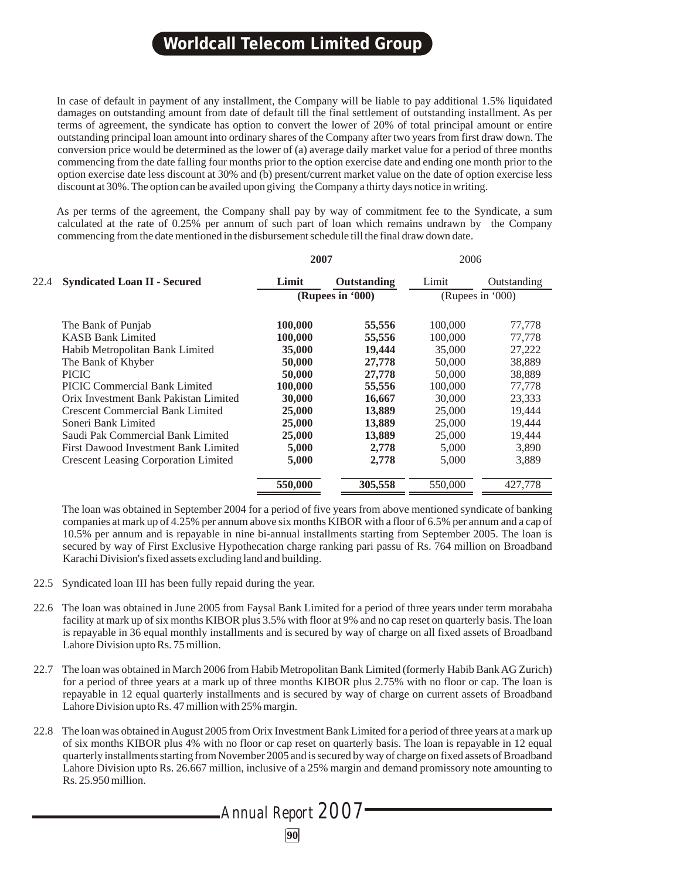In case of default in payment of any installment, the Company will be liable to pay additional 1.5% liquidated damages on outstanding amount from date of default till the final settlement of outstanding installment. As per terms of agreement, the syndicate has option to convert the lower of 20% of total principal amount or entire outstanding principal loan amount into ordinary shares of the Company after two years from first draw down. The conversion price would be determined as the lower of (a) average daily market value for a period of three months commencing from the date falling four months prior to the option exercise date and ending one month prior to the option exercise date less discount at 30% and (b) present/current market value on the date of option exercise less discount at 30%. The option can be availed upon giving the Company a thirty days notice in writing.

As per terms of the agreement, the Company shall pay by way of commitment fee to the Syndicate, a sum calculated at the rate of 0.25% per annum of such part of loan which remains undrawn by the Company commencing from the date mentioned in the disbursement schedule till the final draw down date.

| 22.4 Syndicated Loan II - Secured | 2007 | | 2006 | |
|---|---|---|---|---|
| | **Limit** | **Outstanding** | Limit | Outstanding |
| | **(Rupees in '000)** | | (Rupees in '000) | |
| The Bank of Punjab | **100,000** | **55,556** | 100,000 | 77,778 |
| KASB Bank Limited | **100,000** | **55,556** | 100,000 | 77,778 |
| Habib Metropolitan Bank Limited | **35,000** | **19,444** | 35,000 | 27,222 |
| The Bank of Khyber | **50,000** | **27,778** | 50,000 | 38,889 |
| PICIC | **50,000** | **27,778** | 50,000 | 38,889 |
| PICIC Commercial Bank Limited | **100,000** | **55,556** | 100,000 | 77,778 |
| Orix Investment Bank Pakistan Limited | **30,000** | **16,667** | 30,000 | 23,333 |
| Crescent Commercial Bank Limited | **25,000** | **13,889** | 25,000 | 19,444 |
| Soneri Bank Limited | **25,000** | **13,889** | 25,000 | 19,444 |
| Saudi Pak Commercial Bank Limited | **25,000** | **13,889** | 25,000 | 19,444 |
| First Dawood Investment Bank Limited | **5,000** | **2,778** | 5,000 | 3,890 |
| Crescent Leasing Corporation Limited | **5,000** | **2,778** | 5,000 | 3,889 |
| | **550,000** | **305,558** | 550,000 | 427,778 |

The loan was obtained in September 2004 for a period of five years from above mentioned syndicate of banking companies at mark up of 4.25% per annum above six months KIBOR with a floor of 6.5% per annum and a cap of 10.5% per annum and is repayable in nine bi-annual installments starting from September 2005. The loan is secured by way of First Exclusive Hypothecation charge ranking pari passu of Rs. 764 million on Broadband Karachi Division's fixed assets excluding land and building.

22.5 Syndicated loan III has been fully repaid during the year.

22.6 The loan was obtained in June 2005 from Faysal Bank Limited for a period of three years under term morabaha facility at mark up of six months KIBOR plus 3.5% with floor at 9% and no cap reset on quarterly basis. The loan is repayable in 36 equal monthly installments and is secured by way of charge on all fixed assets of Broadband Lahore Division upto Rs. 75 million.

22.7 The loan was obtained in March 2006 from Habib Metropolitan Bank Limited (formerly Habib Bank AG Zurich) for a period of three years at a mark up of three months KIBOR plus 2.75% with no floor or cap. The loan is repayable in 12 equal quarterly installments and is secured by way of charge on current assets of Broadband Lahore Division upto Rs. 47 million with 25% margin.

22.8 The loan was obtained in August 2005 from Orix Investment Bank Limited for a period of three years at a mark up of six months KIBOR plus 4% with no floor or cap reset on quarterly basis. The loan is repayable in 12 equal quarterly installments starting from November 2005 and is secured by way of charge on fixed assets of Broadband Lahore Division upto Rs. 26.667 million, inclusive of a 25% margin and demand promissory note amounting to Rs. 25.950 million.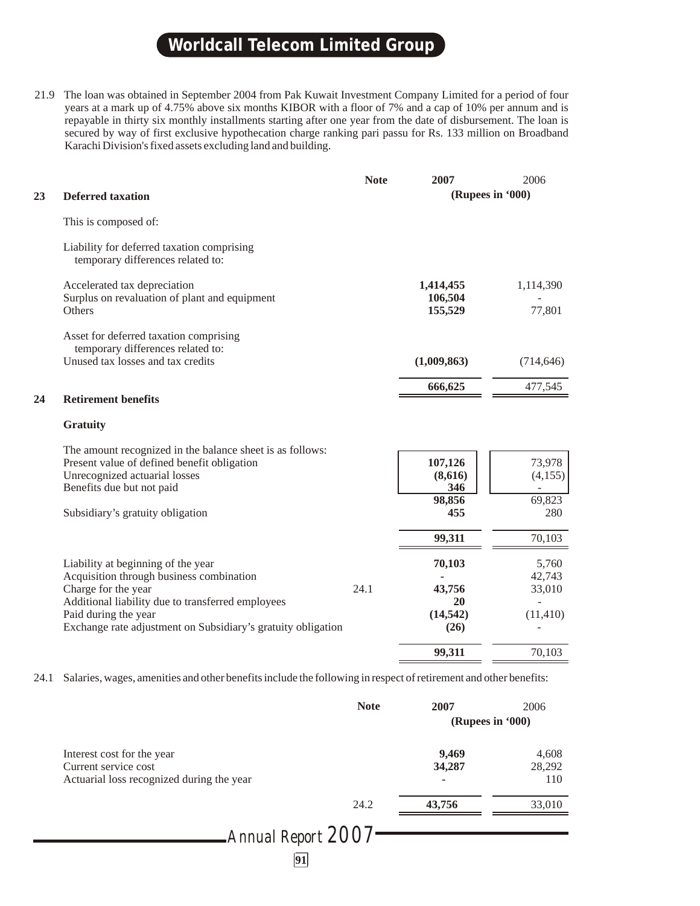21.9 The loan was obtained in September 2004 from Pak Kuwait Investment Company Limited for a period of four years at a mark up of 4.75% above six months KIBOR with a floor of 7% and a cap of 10% per annum and is repayable in thirty six monthly installments starting after one year from the date of disbursement. The loan is secured by way of first exclusive hypothecation charge ranking pari passu for Rs. 133 million on Broadband Karachi Division's fixed assets excluding land and building.

## 23 Deferred taxation

| | Note | 2007 | 2006 |
|---|---|---|---|
| | | (Rupees in '000) | |
| This is composed of: | | | |
| Liability for deferred taxation comprising temporary differences related to: | | | |
| Accelerated tax depreciation | | **1,414,455** | 1,114,390 |
| Surplus on revaluation of plant and equipment | | **106,504** | - |
| Others | | **155,529** | 77,801 |
| Asset for deferred taxation comprising temporary differences related to: | | | |
| Unused tax losses and tax credits | | **(1,009,863)** | (714,646) |
| | | **666,625** | 477,545 |

## 24 Retirement benefits

### Gratuity

| | Note | 2007 | 2006 |
|---|---|---|---|
| The amount recognized in the balance sheet is as follows: | | | |
| Present value of defined benefit obligation | | **107,126** | 73,978 |
| Unrecognized actuarial losses | | **(8,616)** | (4,155) |
| Benefits due but not paid | | **346** | - |
| | | **98,856** | 69,823 |
| Subsidiary's gratuity obligation | | **455** | 280 |
| | | **99,311** | 70,103 |
| Liability at beginning of the year | | **70,103** | 5,760 |
| Acquisition through business combination | | **-** | 42,743 |
| Charge for the year | 24.1 | **43,756** | 33,010 |
| Additional liability due to transferred employees | | **20** | - |
| Paid during the year | | **(14,542)** | (11,410) |
| Exchange rate adjustment on Subsidiary's gratuity obligation | | **(26)** | - |
| | | **99,311** | 70,103 |

24.1 Salaries, wages, amenities and other benefits include the following in respect of retirement and other benefits:

| | Note | 2007 | 2006 |
|---|---|---|---|
| | | (Rupees in '000) | |
| Interest cost for the year | | **9,469** | 4,608 |
| Current service cost | | **34,287** | 28,292 |
| Actuarial loss recognized during the year | | **-** | 110 |
| | 24.2 | **43,756** | 33,010 |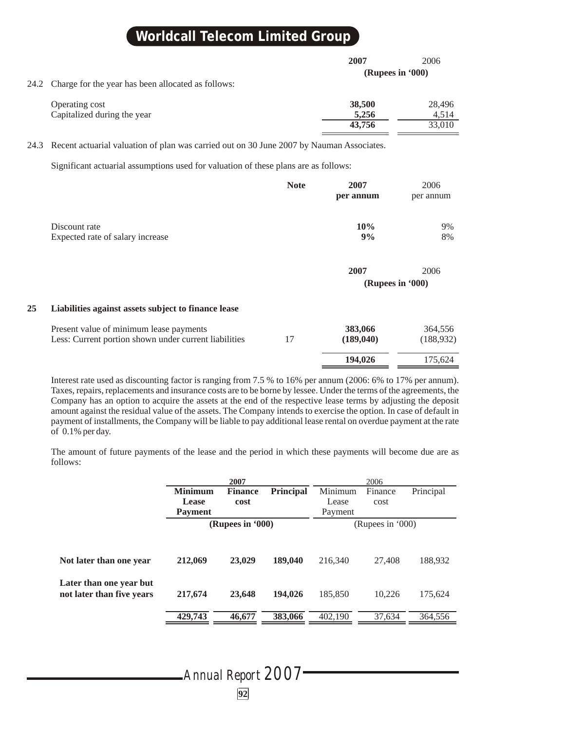| | 2007 | 2006 |
|---|---|---|
| | (Rupees in '000) | |

24.2 Charge for the year has been allocated as follows:

| | 2007 | 2006 |
|---|---|---|
| Operating cost | **38,500** | 28,496 |
| Capitalized during the year | **5,256** | 4,514 |
| | **43,756** | 33,010 |

24.3 Recent actuarial valuation of plan was carried out on 30 June 2007 by Nauman Associates.

Significant actuarial assumptions used for valuation of these plans are as follows:

| | Note | 2007 per annum | 2006 per annum |
|---|---|---|---|
| Discount rate | | **10%** | 9% |
| Expected rate of salary increase | | **9%** | 8% |

## 25 Liabilities against assets subject to finance lease

| | Note | 2007 | 2006 |
|---|---|---|---|
| | | (Rupees in '000) | |
| Present value of minimum lease payments | | **383,066** | 364,556 |
| Less: Current portion shown under current liabilities | 17 | **(189,040)** | (188,932) |
| | | **194,026** | 175,624 |

Interest rate used as discounting factor is ranging from 7.5 % to 16% per annum (2006: 6% to 17% per annum). Taxes, repairs, replacements and insurance costs are to be borne by lessee. Under the terms of the agreements, the Company has an option to acquire the assets at the end of the respective lease terms by adjusting the deposit amount against the residual value of the assets. The Company intends to exercise the option. In case of default in payment of installments, the Company will be liable to pay additional lease rental on overdue payment at the rate of 0.1% per day.

The amount of future payments of the lease and the period in which these payments will become due are as follows:

| | 2007 | | | 2006 | | |
|---|---|---|---|---|---|---|
| | **Minimum Lease Payment** | **Finance cost** | **Principal** | Minimum Lease Payment | Finance cost | Principal |
| | **(Rupees in '000)** | | | (Rupees in '000) | | |
| **Not later than one year** | **212,069** | **23,029** | **189,040** | 216,340 | 27,408 | 188,932 |
| **Later than one year but not later than five years** | **217,674** | **23,648** | **194,026** | 185,850 | 10,226 | 175,624 |
| | **429,743** | **46,677** | **383,066** | 402,190 | 37,634 | 364,556 |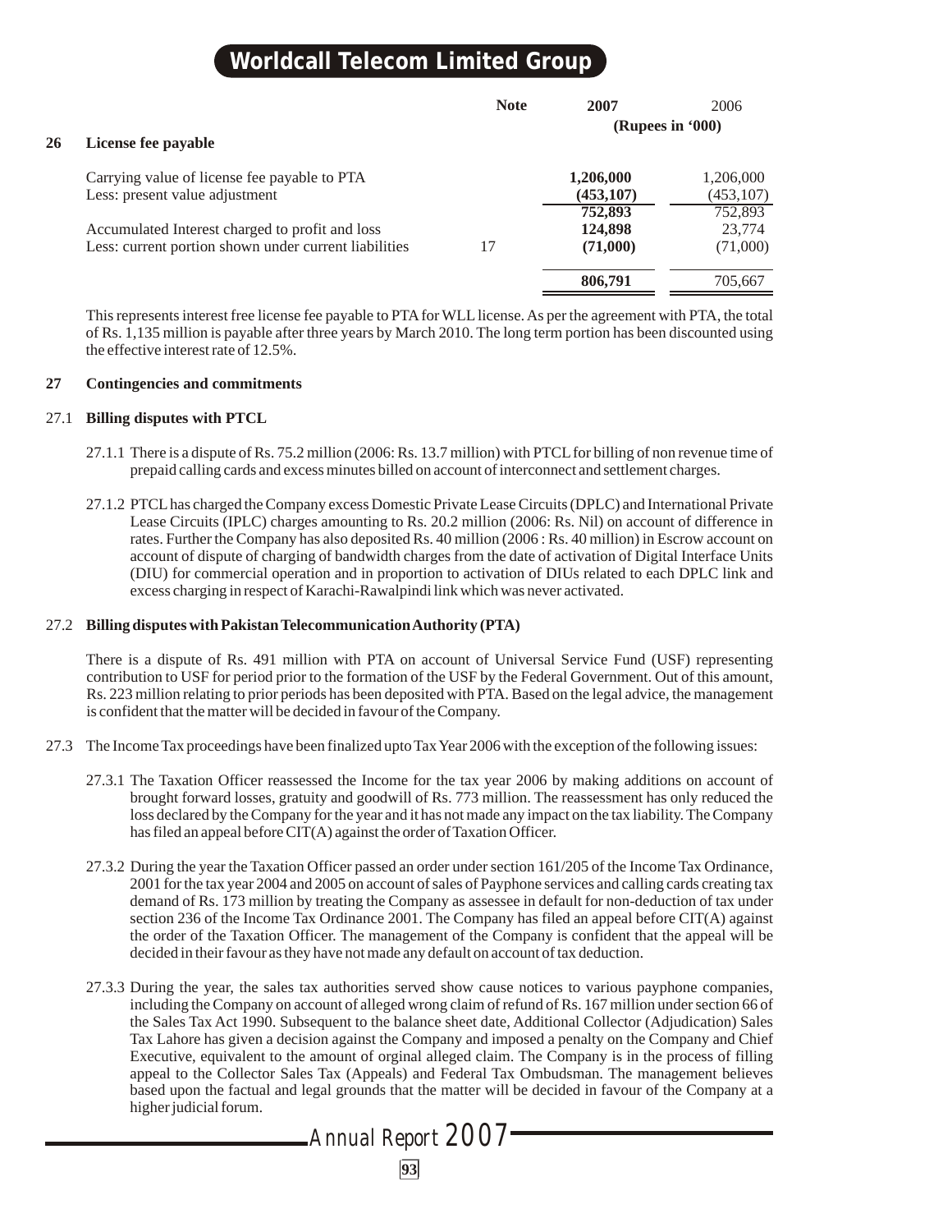## 26 License fee payable

| | Note | 2007 | 2006 |
|---|---|---|---|
| | | (Rupees in '000) | |
| Carrying value of license fee payable to PTA | | **1,206,000** | 1,206,000 |
| Less: present value adjustment | | **(453,107)** | (453,107) |
| | | **752,893** | 752,893 |
| Accumulated Interest charged to profit and loss | | **124,898** | 23,774 |
| Less: current portion shown under current liabilities | 17 | **(71,000)** | (71,000) |
| | | **806,791** | 705,667 |

This represents interest free license fee payable to PTA for WLL license. As per the agreement with PTA, the total of Rs. 1,135 million is payable after three years by March 2010. The long term portion has been discounted using the effective interest rate of 12.5%.

## 27 Contingencies and commitments

### 27.1 Billing disputes with PTCL

27.1.1 There is a dispute of Rs. 75.2 million (2006: Rs. 13.7 million) with PTCL for billing of non revenue time of prepaid calling cards and excess minutes billed on account of interconnect and settlement charges.

27.1.2 PTCL has charged the Company excess Domestic Private Lease Circuits (DPLC) and International Private Lease Circuits (IPLC) charges amounting to Rs. 20.2 million (2006: Rs. Nil) on account of difference in rates. Further the Company has also deposited Rs. 40 million (2006 : Rs. 40 million) in Escrow account on account of dispute of charging of bandwidth charges from the date of activation of Digital Interface Units (DIU) for commercial operation and in proportion to activation of DIUs related to each DPLC link and excess charging in respect of Karachi-Rawalpindi link which was never activated.

### 27.2 Billing disputes with Pakistan Telecommunication Authority (PTA)

There is a dispute of Rs. 491 million with PTA on account of Universal Service Fund (USF) representing contribution to USF for period prior to the formation of the USF by the Federal Government. Out of this amount, Rs. 223 million relating to prior periods has been deposited with PTA. Based on the legal advice, the management is confident that the matter will be decided in favour of the Company.

27.3 The Income Tax proceedings have been finalized upto Tax Year 2006 with the exception of the following issues:

27.3.1 The Taxation Officer reassessed the Income for the tax year 2006 by making additions on account of brought forward losses, gratuity and goodwill of Rs. 773 million. The reassessment has only reduced the loss declared by the Company for the year and it has not made any impact on the tax liability. The Company has filed an appeal before CIT(A) against the order of Taxation Officer.

27.3.2 During the year the Taxation Officer passed an order under section 161/205 of the Income Tax Ordinance, 2001 for the tax year 2004 and 2005 on account of sales of Payphone services and calling cards creating tax demand of Rs. 173 million by treating the Company as assessee in default for non-deduction of tax under section 236 of the Income Tax Ordinance 2001. The Company has filed an appeal before CIT(A) against the order of the Taxation Officer. The management of the Company is confident that the appeal will be decided in their favour as they have not made any default on account of tax deduction.

27.3.3 During the year, the sales tax authorities served show cause notices to various payphone companies, including the Company on account of alleged wrong claim of refund of Rs. 167 million under section 66 of the Sales Tax Act 1990. Subsequent to the balance sheet date, Additional Collector (Adjudication) Sales Tax Lahore has given a decision against the Company and imposed a penalty on the Company and Chief Executive, equivalent to the amount of orginal alleged claim. The Company is in the process of filling appeal to the Collector Sales Tax (Appeals) and Federal Tax Ombudsman. The management believes based upon the factual and legal grounds that the matter will be decided in favour of the Company at a higher judicial forum.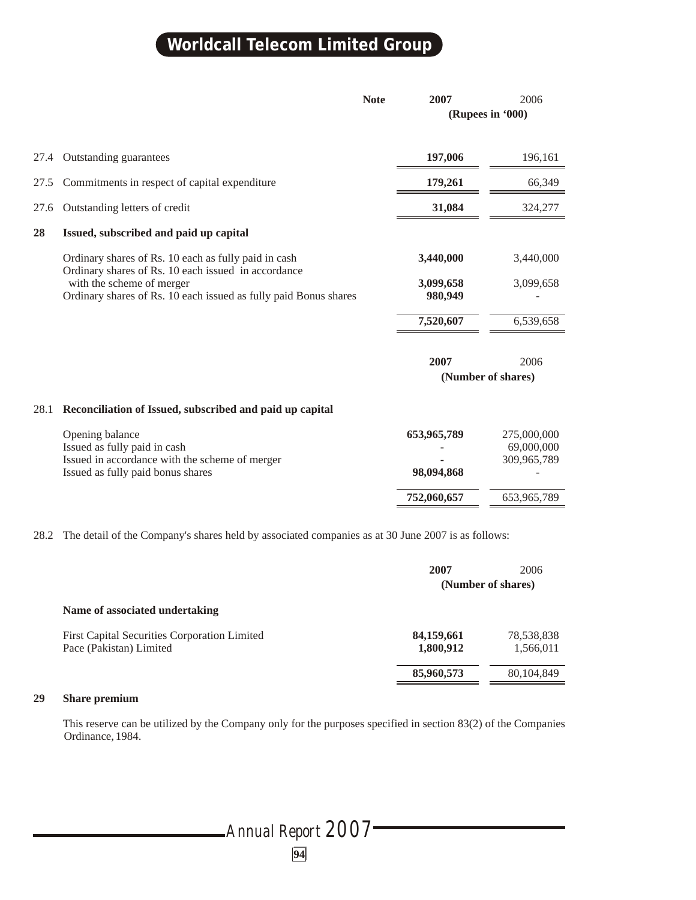| | | Note | 2007 | 2006 |
|---|---|---|---|---|
| | | | (Rupees in '000) | |
| 27.4 | Outstanding guarantees | | **197,006** | 196,161 |
| 27.5 | Commitments in respect of capital expenditure | | **179,261** | 66,349 |
| 27.6 | Outstanding letters of credit | | **31,084** | 324,277 |

## 28 Issued, subscribed and paid up capital

| | 2007 | 2006 |
|---|---|---|
| Ordinary shares of Rs. 10 each as fully paid in cash | **3,440,000** | 3,440,000 |
| Ordinary shares of Rs. 10 each issued in accordance with the scheme of merger | **3,099,658** | 3,099,658 |
| Ordinary shares of Rs. 10 each issued as fully paid Bonus shares | **980,949** | - |
| | **7,520,607** | 6,539,658 |

### 28.1 Reconciliation of Issued, subscribed and paid up capital

| | 2007 | 2006 |
|---|---|---|
| | (Number of shares) | |
| Opening balance | **653,965,789** | 275,000,000 |
| Issued as fully paid in cash | **-** | 69,000,000 |
| Issued in accordance with the scheme of merger | **-** | 309,965,789 |
| Issued as fully paid bonus shares | **98,094,868** | - |
| | **752,060,657** | 653,965,789 |

28.2 The detail of the Company's shares held by associated companies as at 30 June 2007 is as follows:

| Name of associated undertaking | 2007 | 2006 |
|---|---|---|
| | (Number of shares) | |
| First Capital Securities Corporation Limited | **84,159,661** | 78,538,838 |
| Pace (Pakistan) Limited | **1,800,912** | 1,566,011 |
| | **85,960,573** | 80,104,849 |

## 29 Share premium

This reserve can be utilized by the Company only for the purposes specified in section 83(2) of the Companies Ordinance, 1984.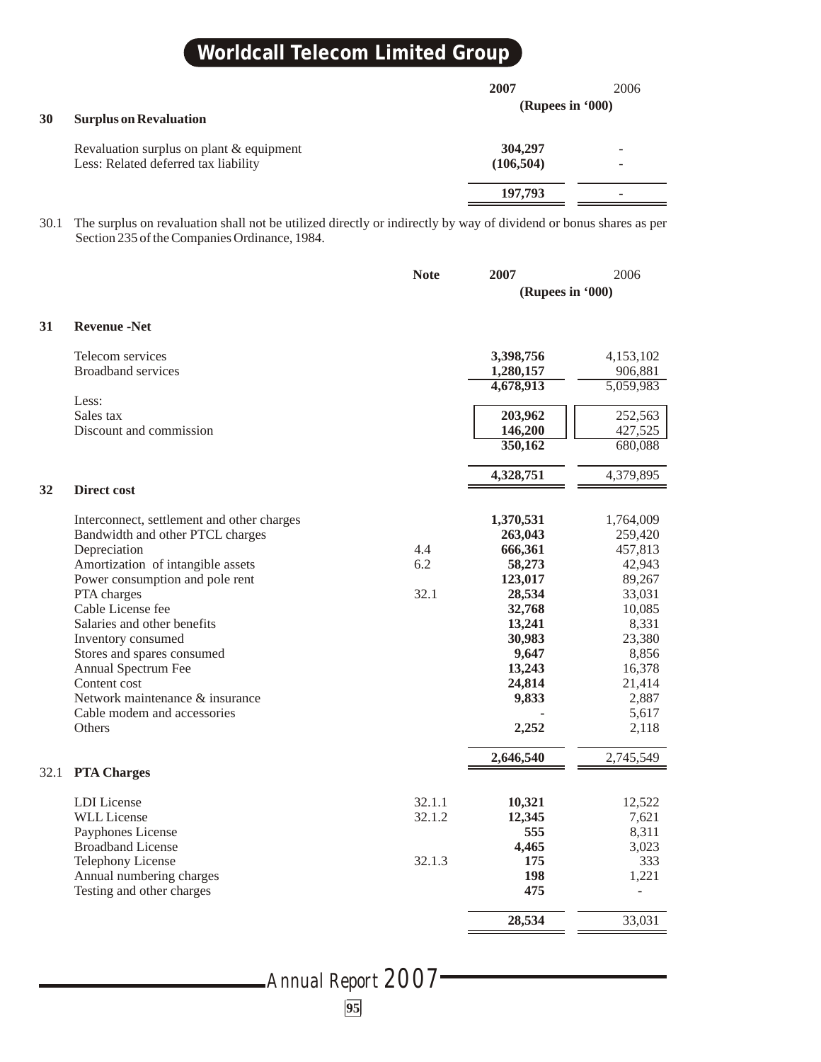## 30 Surplus on Revaluation

| | 2007 | 2006 |
|---|---|---|
| | (Rupees in '000) | |
| Revaluation surplus on plant & equipment | 304,297 | - |
| Less: Related deferred tax liability | (106,504) | - |
| | 197,793 | - |

30.1 The surplus on revaluation shall not be utilized directly or indirectly by way of dividend or bonus shares as per Section 235 of the Companies Ordinance, 1984.

## 31 Revenue -Net

| | Note | 2007 | 2006 |
|---|---|---|---|
| | | (Rupees in '000) | |
| Telecom services | | 3,398,756 | 4,153,102 |
| Broadband services | | 1,280,157 | 906,881 |
| | | 4,678,913 | 5,059,983 |
| Less: | | | |
| Sales tax | | 203,962 | 252,563 |
| Discount and commission | | 146,200 | 427,525 |
| | | 350,162 | 680,088 |
| | | 4,328,751 | 4,379,895 |

## 32 Direct cost

| | Note | 2007 | 2006 |
|---|---|---|---|
| Interconnect, settlement and other charges | | 1,370,531 | 1,764,009 |
| Bandwidth and other PTCL charges | | 263,043 | 259,420 |
| Depreciation | 4.4 | 666,361 | 457,813 |
| Amortization of intangible assets | 6.2 | 58,273 | 42,943 |
| Power consumption and pole rent | | 123,017 | 89,267 |
| PTA charges | 32.1 | 28,534 | 33,031 |
| Cable License fee | | 32,768 | 10,085 |
| Salaries and other benefits | | 13,241 | 8,331 |
| Inventory consumed | | 30,983 | 23,380 |
| Stores and spares consumed | | 9,647 | 8,856 |
| Annual Spectrum Fee | | 13,243 | 16,378 |
| Content cost | | 24,814 | 21,414 |
| Network maintenance & insurance | | 9,833 | 2,887 |
| Cable modem and accessories | | - | 5,617 |
| Others | | 2,252 | 2,118 |
| | | 2,646,540 | 2,745,549 |

### 32.1 PTA Charges

| | Note | 2007 | 2006 |
|---|---|---|---|
| LDI License | 32.1.1 | 10,321 | 12,522 |
| WLL License | 32.1.2 | 12,345 | 7,621 |
| Payphones License | | 555 | 8,311 |
| Broadband License | | 4,465 | 3,023 |
| Telephony License | 32.1.3 | 175 | 333 |
| Annual numbering charges | | 198 | 1,221 |
| Testing and other charges | | 475 | - |
| | | 28,534 | 33,031 |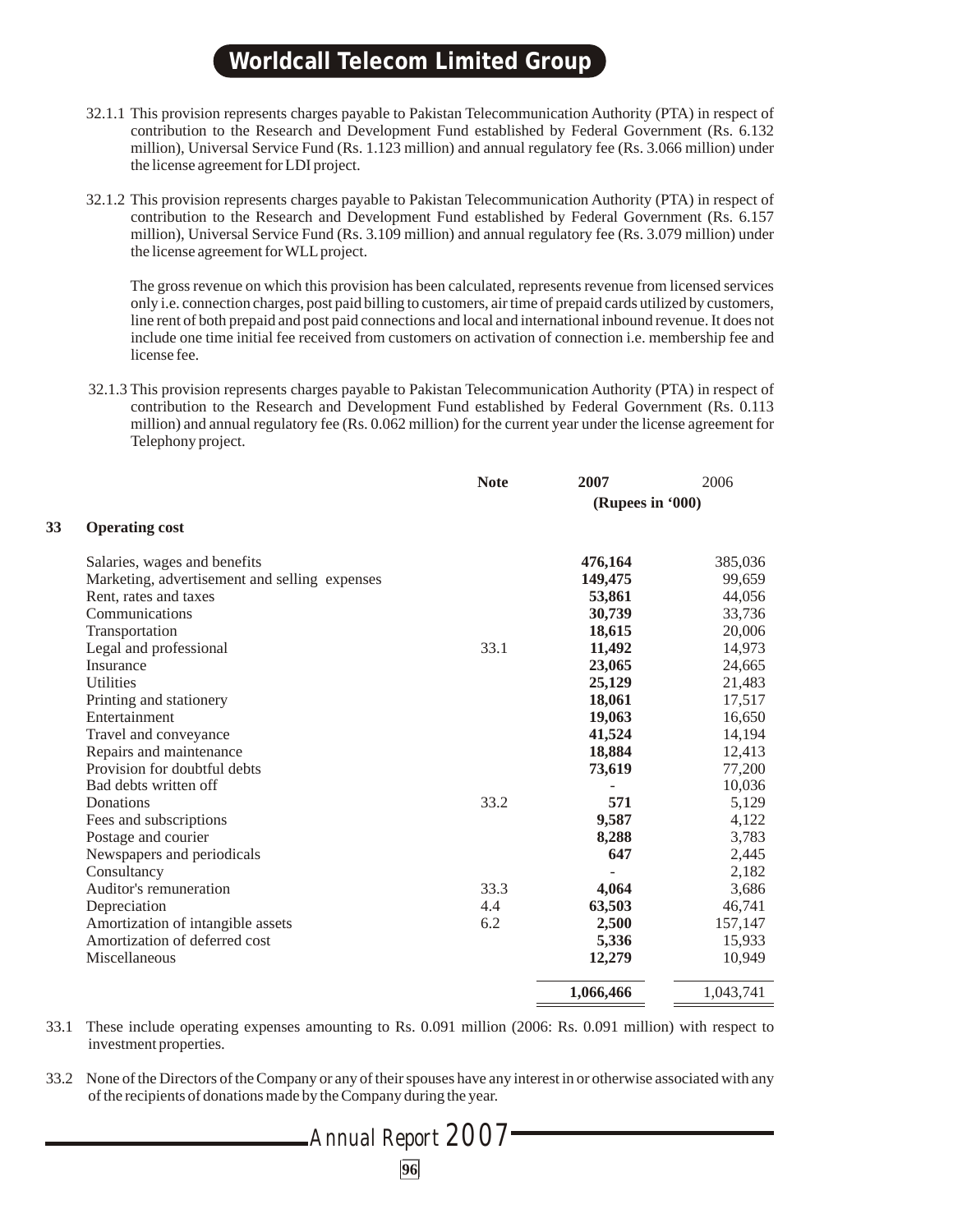32.1.1 This provision represents charges payable to Pakistan Telecommunication Authority (PTA) in respect of contribution to the Research and Development Fund established by Federal Government (Rs. 6.132 million), Universal Service Fund (Rs. 1.123 million) and annual regulatory fee (Rs. 3.066 million) under the license agreement for LDI project.

32.1.2 This provision represents charges payable to Pakistan Telecommunication Authority (PTA) in respect of contribution to the Research and Development Fund established by Federal Government (Rs. 6.157 million), Universal Service Fund (Rs. 3.109 million) and annual regulatory fee (Rs. 3.079 million) under the license agreement for WLL project.

The gross revenue on which this provision has been calculated, represents revenue from licensed services only i.e. connection charges, post paid billing to customers, air time of prepaid cards utilized by customers, line rent of both prepaid and post paid connections and local and international inbound revenue. It does not include one time initial fee received from customers on activation of connection i.e. membership fee and license fee.

32.1.3 This provision represents charges payable to Pakistan Telecommunication Authority (PTA) in respect of contribution to the Research and Development Fund established by Federal Government (Rs. 0.113 million) and annual regulatory fee (Rs. 0.062 million) for the current year under the license agreement for Telephony project.

| | Note | 2007 | 2006 |
|---|---|---|---|
| | | (Rupees in '000) | |
| **33 Operating cost** | | | |
| Salaries, wages and benefits | | **476,164** | 385,036 |
| Marketing, advertisement and selling expenses | | **149,475** | 99,659 |
| Rent, rates and taxes | | **53,861** | 44,056 |
| Communications | | **30,739** | 33,736 |
| Transportation | | **18,615** | 20,006 |
| Legal and professional | 33.1 | **11,492** | 14,973 |
| Insurance | | **23,065** | 24,665 |
| Utilities | | **25,129** | 21,483 |
| Printing and stationery | | **18,061** | 17,517 |
| Entertainment | | **19,063** | 16,650 |
| Travel and conveyance | | **41,524** | 14,194 |
| Repairs and maintenance | | **18,884** | 12,413 |
| Provision for doubtful debts | | **73,619** | 77,200 |
| Bad debts written off | | - | 10,036 |
| Donations | 33.2 | **571** | 5,129 |
| Fees and subscriptions | | **9,587** | 4,122 |
| Postage and courier | | **8,288** | 3,783 |
| Newspapers and periodicals | | **647** | 2,445 |
| Consultancy | | - | 2,182 |
| Auditor's remuneration | 33.3 | **4,064** | 3,686 |
| Depreciation | 4.4 | **63,503** | 46,741 |
| Amortization of intangible assets | 6.2 | **2,500** | 157,147 |
| Amortization of deferred cost | | **5,336** | 15,933 |
| Miscellaneous | | **12,279** | 10,949 |
| | | **1,066,466** | 1,043,741 |

33.1 These include operating expenses amounting to Rs. 0.091 million (2006: Rs. 0.091 million) with respect to investment properties.

33.2 None of the Directors of the Company or any of their spouses have any interest in or otherwise associated with any of the recipients of donations made by the Company during the year.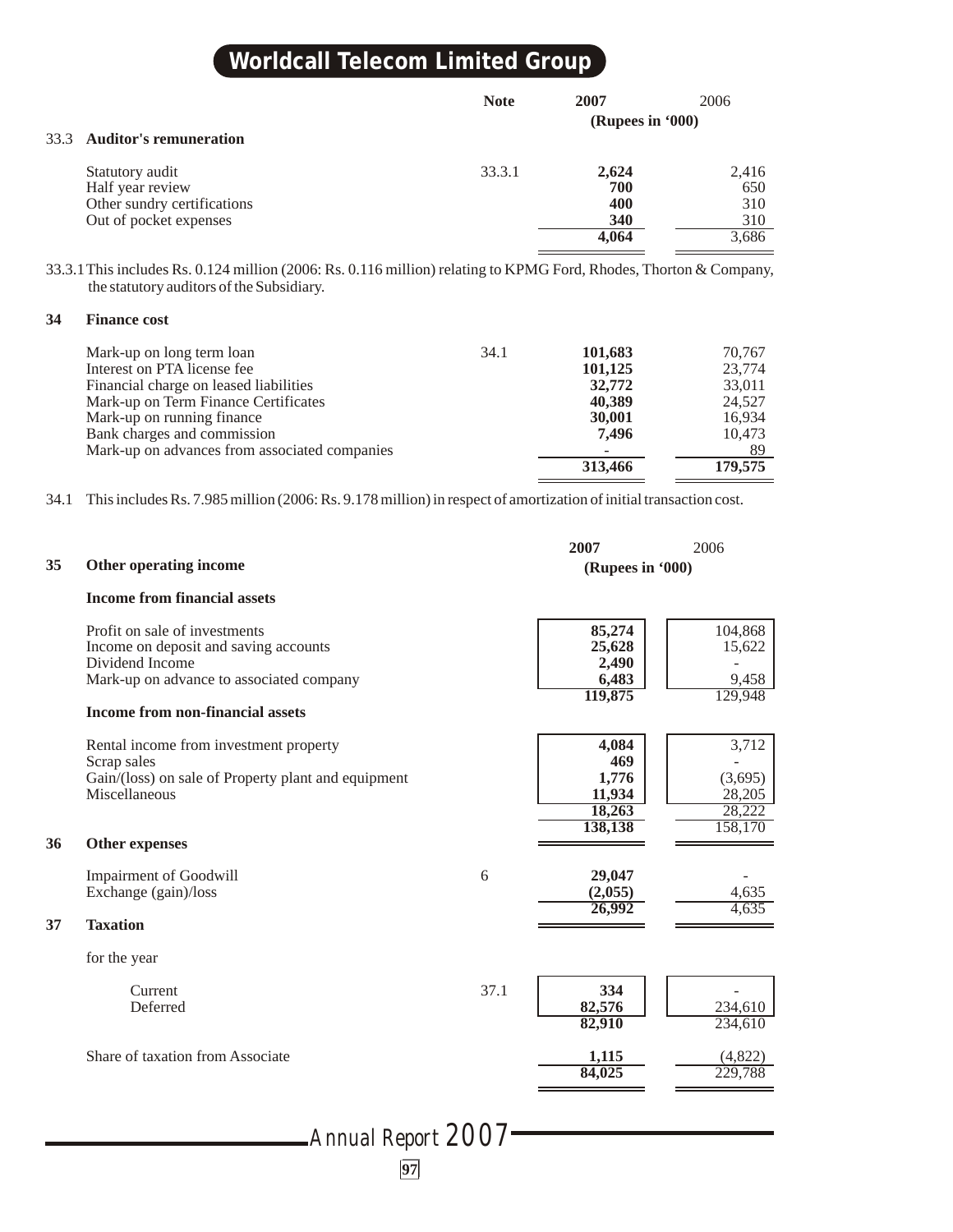| | Note | 2007 | 2006 |
|---|---|---|---|
| | | (Rupees in '000) | |
| **33.3 Auditor's remuneration** | | | |
| Statutory audit | 33.3.1 | **2,624** | 2,416 |
| Half year review | | **700** | 650 |
| Other sundry certifications | | **400** | 310 |
| Out of pocket expenses | | **340** | 310 |
| | | **4,064** | 3,686 |

33.3.1 This includes Rs. 0.124 million (2006: Rs. 0.116 million) relating to KPMG Ford, Rhodes, Thorton & Company, the statutory auditors of the Subsidiary.

## 34 Finance cost

| | Note | 2007 | 2006 |
|---|---|---|---|
| Mark-up on long term loan | 34.1 | **101,683** | 70,767 |
| Interest on PTA license fee | | **101,125** | 23,774 |
| Financial charge on leased liabilities | | **32,772** | 33,011 |
| Mark-up on Term Finance Certificates | | **40,389** | 24,527 |
| Mark-up on running finance | | **30,001** | 16,934 |
| Bank charges and commission | | **7,496** | 10,473 |
| Mark-up on advances from associated companies | | **-** | 89 |
| | | **313,466** | 179,575 |

34.1 This includes Rs. 7.985 million (2006: Rs. 9.178 million) in respect of amortization of initial transaction cost.

## 35 Other operating income

| | Note | 2007 | 2006 |
|---|---|---|---|
| | | (Rupees in '000) | |
| **Income from financial assets** | | | |
| Profit on sale of investments | | **85,274** | 104,868 |
| Income on deposit and saving accounts | | **25,628** | 15,622 |
| Dividend Income | | **2,490** | - |
| Mark-up on advance to associated company | | **6,483** | 9,458 |
| | | **119,875** | 129,948 |
| **Income from non-financial assets** | | | |
| Rental income from investment property | | **4,084** | 3,712 |
| Scrap sales | | **469** | - |
| Gain/(loss) on sale of Property plant and equipment | | **1,776** | (3,695) |
| Miscellaneous | | **11,934** | 28,205 |
| | | **18,263** | 28,222 |
| | | **138,138** | 158,170 |

## 36 Other expenses

| | Note | 2007 | 2006 |
|---|---|---|---|
| Impairment of Goodwill | 6 | **29,047** | - |
| Exchange (gain)/loss | | **(2,055)** | 4,635 |
| | | **26,992** | 4,635 |

## 37 Taxation

| | Note | 2007 | 2006 |
|---|---|---|---|
| for the year | | | |
| Current | 37.1 | **334** | - |
| Deferred | | **82,576** | 234,610 |
| | | **82,910** | 234,610 |
| Share of taxation from Associate | | **1,115** | (4,822) |
| | | **84,025** | 229,788 |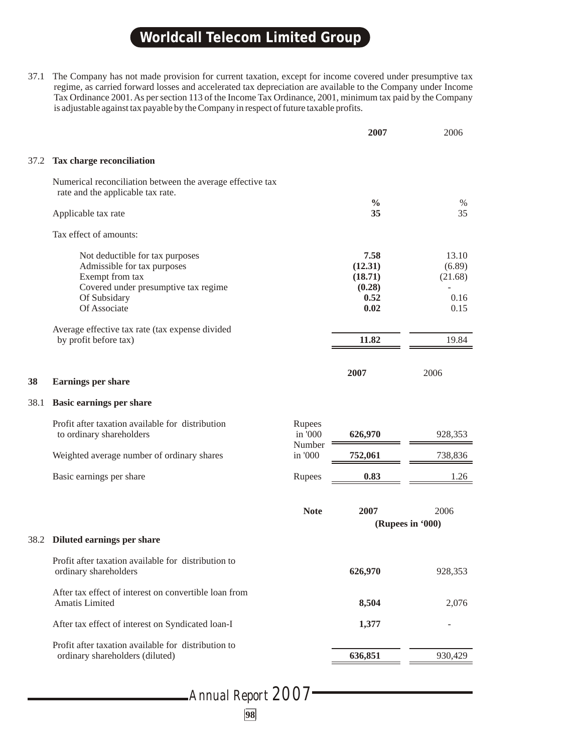37.1 The Company has not made provision for current taxation, except for income covered under presumptive tax regime, as carried forward losses and accelerated tax depreciation are available to the Company under Income Tax Ordinance 2001. As per section 113 of the Income Tax Ordinance, 2001, minimum tax paid by the Company is adjustable against tax payable by the Company in respect of future taxable profits.

| | | 2007 | 2006 |
|---|---|---|---|
| **37.2** | **Tax charge reconciliation** | | |
| | Numerical reconciliation between the average effective tax rate and the applicable tax rate. | | |
| | | **%** | % |
| | Applicable tax rate | **35** | 35 |
| | Tax effect of amounts: | | |
| | Not deductible for tax purposes | **7.58** | 13.10 |
| | Admissible for tax purposes | **(12.31)** | (6.89) |
| | Exempt from tax | **(18.71)** | (21.68) |
| | Covered under presumptive tax regime | **(0.28)** | - |
| | Of Subsidary | **0.52** | 0.16 |
| | Of Associate | **0.02** | 0.15 |
| | Average effective tax rate (tax expense divided by profit before tax) | **11.82** | 19.84 |

## 38 Earnings per share

### 38.1 Basic earnings per share

| | | 2007 | 2006 |
|---|---|---|---|
| Profit after taxation available for distribution to ordinary shareholders | Rupees in '000 | **626,970** | 928,353 |
| Weighted average number of ordinary shares | Number in '000 | **752,061** | 738,836 |
| Basic earnings per share | Rupees | **0.83** | 1.26 |

### 38.2 Diluted earnings per share

| | Note | 2007 | 2006 |
|---|---|---|---|
| | | (Rupees in '000) | |
| Profit after taxation available for distribution to ordinary shareholders | | **626,970** | 928,353 |
| After tax effect of interest on convertible loan from Amatis Limited | | **8,504** | 2,076 |
| After tax effect of interest on Syndicated loan-I | | **1,377** | - |
| Profit after taxation available for distribution to ordinary shareholders (diluted) | | **636,851** | 930,429 |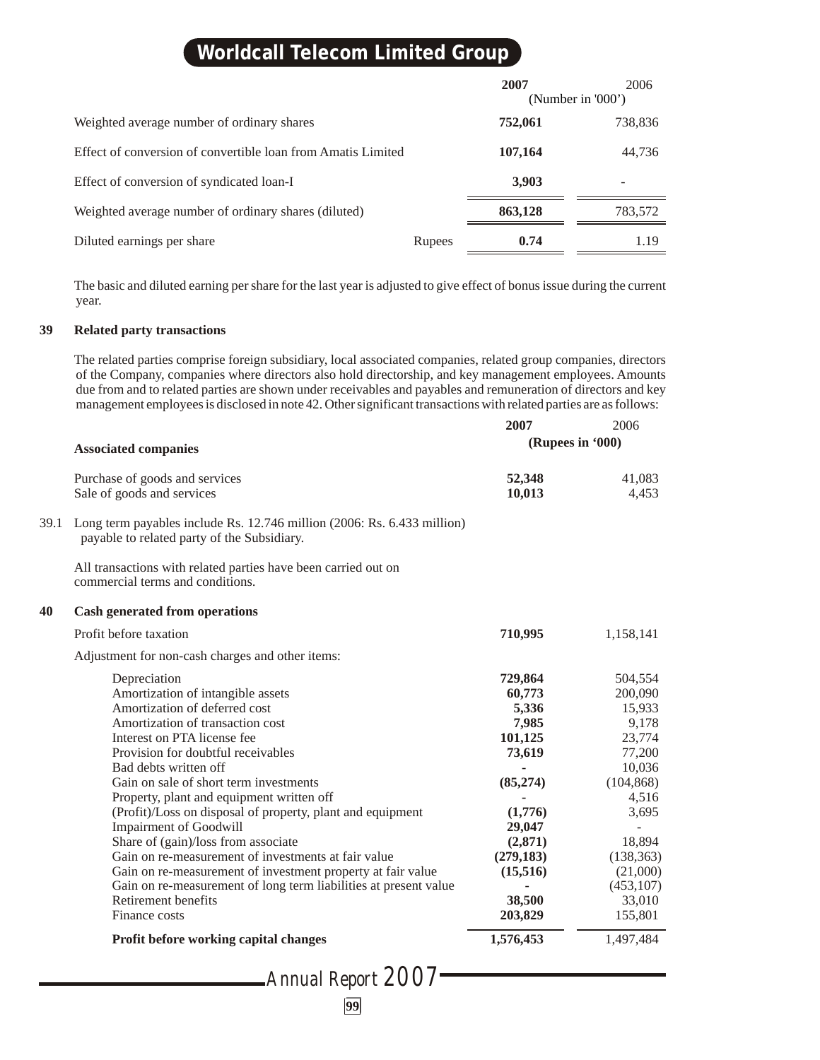| | | 2007 | 2006 |
|---|---|---|---|
| | | (Number in '000') | |
| Weighted average number of ordinary shares | | **752,061** | 738,836 |
| Effect of conversion of convertible loan from Amatis Limited | | **107,164** | 44,736 |
| Effect of conversion of syndicated loan-I | | **3,903** | - |
| Weighted average number of ordinary shares (diluted) | | **863,128** | 783,572 |
| Diluted earnings per share | Rupees | **0.74** | 1.19 |

The basic and diluted earning per share for the last year is adjusted to give effect of bonus issue during the current year.

## 39 Related party transactions

The related parties comprise foreign subsidiary, local associated companies, related group companies, directors of the Company, companies where directors also hold directorship, and key management employees. Amounts due from and to related parties are shown under receivables and payables and remuneration of directors and key management employees is disclosed in note 42. Other significant transactions with related parties are as follows:

| | 2007 | 2006 |
|---|---|---|
| **Associated companies** | **(Rupees in '000)** | |
| Purchase of goods and services | **52,348** | 41,083 |
| Sale of goods and services | **10,013** | 4,453 |

39.1 Long term payables include Rs. 12.746 million (2006: Rs. 6.433 million) payable to related party of the Subsidiary.

All transactions with related parties have been carried out on commercial terms and conditions.

## 40 Cash generated from operations

| | 2007 | 2006 |
|---|---|---|
| Profit before taxation | **710,995** | 1,158,141 |
| Adjustment for non-cash charges and other items: | | |
| Depreciation | **729,864** | 504,554 |
| Amortization of intangible assets | **60,773** | 200,090 |
| Amortization of deferred cost | **5,336** | 15,933 |
| Amortization of transaction cost | **7,985** | 9,178 |
| Interest on PTA license fee | **101,125** | 23,774 |
| Provision for doubtful receivables | **73,619** | 77,200 |
| Bad debts written off | **-** | 10,036 |
| Gain on sale of short term investments | **(85,274)** | (104,868) |
| Property, plant and equipment written off | **-** | 4,516 |
| (Profit)/Loss on disposal of property, plant and equipment | **(1,776)** | 3,695 |
| Impairment of Goodwill | **29,047** | - |
| Share of (gain)/loss from associate | **(2,871)** | 18,894 |
| Gain on re-measurement of investments at fair value | **(279,183)** | (138,363) |
| Gain on re-measurement of investment property at fair value | **(15,516)** | (21,000) |
| Gain on re-measurement of long term liabilities at present value | **-** | (453,107) |
| Retirement benefits | **38,500** | 33,010 |
| Finance costs | **203,829** | 155,801 |
| **Profit before working capital changes** | **1,576,453** | 1,497,484 |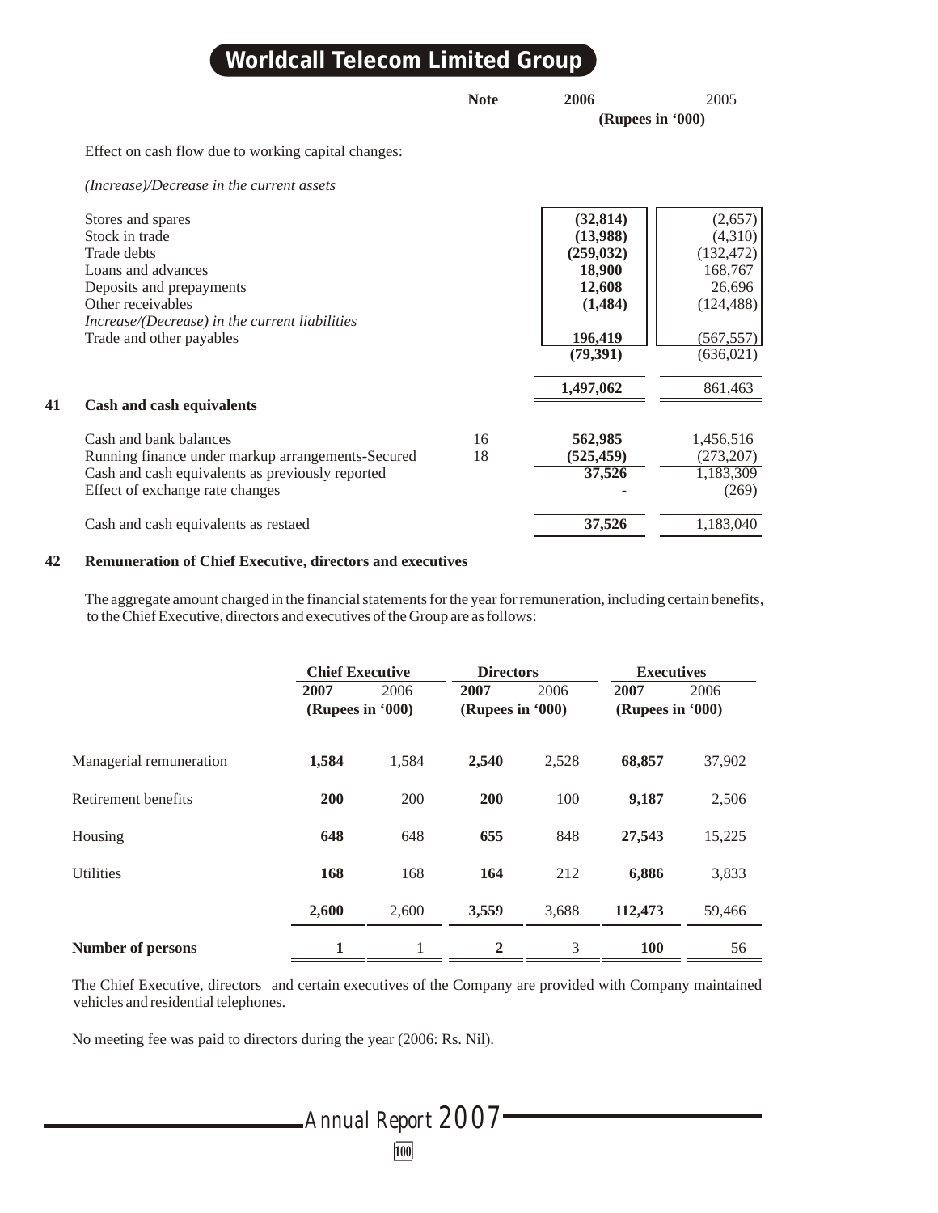| | Note | 2006 | 2005 |
|---|---|---|---|
| | | (Rupees in '000) | |
| Effect on cash flow due to working capital changes: | | | |
| *(Increase)/Decrease in the current assets* | | | |
| Stores and spares | | **(32,814)** | (2,657) |
| Stock in trade | | **(13,988)** | (4,310) |
| Trade debts | | **(259,032)** | (132,472) |
| Loans and advances | | **18,900** | 168,767 |
| Deposits and prepayments | | **12,608** | 26,696 |
| Other receivables | | **(1,484)** | (124,488) |
| *Increase/(Decrease) in the current liabilities* | | | |
| Trade and other payables | | **196,419** | (567,557) |
| | | **(79,391)** | (636,021) |
| | | **1,497,062** | 861,463 |

## 41 Cash and cash equivalents

| | Note | 2006 | 2005 |
|---|---|---|---|
| Cash and bank balances | 16 | **562,985** | 1,456,516 |
| Running finance under markup arrangements-Secured | 18 | **(525,459)** | (273,207) |
| Cash and cash equivalents as previously reported | | **37,526** | 1,183,309 |
| Effect of exchange rate changes | | - | (269) |
| Cash and cash equivalents as restaed | | **37,526** | 1,183,040 |

## 42 Remuneration of Chief Executive, directors and executives

The aggregate amount charged in the financial statements for the year for remuneration, including certain benefits, to the Chief Executive, directors and executives of the Group are as follows:

| | Chief Executive | | Directors | | Executives | |
|---|---|---|---|---|---|---|
| | 2007 | 2006 | 2007 | 2006 | 2007 | 2006 |
| | (Rupees in '000) | | (Rupees in '000) | | (Rupees in '000) | |
| Managerial remuneration | **1,584** | 1,584 | **2,540** | 2,528 | **68,857** | 37,902 |
| Retirement benefits | **200** | 200 | **200** | 100 | **9,187** | 2,506 |
| Housing | **648** | 648 | **655** | 848 | **27,543** | 15,225 |
| Utilities | **168** | 168 | **164** | 212 | **6,886** | 3,833 |
| | **2,600** | 2,600 | **3,559** | 3,688 | **112,473** | 59,466 |
| **Number of persons** | **1** | 1 | **2** | 3 | **100** | 56 |

The Chief Executive, directors and certain executives of the Company are provided with Company maintained vehicles and residential telephones.

No meeting fee was paid to directors during the year (2006: Rs. Nil).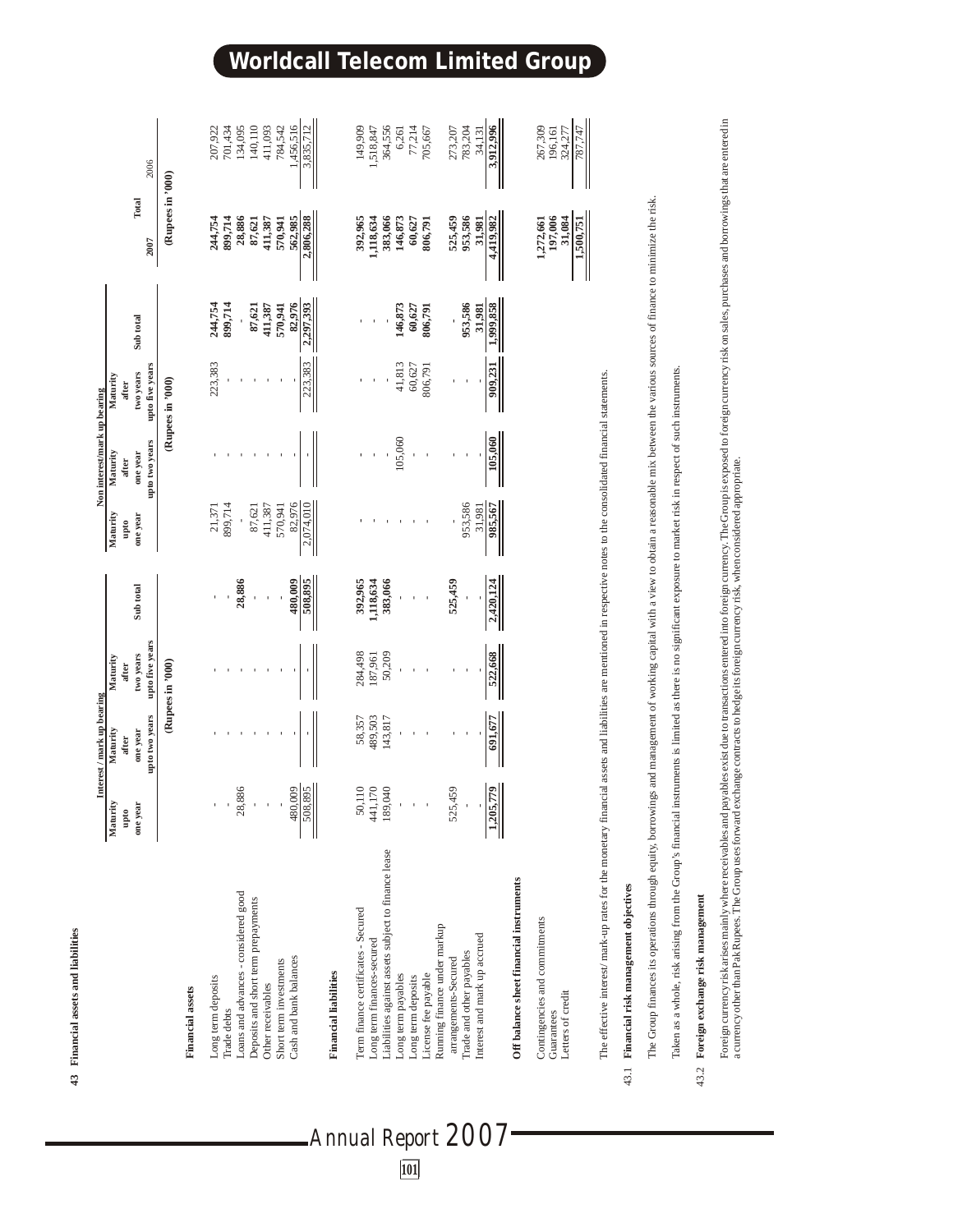## 43 Financial assets and liabilities

| | Interest / mark up bearing | | | | Non interest/mark up bearing | | | | Total | |
|---|---|---|---|---|---|---|---|---|---|---|
| | Maturity upto one year | Maturity after one year upto two years | Maturity after two years upto five years | Sub total | Maturity upto one year | Maturity after one year upto two years | Maturity after two years upto five years | Sub total | 2007 | 2006 |
| | (Rupees in '000) | | | | (Rupees in '000) | | | | (Rupees in '000) | |
| **Financial assets** | | | | | | | | | | |
| Long term deposits | - | - | - | - | 21,371 | - | 223,383 | **244,754** | **244,754** | 207,922 |
| Trade debts | - | - | - | - | 899,714 | - | - | **899,714** | **899,714** | 701,434 |
| Loans and advances - considered good | 28,886 | - | - | **28,886** | - | - | - | - | **28,886** | 134,095 |
| Deposits and short term prepayments | - | - | - | - | 87,621 | - | - | **87,621** | **87,621** | 140,110 |
| Other receivables | - | - | - | - | 411,387 | - | - | **411,387** | **411,387** | 411,093 |
| Short term investments | - | - | - | - | 570,941 | - | - | **570,941** | **570,941** | 784,542 |
| Cash and bank balances | 480,009 | - | - | **480,009** | 82,976 | - | - | **82,976** | **562,985** | 1,456,516 |
| | 508,895 | - | - | **508,895** | 2,074,010 | - | 223,383 | **2,297,393** | **2,806,288** | 3,835,712 |
| **Financial liabilities** | | | | | | | | | | |
| Term finance certificates - Secured | 50,110 | 58,357 | 284,498 | **392,965** | - | - | - | - | **392,965** | 149,909 |
| Long term finances-secured | 441,170 | 489,503 | 187,961 | **1,118,634** | - | - | - | - | **1,118,634** | 1,518,847 |
| Liabilities against assets subject to finance lease | 189,040 | 143,817 | 50,209 | **383,066** | - | - | - | - | **383,066** | 364,556 |
| Long term payables | - | - | - | - | - | 105,060 | 41,813 | **146,873** | **146,873** | 6,261 |
| Long term deposits | - | - | - | - | - | - | 60,627 | **60,627** | **60,627** | 77,214 |
| License fee payable | - | - | - | - | - | - | 806,791 | **806,791** | **806,791** | 705,667 |
| Running finance under markup arrangements-Secured | 525,459 | - | - | **525,459** | - | - | - | - | **525,459** | 273,207 |
| Trade and other payables | - | - | - | - | 953,586 | - | - | **953,586** | **953,586** | 783,204 |
| Interest and mark up accrued | - | - | - | - | 31,981 | - | - | **31,981** | **31,981** | 34,131 |
| | **1,205,779** | **691,677** | **522,668** | **2,420,124** | **985,567** | **105,060** | **909,231** | **1,999,858** | **4,419,982** | **3,912,996** |
| **Off balance sheet financial instruments** | | | | | | | | | | |
| Contingencies and commitments | | | | | | | | | | |
| Guarantees | | | | | | | | | **1,272,661** | 267,309 |
| Letters of credit | | | | | | | | | **197,006** | 196,161 |
| | | | | | | | | | **31,084** | 324,277 |
| | | | | | | | | | **1,500,751** | 787,747 |

The effective interest/ mark-up rates for the monetary financial assets and liabilities are mentioned in respective notes to the consolidated financial statements.

### 43.1 Financial risk management objectives

The Group finances its operations through equity, borrowings and management of working capital with a view to obtain a reasonable mix between the various sources of finance to minimize the risk.

Taken as a whole, risk arising from the Group's financial instruments is limited as there is no significant exposure to market risk in respect of such instruments.

### 43.2 Foreign exchange risk management

Foreign currency risk arises mainly where receivables and payables exist due to transactions entered into foreign currency. The Group is exposed to foreign currency risk on sales, purchases and borrowings that are entered in a currency other than Pak Rupees. The Group uses forward exchange contracts to hedge its foreign currency risk, when considered appropriate.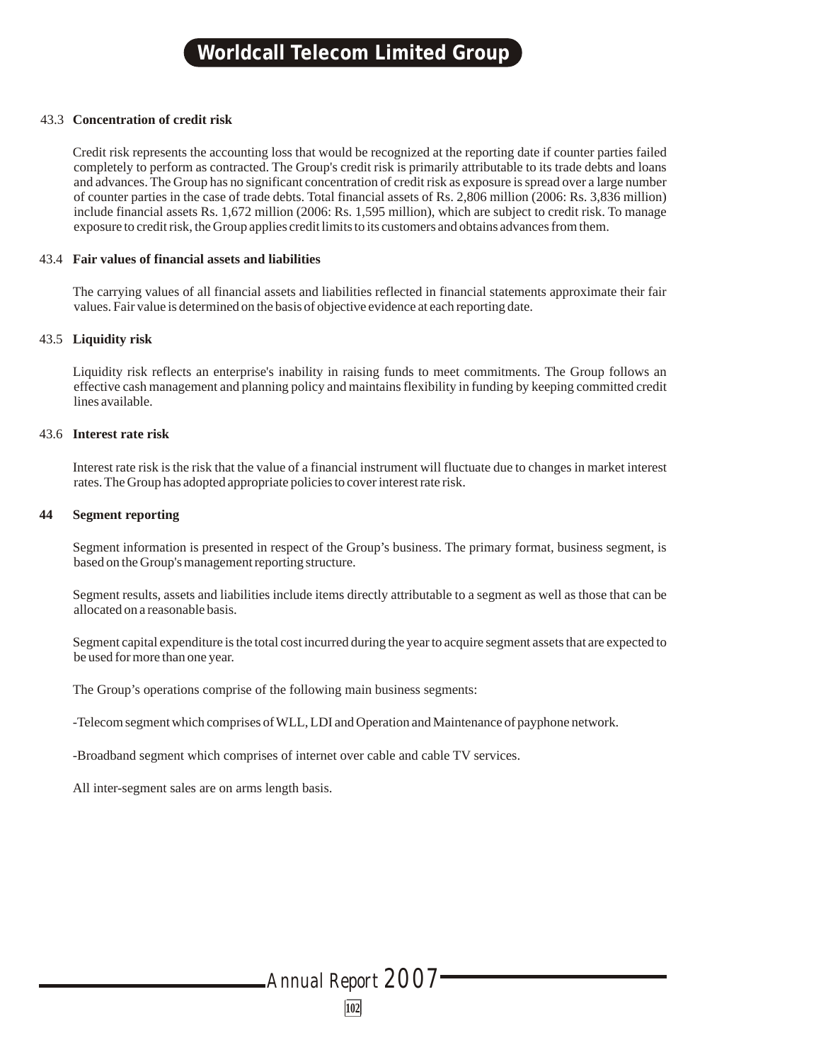### 43.3 Concentration of credit risk

Credit risk represents the accounting loss that would be recognized at the reporting date if counter parties failed completely to perform as contracted. The Group's credit risk is primarily attributable to its trade debts and loans and advances. The Group has no significant concentration of credit risk as exposure is spread over a large number of counter parties in the case of trade debts. Total financial assets of Rs. 2,806 million (2006: Rs. 3,836 million) include financial assets Rs. 1,672 million (2006: Rs. 1,595 million), which are subject to credit risk. To manage exposure to credit risk, the Group applies credit limits to its customers and obtains advances from them.

### 43.4 Fair values of financial assets and liabilities

The carrying values of all financial assets and liabilities reflected in financial statements approximate their fair values. Fair value is determined on the basis of objective evidence at each reporting date.

### 43.5 Liquidity risk

Liquidity risk reflects an enterprise's inability in raising funds to meet commitments. The Group follows an effective cash management and planning policy and maintains flexibility in funding by keeping committed credit lines available.

### 43.6 Interest rate risk

Interest rate risk is the risk that the value of a financial instrument will fluctuate due to changes in market interest rates. The Group has adopted appropriate policies to cover interest rate risk.

## 44 Segment reporting

Segment information is presented in respect of the Group's business. The primary format, business segment, is based on the Group's management reporting structure.

Segment results, assets and liabilities include items directly attributable to a segment as well as those that can be allocated on a reasonable basis.

Segment capital expenditure is the total cost incurred during the year to acquire segment assets that are expected to be used for more than one year.

The Group's operations comprise of the following main business segments:

-Telecom segment which comprises of WLL, LDI and Operation and Maintenance of payphone network.

-Broadband segment which comprises of internet over cable and cable TV services.

All inter-segment sales are on arms length basis.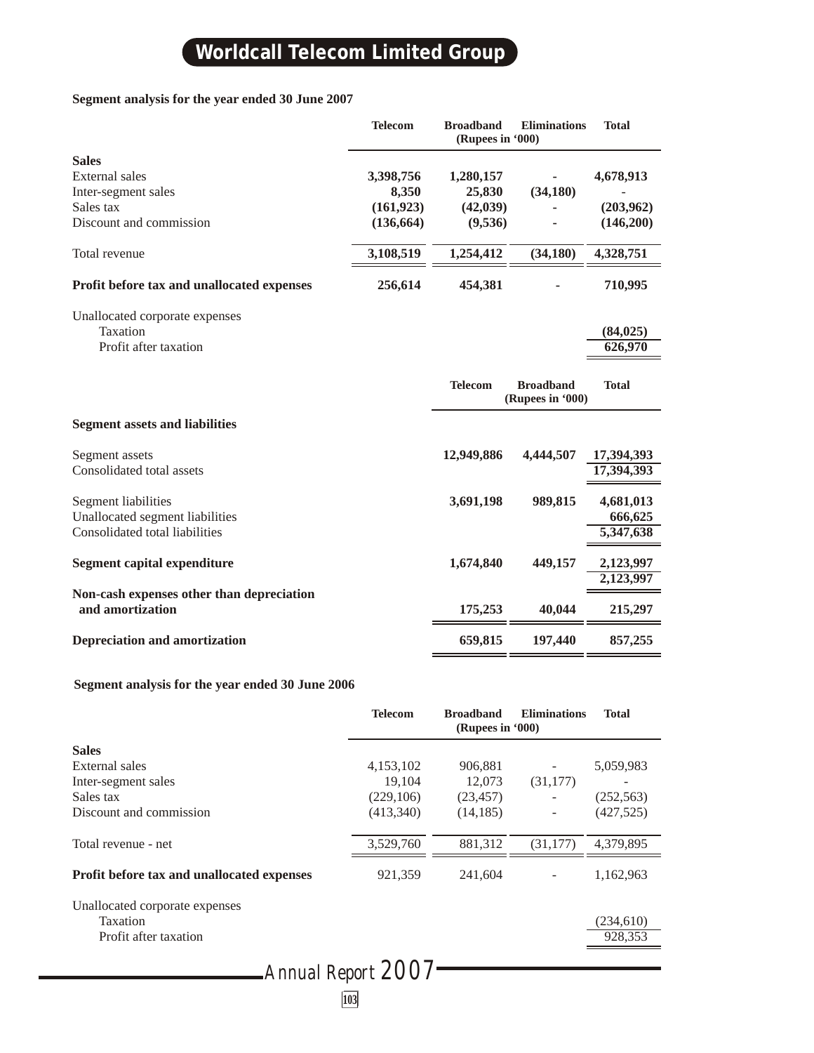**Segment analysis for the year ended 30 June 2007**

| | Telecom | Broadband | Eliminations | Total |
|---|---|---|---|---|
| | | (Rupees in '000) | | |
| **Sales** | | | | |
| External sales | **3,398,756** | **1,280,157** | **-** | **4,678,913** |
| Inter-segment sales | **8,350** | **25,830** | **(34,180)** | **-** |
| Sales tax | **(161,923)** | **(42,039)** | **-** | **(203,962)** |
| Discount and commission | **(136,664)** | **(9,536)** | **-** | **(146,200)** |
| Total revenue | **3,108,519** | **1,254,412** | **(34,180)** | **4,328,751** |
| **Profit before tax and unallocated expenses** | **256,614** | **454,381** | **-** | **710,995** |
| Unallocated corporate expenses | | | | |
| Taxation | | | | **(84,025)** |
| Profit after taxation | | | | **626,970** |

| | Telecom | Broadband | Total |
|---|---|---|---|
| | | (Rupees in '000) | |
| **Segment assets and liabilities** | | | |
| Segment assets | **12,949,886** | **4,444,507** | **17,394,393** |
| Consolidated total assets | | | **17,394,393** |
| Segment liabilities | **3,691,198** | **989,815** | **4,681,013** |
| Unallocated segment liabilities | | | **666,625** |
| Consolidated total liabilities | | | **5,347,638** |
| **Segment capital expenditure** | **1,674,840** | **449,157** | **2,123,997** |
| | | | **2,123,997** |
| **Non-cash expenses other than depreciation and amortization** | **175,253** | **40,044** | **215,297** |
| **Depreciation and amortization** | **659,815** | **197,440** | **857,255** |

**Segment analysis for the year ended 30 June 2006**

| | Telecom | Broadband | Eliminations | Total |
|---|---|---|---|---|
| | | (Rupees in '000) | | |
| **Sales** | | | | |
| External sales | 4,153,102 | 906,881 | - | 5,059,983 |
| Inter-segment sales | 19,104 | 12,073 | (31,177) | - |
| Sales tax | (229,106) | (23,457) | - | (252,563) |
| Discount and commission | (413,340) | (14,185) | - | (427,525) |
| Total revenue - net | 3,529,760 | 881,312 | (31,177) | 4,379,895 |
| **Profit before tax and unallocated expenses** | 921,359 | 241,604 | - | 1,162,963 |
| Unallocated corporate expenses | | | | |
| Taxation | | | | (234,610) |
| Profit after taxation | | | | 928,353 |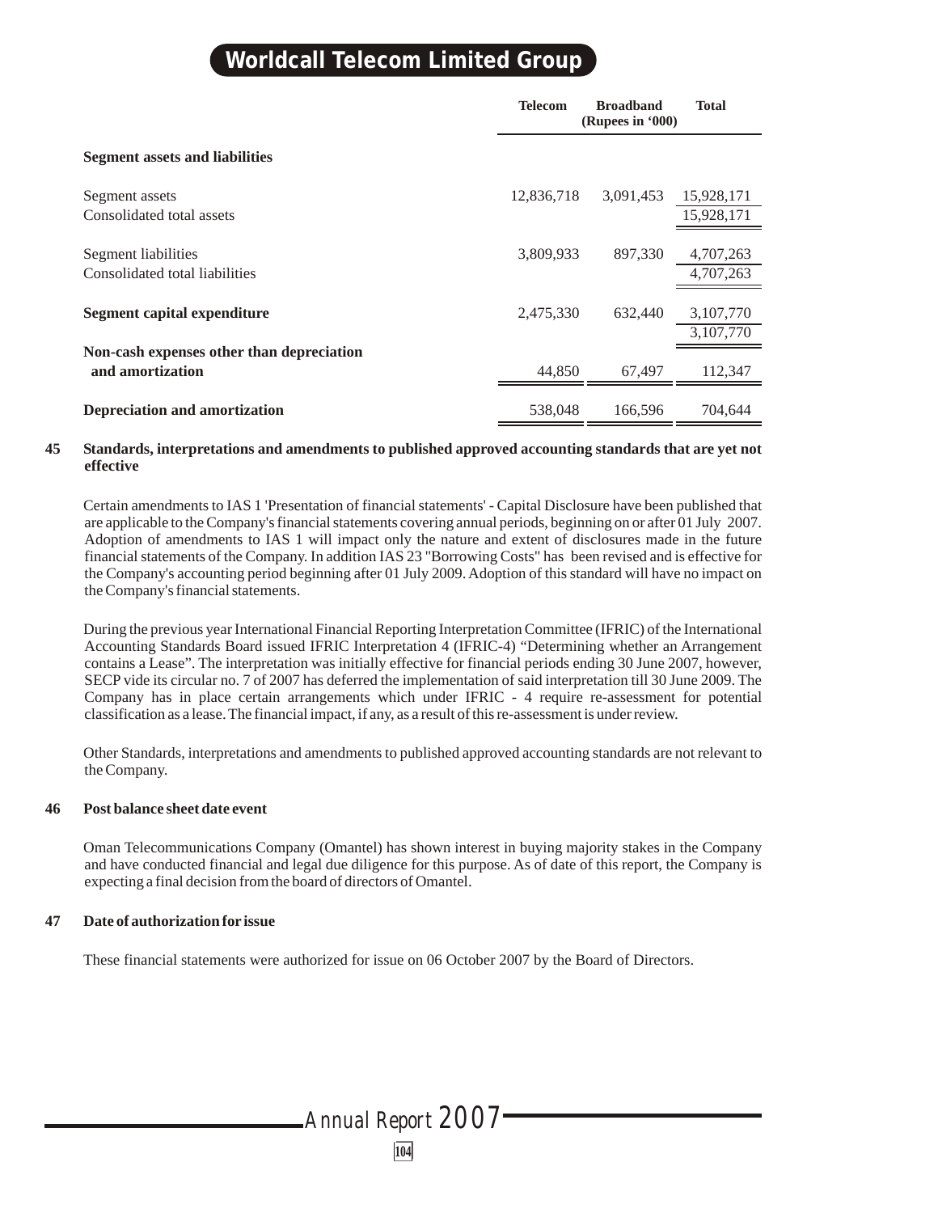| | Telecom | Broadband (Rupees in '000) | Total |
|---|---|---|---|
| **Segment assets and liabilities** | | | |
| Segment assets | 12,836,718 | 3,091,453 | 15,928,171 |
| Consolidated total assets | | | 15,928,171 |
| Segment liabilities | 3,809,933 | 897,330 | 4,707,263 |
| Consolidated total liabilities | | | 4,707,263 |
| **Segment capital expenditure** | 2,475,330 | 632,440 | 3,107,770 |
| | | | 3,107,770 |
| **Non-cash expenses other than depreciation and amortization** | 44,850 | 67,497 | 112,347 |
| **Depreciation and amortization** | 538,048 | 166,596 | 704,644 |

## 45 Standards, interpretations and amendments to published approved accounting standards that are yet not effective

Certain amendments to IAS 1 'Presentation of financial statements' - Capital Disclosure have been published that are applicable to the Company's financial statements covering annual periods, beginning on or after 01 July 2007. Adoption of amendments to IAS 1 will impact only the nature and extent of disclosures made in the future financial statements of the Company. In addition IAS 23 "Borrowing Costs" has been revised and is effective for the Company's accounting period beginning after 01 July 2009. Adoption of this standard will have no impact on the Company's financial statements.

During the previous year International Financial Reporting Interpretation Committee (IFRIC) of the International Accounting Standards Board issued IFRIC Interpretation 4 (IFRIC-4) "Determining whether an Arrangement contains a Lease". The interpretation was initially effective for financial periods ending 30 June 2007, however, SECP vide its circular no. 7 of 2007 has deferred the implementation of said interpretation till 30 June 2009. The Company has in place certain arrangements which under IFRIC - 4 require re-assessment for potential classification as a lease. The financial impact, if any, as a result of this re-assessment is under review.

Other Standards, interpretations and amendments to published approved accounting standards are not relevant to the Company.

## 46 Post balance sheet date event

Oman Telecommunications Company (Omantel) has shown interest in buying majority stakes in the Company and have conducted financial and legal due diligence for this purpose. As of date of this report, the Company is expecting a final decision from the board of directors of Omantel.

## 47 Date of authorization for issue

These financial statements were authorized for issue on 06 October 2007 by the Board of Directors.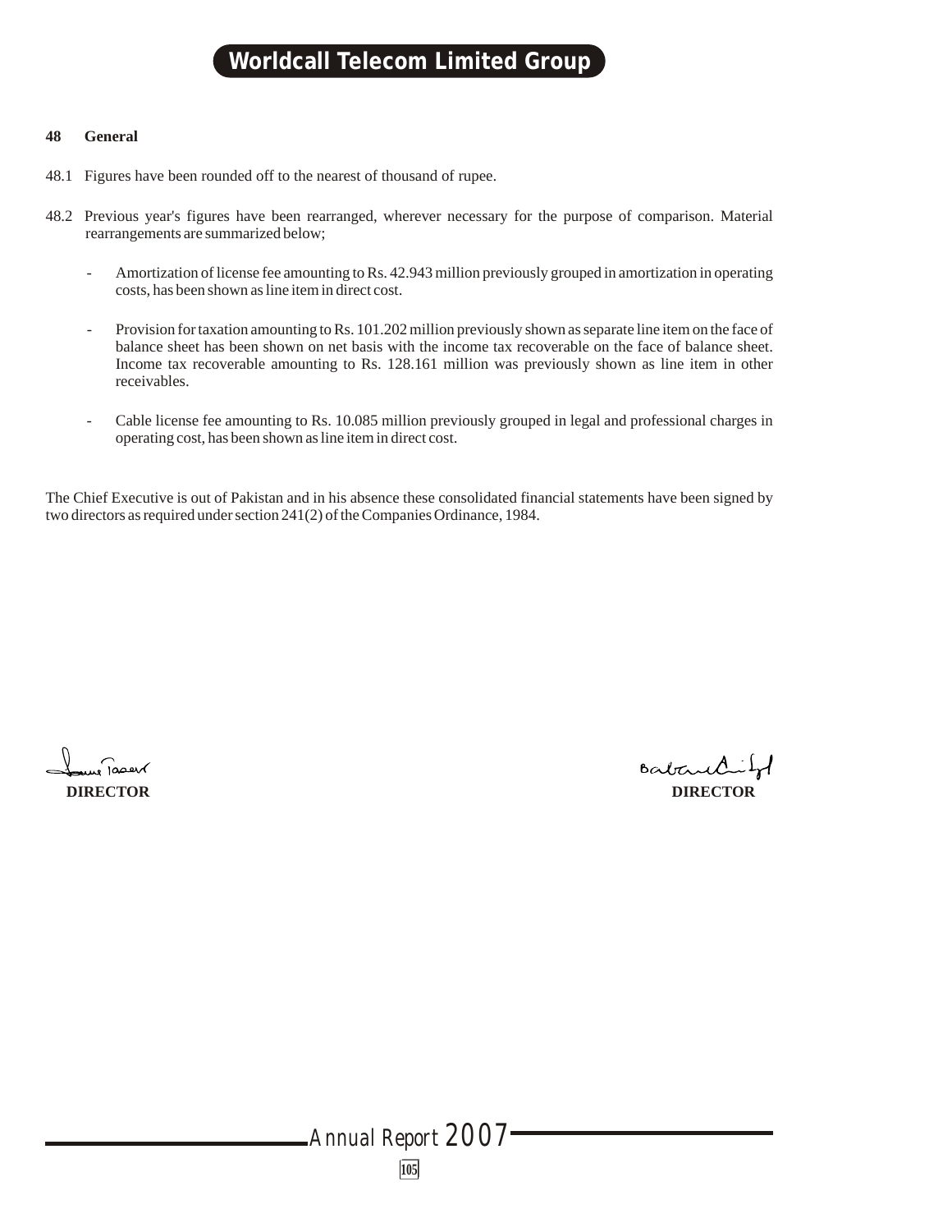## 48 General

48.1 Figures have been rounded off to the nearest of thousand of rupee.

48.2 Previous year's figures have been rearranged, wherever necessary for the purpose of comparison. Material rearrangements are summarized below;

- Amortization of license fee amounting to Rs. 42.943 million previously grouped in amortization in operating costs, has been shown as line item in direct cost.

- Provision for taxation amounting to Rs. 101.202 million previously shown as separate line item on the face of balance sheet has been shown on net basis with the income tax recoverable on the face of balance sheet. Income tax recoverable amounting to Rs. 128.161 million was previously shown as line item in other receivables.

- Cable license fee amounting to Rs. 10.085 million previously grouped in legal and professional charges in operating cost, has been shown as line item in direct cost.

The Chief Executive is out of Pakistan and in his absence these consolidated financial statements have been signed by two directors as required under section 241(2) of the Companies Ordinance, 1984.

**DIRECTOR** **DIRECTOR**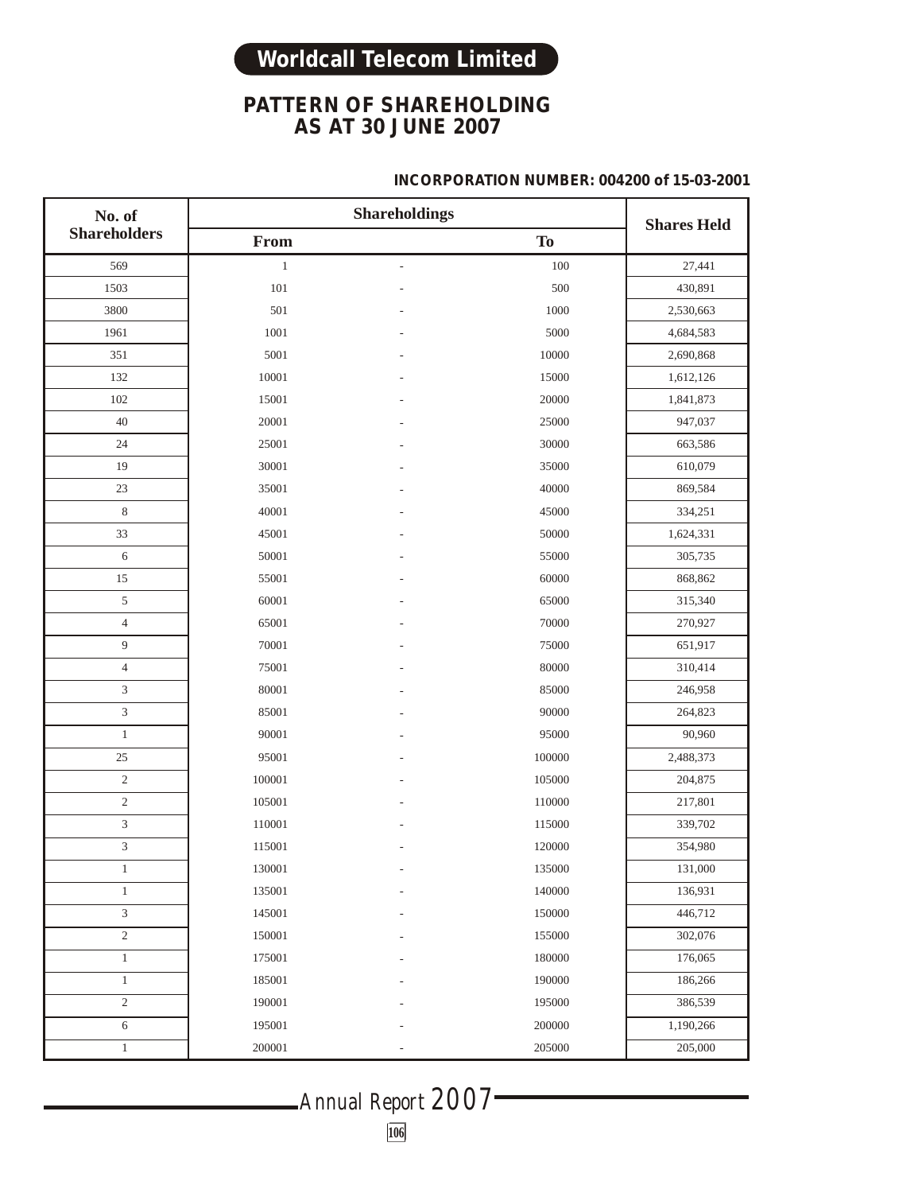# Worldcall Telecom Limited

## PATTERN OF SHAREHOLDING AS AT 30 JUNE 2007

**INCORPORATION NUMBER: 004200 of 15-03-2001**

| No. of Shareholders | Shareholdings | | | Shares Held |
|---|---|---|---|---|
| | From | | To | |
| 569 | 1 | - | 100 | 27,441 |
| 1503 | 101 | - | 500 | 430,891 |
| 3800 | 501 | - | 1000 | 2,530,663 |
| 1961 | 1001 | - | 5000 | 4,684,583 |
| 351 | 5001 | - | 10000 | 2,690,868 |
| 132 | 10001 | - | 15000 | 1,612,126 |
| 102 | 15001 | - | 20000 | 1,841,873 |
| 40 | 20001 | - | 25000 | 947,037 |
| 24 | 25001 | - | 30000 | 663,586 |
| 19 | 30001 | - | 35000 | 610,079 |
| 23 | 35001 | - | 40000 | 869,584 |
| 8 | 40001 | - | 45000 | 334,251 |
| 33 | 45001 | - | 50000 | 1,624,331 |
| 6 | 50001 | - | 55000 | 305,735 |
| 15 | 55001 | - | 60000 | 868,862 |
| 5 | 60001 | - | 65000 | 315,340 |
| 4 | 65001 | - | 70000 | 270,927 |
| 9 | 70001 | - | 75000 | 651,917 |
| 4 | 75001 | - | 80000 | 310,414 |
| 3 | 80001 | - | 85000 | 246,958 |
| 3 | 85001 | - | 90000 | 264,823 |
| 1 | 90001 | - | 95000 | 90,960 |
| 25 | 95001 | - | 100000 | 2,488,373 |
| 2 | 100001 | - | 105000 | 204,875 |
| 2 | 105001 | - | 110000 | 217,801 |
| 3 | 110001 | - | 115000 | 339,702 |
| 3 | 115001 | - | 120000 | 354,980 |
| 1 | 130001 | - | 135000 | 131,000 |
| 1 | 135001 | - | 140000 | 136,931 |
| 3 | 145001 | - | 150000 | 446,712 |
| 2 | 150001 | - | 155000 | 302,076 |
| 1 | 175001 | - | 180000 | 176,065 |
| 1 | 185001 | - | 190000 | 186,266 |
| 2 | 190001 | - | 195000 | 386,539 |
| 6 | 195001 | - | 200000 | 1,190,266 |
| 1 | 200001 | - | 205000 | 205,000 |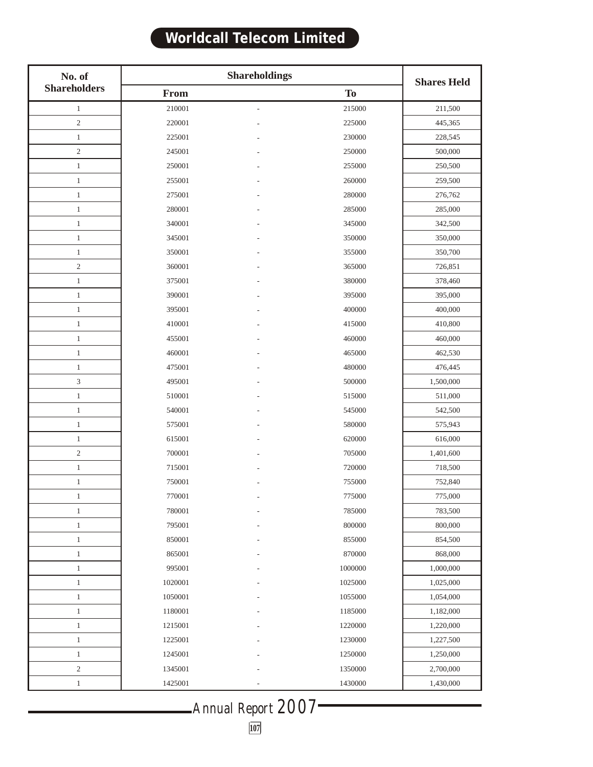| No. of Shareholders | Shareholdings | | | Shares Held |
|---|---|---|---|---|
| | From | | To | |
| 1 | 210001 | - | 215000 | 211,500 |
| 2 | 220001 | - | 225000 | 445,365 |
| 1 | 225001 | - | 230000 | 228,545 |
| 2 | 245001 | - | 250000 | 500,000 |
| 1 | 250001 | - | 255000 | 250,500 |
| 1 | 255001 | - | 260000 | 259,500 |
| 1 | 275001 | - | 280000 | 276,762 |
| 1 | 280001 | - | 285000 | 285,000 |
| 1 | 340001 | - | 345000 | 342,500 |
| 1 | 345001 | - | 350000 | 350,000 |
| 1 | 350001 | - | 355000 | 350,700 |
| 2 | 360001 | - | 365000 | 726,851 |
| 1 | 375001 | - | 380000 | 378,460 |
| 1 | 390001 | - | 395000 | 395,000 |
| 1 | 395001 | - | 400000 | 400,000 |
| 1 | 410001 | - | 415000 | 410,800 |
| 1 | 455001 | - | 460000 | 460,000 |
| 1 | 460001 | - | 465000 | 462,530 |
| 1 | 475001 | - | 480000 | 476,445 |
| 3 | 495001 | - | 500000 | 1,500,000 |
| 1 | 510001 | - | 515000 | 511,000 |
| 1 | 540001 | - | 545000 | 542,500 |
| 1 | 575001 | - | 580000 | 575,943 |
| 1 | 615001 | - | 620000 | 616,000 |
| 2 | 700001 | - | 705000 | 1,401,600 |
| 1 | 715001 | - | 720000 | 718,500 |
| 1 | 750001 | - | 755000 | 752,840 |
| 1 | 770001 | - | 775000 | 775,000 |
| 1 | 780001 | - | 785000 | 783,500 |
| 1 | 795001 | - | 800000 | 800,000 |
| 1 | 850001 | - | 855000 | 854,500 |
| 1 | 865001 | - | 870000 | 868,000 |
| 1 | 995001 | - | 1000000 | 1,000,000 |
| 1 | 1020001 | - | 1025000 | 1,025,000 |
| 1 | 1050001 | - | 1055000 | 1,054,000 |
| 1 | 1180001 | - | 1185000 | 1,182,000 |
| 1 | 1215001 | - | 1220000 | 1,220,000 |
| 1 | 1225001 | - | 1230000 | 1,227,500 |
| 1 | 1245001 | - | 1250000 | 1,250,000 |
| 2 | 1345001 | - | 1350000 | 2,700,000 |
| 1 | 1425001 | - | 1430000 | 1,430,000 |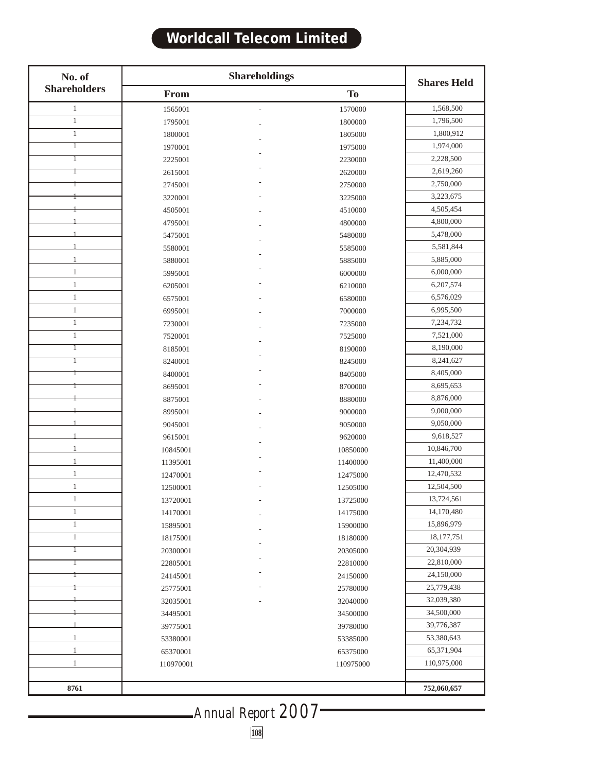| No. of Shareholders | Shareholdings | | Shares Held |
|---|---|---|---|
| | From | To | |
| 1 | 1565001 | 1570000 | 1,568,500 |
| 1 | 1795001 | 1800000 | 1,796,500 |
| 1 | 1800001 | 1805000 | 1,800,912 |
| 1 | 1970001 | 1975000 | 1,974,000 |
| 1 | 2225001 | 2230000 | 2,228,500 |
| 1 | 2615001 | 2620000 | 2,619,260 |
| 1 | 2745001 | 2750000 | 2,750,000 |
| 1 | 3220001 | 3225000 | 3,223,675 |
| 1 | 4505001 | 4510000 | 4,505,454 |
| 1 | 4795001 | 4800000 | 4,800,000 |
| 1 | 5475001 | 5480000 | 5,478,000 |
| 1 | 5580001 | 5585000 | 5,581,844 |
| 1 | 5880001 | 5885000 | 5,885,000 |
| 1 | 5995001 | 6000000 | 6,000,000 |
| 1 | 6205001 | 6210000 | 6,207,574 |
| 1 | 6575001 | 6580000 | 6,576,029 |
| 1 | 6995001 | 7000000 | 6,995,500 |
| 1 | 7230001 | 7235000 | 7,234,732 |
| 1 | 7520001 | 7525000 | 7,521,000 |
| 1 | 8185001 | 8190000 | 8,190,000 |
| 1 | 8240001 | 8245000 | 8,241,627 |
| 1 | 8400001 | 8405000 | 8,405,000 |
| 1 | 8695001 | 8700000 | 8,695,653 |
| 1 | 8875001 | 8880000 | 8,876,000 |
| 1 | 8995001 | 9000000 | 9,000,000 |
| 1 | 9045001 | 9050000 | 9,050,000 |
| 1 | 9615001 | 9620000 | 9,618,527 |
| 1 | 10845001 | 10850000 | 10,846,700 |
| 1 | 11395001 | 11400000 | 11,400,000 |
| 1 | 12470001 | 12475000 | 12,470,532 |
| 1 | 12500001 | 12505000 | 12,504,500 |
| 1 | 13720001 | 13725000 | 13,724,561 |
| 1 | 14170001 | 14175000 | 14,170,480 |
| 1 | 15895001 | 15900000 | 15,896,979 |
| 1 | 18175001 | 18180000 | 18,177,751 |
| 1 | 20300001 | 20305000 | 20,304,939 |
| 1 | 22805001 | 22810000 | 22,810,000 |
| 1 | 24145001 | 24150000 | 24,150,000 |
| 1 | 25775001 | 25780000 | 25,779,438 |
| 1 | 32035001 | 32040000 | 32,039,380 |
| 1 | 34495001 | 34500000 | 34,500,000 |
| 1 | 39775001 | 39780000 | 39,776,387 |
| 1 | 53380001 | 53385000 | 53,380,643 |
| 1 | 65370001 | 65375000 | 65,371,904 |
| 1 | 110970001 | 110975000 | 110,975,000 |
| | | | |
| **8761** | | | **752,060,657** |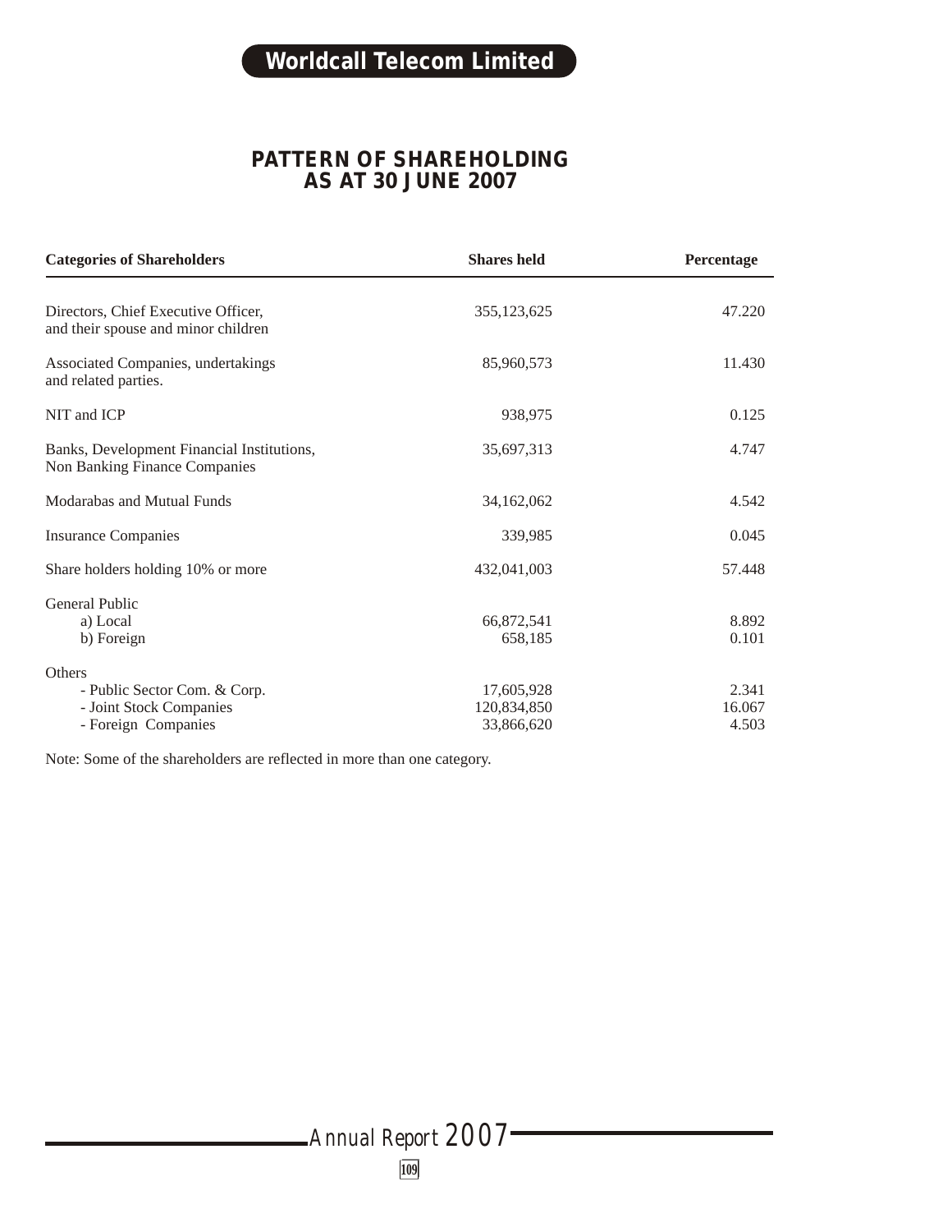# PATTERN OF SHAREHOLDING
# AS AT 30 JUNE 2007

| Categories of Shareholders | Shares held | Percentage |
|---|---|---|
| Directors, Chief Executive Officer, and their spouse and minor children | 355,123,625 | 47.220 |
| Associated Companies, undertakings and related parties. | 85,960,573 | 11.430 |
| NIT and ICP | 938,975 | 0.125 |
| Banks, Development Financial Institutions, Non Banking Finance Companies | 35,697,313 | 4.747 |
| Modarabas and Mutual Funds | 34,162,062 | 4.542 |
| Insurance Companies | 339,985 | 0.045 |
| Share holders holding 10% or more | 432,041,003 | 57.448 |
| General Public | | |
| a) Local | 66,872,541 | 8.892 |
| b) Foreign | 658,185 | 0.101 |
| Others | | |
| - Public Sector Com. & Corp. | 17,605,928 | 2.341 |
| - Joint Stock Companies | 120,834,850 | 16.067 |
| - Foreign Companies | 33,866,620 | 4.503 |

Note: Some of the shareholders are reflected in more than one category.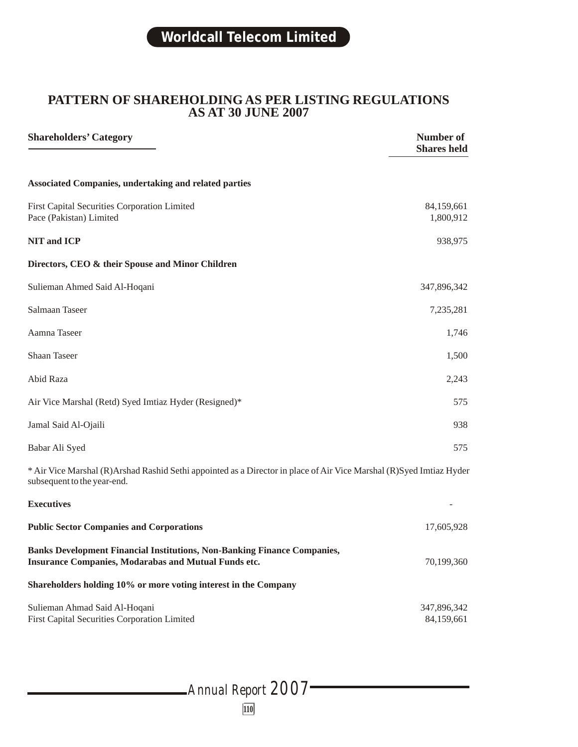## PATTERN OF SHAREHOLDING AS PER LISTING REGULATIONS AS AT 30 JUNE 2007

| Shareholders' Category | Number of Shares held |
|---|---|
| **Associated Companies, undertaking and related parties** | |
| First Capital Securities Corporation Limited | 84,159,661 |
| Pace (Pakistan) Limited | 1,800,912 |
| **NIT and ICP** | 938,975 |
| **Directors, CEO & their Spouse and Minor Children** | |
| Sulieman Ahmed Said Al-Hoqani | 347,896,342 |
| Salmaan Taseer | 7,235,281 |
| Aamna Taseer | 1,746 |
| Shaan Taseer | 1,500 |
| Abid Raza | 2,243 |
| Air Vice Marshal (Retd) Syed Imtiaz Hyder (Resigned)* | 575 |
| Jamal Said Al-Ojaili | 938 |
| Babar Ali Syed | 575 |

* Air Vice Marshal (R)Arshad Rashid Sethi appointed as a Director in place of Air Vice Marshal (R)Syed Imtiaz Hyder subsequent to the year-end.

| Shareholders' Category | Number of Shares held |
|---|---|
| **Executives** | - |
| **Public Sector Companies and Corporations** | 17,605,928 |
| **Banks Development Financial Institutions, Non-Banking Finance Companies, Insurance Companies, Modarabas and Mutual Funds etc.** | 70,199,360 |
| **Shareholders holding 10% or more voting interest in the Company** | |
| Sulieman Ahmad Said Al-Hoqani | 347,896,342 |
| First Capital Securities Corporation Limited | 84,159,661 |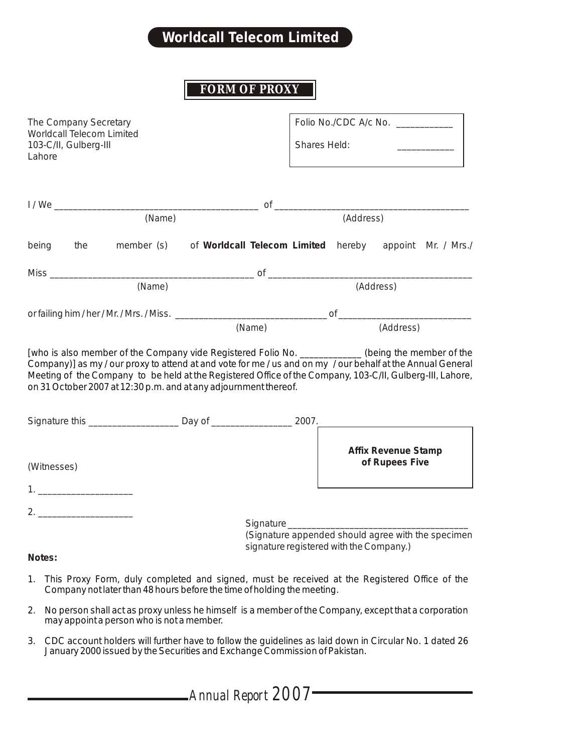# Worldcall Telecom Limited

## FORM OF PROXY

The Company Secretary
Worldcall Telecom Limited
103-C/II, Gulberg-III
Lahore

Folio No./CDC A/c No. ____________

Shares Held: ____________

I / We ___________________________________________ of ___________________________________________
(Name) (Address)

being the member (s) of **Worldcall Telecom Limited** hereby appoint Mr. / Mrs./

Miss ___________________________________________ of ___________________________________________
(Name) (Address)

or failing him / her / Mr. / Mrs. / Miss. ________________________________ of ____________________________
(Name) (Address)

[who is also member of the Company vide Registered Folio No. _____________ (being the member of the Company)] as my / our proxy to attend at and vote for me / us and on my / our behalf at the Annual General Meeting of the Company to be held at the Registered Office of the Company, 103-C/II, Gulberg-III, Lahore, on 31 October 2007 at 12:30 p.m. and at any adjournment thereof.

Signature this ___________________ Day of _________________ 2007.

**Affix Revenue Stamp of Rupees Five**

(Witnesses)

1. ____________________

2. ____________________

Signature ______________________________________
(Signature appended should agree with the specimen signature registered with the Company.)

**Notes:**

1. This Proxy Form, duly completed and signed, must be received at the Registered Office of the Company not later than 48 hours before the time of holding the meeting.
2. No person shall act as proxy unless he himself is a member of the Company, except that a corporation may appoint a person who is not a member.
3. CDC account holders will further have to follow the guidelines as laid down in Circular No. 1 dated 26 January 2000 issued by the Securities and Exchange Commission of Pakistan.